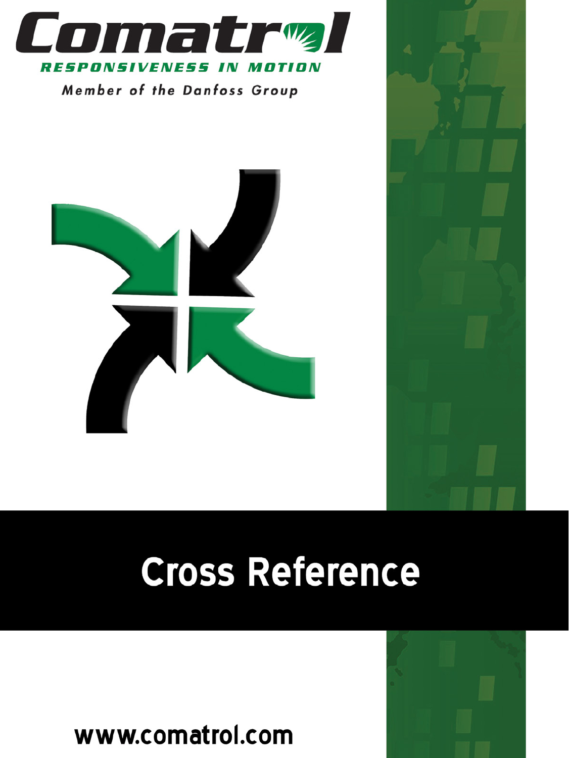# Comatrol

**RESPONSIVENESS IN MOTION**

Member of the Danfoss Group

# Cross Reference

www.comatrol.com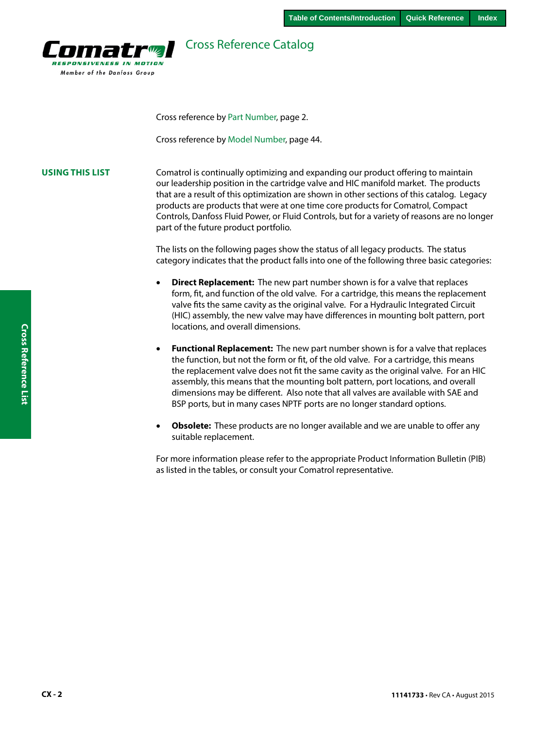# Cross Reference Catalog

Cross reference by Part Number, page 2.

Cross reference by Model Number, page 44.

## USING THIS LIST

Comatrol is continually optimizing and expanding our product offering to maintain our leadership position in the cartridge valve and HIC manifold market. The products that are a result of this optimization are shown in other sections of this catalog. Legacy products are products that were at one time core products for Comatrol, Compact Controls, Danfoss Fluid Power, or Fluid Controls, but for a variety of reasons are no longer part of the future product portfolio.

The lists on the following pages show the status of all legacy products. The status category indicates that the product falls into one of the following three basic categories:

- **Direct Replacement:** The new part number shown is for a valve that replaces form, fit, and function of the old valve. For a cartridge, this means the replacement valve fits the same cavity as the original valve. For a Hydraulic Integrated Circuit (HIC) assembly, the new valve may have differences in mounting bolt pattern, port locations, and overall dimensions.
- **Functional Replacement:** The new part number shown is for a valve that replaces the function, but not the form or fit, of the old valve. For a cartridge, this means the replacement valve does not fit the same cavity as the original valve. For an HIC assembly, this means that the mounting bolt pattern, port locations, and overall dimensions may be different. Also note that all valves are available with SAE and BSP ports, but in many cases NPTF ports are no longer standard options.
- **Obsolete:** These products are no longer available and we are unable to offer any suitable replacement.

For more information please refer to the appropriate Product Information Bulletin (PIB) as listed in the tables, or consult your Comatrol representative.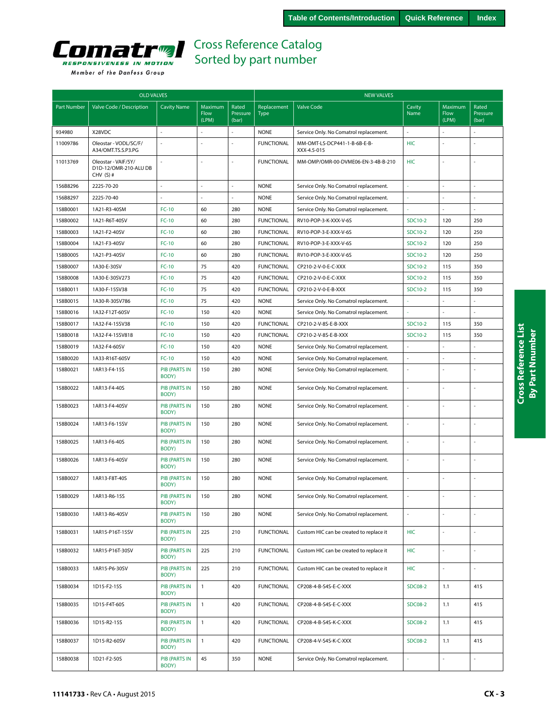# Cross Reference Catalog
## Sorted by part number

| OLD VALVES | | | | | NEW VALVES | | | | |
|---|---|---|---|---|---|---|---|---|---|
| Part Number | Valve Code / Description | Cavity Name | Maximum Flow (LPM) | Rated Pressure (bar) | Replacement Type | Valve Code | Cavity Name | Maximum Flow (LPM) | Rated Pressure (bar) |
| 934980 | X28VDC | - | - | - | NONE | Service Only. No Comatrol replacement. | - | - | - |
| 11009786 | Oleostar - VODL/SC/F/ A34/OMT.TS.S.P3.PG | - | - | - | FUNCTIONAL | MM-OMT-LS-DCP441-1-B-6B-E-B-XXX-4.5-015 | HIC | - | - |
| 11013769 | Oleostar - VAIF/5Y/ D1D-12/OMR-210-ALU DB CHV (S) # | - | - | - | FUNCTIONAL | MM-OMP/OMR-00-DVME06-EN-3-4B-B-210 | HIC | - | - |
| 156B8296 | 2225-70-20 | - | - | - | NONE | Service Only. No Comatrol replacement. | - | - | - |
| 156B8297 | 2225-70-40 | - | - | - | NONE | Service Only. No Comatrol replacement. | - | - | - |
| 158B0001 | 1A21-R3-40SM | FC-10 | 60 | 280 | NONE | Service Only. No Comatrol replacement. | - | - | - |
| 158B0002 | 1A21-R6T-40SV | FC-10 | 60 | 280 | FUNCTIONAL | RV10-POP-3-K-XXX-V-6S | SDC10-2 | 120 | 250 |
| 158B0003 | 1A21-F2-40SV | FC-10 | 60 | 280 | FUNCTIONAL | RV10-POP-3-E-XXX-V-6S | SDC10-2 | 120 | 250 |
| 158B0004 | 1A21-F3-40SV | FC-10 | 60 | 280 | FUNCTIONAL | RV10-POP-3-E-XXX-V-6S | SDC10-2 | 120 | 250 |
| 158B0005 | 1A21-P3-40SV | FC-10 | 60 | 280 | FUNCTIONAL | RV10-POP-3-E-XXX-V-6S | SDC10-2 | 120 | 250 |
| 158B0007 | 1A30-E-30SV | FC-10 | 75 | 420 | FUNCTIONAL | CP210-2-V-0-E-C-XXX | SDC10-2 | 115 | 350 |
| 158B0008 | 1A30-E-30SV273 | FC-10 | 75 | 420 | FUNCTIONAL | CP210-2-V-0-E-C-XXX | SDC10-2 | 115 | 350 |
| 158B0011 | 1A30-F-15SV38 | FC-10 | 75 | 420 | FUNCTIONAL | CP210-2-V-0-E-B-XXX | SDC10-2 | 115 | 350 |
| 158B0015 | 1A30-R-30SV786 | FC-10 | 75 | 420 | NONE | Service Only. No Comatrol replacement. | - | - | - |
| 158B0016 | 1A32-F12T-60SV | FC-10 | 150 | 420 | NONE | Service Only. No Comatrol replacement. | - | - | - |
| 158B0017 | 1A32-F4-15SV38 | FC-10 | 150 | 420 | FUNCTIONAL | CP210-2-V-8S-E-B-XXX | SDC10-2 | 115 | 350 |
| 158B0018 | 1A32-F4-15SV818 | FC-10 | 150 | 420 | FUNCTIONAL | CP210-2-V-8S-E-B-XXX | SDC10-2 | 115 | 350 |
| 158B0019 | 1A32-F4-60SV | FC-10 | 150 | 420 | NONE | Service Only. No Comatrol replacement. | - | - | - |
| 158B0020 | 1A33-R16T-60SV | FC-10 | 150 | 420 | NONE | Service Only. No Comatrol replacement. | - | - | - |
| 158B0021 | 1AR13-F4-15S | PIB (PARTS IN BODY) | 150 | 280 | NONE | Service Only. No Comatrol replacement. | - | - | - |
| 158B0022 | 1AR13-F4-40S | PIB (PARTS IN BODY) | 150 | 280 | NONE | Service Only. No Comatrol replacement. | - | - | - |
| 158B0023 | 1AR13-F4-40SV | PIB (PARTS IN BODY) | 150 | 280 | NONE | Service Only. No Comatrol replacement. | - | - | - |
| 158B0024 | 1AR13-F6-15SV | PIB (PARTS IN BODY) | 150 | 280 | NONE | Service Only. No Comatrol replacement. | - | - | - |
| 158B0025 | 1AR13-F6-40S | PIB (PARTS IN BODY) | 150 | 280 | NONE | Service Only. No Comatrol replacement. | - | - | - |
| 158B0026 | 1AR13-F6-40SV | PIB (PARTS IN BODY) | 150 | 280 | NONE | Service Only. No Comatrol replacement. | - | - | - |
| 158B0027 | 1AR13-F8T-40S | PIB (PARTS IN BODY) | 150 | 280 | NONE | Service Only. No Comatrol replacement. | - | - | - |
| 158B0029 | 1AR13-R6-15S | PIB (PARTS IN BODY) | 150 | 280 | NONE | Service Only. No Comatrol replacement. | - | - | - |
| 158B0030 | 1AR13-R6-40SV | PIB (PARTS IN BODY) | 150 | 280 | NONE | Service Only. No Comatrol replacement. | - | - | - |
| 158B0031 | 1AR15-P16T-15SV | PIB (PARTS IN BODY) | 225 | 210 | FUNCTIONAL | Custom HIC can be created to replace it | HIC | - | - |
| 158B0032 | 1AR15-P16T-30SV | PIB (PARTS IN BODY) | 225 | 210 | FUNCTIONAL | Custom HIC can be created to replace it | HIC | - | - |
| 158B0033 | 1AR15-P6-30SV | PIB (PARTS IN BODY) | 225 | 210 | FUNCTIONAL | Custom HIC can be created to replace it | HIC | - | - |
| 158B0034 | 1D15-F2-15S | PIB (PARTS IN BODY) | 1 | 420 | FUNCTIONAL | CP208-4-B-S4S-E-C-XXX | SDC08-2 | 1.1 | 415 |
| 158B0035 | 1D15-F4T-60S | PIB (PARTS IN BODY) | 1 | 420 | FUNCTIONAL | CP208-4-B-S4S-E-C-XXX | SDC08-2 | 1.1 | 415 |
| 158B0036 | 1D15-R2-15S | PIB (PARTS IN BODY) | 1 | 420 | FUNCTIONAL | CP208-4-B-S4S-K-C-XXX | SDC08-2 | 1.1 | 415 |
| 158B0037 | 1D15-R2-60SV | PIB (PARTS IN BODY) | 1 | 420 | FUNCTIONAL | CP208-4-V-S4S-K-C-XXX | SDC08-2 | 1.1 | 415 |
| 158B0038 | 1D21-F2-50S | PIB (PARTS IN BODY) | 45 | 350 | NONE | Service Only. No Comatrol replacement. | - | - | - |

11141733 • Rev CA • August 2015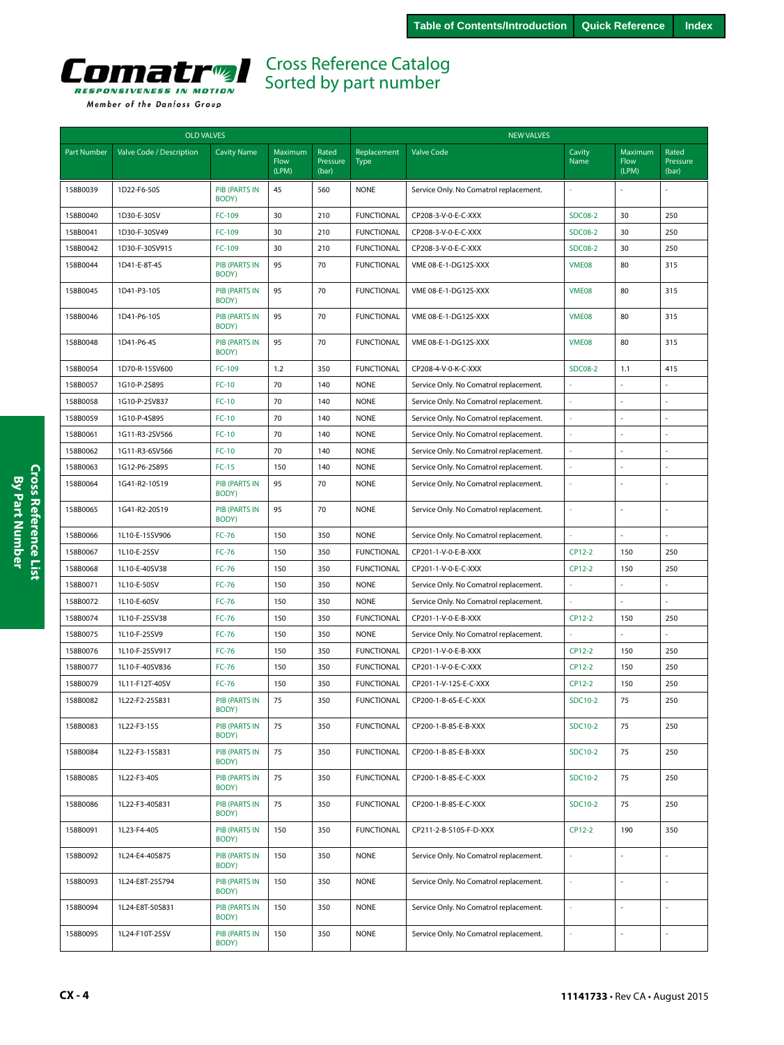Comatrol
RESPONSIVENESS IN MOTION
Member of the Danfoss Group

# Cross Reference Catalog
## Sorted by part number

| OLD VALVES | | | | | NEW VALVES | | | | |
|---|---|---|---|---|---|---|---|---|---|
| Part Number | Valve Code / Description | Cavity Name | Maximum Flow (LPM) | Rated Pressure (bar) | Replacement Type | Valve Code | Cavity Name | Maximum Flow (LPM) | Rated Pressure (bar) |
| 158B0039 | 1D22-F6-50S | PIB (PARTS IN BODY) | 45 | 560 | NONE | Service Only. No Comatrol replacement. | - | - | - |
| 158B0040 | 1D30-E-30SV | FC-109 | 30 | 210 | FUNCTIONAL | CP208-3-V-0-E-C-XXX | SDC08-2 | 30 | 250 |
| 158B0041 | 1D30-F-30SV49 | FC-109 | 30 | 210 | FUNCTIONAL | CP208-3-V-0-E-C-XXX | SDC08-2 | 30 | 250 |
| 158B0042 | 1D30-F-30SV915 | FC-109 | 30 | 210 | FUNCTIONAL | CP208-3-V-0-E-C-XXX | SDC08-2 | 30 | 250 |
| 158B0044 | 1D41-E-8T-4S | PIB (PARTS IN BODY) | 95 | 70 | FUNCTIONAL | VME 08-E-1-DG12S-XXX | VME08 | 80 | 315 |
| 158B0045 | 1D41-P3-10S | PIB (PARTS IN BODY) | 95 | 70 | FUNCTIONAL | VME 08-E-1-DG12S-XXX | VME08 | 80 | 315 |
| 158B0046 | 1D41-P6-10S | PIB (PARTS IN BODY) | 95 | 70 | FUNCTIONAL | VME 08-E-1-DG12S-XXX | VME08 | 80 | 315 |
| 158B0048 | 1D41-P6-4S | PIB (PARTS IN BODY) | 95 | 70 | FUNCTIONAL | VME 08-E-1-DG12S-XXX | VME08 | 80 | 315 |
| 158B0054 | 1D70-R-15SV600 | FC-109 | 1.2 | 350 | FUNCTIONAL | CP208-4-V-0-K-C-XXX | SDC08-2 | 1.1 | 415 |
| 158B0057 | 1G10-P-2S895 | FC-10 | 70 | 140 | NONE | Service Only. No Comatrol replacement. | - | - | - |
| 158B0058 | 1G10-P-2SV837 | FC-10 | 70 | 140 | NONE | Service Only. No Comatrol replacement. | - | - | - |
| 158B0059 | 1G10-P-4S895 | FC-10 | 70 | 140 | NONE | Service Only. No Comatrol replacement. | - | - | - |
| 158B0061 | 1G11-R3-2SV566 | FC-10 | 70 | 140 | NONE | Service Only. No Comatrol replacement. | - | - | - |
| 158B0062 | 1G11-R3-6SV566 | FC-10 | 70 | 140 | NONE | Service Only. No Comatrol replacement. | - | - | - |
| 158B0063 | 1G12-P6-2S895 | FC-15 | 150 | 140 | NONE | Service Only. No Comatrol replacement. | - | - | - |
| 158B0064 | 1G41-R2-10S19 | PIB (PARTS IN BODY) | 95 | 70 | NONE | Service Only. No Comatrol replacement. | - | - | - |
| 158B0065 | 1G41-R2-20S19 | PIB (PARTS IN BODY) | 95 | 70 | NONE | Service Only. No Comatrol replacement. | - | - | - |
| 158B0066 | 1L10-E-15SV906 | FC-76 | 150 | 350 | NONE | Service Only. No Comatrol replacement. | - | - | - |
| 158B0067 | 1L10-E-25SV | FC-76 | 150 | 350 | FUNCTIONAL | CP201-1-V-0-E-B-XXX | CP12-2 | 150 | 250 |
| 158B0068 | 1L10-E-40SV38 | FC-76 | 150 | 350 | FUNCTIONAL | CP201-1-V-0-E-C-XXX | CP12-2 | 150 | 250 |
| 158B0071 | 1L10-E-50SV | FC-76 | 150 | 350 | NONE | Service Only. No Comatrol replacement. | - | - | - |
| 158B0072 | 1L10-E-60SV | FC-76 | 150 | 350 | NONE | Service Only. No Comatrol replacement. | - | - | - |
| 158B0074 | 1L10-F-25SV38 | FC-76 | 150 | 350 | FUNCTIONAL | CP201-1-V-0-E-B-XXX | CP12-2 | 150 | 250 |
| 158B0075 | 1L10-F-25SV9 | FC-76 | 150 | 350 | NONE | Service Only. No Comatrol replacement. | - | - | - |
| 158B0076 | 1L10-F-25SV917 | FC-76 | 150 | 350 | FUNCTIONAL | CP201-1-V-0-E-B-XXX | CP12-2 | 150 | 250 |
| 158B0077 | 1L10-F-40SV836 | FC-76 | 150 | 350 | FUNCTIONAL | CP201-1-V-0-E-C-XXX | CP12-2 | 150 | 250 |
| 158B0079 | 1L11-F12T-40SV | FC-76 | 150 | 350 | FUNCTIONAL | CP201-1-V-12S-E-C-XXX | CP12-2 | 150 | 250 |
| 158B0082 | 1L22-F2-25S831 | PIB (PARTS IN BODY) | 75 | 350 | FUNCTIONAL | CP200-1-B-6S-E-C-XXX | SDC10-2 | 75 | 250 |
| 158B0083 | 1L22-F3-15S | PIB (PARTS IN BODY) | 75 | 350 | FUNCTIONAL | CP200-1-B-8S-E-B-XXX | SDC10-2 | 75 | 250 |
| 158B0084 | 1L22-F3-15S831 | PIB (PARTS IN BODY) | 75 | 350 | FUNCTIONAL | CP200-1-B-8S-E-B-XXX | SDC10-2 | 75 | 250 |
| 158B0085 | 1L22-F3-40S | PIB (PARTS IN BODY) | 75 | 350 | FUNCTIONAL | CP200-1-B-8S-E-C-XXX | SDC10-2 | 75 | 250 |
| 158B0086 | 1L22-F3-40S831 | PIB (PARTS IN BODY) | 75 | 350 | FUNCTIONAL | CP200-1-B-8S-E-C-XXX | SDC10-2 | 75 | 250 |
| 158B0091 | 1L23-F4-40S | PIB (PARTS IN BODY) | 150 | 350 | FUNCTIONAL | CP211-2-B-S10S-F-D-XXX | CP12-2 | 190 | 350 |
| 158B0092 | 1L24-E4-40S875 | PIB (PARTS IN BODY) | 150 | 350 | NONE | Service Only. No Comatrol replacement. | - | - | - |
| 158B0093 | 1L24-E8T-25S794 | PIB (PARTS IN BODY) | 150 | 350 | NONE | Service Only. No Comatrol replacement. | - | - | - |
| 158B0094 | 1L24-E8T-50S831 | PIB (PARTS IN BODY) | 150 | 350 | NONE | Service Only. No Comatrol replacement. | - | - | - |
| 158B0095 | 1L24-F10T-25SV | PIB (PARTS IN BODY) | 150 | 350 | NONE | Service Only. No Comatrol replacement. | - | - | - |

11141733 • Rev CA • August 2015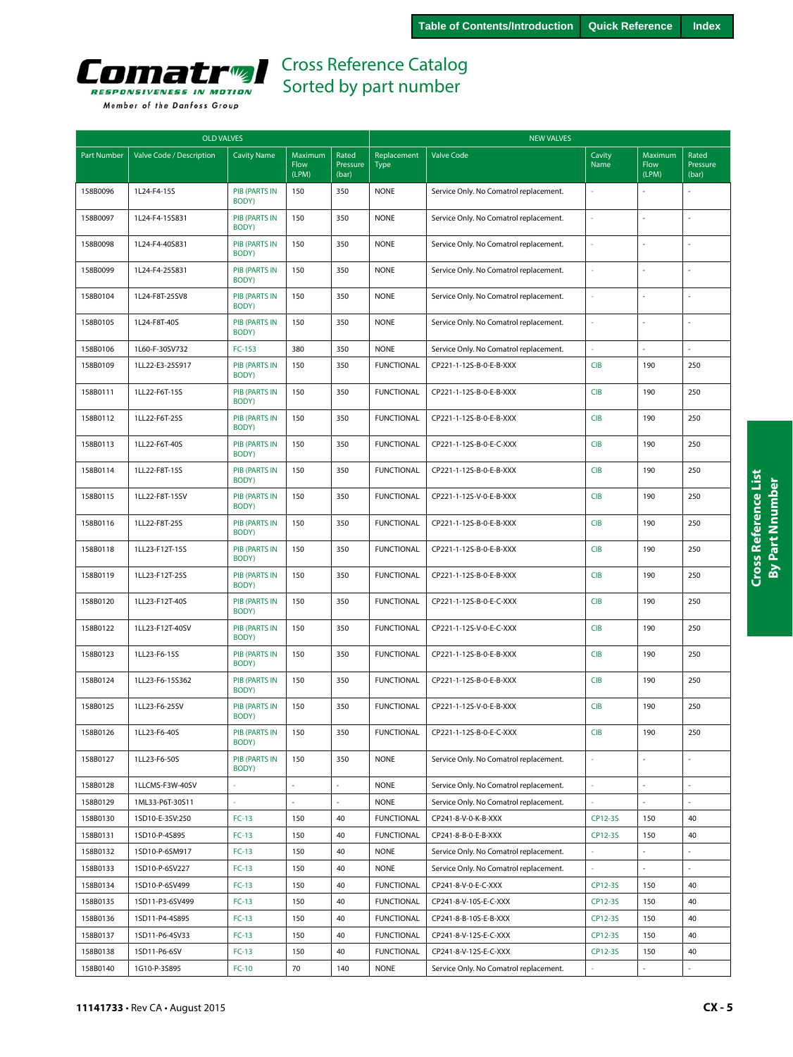# Cross Reference Catalog
## Sorted by part number

| OLD VALVES | | | | | NEW VALVES | | | | |
|---|---|---|---|---|---|---|---|---|---|
| Part Number | Valve Code / Description | Cavity Name | Maximum Flow (LPM) | Rated Pressure (bar) | Replacement Type | Valve Code | Cavity Name | Maximum Flow (LPM) | Rated Pressure (bar) |
| 158B0096 | 1L24-F4-15S | PIB (PARTS IN BODY) | 150 | 350 | NONE | Service Only. No Comatrol replacement. | - | - | - |
| 158B0097 | 1L24-F4-15S831 | PIB (PARTS IN BODY) | 150 | 350 | NONE | Service Only. No Comatrol replacement. | - | - | - |
| 158B0098 | 1L24-F4-40S831 | PIB (PARTS IN BODY) | 150 | 350 | NONE | Service Only. No Comatrol replacement. | - | - | - |
| 158B0099 | 1L24-F4-25S831 | PIB (PARTS IN BODY) | 150 | 350 | NONE | Service Only. No Comatrol replacement. | - | - | - |
| 158B0104 | 1L24-F8T-25SV8 | PIB (PARTS IN BODY) | 150 | 350 | NONE | Service Only. No Comatrol replacement. | - | - | - |
| 158B0105 | 1L24-F8T-40S | PIB (PARTS IN BODY) | 150 | 350 | NONE | Service Only. No Comatrol replacement. | - | - | - |
| 158B0106 | 1L60-F-30SV732 | FC-153 | 380 | 350 | NONE | Service Only. No Comatrol replacement. | - | - | - |
| 158B0109 | 1LL22-E3-25S917 | PIB (PARTS IN BODY) | 150 | 350 | FUNCTIONAL | CP221-1-12S-B-0-E-B-XXX | CIB | 190 | 250 |
| 158B0111 | 1LL22-F6T-15S | PIB (PARTS IN BODY) | 150 | 350 | FUNCTIONAL | CP221-1-12S-B-0-E-B-XXX | CIB | 190 | 250 |
| 158B0112 | 1LL22-F6T-25S | PIB (PARTS IN BODY) | 150 | 350 | FUNCTIONAL | CP221-1-12S-B-0-E-B-XXX | CIB | 190 | 250 |
| 158B0113 | 1LL22-F6T-40S | PIB (PARTS IN BODY) | 150 | 350 | FUNCTIONAL | CP221-1-12S-B-0-E-C-XXX | CIB | 190 | 250 |
| 158B0114 | 1LL22-F8T-15S | PIB (PARTS IN BODY) | 150 | 350 | FUNCTIONAL | CP221-1-12S-B-0-E-B-XXX | CIB | 190 | 250 |
| 158B0115 | 1LL22-F8T-15SV | PIB (PARTS IN BODY) | 150 | 350 | FUNCTIONAL | CP221-1-12S-V-0-E-B-XXX | CIB | 190 | 250 |
| 158B0116 | 1LL22-F8T-25S | PIB (PARTS IN BODY) | 150 | 350 | FUNCTIONAL | CP221-1-12S-B-0-E-B-XXX | CIB | 190 | 250 |
| 158B0118 | 1LL23-F12T-15S | PIB (PARTS IN BODY) | 150 | 350 | FUNCTIONAL | CP221-1-12S-B-0-E-B-XXX | CIB | 190 | 250 |
| 158B0119 | 1LL23-F12T-25S | PIB (PARTS IN BODY) | 150 | 350 | FUNCTIONAL | CP221-1-12S-B-0-E-B-XXX | CIB | 190 | 250 |
| 158B0120 | 1LL23-F12T-40S | PIB (PARTS IN BODY) | 150 | 350 | FUNCTIONAL | CP221-1-12S-B-0-E-C-XXX | CIB | 190 | 250 |
| 158B0122 | 1LL23-F12T-40SV | PIB (PARTS IN BODY) | 150 | 350 | FUNCTIONAL | CP221-1-12S-V-0-E-C-XXX | CIB | 190 | 250 |
| 158B0123 | 1LL23-F6-15S | PIB (PARTS IN BODY) | 150 | 350 | FUNCTIONAL | CP221-1-12S-B-0-E-B-XXX | CIB | 190 | 250 |
| 158B0124 | 1LL23-F6-15S362 | PIB (PARTS IN BODY) | 150 | 350 | FUNCTIONAL | CP221-1-12S-B-0-E-B-XXX | CIB | 190 | 250 |
| 158B0125 | 1LL23-F6-25SV | PIB (PARTS IN BODY) | 150 | 350 | FUNCTIONAL | CP221-1-12S-V-0-E-B-XXX | CIB | 190 | 250 |
| 158B0126 | 1LL23-F6-40S | PIB (PARTS IN BODY) | 150 | 350 | FUNCTIONAL | CP221-1-12S-B-0-E-C-XXX | CIB | 190 | 250 |
| 158B0127 | 1LL23-F6-50S | PIB (PARTS IN BODY) | 150 | 350 | NONE | Service Only. No Comatrol replacement. | - | - | - |
| 158B0128 | 1LLCMS-F3W-40SV | - | - | - | NONE | Service Only. No Comatrol replacement. | - | - | - |
| 158B0129 | 1ML33-P6T-30S11 | - | - | - | NONE | Service Only. No Comatrol replacement. | - | - | - |
| 158B0130 | 1SD10-E-3SV:250 | FC-13 | 150 | 40 | FUNCTIONAL | CP241-8-V-0-K-B-XXX | CP12-3S | 150 | 40 |
| 158B0131 | 1SD10-P-4S895 | FC-13 | 150 | 40 | FUNCTIONAL | CP241-8-B-0-E-B-XXX | CP12-3S | 150 | 40 |
| 158B0132 | 1SD10-P-6SM917 | FC-13 | 150 | 40 | NONE | Service Only. No Comatrol replacement. | - | - | - |
| 158B0133 | 1SD10-P-6SV227 | FC-13 | 150 | 40 | NONE | Service Only. No Comatrol replacement. | - | - | - |
| 158B0134 | 1SD10-P-6SV499 | FC-13 | 150 | 40 | FUNCTIONAL | CP241-8-V-0-E-C-XXX | CP12-3S | 150 | 40 |
| 158B0135 | 1SD11-P3-6SV499 | FC-13 | 150 | 40 | FUNCTIONAL | CP241-8-V-10S-E-C-XXX | CP12-3S | 150 | 40 |
| 158B0136 | 1SD11-P4-4S895 | FC-13 | 150 | 40 | FUNCTIONAL | CP241-8-B-10S-E-B-XXX | CP12-3S | 150 | 40 |
| 158B0137 | 1SD11-P6-4SV33 | FC-13 | 150 | 40 | FUNCTIONAL | CP241-8-V-12S-E-C-XXX | CP12-3S | 150 | 40 |
| 158B0138 | 1SD11-P6-6SV | FC-13 | 150 | 40 | FUNCTIONAL | CP241-8-V-12S-E-C-XXX | CP12-3S | 150 | 40 |
| 158B0140 | 1G10-P-3S895 | FC-10 | 70 | 140 | NONE | Service Only. No Comatrol replacement. | - | - | - |

11141733 • Rev CA • August 2015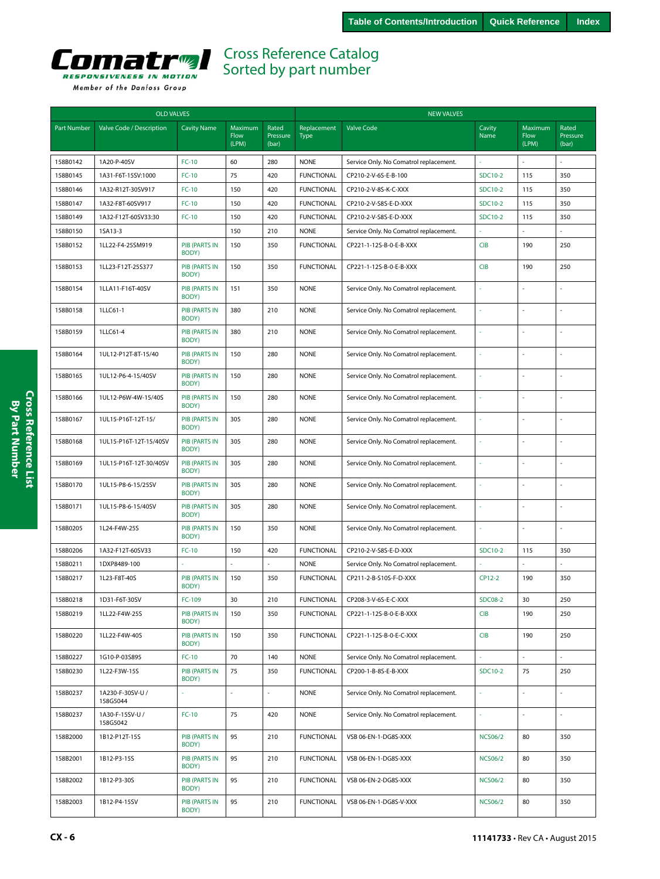Table of Contents/Introduction | Quick Reference | Index

# Cross Reference Catalog
## Sorted by part number

| OLD VALVES | | | | | NEW VALVES | | | | |
|---|---|---|---|---|---|---|---|---|---|
| Part Number | Valve Code / Description | Cavity Name | Maximum Flow (LPM) | Rated Pressure (bar) | Replacement Type | Valve Code | Cavity Name | Maximum Flow (LPM) | Rated Pressure (bar) |
| 158B0142 | 1A20-P-40SV | FC-10 | 60 | 280 | NONE | Service Only. No Comatrol replacement. | - | - | - |
| 158B0145 | 1A31-F6T-15SV:1000 | FC-10 | 75 | 420 | FUNCTIONAL | CP210-2-V-6S-E-B-100 | SDC10-2 | 115 | 350 |
| 158B0146 | 1A32-R12T-30SV917 | FC-10 | 150 | 420 | FUNCTIONAL | CP210-2-V-8S-K-C-XXX | SDC10-2 | 115 | 350 |
| 158B0147 | 1A32-F8T-60SV917 | FC-10 | 150 | 420 | FUNCTIONAL | CP210-2-V-S8S-E-D-XXX | SDC10-2 | 115 | 350 |
| 158B0149 | 1A32-F12T-60SV33:30 | FC-10 | 150 | 420 | FUNCTIONAL | CP210-2-V-S8S-E-D-XXX | SDC10-2 | 115 | 350 |
| 158B0150 | 1SA13-3 | | 150 | 210 | NONE | Service Only. No Comatrol replacement. | - | - | - |
| 158B0152 | 1LL22-F4-25SM919 | PIB (PARTS IN BODY) | 150 | 350 | FUNCTIONAL | CP221-1-12S-B-0-E-B-XXX | CIB | 190 | 250 |
| 158B0153 | 1LL23-F12T-25S377 | PIB (PARTS IN BODY) | 150 | 350 | FUNCTIONAL | CP221-1-12S-B-0-E-B-XXX | CIB | 190 | 250 |
| 158B0154 | 1LLA11-F16T-40SV | PIB (PARTS IN BODY) | 151 | 350 | NONE | Service Only. No Comatrol replacement. | - | - | - |
| 158B0158 | 1LLC61-1 | PIB (PARTS IN BODY) | 380 | 210 | NONE | Service Only. No Comatrol replacement. | - | - | - |
| 158B0159 | 1LLC61-4 | PIB (PARTS IN BODY) | 380 | 210 | NONE | Service Only. No Comatrol replacement. | - | - | - |
| 158B0164 | 1UL12-P12T-8T-15/40 | PIB (PARTS IN BODY) | 150 | 280 | NONE | Service Only. No Comatrol replacement. | - | - | - |
| 158B0165 | 1UL12-P6-4-15/40SV | PIB (PARTS IN BODY) | 150 | 280 | NONE | Service Only. No Comatrol replacement. | - | - | - |
| 158B0166 | 1UL12-P6W-4W-15/40S | PIB (PARTS IN BODY) | 150 | 280 | NONE | Service Only. No Comatrol replacement. | - | - | - |
| 158B0167 | 1UL15-P16T-12T-15/ | PIB (PARTS IN BODY) | 305 | 280 | NONE | Service Only. No Comatrol replacement. | - | - | - |
| 158B0168 | 1UL15-P16T-12T-15/40SV | PIB (PARTS IN BODY) | 305 | 280 | NONE | Service Only. No Comatrol replacement. | - | - | - |
| 158B0169 | 1UL15-P16T-12T-30/40SV | PIB (PARTS IN BODY) | 305 | 280 | NONE | Service Only. No Comatrol replacement. | - | - | - |
| 158B0170 | 1UL15-P8-6-15/25SV | PIB (PARTS IN BODY) | 305 | 280 | NONE | Service Only. No Comatrol replacement. | - | - | - |
| 158B0171 | 1UL15-P8-6-15/40SV | PIB (PARTS IN BODY) | 305 | 280 | NONE | Service Only. No Comatrol replacement. | - | - | - |
| 158B0205 | 1L24-F4W-25S | PIB (PARTS IN BODY) | 150 | 350 | NONE | Service Only. No Comatrol replacement. | - | - | - |
| 158B0206 | 1A32-F12T-60SV33 | FC-10 | 150 | 420 | FUNCTIONAL | CP210-2-V-S8S-E-D-XXX | SDC10-2 | 115 | 350 |
| 158B0211 | 1DXP8489-100 | - | - | - | NONE | Service Only. No Comatrol replacement. | - | - | - |
| 158B0217 | 1L23-F8T-40S | PIB (PARTS IN BODY) | 150 | 350 | FUNCTIONAL | CP211-2-B-S10S-F-D-XXX | CP12-2 | 190 | 350 |
| 158B0218 | 1D31-F6T-30SV | FC-109 | 30 | 210 | FUNCTIONAL | CP208-3-V-6S-E-C-XXX | SDC08-2 | 30 | 250 |
| 158B0219 | 1LL22-F4W-25S | PIB (PARTS IN BODY) | 150 | 350 | FUNCTIONAL | CP221-1-12S-B-0-E-B-XXX | CIB | 190 | 250 |
| 158B0220 | 1LL22-F4W-40S | PIB (PARTS IN BODY) | 150 | 350 | FUNCTIONAL | CP221-1-12S-B-0-E-C-XXX | CIB | 190 | 250 |
| 158B0227 | 1G10-P-03S895 | FC-10 | 70 | 140 | NONE | Service Only. No Comatrol replacement. | - | - | - |
| 158B0230 | 1L22-F3W-15S | PIB (PARTS IN BODY) | 75 | 350 | FUNCTIONAL | CP200-1-B-8S-E-B-XXX | SDC10-2 | 75 | 250 |
| 158B0237 | 1A230-F-30SV-U / 158G5044 | - | - | - | NONE | Service Only. No Comatrol replacement. | - | - | - |
| 158B0237 | 1A30-F-15SV-U / 158G5042 | FC-10 | 75 | 420 | NONE | Service Only. No Comatrol replacement. | - | - | - |
| 158B2000 | 1B12-P12T-15S | PIB (PARTS IN BODY) | 95 | 210 | FUNCTIONAL | VSB 06-EN-1-DG8S-XXX | NCS06/2 | 80 | 350 |
| 158B2001 | 1B12-P3-15S | PIB (PARTS IN BODY) | 95 | 210 | FUNCTIONAL | VSB 06-EN-1-DG8S-XXX | NCS06/2 | 80 | 350 |
| 158B2002 | 1B12-P3-30S | PIB (PARTS IN BODY) | 95 | 210 | FUNCTIONAL | VSB 06-EN-2-DG8S-XXX | NCS06/2 | 80 | 350 |
| 158B2003 | 1B12-P4-15SV | PIB (PARTS IN BODY) | 95 | 210 | FUNCTIONAL | VSB 06-EN-1-DG8S-V-XXX | NCS06/2 | 80 | 350 |

11141733 • Rev CA • August 2015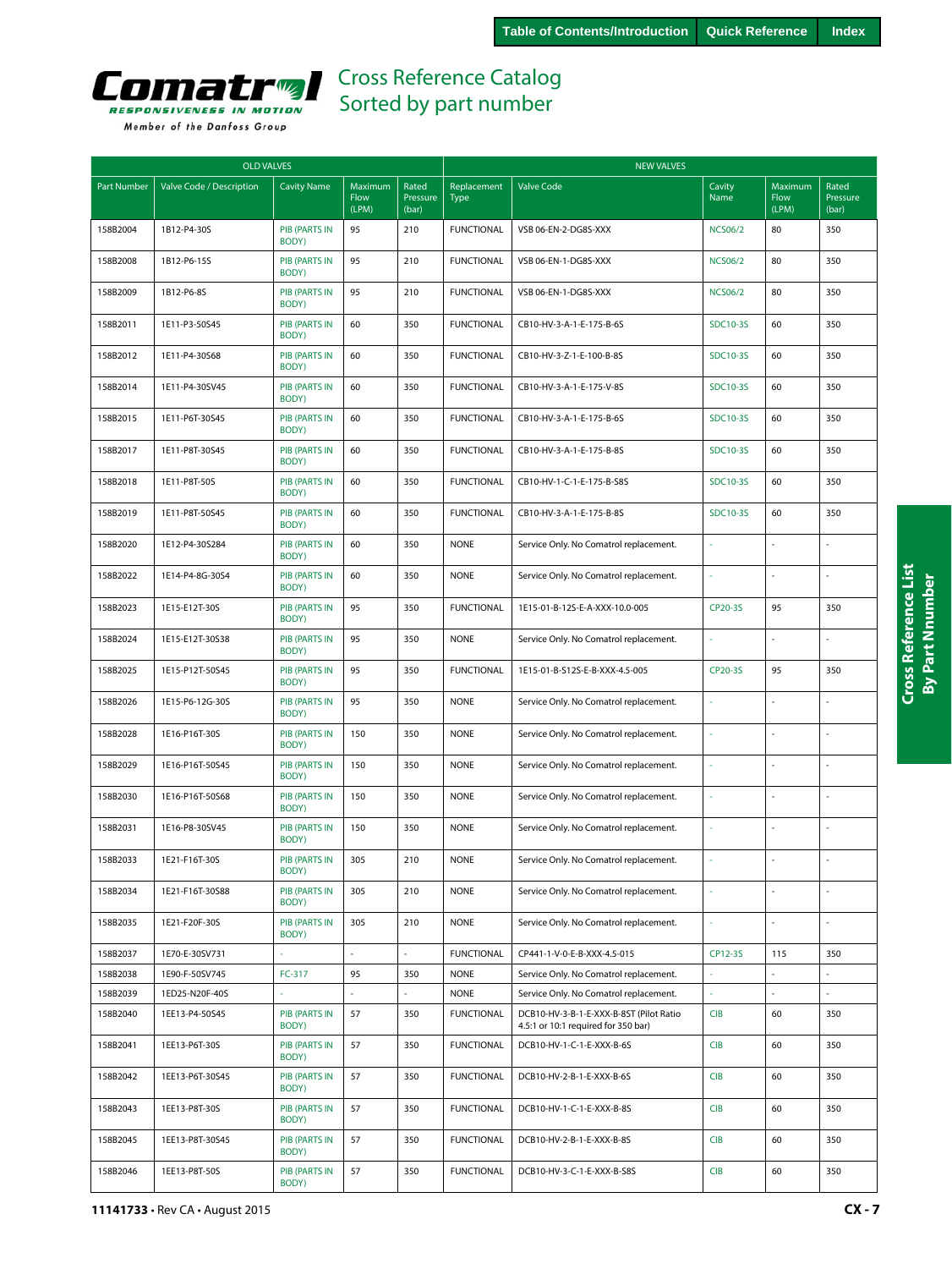# Cross Reference Catalog
## Sorted by part number

| OLD VALVES | | | | | NEW VALVES | | | | |
|---|---|---|---|---|---|---|---|---|---|
| Part Number | Valve Code / Description | Cavity Name | Maximum Flow (LPM) | Rated Pressure (bar) | Replacement Type | Valve Code | Cavity Name | Maximum Flow (LPM) | Rated Pressure (bar) |
| 158B2004 | 1B12-P4-30S | PIB (PARTS IN BODY) | 95 | 210 | FUNCTIONAL | VSB 06-EN-2-DG8S-XXX | NCS06/2 | 80 | 350 |
| 158B2008 | 1B12-P6-15S | PIB (PARTS IN BODY) | 95 | 210 | FUNCTIONAL | VSB 06-EN-1-DG8S-XXX | NCS06/2 | 80 | 350 |
| 158B2009 | 1B12-P6-8S | PIB (PARTS IN BODY) | 95 | 210 | FUNCTIONAL | VSB 06-EN-1-DG8S-XXX | NCS06/2 | 80 | 350 |
| 158B2011 | 1E11-P3-50S45 | PIB (PARTS IN BODY) | 60 | 350 | FUNCTIONAL | CB10-HV-3-A-1-E-175-B-6S | SDC10-3S | 60 | 350 |
| 158B2012 | 1E11-P4-30S68 | PIB (PARTS IN BODY) | 60 | 350 | FUNCTIONAL | CB10-HV-3-Z-1-E-100-B-8S | SDC10-3S | 60 | 350 |
| 158B2014 | 1E11-P4-30SV45 | PIB (PARTS IN BODY) | 60 | 350 | FUNCTIONAL | CB10-HV-3-A-1-E-175-V-8S | SDC10-3S | 60 | 350 |
| 158B2015 | 1E11-P6T-30S45 | PIB (PARTS IN BODY) | 60 | 350 | FUNCTIONAL | CB10-HV-3-A-1-E-175-B-6S | SDC10-3S | 60 | 350 |
| 158B2017 | 1E11-P8T-30S45 | PIB (PARTS IN BODY) | 60 | 350 | FUNCTIONAL | CB10-HV-3-A-1-E-175-B-8S | SDC10-3S | 60 | 350 |
| 158B2018 | 1E11-P8T-50S | PIB (PARTS IN BODY) | 60 | 350 | FUNCTIONAL | CB10-HV-1-C-1-E-175-B-S8S | SDC10-3S | 60 | 350 |
| 158B2019 | 1E11-P8T-50S45 | PIB (PARTS IN BODY) | 60 | 350 | FUNCTIONAL | CB10-HV-3-A-1-E-175-B-8S | SDC10-3S | 60 | 350 |
| 158B2020 | 1E12-P4-30S284 | PIB (PARTS IN BODY) | 60 | 350 | NONE | Service Only. No Comatrol replacement. | - | - | - |
| 158B2022 | 1E14-P4-8G-30S4 | PIB (PARTS IN BODY) | 60 | 350 | NONE | Service Only. No Comatrol replacement. | - | - | - |
| 158B2023 | 1E15-E12T-30S | PIB (PARTS IN BODY) | 95 | 350 | FUNCTIONAL | 1E15-01-B-12S-E-A-XXX-10.0-005 | CP20-3S | 95 | 350 |
| 158B2024 | 1E15-E12T-30S38 | PIB (PARTS IN BODY) | 95 | 350 | NONE | Service Only. No Comatrol replacement. | - | - | - |
| 158B2025 | 1E15-P12T-50S45 | PIB (PARTS IN BODY) | 95 | 350 | FUNCTIONAL | 1E15-01-B-S12S-E-B-XXX-4.5-005 | CP20-3S | 95 | 350 |
| 158B2026 | 1E15-P6-12G-30S | PIB (PARTS IN BODY) | 95 | 350 | NONE | Service Only. No Comatrol replacement. | - | - | - |
| 158B2028 | 1E16-P16T-30S | PIB (PARTS IN BODY) | 150 | 350 | NONE | Service Only. No Comatrol replacement. | - | - | - |
| 158B2029 | 1E16-P16T-50S45 | PIB (PARTS IN BODY) | 150 | 350 | NONE | Service Only. No Comatrol replacement. | - | - | - |
| 158B2030 | 1E16-P16T-50S68 | PIB (PARTS IN BODY) | 150 | 350 | NONE | Service Only. No Comatrol replacement. | - | - | - |
| 158B2031 | 1E16-P8-30SV45 | PIB (PARTS IN BODY) | 150 | 350 | NONE | Service Only. No Comatrol replacement. | - | - | - |
| 158B2033 | 1E21-F16T-30S | PIB (PARTS IN BODY) | 305 | 210 | NONE | Service Only. No Comatrol replacement. | - | - | - |
| 158B2034 | 1E21-F16T-30S88 | PIB (PARTS IN BODY) | 305 | 210 | NONE | Service Only. No Comatrol replacement. | - | - | - |
| 158B2035 | 1E21-F20F-30S | PIB (PARTS IN BODY) | 305 | 210 | NONE | Service Only. No Comatrol replacement. | - | - | - |
| 158B2037 | 1E70-E-30SV731 | - | - | - | FUNCTIONAL | CP441-1-V-0-E-B-XXX-4.5-015 | CP12-3S | 115 | 350 |
| 158B2038 | 1E90-F-50SV745 | FC-317 | 95 | 350 | NONE | Service Only. No Comatrol replacement. | - | - | - |
| 158B2039 | 1ED25-N20F-40S | - | - | - | NONE | Service Only. No Comatrol replacement. | - | - | - |
| 158B2040 | 1EE13-P4-50S45 | PIB (PARTS IN BODY) | 57 | 350 | FUNCTIONAL | DCB10-HV-3-B-1-E-XXX-B-8ST (Pilot Ratio 4.5:1 or 10:1 required for 350 bar) | CIB | 60 | 350 |
| 158B2041 | 1EE13-P6T-30S | PIB (PARTS IN BODY) | 57 | 350 | FUNCTIONAL | DCB10-HV-1-C-1-E-XXX-B-6S | CIB | 60 | 350 |
| 158B2042 | 1EE13-P6T-30S45 | PIB (PARTS IN BODY) | 57 | 350 | FUNCTIONAL | DCB10-HV-2-B-1-E-XXX-B-6S | CIB | 60 | 350 |
| 158B2043 | 1EE13-P8T-30S | PIB (PARTS IN BODY) | 57 | 350 | FUNCTIONAL | DCB10-HV-1-C-1-E-XXX-B-8S | CIB | 60 | 350 |
| 158B2045 | 1EE13-P8T-30S45 | PIB (PARTS IN BODY) | 57 | 350 | FUNCTIONAL | DCB10-HV-2-B-1-E-XXX-B-8S | CIB | 60 | 350 |
| 158B2046 | 1EE13-P8T-50S | PIB (PARTS IN BODY) | 57 | 350 | FUNCTIONAL | DCB10-HV-3-C-1-E-XXX-B-S8S | CIB | 60 | 350 |

**11141733** • Rev CA • August 2015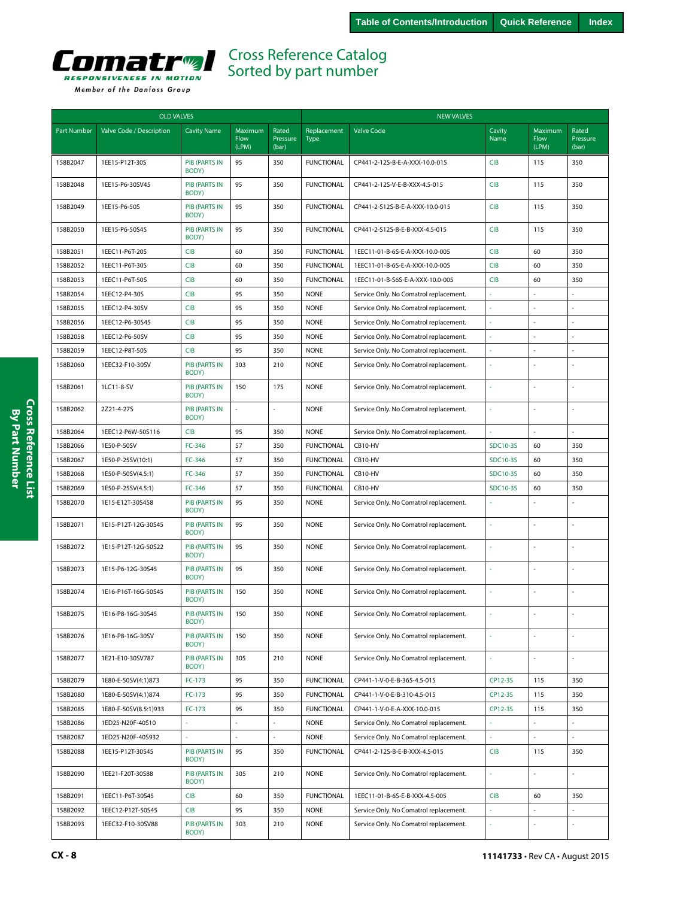Table of Contents/Introduction | Quick Reference | Index

# Comatrol
RESPONSIVENESS IN MOTION
Member of the Danfoss Group

## Cross Reference Catalog
## Sorted by part number

| OLD VALVES | | | | | NEW VALVES | | | | |
|---|---|---|---|---|---|---|---|---|---|
| Part Number | Valve Code / Description | Cavity Name | Maximum Flow (LPM) | Rated Pressure (bar) | Replacement Type | Valve Code | Cavity Name | Maximum Flow (LPM) | Rated Pressure (bar) |
| 158B2047 | 1EE15-P12T-30S | PIB (PARTS IN BODY) | 95 | 350 | FUNCTIONAL | CP441-2-12S-B-E-A-XXX-10.0-015 | CIB | 115 | 350 |
| 158B2048 | 1EE15-P6-30SV45 | PIB (PARTS IN BODY) | 95 | 350 | FUNCTIONAL | CP441-2-12S-V-E-B-XXX-4.5-015 | CIB | 115 | 350 |
| 158B2049 | 1EE15-P6-50S | PIB (PARTS IN BODY) | 95 | 350 | FUNCTIONAL | CP441-2-S12S-B-E-A-XXX-10.0-015 | CIB | 115 | 350 |
| 158B2050 | 1EE15-P6-50S45 | PIB (PARTS IN BODY) | 95 | 350 | FUNCTIONAL | CP441-2-S12S-B-E-B-XXX-4.5-015 | CIB | 115 | 350 |
| 158B2051 | 1EEC11-P6T-20S | CIB | 60 | 350 | FUNCTIONAL | 1EEC11-01-B-6S-E-A-XXX-10.0-005 | CIB | 60 | 350 |
| 158B2052 | 1EEC11-P6T-30S | CIB | 60 | 350 | FUNCTIONAL | 1EEC11-01-B-6S-E-A-XXX-10.0-005 | CIB | 60 | 350 |
| 158B2053 | 1EEC11-P6T-50S | CIB | 60 | 350 | FUNCTIONAL | 1EEC11-01-B-S6S-E-A-XXX-10.0-005 | CIB | 60 | 350 |
| 158B2054 | 1EEC12-P4-30S | CIB | 95 | 350 | NONE | Service Only. No Comatrol replacement. | - | - | - |
| 158B2055 | 1EEC12-P4-30SV | CIB | 95 | 350 | NONE | Service Only. No Comatrol replacement. | - | - | - |
| 158B2056 | 1EEC12-P6-30S45 | CIB | 95 | 350 | NONE | Service Only. No Comatrol replacement. | - | - | - |
| 158B2058 | 1EEC12-P6-50SV | CIB | 95 | 350 | NONE | Service Only. No Comatrol replacement. | - | - | - |
| 158B2059 | 1EEC12-P8T-50S | CIB | 95 | 350 | NONE | Service Only. No Comatrol replacement. | - | - | - |
| 158B2060 | 1EEC32-F10-30SV | PIB (PARTS IN BODY) | 303 | 210 | NONE | Service Only. No Comatrol replacement. | - | - | - |
| 158B2061 | 1LC11-8-SV | PIB (PARTS IN BODY) | 150 | 175 | NONE | Service Only. No Comatrol replacement. | - | - | - |
| 158B2062 | 2Z21-4-27S | PIB (PARTS IN BODY) | - | - | NONE | Service Only. No Comatrol replacement. | - | - | - |
| 158B2064 | 1EEC12-P6W-50S116 | CIB | 95 | 350 | NONE | Service Only. No Comatrol replacement. | - | - | - |
| 158B2066 | 1E50-P-50SV | FC-346 | 57 | 350 | FUNCTIONAL | CB10-HV | SDC10-3S | 60 | 350 |
| 158B2067 | 1E50-P-25SV(10:1) | FC-346 | 57 | 350 | FUNCTIONAL | CB10-HV | SDC10-3S | 60 | 350 |
| 158B2068 | 1E50-P-50SV(4.5:1) | FC-346 | 57 | 350 | FUNCTIONAL | CB10-HV | SDC10-3S | 60 | 350 |
| 158B2069 | 1E50-P-25SV(4.5:1) | FC-346 | 57 | 350 | FUNCTIONAL | CB10-HV | SDC10-3S | 60 | 350 |
| 158B2070 | 1E15-E12T-30S458 | PIB (PARTS IN BODY) | 95 | 350 | NONE | Service Only. No Comatrol replacement. | - | - | - |
| 158B2071 | 1E15-P12T-12G-30S45 | PIB (PARTS IN BODY) | 95 | 350 | NONE | Service Only. No Comatrol replacement. | - | - | - |
| 158B2072 | 1E15-P12T-12G-50S22 | PIB (PARTS IN BODY) | 95 | 350 | NONE | Service Only. No Comatrol replacement. | - | - | - |
| 158B2073 | 1E15-P6-12G-30S45 | PIB (PARTS IN BODY) | 95 | 350 | NONE | Service Only. No Comatrol replacement. | - | - | - |
| 158B2074 | 1E16-P16T-16G-50S45 | PIB (PARTS IN BODY) | 150 | 350 | NONE | Service Only. No Comatrol replacement. | - | - | - |
| 158B2075 | 1E16-P8-16G-30S45 | PIB (PARTS IN BODY) | 150 | 350 | NONE | Service Only. No Comatrol replacement. | - | - | - |
| 158B2076 | 1E16-P8-16G-30SV | PIB (PARTS IN BODY) | 150 | 350 | NONE | Service Only. No Comatrol replacement. | - | - | - |
| 158B2077 | 1E21-E10-30SV787 | PIB (PARTS IN BODY) | 305 | 210 | NONE | Service Only. No Comatrol replacement. | - | - | - |
| 158B2079 | 1E80-E-50SV(4:1)873 | FC-173 | 95 | 350 | FUNCTIONAL | CP441-1-V-0-E-B-365-4.5-015 | CP12-3S | 115 | 350 |
| 158B2080 | 1E80-E-50SV(4:1)874 | FC-173 | 95 | 350 | FUNCTIONAL | CP441-1-V-0-E-B-310-4.5-015 | CP12-3S | 115 | 350 |
| 158B2085 | 1E80-F-50SV(8.5:1)933 | FC-173 | 95 | 350 | FUNCTIONAL | CP441-1-V-0-E-A-XXX-10.0-015 | CP12-3S | 115 | 350 |
| 158B2086 | 1ED25-N20F-40S10 | - | - | - | NONE | Service Only. No Comatrol replacement. | - | - | - |
| 158B2087 | 1ED25-N20F-40S932 | - | - | - | NONE | Service Only. No Comatrol replacement. | - | - | - |
| 158B2088 | 1EE15-P12T-30S45 | PIB (PARTS IN BODY) | 95 | 350 | FUNCTIONAL | CP441-2-12S-B-E-B-XXX-4.5-015 | CIB | 115 | 350 |
| 158B2090 | 1EE21-F20T-30S88 | PIB (PARTS IN BODY) | 305 | 210 | NONE | Service Only. No Comatrol replacement. | - | - | - |
| 158B2091 | 1EEC11-P6T-30S45 | CIB | 60 | 350 | FUNCTIONAL | 1EEC11-01-B-6S-E-B-XXX-4.5-005 | CIB | 60 | 350 |
| 158B2092 | 1EEC12-P12T-50S45 | CIB | 95 | 350 | NONE | Service Only. No Comatrol replacement. | - | - | - |
| 158B2093 | 1EEC32-F10-30SV88 | PIB (PARTS IN BODY) | 303 | 210 | NONE | Service Only. No Comatrol replacement. | - | - | - |

Cross Reference List By Part Number

11141733 • Rev CA • August 2015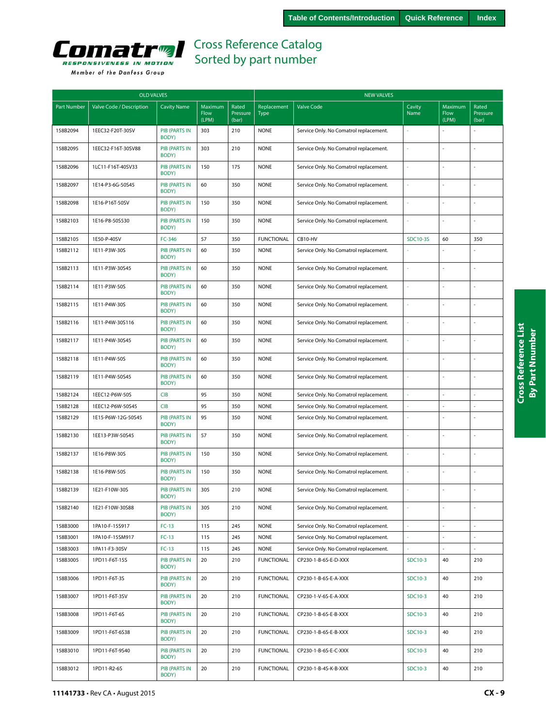Table of Contents/Introduction | Quick Reference | Index

# Comatrol

RESPONSIVENESS IN MOTION

Member of the Danfoss Group

## Cross Reference Catalog
## Sorted by part number

| OLD VALVES | | | | | NEW VALVES | | | | |
|---|---|---|---|---|---|---|---|---|---|
| Part Number | Valve Code / Description | Cavity Name | Maximum Flow (LPM) | Rated Pressure (bar) | Replacement Type | Valve Code | Cavity Name | Maximum Flow (LPM) | Rated Pressure (bar) |
| 158B2094 | 1EEC32-F20T-30SV | PIB (PARTS IN BODY) | 303 | 210 | NONE | Service Only. No Comatrol replacement. | - | - | - |
| 158B2095 | 1EEC32-F16T-30SV88 | PIB (PARTS IN BODY) | 303 | 210 | NONE | Service Only. No Comatrol replacement. | - | - | - |
| 158B2096 | 1LC11-F16T-40SV33 | PIB (PARTS IN BODY) | 150 | 175 | NONE | Service Only. No Comatrol replacement. | - | - | - |
| 158B2097 | 1E14-P3-6G-50S45 | PIB (PARTS IN BODY) | 60 | 350 | NONE | Service Only. No Comatrol replacement. | - | - | - |
| 158B2098 | 1E16-P16T-50SV | PIB (PARTS IN BODY) | 150 | 350 | NONE | Service Only. No Comatrol replacement. | - | - | - |
| 158B2103 | 1E16-P8-50S530 | PIB (PARTS IN BODY) | 150 | 350 | NONE | Service Only. No Comatrol replacement. | - | - | - |
| 158B2105 | 1E50-P-40SV | FC-346 | 57 | 350 | FUNCTIONAL | CB10-HV | SDC10-3S | 60 | 350 |
| 158B2112 | 1E11-P3W-30S | PIB (PARTS IN BODY) | 60 | 350 | NONE | Service Only. No Comatrol replacement. | - | - | - |
| 158B2113 | 1E11-P3W-30S45 | PIB (PARTS IN BODY) | 60 | 350 | NONE | Service Only. No Comatrol replacement. | - | - | - |
| 158B2114 | 1E11-P3W-50S | PIB (PARTS IN BODY) | 60 | 350 | NONE | Service Only. No Comatrol replacement. | - | - | - |
| 158B2115 | 1E11-P4W-30S | PIB (PARTS IN BODY) | 60 | 350 | NONE | Service Only. No Comatrol replacement. | - | - | - |
| 158B2116 | 1E11-P4W-30S116 | PIB (PARTS IN BODY) | 60 | 350 | NONE | Service Only. No Comatrol replacement. | - | - | - |
| 158B2117 | 1E11-P4W-30S45 | PIB (PARTS IN BODY) | 60 | 350 | NONE | Service Only. No Comatrol replacement. | - | - | - |
| 158B2118 | 1E11-P4W-50S | PIB (PARTS IN BODY) | 60 | 350 | NONE | Service Only. No Comatrol replacement. | - | - | - |
| 158B2119 | 1E11-P4W-50S45 | PIB (PARTS IN BODY) | 60 | 350 | NONE | Service Only. No Comatrol replacement. | - | - | - |
| 158B2124 | 1EEC12-P6W-50S | CIB | 95 | 350 | NONE | Service Only. No Comatrol replacement. | - | - | - |
| 158B2128 | 1EEC12-P6W-50S45 | CIB | 95 | 350 | NONE | Service Only. No Comatrol replacement. | - | - | - |
| 158B2129 | 1E15-P6W-12G-50S45 | PIB (PARTS IN BODY) | 95 | 350 | NONE | Service Only. No Comatrol replacement. | - | - | - |
| 158B2130 | 1EE13-P3W-50S45 | PIB (PARTS IN BODY) | 57 | 350 | NONE | Service Only. No Comatrol replacement. | - | - | - |
| 158B2137 | 1E16-P8W-30S | PIB (PARTS IN BODY) | 150 | 350 | NONE | Service Only. No Comatrol replacement. | - | - | - |
| 158B2138 | 1E16-P8W-50S | PIB (PARTS IN BODY) | 150 | 350 | NONE | Service Only. No Comatrol replacement. | - | - | - |
| 158B2139 | 1E21-F10W-30S | PIB (PARTS IN BODY) | 305 | 210 | NONE | Service Only. No Comatrol replacement. | - | - | - |
| 158B2140 | 1E21-F10W-30S88 | PIB (PARTS IN BODY) | 305 | 210 | NONE | Service Only. No Comatrol replacement. | - | - | - |
| 158B3000 | 1PA10-F-15S917 | FC-13 | 115 | 245 | NONE | Service Only. No Comatrol replacement. | - | - | - |
| 158B3001 | 1PA10-F-15SM917 | FC-13 | 115 | 245 | NONE | Service Only. No Comatrol replacement. | - | - | - |
| 158B3003 | 1PA11-F3-30SV | FC-13 | 115 | 245 | NONE | Service Only. No Comatrol replacement. | - | - | - |
| 158B3005 | 1PD11-F6T-15S | PIB (PARTS IN BODY) | 20 | 210 | FUNCTIONAL | CP230-1-B-6S-E-D-XXX | SDC10-3 | 40 | 210 |
| 158B3006 | 1PD11-F6T-3S | PIB (PARTS IN BODY) | 20 | 210 | FUNCTIONAL | CP230-1-B-6S-E-A-XXX | SDC10-3 | 40 | 210 |
| 158B3007 | 1PD11-F6T-3SV | PIB (PARTS IN BODY) | 20 | 210 | FUNCTIONAL | CP230-1-V-6S-E-A-XXX | SDC10-3 | 40 | 210 |
| 158B3008 | 1PD11-F6T-6S | PIB (PARTS IN BODY) | 20 | 210 | FUNCTIONAL | CP230-1-B-6S-E-B-XXX | SDC10-3 | 40 | 210 |
| 158B3009 | 1PD11-F6T-6S38 | PIB (PARTS IN BODY) | 20 | 210 | FUNCTIONAL | CP230-1-B-6S-E-B-XXX | SDC10-3 | 40 | 210 |
| 158B3010 | 1PD11-F6T-9S40 | PIB (PARTS IN BODY) | 20 | 210 | FUNCTIONAL | CP230-1-B-6S-E-C-XXX | SDC10-3 | 40 | 210 |
| 158B3012 | 1PD11-R2-6S | PIB (PARTS IN BODY) | 20 | 210 | FUNCTIONAL | CP230-1-B-4S-K-B-XXX | SDC10-3 | 40 | 210 |

Cross Reference List By Part Nnumber

**11141733** • Rev CA • August 2015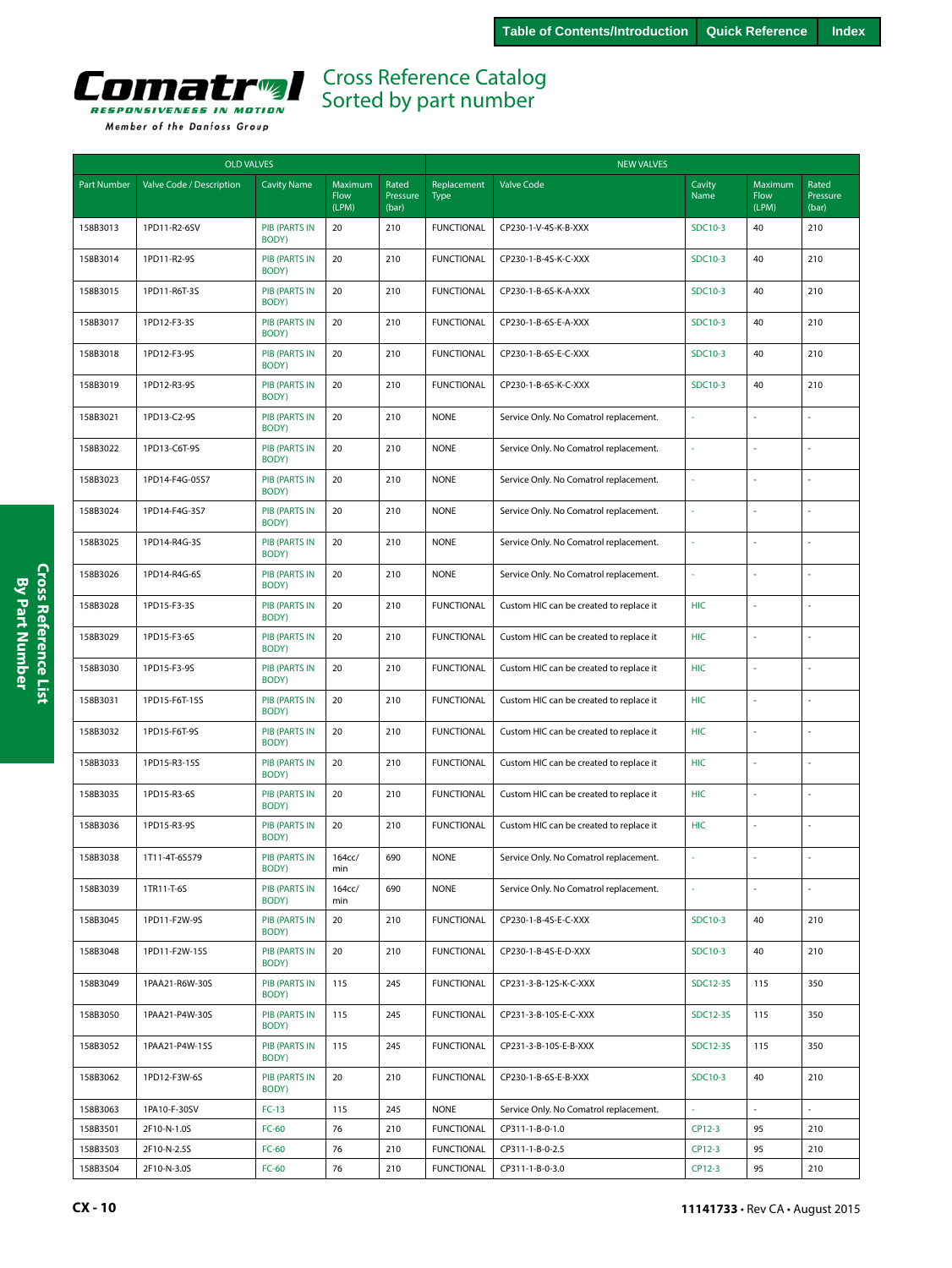# Cross Reference Catalog
## Sorted by part number

| OLD VALVES | | | | | NEW VALVES | | | | |
|---|---|---|---|---|---|---|---|---|---|
| Part Number | Valve Code / Description | Cavity Name | Maximum Flow (LPM) | Rated Pressure (bar) | Replacement Type | Valve Code | Cavity Name | Maximum Flow (LPM) | Rated Pressure (bar) |
| 158B3013 | 1PD11-R2-6SV | PIB (PARTS IN BODY) | 20 | 210 | FUNCTIONAL | CP230-1-V-4S-K-B-XXX | SDC10-3 | 40 | 210 |
| 158B3014 | 1PD11-R2-9S | PIB (PARTS IN BODY) | 20 | 210 | FUNCTIONAL | CP230-1-B-4S-K-C-XXX | SDC10-3 | 40 | 210 |
| 158B3015 | 1PD11-R6T-3S | PIB (PARTS IN BODY) | 20 | 210 | FUNCTIONAL | CP230-1-B-6S-K-A-XXX | SDC10-3 | 40 | 210 |
| 158B3017 | 1PD12-F3-3S | PIB (PARTS IN BODY) | 20 | 210 | FUNCTIONAL | CP230-1-B-6S-E-A-XXX | SDC10-3 | 40 | 210 |
| 158B3018 | 1PD12-F3-9S | PIB (PARTS IN BODY) | 20 | 210 | FUNCTIONAL | CP230-1-B-6S-E-C-XXX | SDC10-3 | 40 | 210 |
| 158B3019 | 1PD12-R3-9S | PIB (PARTS IN BODY) | 20 | 210 | FUNCTIONAL | CP230-1-B-6S-K-C-XXX | SDC10-3 | 40 | 210 |
| 158B3021 | 1PD13-C2-9S | PIB (PARTS IN BODY) | 20 | 210 | NONE | Service Only. No Comatrol replacement. | - | - | - |
| 158B3022 | 1PD13-C6T-9S | PIB (PARTS IN BODY) | 20 | 210 | NONE | Service Only. No Comatrol replacement. | - | - | - |
| 158B3023 | 1PD14-F4G-05S7 | PIB (PARTS IN BODY) | 20 | 210 | NONE | Service Only. No Comatrol replacement. | - | - | - |
| 158B3024 | 1PD14-F4G-3S7 | PIB (PARTS IN BODY) | 20 | 210 | NONE | Service Only. No Comatrol replacement. | - | - | - |
| 158B3025 | 1PD14-R4G-3S | PIB (PARTS IN BODY) | 20 | 210 | NONE | Service Only. No Comatrol replacement. | - | - | - |
| 158B3026 | 1PD14-R4G-6S | PIB (PARTS IN BODY) | 20 | 210 | NONE | Service Only. No Comatrol replacement. | - | - | - |
| 158B3028 | 1PD15-F3-3S | PIB (PARTS IN BODY) | 20 | 210 | FUNCTIONAL | Custom HIC can be created to replace it | HIC | - | - |
| 158B3029 | 1PD15-F3-6S | PIB (PARTS IN BODY) | 20 | 210 | FUNCTIONAL | Custom HIC can be created to replace it | HIC | - | - |
| 158B3030 | 1PD15-F3-9S | PIB (PARTS IN BODY) | 20 | 210 | FUNCTIONAL | Custom HIC can be created to replace it | HIC | - | - |
| 158B3031 | 1PD15-F6T-15S | PIB (PARTS IN BODY) | 20 | 210 | FUNCTIONAL | Custom HIC can be created to replace it | HIC | - | - |
| 158B3032 | 1PD15-F6T-9S | PIB (PARTS IN BODY) | 20 | 210 | FUNCTIONAL | Custom HIC can be created to replace it | HIC | - | - |
| 158B3033 | 1PD15-R3-15S | PIB (PARTS IN BODY) | 20 | 210 | FUNCTIONAL | Custom HIC can be created to replace it | HIC | - | - |
| 158B3035 | 1PD15-R3-6S | PIB (PARTS IN BODY) | 20 | 210 | FUNCTIONAL | Custom HIC can be created to replace it | HIC | - | - |
| 158B3036 | 1PD15-R3-9S | PIB (PARTS IN BODY) | 20 | 210 | FUNCTIONAL | Custom HIC can be created to replace it | HIC | - | - |
| 158B3038 | 1T11-4T-6S579 | PIB (PARTS IN BODY) | 164cc/min | 690 | NONE | Service Only. No Comatrol replacement. | - | - | - |
| 158B3039 | 1TR11-T-6S | PIB (PARTS IN BODY) | 164cc/min | 690 | NONE | Service Only. No Comatrol replacement. | - | - | - |
| 158B3045 | 1PD11-F2W-9S | PIB (PARTS IN BODY) | 20 | 210 | FUNCTIONAL | CP230-1-B-4S-E-C-XXX | SDC10-3 | 40 | 210 |
| 158B3048 | 1PD11-F2W-15S | PIB (PARTS IN BODY) | 20 | 210 | FUNCTIONAL | CP230-1-B-4S-E-D-XXX | SDC10-3 | 40 | 210 |
| 158B3049 | 1PAA21-R6W-30S | PIB (PARTS IN BODY) | 115 | 245 | FUNCTIONAL | CP231-3-B-12S-K-C-XXX | SDC12-3S | 115 | 350 |
| 158B3050 | 1PAA21-P4W-30S | PIB (PARTS IN BODY) | 115 | 245 | FUNCTIONAL | CP231-3-B-10S-E-C-XXX | SDC12-3S | 115 | 350 |
| 158B3052 | 1PAA21-P4W-15S | PIB (PARTS IN BODY) | 115 | 245 | FUNCTIONAL | CP231-3-B-10S-E-B-XXX | SDC12-3S | 115 | 350 |
| 158B3062 | 1PD12-F3W-6S | PIB (PARTS IN BODY) | 20 | 210 | FUNCTIONAL | CP230-1-B-6S-E-B-XXX | SDC10-3 | 40 | 210 |
| 158B3063 | 1PA10-F-30SV | FC-13 | 115 | 245 | NONE | Service Only. No Comatrol replacement. | - | - | - |
| 158B3501 | 2F10-N-1.0S | FC-60 | 76 | 210 | FUNCTIONAL | CP311-1-B-0-1.0 | CP12-3 | 95 | 210 |
| 158B3503 | 2F10-N-2.5S | FC-60 | 76 | 210 | FUNCTIONAL | CP311-1-B-0-2.5 | CP12-3 | 95 | 210 |
| 158B3504 | 2F10-N-3.0S | FC-60 | 76 | 210 | FUNCTIONAL | CP311-1-B-0-3.0 | CP12-3 | 95 | 210 |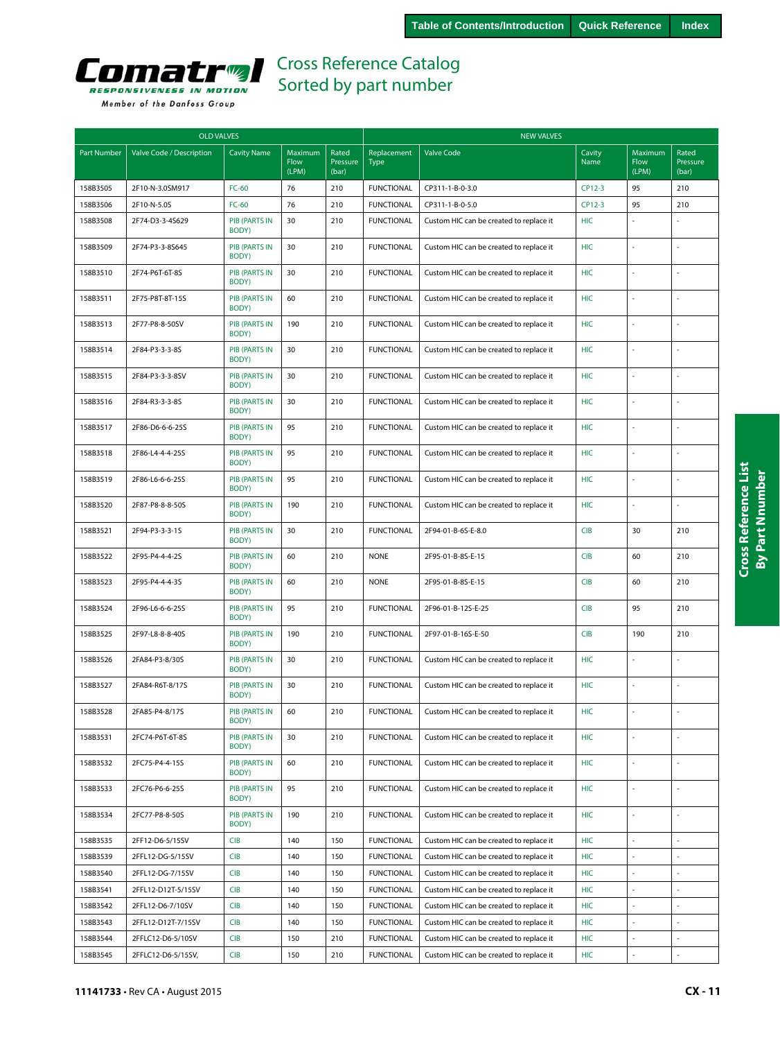# Cross Reference Catalog Sorted by part number

| OLD VALVES | | | | | NEW VALVES | | | | |
|---|---|---|---|---|---|---|---|---|---|
| Part Number | Valve Code / Description | Cavity Name | Maximum Flow (LPM) | Rated Pressure (bar) | Replacement Type | Valve Code | Cavity Name | Maximum Flow (LPM) | Rated Pressure (bar) |
| 158B3505 | 2F10-N-3.0SM917 | FC-60 | 76 | 210 | FUNCTIONAL | CP311-1-B-0-3.0 | CP12-3 | 95 | 210 |
| 158B3506 | 2F10-N-5.0S | FC-60 | 76 | 210 | FUNCTIONAL | CP311-1-B-0-5.0 | CP12-3 | 95 | 210 |
| 158B3508 | 2F74-D3-3-4S629 | PIB (PARTS IN BODY) | 30 | 210 | FUNCTIONAL | Custom HIC can be created to replace it | HIC | - | - |
| 158B3509 | 2F74-P3-3-8S645 | PIB (PARTS IN BODY) | 30 | 210 | FUNCTIONAL | Custom HIC can be created to replace it | HIC | - | - |
| 158B3510 | 2F74-P6T-6T-8S | PIB (PARTS IN BODY) | 30 | 210 | FUNCTIONAL | Custom HIC can be created to replace it | HIC | - | - |
| 158B3511 | 2F75-P8T-8T-15S | PIB (PARTS IN BODY) | 60 | 210 | FUNCTIONAL | Custom HIC can be created to replace it | HIC | - | - |
| 158B3513 | 2F77-P8-8-50SV | PIB (PARTS IN BODY) | 190 | 210 | FUNCTIONAL | Custom HIC can be created to replace it | HIC | - | - |
| 158B3514 | 2F84-P3-3-3-8S | PIB (PARTS IN BODY) | 30 | 210 | FUNCTIONAL | Custom HIC can be created to replace it | HIC | - | - |
| 158B3515 | 2F84-P3-3-3-8SV | PIB (PARTS IN BODY) | 30 | 210 | FUNCTIONAL | Custom HIC can be created to replace it | HIC | - | - |
| 158B3516 | 2F84-R3-3-3-8S | PIB (PARTS IN BODY) | 30 | 210 | FUNCTIONAL | Custom HIC can be created to replace it | HIC | - | - |
| 158B3517 | 2F86-D6-6-6-25S | PIB (PARTS IN BODY) | 95 | 210 | FUNCTIONAL | Custom HIC can be created to replace it | HIC | - | - |
| 158B3518 | 2F86-L4-4-4-25S | PIB (PARTS IN BODY) | 95 | 210 | FUNCTIONAL | Custom HIC can be created to replace it | HIC | - | - |
| 158B3519 | 2F86-L6-6-6-25S | PIB (PARTS IN BODY) | 95 | 210 | FUNCTIONAL | Custom HIC can be created to replace it | HIC | - | - |
| 158B3520 | 2F87-P8-8-8-50S | PIB (PARTS IN BODY) | 190 | 210 | FUNCTIONAL | Custom HIC can be created to replace it | HIC | - | - |
| 158B3521 | 2F94-P3-3-3-1S | PIB (PARTS IN BODY) | 30 | 210 | FUNCTIONAL | 2F94-01-B-6S-E-8.0 | CIB | 30 | 210 |
| 158B3522 | 2F95-P4-4-4-2S | PIB (PARTS IN BODY) | 60 | 210 | NONE | 2F95-01-B-8S-E-15 | CIB | 60 | 210 |
| 158B3523 | 2F95-P4-4-4-3S | PIB (PARTS IN BODY) | 60 | 210 | NONE | 2F95-01-B-8S-E-15 | CIB | 60 | 210 |
| 158B3524 | 2F96-L6-6-6-25S | PIB (PARTS IN BODY) | 95 | 210 | FUNCTIONAL | 2F96-01-B-12S-E-25 | CIB | 95 | 210 |
| 158B3525 | 2F97-L8-8-8-40S | PIB (PARTS IN BODY) | 190 | 210 | FUNCTIONAL | 2F97-01-B-16S-E-50 | CIB | 190 | 210 |
| 158B3526 | 2FA84-P3-8/30S | PIB (PARTS IN BODY) | 30 | 210 | FUNCTIONAL | Custom HIC can be created to replace it | HIC | - | - |
| 158B3527 | 2FA84-R6T-8/17S | PIB (PARTS IN BODY) | 30 | 210 | FUNCTIONAL | Custom HIC can be created to replace it | HIC | - | - |
| 158B3528 | 2FA85-P4-8/17S | PIB (PARTS IN BODY) | 60 | 210 | FUNCTIONAL | Custom HIC can be created to replace it | HIC | - | - |
| 158B3531 | 2FC74-P6T-6T-8S | PIB (PARTS IN BODY) | 30 | 210 | FUNCTIONAL | Custom HIC can be created to replace it | HIC | - | - |
| 158B3532 | 2FC75-P4-4-15S | PIB (PARTS IN BODY) | 60 | 210 | FUNCTIONAL | Custom HIC can be created to replace it | HIC | - | - |
| 158B3533 | 2FC76-P6-6-25S | PIB (PARTS IN BODY) | 95 | 210 | FUNCTIONAL | Custom HIC can be created to replace it | HIC | - | - |
| 158B3534 | 2FC77-P8-8-50S | PIB (PARTS IN BODY) | 190 | 210 | FUNCTIONAL | Custom HIC can be created to replace it | HIC | - | - |
| 158B3535 | 2FF12-D6-5/15SV | CIB | 140 | 150 | FUNCTIONAL | Custom HIC can be created to replace it | HIC | - | - |
| 158B3539 | 2FFL12-DG-5/15SV | CIB | 140 | 150 | FUNCTIONAL | Custom HIC can be created to replace it | HIC | - | - |
| 158B3540 | 2FFL12-DG-7/15SV | CIB | 140 | 150 | FUNCTIONAL | Custom HIC can be created to replace it | HIC | - | - |
| 158B3541 | 2FFL12-D12T-5/15SV | CIB | 140 | 150 | FUNCTIONAL | Custom HIC can be created to replace it | HIC | - | - |
| 158B3542 | 2FFL12-D6-7/10SV | CIB | 140 | 150 | FUNCTIONAL | Custom HIC can be created to replace it | HIC | - | - |
| 158B3543 | 2FFL12-D12T-7/15SV | CIB | 140 | 150 | FUNCTIONAL | Custom HIC can be created to replace it | HIC | - | - |
| 158B3544 | 2FFLC12-D6-5/10SV | CIB | 150 | 210 | FUNCTIONAL | Custom HIC can be created to replace it | HIC | - | - |
| 158B3545 | 2FFLC12-D6-5/15SV, | CIB | 150 | 210 | FUNCTIONAL | Custom HIC can be created to replace it | HIC | - | - |

11141733 • Rev CA • August 2015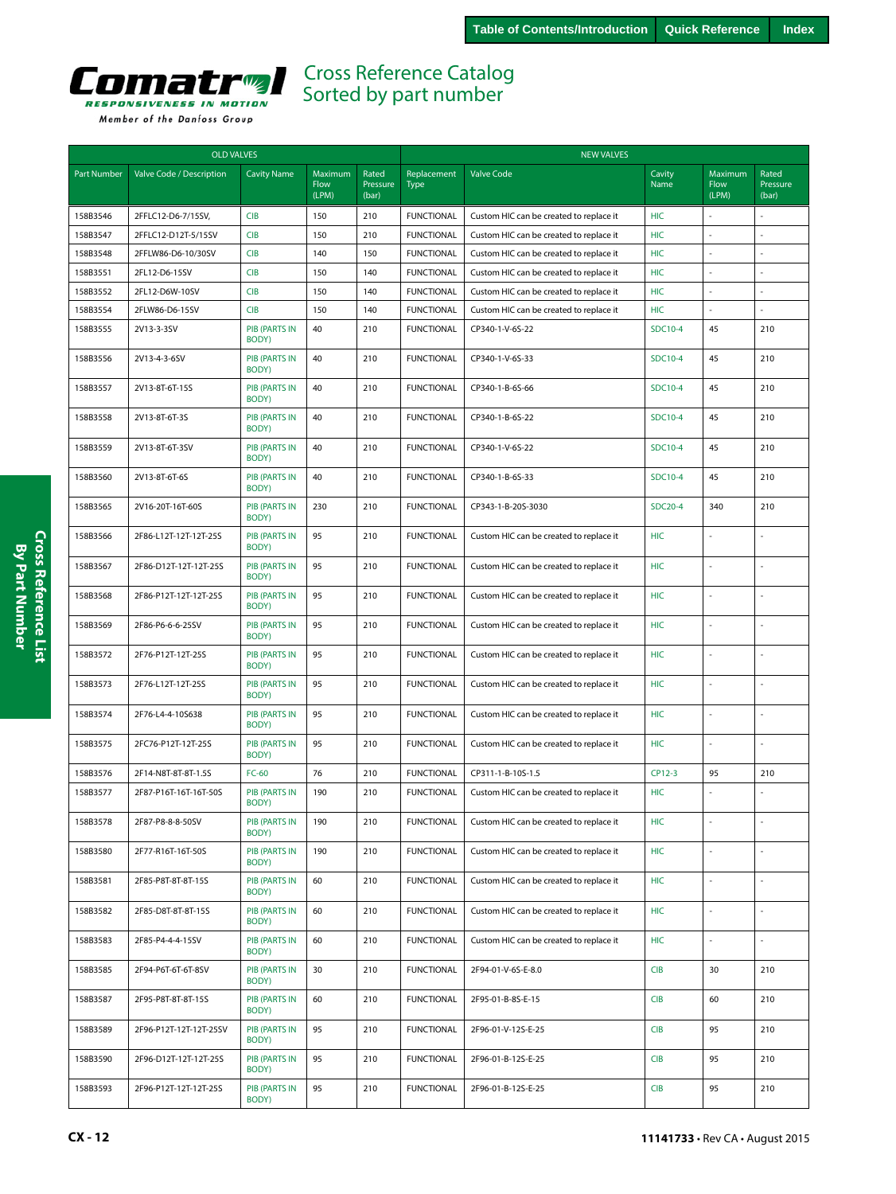# Cross Reference Catalog
## Sorted by part number

| OLD VALVES | | | | | NEW VALVES | | | | |
|---|---|---|---|---|---|---|---|---|---|
| Part Number | Valve Code / Description | Cavity Name | Maximum Flow (LPM) | Rated Pressure (bar) | Replacement Type | Valve Code | Cavity Name | Maximum Flow (LPM) | Rated Pressure (bar) |
| 158B3546 | 2FFLC12-D6-7/15SV, | CIB | 150 | 210 | FUNCTIONAL | Custom HIC can be created to replace it | HIC | - | - |
| 158B3547 | 2FFLC12-D12T-5/15SV | CIB | 150 | 210 | FUNCTIONAL | Custom HIC can be created to replace it | HIC | - | - |
| 158B3548 | 2FFLW86-D6-10/30SV | CIB | 140 | 150 | FUNCTIONAL | Custom HIC can be created to replace it | HIC | - | - |
| 158B3551 | 2FL12-D6-15SV | CIB | 150 | 140 | FUNCTIONAL | Custom HIC can be created to replace it | HIC | - | - |
| 158B3552 | 2FL12-D6W-10SV | CIB | 150 | 140 | FUNCTIONAL | Custom HIC can be created to replace it | HIC | - | - |
| 158B3554 | 2FLW86-D6-15SV | CIB | 150 | 140 | FUNCTIONAL | Custom HIC can be created to replace it | HIC | - | - |
| 158B3555 | 2V13-3-3SV | PIB (PARTS IN BODY) | 40 | 210 | FUNCTIONAL | CP340-1-V-6S-22 | SDC10-4 | 45 | 210 |
| 158B3556 | 2V13-4-3-6SV | PIB (PARTS IN BODY) | 40 | 210 | FUNCTIONAL | CP340-1-V-6S-33 | SDC10-4 | 45 | 210 |
| 158B3557 | 2V13-8T-6T-15S | PIB (PARTS IN BODY) | 40 | 210 | FUNCTIONAL | CP340-1-B-6S-66 | SDC10-4 | 45 | 210 |
| 158B3558 | 2V13-8T-6T-3S | PIB (PARTS IN BODY) | 40 | 210 | FUNCTIONAL | CP340-1-B-6S-22 | SDC10-4 | 45 | 210 |
| 158B3559 | 2V13-8T-6T-3SV | PIB (PARTS IN BODY) | 40 | 210 | FUNCTIONAL | CP340-1-V-6S-22 | SDC10-4 | 45 | 210 |
| 158B3560 | 2V13-8T-6T-6S | PIB (PARTS IN BODY) | 40 | 210 | FUNCTIONAL | CP340-1-B-6S-33 | SDC10-4 | 45 | 210 |
| 158B3565 | 2V16-20T-16T-60S | PIB (PARTS IN BODY) | 230 | 210 | FUNCTIONAL | CP343-1-B-20S-3030 | SDC20-4 | 340 | 210 |
| 158B3566 | 2F86-L12T-12T-12T-25S | PIB (PARTS IN BODY) | 95 | 210 | FUNCTIONAL | Custom HIC can be created to replace it | HIC | - | - |
| 158B3567 | 2F86-D12T-12T-12T-25S | PIB (PARTS IN BODY) | 95 | 210 | FUNCTIONAL | Custom HIC can be created to replace it | HIC | - | - |
| 158B3568 | 2F86-P12T-12T-12T-25S | PIB (PARTS IN BODY) | 95 | 210 | FUNCTIONAL | Custom HIC can be created to replace it | HIC | - | - |
| 158B3569 | 2F86-P6-6-6-25SV | PIB (PARTS IN BODY) | 95 | 210 | FUNCTIONAL | Custom HIC can be created to replace it | HIC | - | - |
| 158B3572 | 2F76-P12T-12T-25S | PIB (PARTS IN BODY) | 95 | 210 | FUNCTIONAL | Custom HIC can be created to replace it | HIC | - | - |
| 158B3573 | 2F76-L12T-12T-25S | PIB (PARTS IN BODY) | 95 | 210 | FUNCTIONAL | Custom HIC can be created to replace it | HIC | - | - |
| 158B3574 | 2F76-L4-4-10S638 | PIB (PARTS IN BODY) | 95 | 210 | FUNCTIONAL | Custom HIC can be created to replace it | HIC | - | - |
| 158B3575 | 2FC76-P12T-12T-25S | PIB (PARTS IN BODY) | 95 | 210 | FUNCTIONAL | Custom HIC can be created to replace it | HIC | - | - |
| 158B3576 | 2F14-N8T-8T-8T-1.5S | FC-60 | 76 | 210 | FUNCTIONAL | CP311-1-B-10S-1.5 | CP12-3 | 95 | 210 |
| 158B3577 | 2F87-P16T-16T-16T-50S | PIB (PARTS IN BODY) | 190 | 210 | FUNCTIONAL | Custom HIC can be created to replace it | HIC | - | - |
| 158B3578 | 2F87-P8-8-8-50SV | PIB (PARTS IN BODY) | 190 | 210 | FUNCTIONAL | Custom HIC can be created to replace it | HIC | - | - |
| 158B3580 | 2F77-R16T-16T-50S | PIB (PARTS IN BODY) | 190 | 210 | FUNCTIONAL | Custom HIC can be created to replace it | HIC | - | - |
| 158B3581 | 2F85-P8T-8T-8T-15S | PIB (PARTS IN BODY) | 60 | 210 | FUNCTIONAL | Custom HIC can be created to replace it | HIC | - | - |
| 158B3582 | 2F85-D8T-8T-8T-15S | PIB (PARTS IN BODY) | 60 | 210 | FUNCTIONAL | Custom HIC can be created to replace it | HIC | - | - |
| 158B3583 | 2F85-P4-4-4-15SV | PIB (PARTS IN BODY) | 60 | 210 | FUNCTIONAL | Custom HIC can be created to replace it | HIC | - | - |
| 158B3585 | 2F94-P6T-6T-6T-8SV | PIB (PARTS IN BODY) | 30 | 210 | FUNCTIONAL | 2F94-01-V-6S-E-8.0 | CIB | 30 | 210 |
| 158B3587 | 2F95-P8T-8T-8T-15S | PIB (PARTS IN BODY) | 60 | 210 | FUNCTIONAL | 2F95-01-B-8S-E-15 | CIB | 60 | 210 |
| 158B3589 | 2F96-P12T-12T-12T-25SV | PIB (PARTS IN BODY) | 95 | 210 | FUNCTIONAL | 2F96-01-V-12S-E-25 | CIB | 95 | 210 |
| 158B3590 | 2F96-D12T-12T-12T-25S | PIB (PARTS IN BODY) | 95 | 210 | FUNCTIONAL | 2F96-01-B-12S-E-25 | CIB | 95 | 210 |
| 158B3593 | 2F96-P12T-12T-12T-25S | PIB (PARTS IN BODY) | 95 | 210 | FUNCTIONAL | 2F96-01-B-12S-E-25 | CIB | 95 | 210 |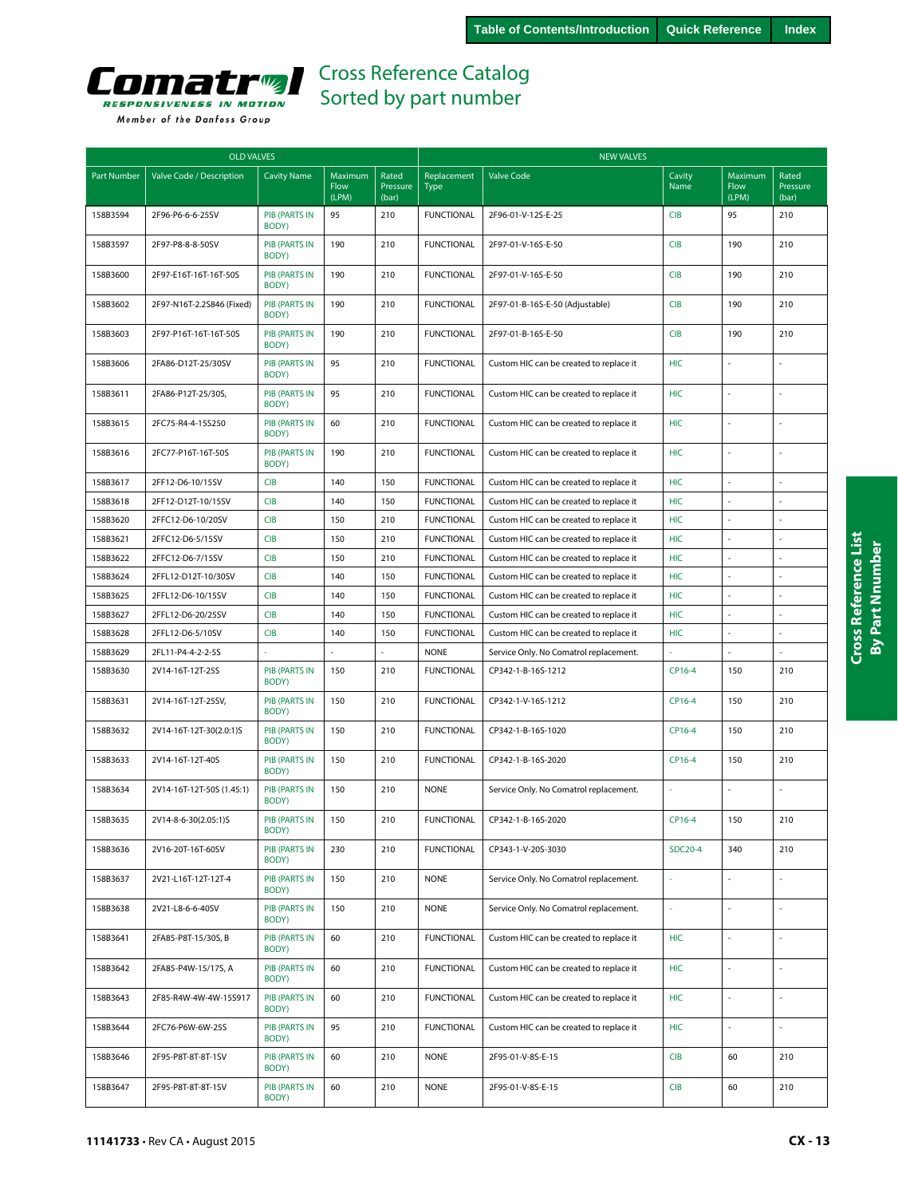# Cross Reference Catalog
## Sorted by part number

| OLD VALVES | | | | | NEW VALVES | | | | |
|---|---|---|---|---|---|---|---|---|---|
| Part Number | Valve Code / Description | Cavity Name | Maximum Flow (LPM) | Rated Pressure (bar) | Replacement Type | Valve Code | Cavity Name | Maximum Flow (LPM) | Rated Pressure (bar) |
| 158B3594 | 2F96-P6-6-6-25SV | PIB (PARTS IN BODY) | 95 | 210 | FUNCTIONAL | 2F96-01-V-12S-E-25 | CIB | 95 | 210 |
| 158B3597 | 2F97-P8-8-8-50SV | PIB (PARTS IN BODY) | 190 | 210 | FUNCTIONAL | 2F97-01-V-16S-E-50 | CIB | 190 | 210 |
| 158B3600 | 2F97-E16T-16T-16T-50S | PIB (PARTS IN BODY) | 190 | 210 | FUNCTIONAL | 2F97-01-V-16S-E-50 | CIB | 190 | 210 |
| 158B3602 | 2F97-N16T-2.2S846 (Fixed) | PIB (PARTS IN BODY) | 190 | 210 | FUNCTIONAL | 2F97-01-B-16S-E-50 (Adjustable) | CIB | 190 | 210 |
| 158B3603 | 2F97-P16T-16T-16T-50S | PIB (PARTS IN BODY) | 190 | 210 | FUNCTIONAL | 2F97-01-B-16S-E-50 | CIB | 190 | 210 |
| 158B3606 | 2FA86-D12T-25/30SV | PIB (PARTS IN BODY) | 95 | 210 | FUNCTIONAL | Custom HIC can be created to replace it | HIC | - | - |
| 158B3611 | 2FA86-P12T-25/30S, | PIB (PARTS IN BODY) | 95 | 210 | FUNCTIONAL | Custom HIC can be created to replace it | HIC | - | - |
| 158B3615 | 2FC75-R4-4-15S250 | PIB (PARTS IN BODY) | 60 | 210 | FUNCTIONAL | Custom HIC can be created to replace it | HIC | - | - |
| 158B3616 | 2FC77-P16T-16T-50S | PIB (PARTS IN BODY) | 190 | 210 | FUNCTIONAL | Custom HIC can be created to replace it | HIC | - | - |
| 158B3617 | 2FF12-D6-10/15SV | CIB | 140 | 150 | FUNCTIONAL | Custom HIC can be created to replace it | HIC | - | - |
| 158B3618 | 2FF12-D12T-10/15SV | CIB | 140 | 150 | FUNCTIONAL | Custom HIC can be created to replace it | HIC | - | - |
| 158B3620 | 2FFC12-D6-10/20SV | CIB | 150 | 210 | FUNCTIONAL | Custom HIC can be created to replace it | HIC | - | - |
| 158B3621 | 2FFC12-D6-5/15SV | CIB | 150 | 210 | FUNCTIONAL | Custom HIC can be created to replace it | HIC | - | - |
| 158B3622 | 2FFC12-D6-7/15SV | CIB | 150 | 210 | FUNCTIONAL | Custom HIC can be created to replace it | HIC | - | - |
| 158B3624 | 2FFL12-D12T-10/30SV | CIB | 140 | 150 | FUNCTIONAL | Custom HIC can be created to replace it | HIC | - | - |
| 158B3625 | 2FFL12-D6-10/15SV | CIB | 140 | 150 | FUNCTIONAL | Custom HIC can be created to replace it | HIC | - | - |
| 158B3627 | 2FFL12-D6-20/25SV | CIB | 140 | 150 | FUNCTIONAL | Custom HIC can be created to replace it | HIC | - | - |
| 158B3628 | 2FFL12-D6-5/10SV | CIB | 140 | 150 | FUNCTIONAL | Custom HIC can be created to replace it | HIC | - | - |
| 158B3629 | 2FL11-P4-4-2-2-5S | - | - | - | NONE | Service Only. No Comatrol replacement. | - | - | - |
| 158B3630 | 2V14-16T-12T-25S | PIB (PARTS IN BODY) | 150 | 210 | FUNCTIONAL | CP342-1-B-16S-1212 | CP16-4 | 150 | 210 |
| 158B3631 | 2V14-16T-12T-25SV, | PIB (PARTS IN BODY) | 150 | 210 | FUNCTIONAL | CP342-1-V-16S-1212 | CP16-4 | 150 | 210 |
| 158B3632 | 2V14-16T-12T-30(2.0:1)S | PIB (PARTS IN BODY) | 150 | 210 | FUNCTIONAL | CP342-1-B-16S-1020 | CP16-4 | 150 | 210 |
| 158B3633 | 2V14-16T-12T-40S | PIB (PARTS IN BODY) | 150 | 210 | FUNCTIONAL | CP342-1-B-16S-2020 | CP16-4 | 150 | 210 |
| 158B3634 | 2V14-16T-12T-50S (1.45:1) | PIB (PARTS IN BODY) | 150 | 210 | NONE | Service Only. No Comatrol replacement. | - | - | - |
| 158B3635 | 2V14-8-6-30(2.05:1)S | PIB (PARTS IN BODY) | 150 | 210 | FUNCTIONAL | CP342-1-B-16S-2020 | CP16-4 | 150 | 210 |
| 158B3636 | 2V16-20T-16T-60SV | PIB (PARTS IN BODY) | 230 | 210 | FUNCTIONAL | CP343-1-V-20S-3030 | SDC20-4 | 340 | 210 |
| 158B3637 | 2V21-L16T-12T-12T-4 | PIB (PARTS IN BODY) | 150 | 210 | NONE | Service Only. No Comatrol replacement. | - | - | - |
| 158B3638 | 2V21-L8-6-6-40SV | PIB (PARTS IN BODY) | 150 | 210 | NONE | Service Only. No Comatrol replacement. | - | - | - |
| 158B3641 | 2FA85-P8T-15/30S, B | PIB (PARTS IN BODY) | 60 | 210 | FUNCTIONAL | Custom HIC can be created to replace it | HIC | - | - |
| 158B3642 | 2FA85-P4W-15/17S, A | PIB (PARTS IN BODY) | 60 | 210 | FUNCTIONAL | Custom HIC can be created to replace it | HIC | - | - |
| 158B3643 | 2F85-R4W-4W-4W-15S917 | PIB (PARTS IN BODY) | 60 | 210 | FUNCTIONAL | Custom HIC can be created to replace it | HIC | - | - |
| 158B3644 | 2FC76-P6W-6W-25S | PIB (PARTS IN BODY) | 95 | 210 | FUNCTIONAL | Custom HIC can be created to replace it | HIC | - | - |
| 158B3646 | 2F95-P8T-8T-8T-1SV | PIB (PARTS IN BODY) | 60 | 210 | NONE | 2F95-01-V-8S-E-15 | CIB | 60 | 210 |
| 158B3647 | 2F95-P8T-8T-8T-1SV | PIB (PARTS IN BODY) | 60 | 210 | NONE | 2F95-01-V-8S-E-15 | CIB | 60 | 210 |

11141733 • Rev CA • August 2015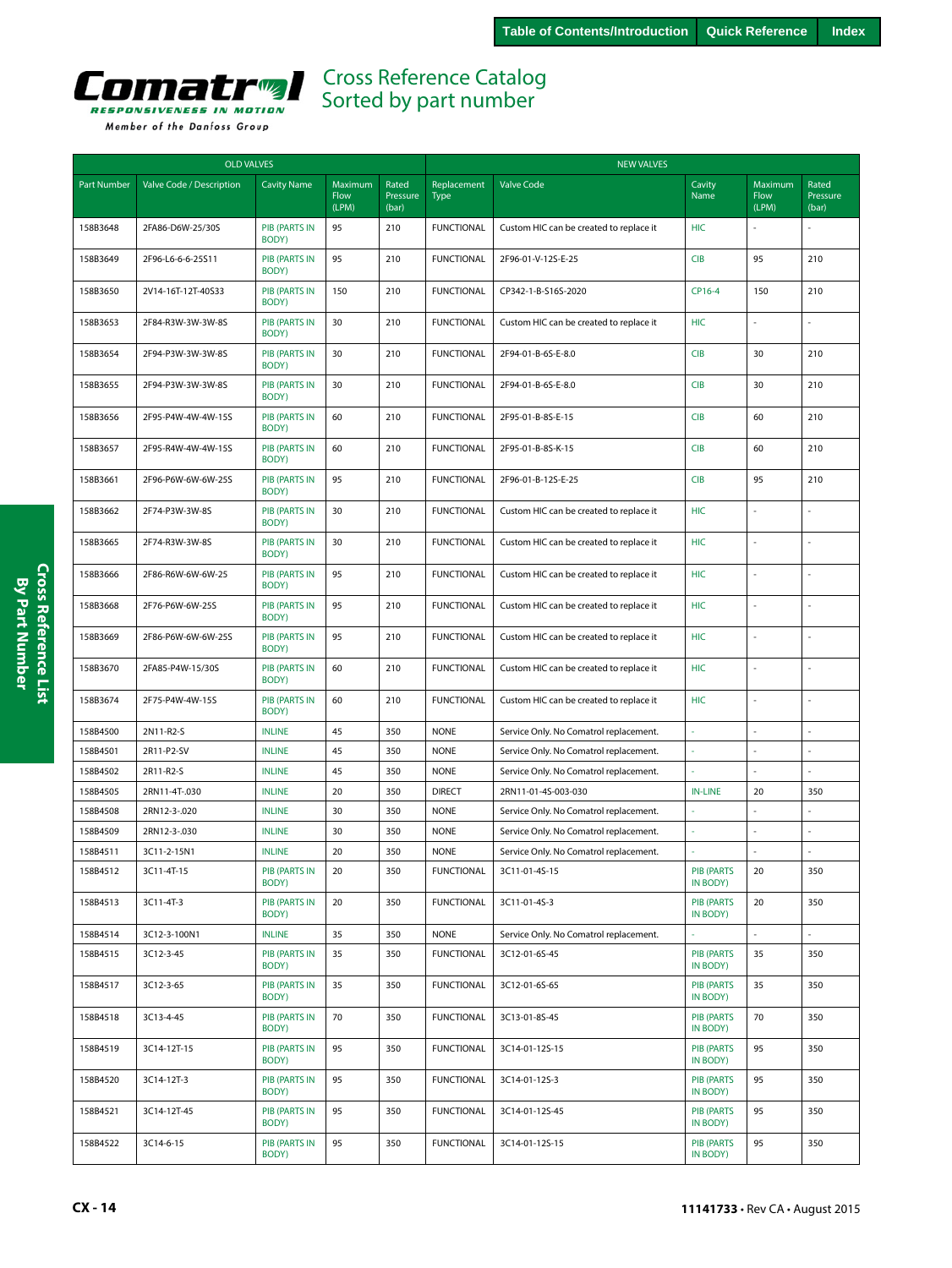# Cross Reference Catalog
## Sorted by part number

| OLD VALVES | | | | | NEW VALVES | | | | |
|---|---|---|---|---|---|---|---|---|---|
| Part Number | Valve Code / Description | Cavity Name | Maximum Flow (LPM) | Rated Pressure (bar) | Replacement Type | Valve Code | Cavity Name | Maximum Flow (LPM) | Rated Pressure (bar) |
| 158B3648 | 2FA86-D6W-25/30S | PIB (PARTS IN BODY) | 95 | 210 | FUNCTIONAL | Custom HIC can be created to replace it | HIC | - | - |
| 158B3649 | 2F96-L6-6-6-25S11 | PIB (PARTS IN BODY) | 95 | 210 | FUNCTIONAL | 2F96-01-V-12S-E-25 | CIB | 95 | 210 |
| 158B3650 | 2V14-16T-12T-40S33 | PIB (PARTS IN BODY) | 150 | 210 | FUNCTIONAL | CP342-1-B-S16S-2020 | CP16-4 | 150 | 210 |
| 158B3653 | 2F84-R3W-3W-3W-8S | PIB (PARTS IN BODY) | 30 | 210 | FUNCTIONAL | Custom HIC can be created to replace it | HIC | - | - |
| 158B3654 | 2F94-P3W-3W-3W-8S | PIB (PARTS IN BODY) | 30 | 210 | FUNCTIONAL | 2F94-01-B-6S-E-8.0 | CIB | 30 | 210 |
| 158B3655 | 2F94-P3W-3W-3W-8S | PIB (PARTS IN BODY) | 30 | 210 | FUNCTIONAL | 2F94-01-B-6S-E-8.0 | CIB | 30 | 210 |
| 158B3656 | 2F95-P4W-4W-4W-15S | PIB (PARTS IN BODY) | 60 | 210 | FUNCTIONAL | 2F95-01-B-8S-E-15 | CIB | 60 | 210 |
| 158B3657 | 2F95-R4W-4W-4W-15S | PIB (PARTS IN BODY) | 60 | 210 | FUNCTIONAL | 2F95-01-B-8S-K-15 | CIB | 60 | 210 |
| 158B3661 | 2F96-P6W-6W-6W-25S | PIB (PARTS IN BODY) | 95 | 210 | FUNCTIONAL | 2F96-01-B-12S-E-25 | CIB | 95 | 210 |
| 158B3662 | 2F74-P3W-3W-8S | PIB (PARTS IN BODY) | 30 | 210 | FUNCTIONAL | Custom HIC can be created to replace it | HIC | - | - |
| 158B3665 | 2F74-R3W-3W-8S | PIB (PARTS IN BODY) | 30 | 210 | FUNCTIONAL | Custom HIC can be created to replace it | HIC | - | - |
| 158B3666 | 2F86-R6W-6W-6W-25 | PIB (PARTS IN BODY) | 95 | 210 | FUNCTIONAL | Custom HIC can be created to replace it | HIC | - | - |
| 158B3668 | 2F76-P6W-6W-25S | PIB (PARTS IN BODY) | 95 | 210 | FUNCTIONAL | Custom HIC can be created to replace it | HIC | - | - |
| 158B3669 | 2F86-P6W-6W-6W-25S | PIB (PARTS IN BODY) | 95 | 210 | FUNCTIONAL | Custom HIC can be created to replace it | HIC | - | - |
| 158B3670 | 2FA85-P4W-15/30S | PIB (PARTS IN BODY) | 60 | 210 | FUNCTIONAL | Custom HIC can be created to replace it | HIC | - | - |
| 158B3674 | 2F75-P4W-4W-15S | PIB (PARTS IN BODY) | 60 | 210 | FUNCTIONAL | Custom HIC can be created to replace it | HIC | - | - |
| 158B4500 | 2N11-R2-S | INLINE | 45 | 350 | NONE | Service Only. No Comatrol replacement. | - | - | - |
| 158B4501 | 2R11-P2-SV | INLINE | 45 | 350 | NONE | Service Only. No Comatrol replacement. | - | - | - |
| 158B4502 | 2R11-R2-S | INLINE | 45 | 350 | NONE | Service Only. No Comatrol replacement. | - | - | - |
| 158B4505 | 2RN11-4T-.030 | INLINE | 20 | 350 | DIRECT | 2RN11-01-4S-003-030 | IN-LINE | 20 | 350 |
| 158B4508 | 2RN12-3-.020 | INLINE | 30 | 350 | NONE | Service Only. No Comatrol replacement. | - | - | - |
| 158B4509 | 2RN12-3-.030 | INLINE | 30 | 350 | NONE | Service Only. No Comatrol replacement. | - | - | - |
| 158B4511 | 3C11-2-15N1 | INLINE | 20 | 350 | NONE | Service Only. No Comatrol replacement. | - | - | - |
| 158B4512 | 3C11-4T-15 | PIB (PARTS IN BODY) | 20 | 350 | FUNCTIONAL | 3C11-01-4S-15 | PIB (PARTS IN BODY) | 20 | 350 |
| 158B4513 | 3C11-4T-3 | PIB (PARTS IN BODY) | 20 | 350 | FUNCTIONAL | 3C11-01-4S-3 | PIB (PARTS IN BODY) | 20 | 350 |
| 158B4514 | 3C12-3-100N1 | INLINE | 35 | 350 | NONE | Service Only. No Comatrol replacement. | - | - | - |
| 158B4515 | 3C12-3-45 | PIB (PARTS IN BODY) | 35 | 350 | FUNCTIONAL | 3C12-01-6S-45 | PIB (PARTS IN BODY) | 35 | 350 |
| 158B4517 | 3C12-3-65 | PIB (PARTS IN BODY) | 35 | 350 | FUNCTIONAL | 3C12-01-6S-65 | PIB (PARTS IN BODY) | 35 | 350 |
| 158B4518 | 3C13-4-45 | PIB (PARTS IN BODY) | 70 | 350 | FUNCTIONAL | 3C13-01-8S-45 | PIB (PARTS IN BODY) | 70 | 350 |
| 158B4519 | 3C14-12T-15 | PIB (PARTS IN BODY) | 95 | 350 | FUNCTIONAL | 3C14-01-12S-15 | PIB (PARTS IN BODY) | 95 | 350 |
| 158B4520 | 3C14-12T-3 | PIB (PARTS IN BODY) | 95 | 350 | FUNCTIONAL | 3C14-01-12S-3 | PIB (PARTS IN BODY) | 95 | 350 |
| 158B4521 | 3C14-12T-45 | PIB (PARTS IN BODY) | 95 | 350 | FUNCTIONAL | 3C14-01-12S-45 | PIB (PARTS IN BODY) | 95 | 350 |
| 158B4522 | 3C14-6-15 | PIB (PARTS IN BODY) | 95 | 350 | FUNCTIONAL | 3C14-01-12S-15 | PIB (PARTS IN BODY) | 95 | 350 |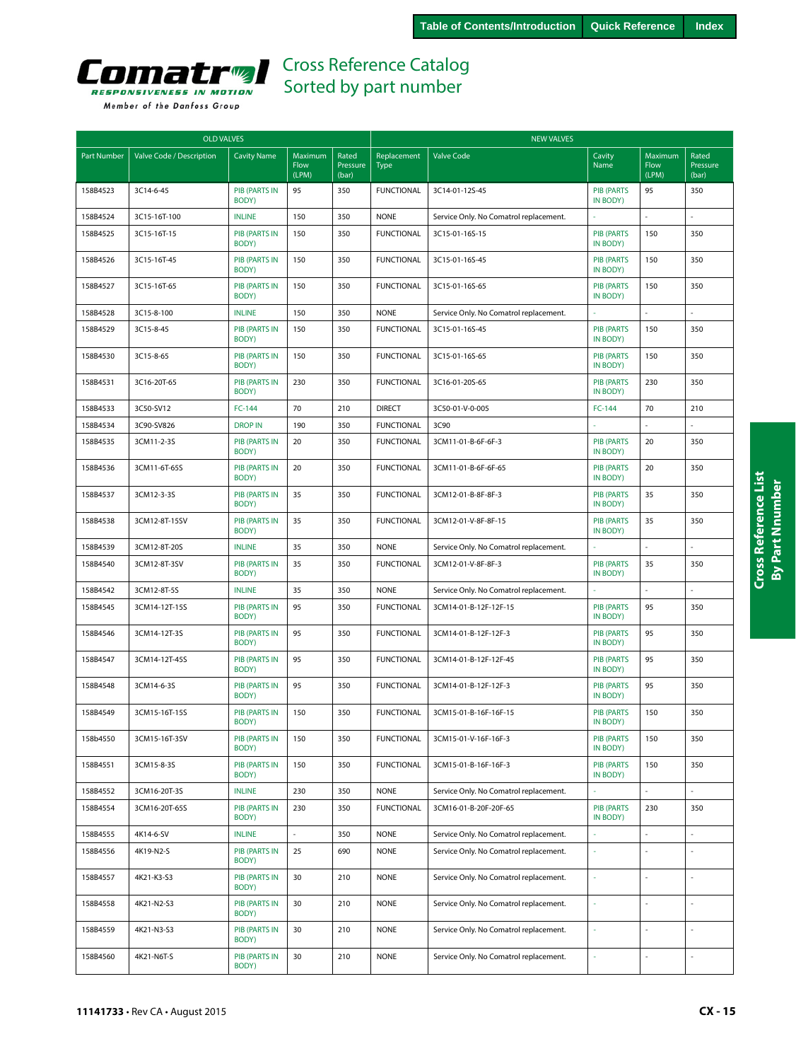# Cross Reference Catalog
## Sorted by part number

| OLD VALVES | | | | | NEW VALVES | | | | |
|---|---|---|---|---|---|---|---|---|---|
| Part Number | Valve Code / Description | Cavity Name | Maximum Flow (LPM) | Rated Pressure (bar) | Replacement Type | Valve Code | Cavity Name | Maximum Flow (LPM) | Rated Pressure (bar) |
| 158B4523 | 3C14-6-45 | PIB (PARTS IN BODY) | 95 | 350 | FUNCTIONAL | 3C14-01-12S-45 | PIB (PARTS IN BODY) | 95 | 350 |
| 158B4524 | 3C15-16T-100 | INLINE | 150 | 350 | NONE | Service Only. No Comatrol replacement. | - | - | - |
| 158B4525 | 3C15-16T-15 | PIB (PARTS IN BODY) | 150 | 350 | FUNCTIONAL | 3C15-01-16S-15 | PIB (PARTS IN BODY) | 150 | 350 |
| 158B4526 | 3C15-16T-45 | PIB (PARTS IN BODY) | 150 | 350 | FUNCTIONAL | 3C15-01-16S-45 | PIB (PARTS IN BODY) | 150 | 350 |
| 158B4527 | 3C15-16T-65 | PIB (PARTS IN BODY) | 150 | 350 | FUNCTIONAL | 3C15-01-16S-65 | PIB (PARTS IN BODY) | 150 | 350 |
| 158B4528 | 3C15-8-100 | INLINE | 150 | 350 | NONE | Service Only. No Comatrol replacement. | - | - | - |
| 158B4529 | 3C15-8-45 | PIB (PARTS IN BODY) | 150 | 350 | FUNCTIONAL | 3C15-01-16S-45 | PIB (PARTS IN BODY) | 150 | 350 |
| 158B4530 | 3C15-8-65 | PIB (PARTS IN BODY) | 150 | 350 | FUNCTIONAL | 3C15-01-16S-65 | PIB (PARTS IN BODY) | 150 | 350 |
| 158B4531 | 3C16-20T-65 | PIB (PARTS IN BODY) | 230 | 350 | FUNCTIONAL | 3C16-01-20S-65 | PIB (PARTS IN BODY) | 230 | 350 |
| 158B4533 | 3C50-SV12 | FC-144 | 70 | 210 | DIRECT | 3C50-01-V-0-005 | FC-144 | 70 | 210 |
| 158B4534 | 3C90-SV826 | DROP IN | 190 | 350 | FUNCTIONAL | 3C90 | - | - | - |
| 158B4535 | 3CM11-2-3S | PIB (PARTS IN BODY) | 20 | 350 | FUNCTIONAL | 3CM11-01-B-6F-6F-3 | PIB (PARTS IN BODY) | 20 | 350 |
| 158B4536 | 3CM11-6T-65S | PIB (PARTS IN BODY) | 20 | 350 | FUNCTIONAL | 3CM11-01-B-6F-6F-65 | PIB (PARTS IN BODY) | 20 | 350 |
| 158B4537 | 3CM12-3-3S | PIB (PARTS IN BODY) | 35 | 350 | FUNCTIONAL | 3CM12-01-B-8F-8F-3 | PIB (PARTS IN BODY) | 35 | 350 |
| 158B4538 | 3CM12-8T-15SV | PIB (PARTS IN BODY) | 35 | 350 | FUNCTIONAL | 3CM12-01-V-8F-8F-15 | PIB (PARTS IN BODY) | 35 | 350 |
| 158B4539 | 3CM12-8T-20S | INLINE | 35 | 350 | NONE | Service Only. No Comatrol replacement. | - | - | - |
| 158B4540 | 3CM12-8T-3SV | PIB (PARTS IN BODY) | 35 | 350 | FUNCTIONAL | 3CM12-01-V-8F-8F-3 | PIB (PARTS IN BODY) | 35 | 350 |
| 158B4542 | 3CM12-8T-5S | INLINE | 35 | 350 | NONE | Service Only. No Comatrol replacement. | - | - | - |
| 158B4545 | 3CM14-12T-15S | PIB (PARTS IN BODY) | 95 | 350 | FUNCTIONAL | 3CM14-01-B-12F-12F-15 | PIB (PARTS IN BODY) | 95 | 350 |
| 158B4546 | 3CM14-12T-3S | PIB (PARTS IN BODY) | 95 | 350 | FUNCTIONAL | 3CM14-01-B-12F-12F-3 | PIB (PARTS IN BODY) | 95 | 350 |
| 158B4547 | 3CM14-12T-45S | PIB (PARTS IN BODY) | 95 | 350 | FUNCTIONAL | 3CM14-01-B-12F-12F-45 | PIB (PARTS IN BODY) | 95 | 350 |
| 158B4548 | 3CM14-6-3S | PIB (PARTS IN BODY) | 95 | 350 | FUNCTIONAL | 3CM14-01-B-12F-12F-3 | PIB (PARTS IN BODY) | 95 | 350 |
| 158B4549 | 3CM15-16T-15S | PIB (PARTS IN BODY) | 150 | 350 | FUNCTIONAL | 3CM15-01-B-16F-16F-15 | PIB (PARTS IN BODY) | 150 | 350 |
| 158b4550 | 3CM15-16T-3SV | PIB (PARTS IN BODY) | 150 | 350 | FUNCTIONAL | 3CM15-01-V-16F-16F-3 | PIB (PARTS IN BODY) | 150 | 350 |
| 158B4551 | 3CM15-8-3S | PIB (PARTS IN BODY) | 150 | 350 | FUNCTIONAL | 3CM15-01-B-16F-16F-3 | PIB (PARTS IN BODY) | 150 | 350 |
| 158B4552 | 3CM16-20T-3S | INLINE | 230 | 350 | NONE | Service Only. No Comatrol replacement. | - | - | - |
| 158B4554 | 3CM16-20T-65S | PIB (PARTS IN BODY) | 230 | 350 | FUNCTIONAL | 3CM16-01-B-20F-20F-65 | PIB (PARTS IN BODY) | 230 | 350 |
| 158B4555 | 4K14-6-SV | INLINE | - | 350 | NONE | Service Only. No Comatrol replacement. | - | - | - |
| 158B4556 | 4K19-N2-S | PIB (PARTS IN BODY) | 25 | 690 | NONE | Service Only. No Comatrol replacement. | - | - | - |
| 158B4557 | 4K21-K3-S3 | PIB (PARTS IN BODY) | 30 | 210 | NONE | Service Only. No Comatrol replacement. | - | - | - |
| 158B4558 | 4K21-N2-S3 | PIB (PARTS IN BODY) | 30 | 210 | NONE | Service Only. No Comatrol replacement. | - | - | - |
| 158B4559 | 4K21-N3-S3 | PIB (PARTS IN BODY) | 30 | 210 | NONE | Service Only. No Comatrol replacement. | - | - | - |
| 158B4560 | 4K21-N6T-S | PIB (PARTS IN BODY) | 30 | 210 | NONE | Service Only. No Comatrol replacement. | - | - | - |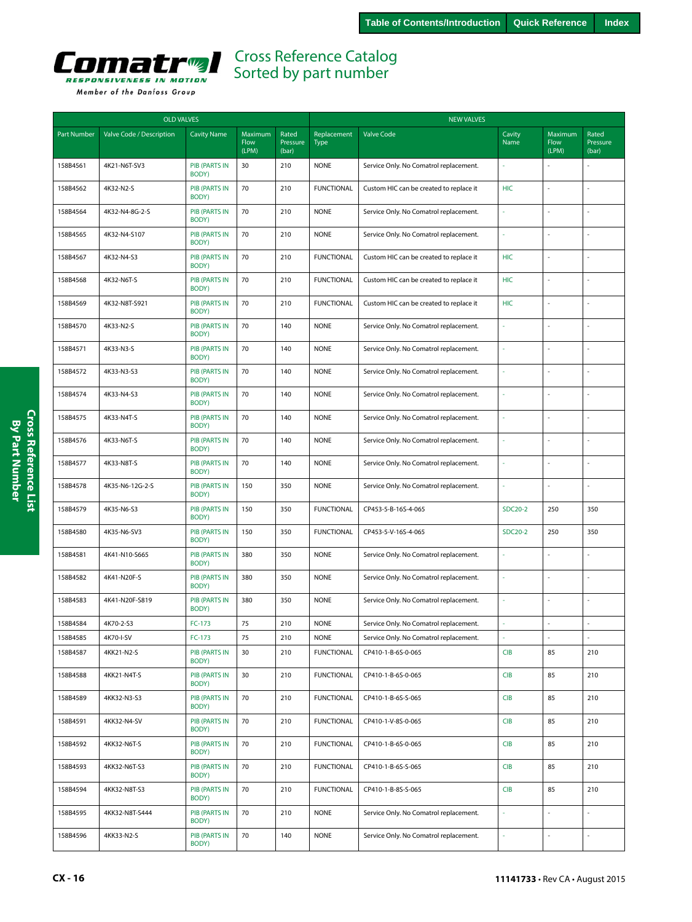# Cross Reference Catalog
## Sorted by part number

| OLD VALVES | | | | | NEW VALVES | | | | |
|---|---|---|---|---|---|---|---|---|---|
| Part Number | Valve Code / Description | Cavity Name | Maximum Flow (LPM) | Rated Pressure (bar) | Replacement Type | Valve Code | Cavity Name | Maximum Flow (LPM) | Rated Pressure (bar) |
| 158B4561 | 4K21-N6T-SV3 | PIB (PARTS IN BODY) | 30 | 210 | NONE | Service Only. No Comatrol replacement. | - | - | - |
| 158B4562 | 4K32-N2-S | PIB (PARTS IN BODY) | 70 | 210 | FUNCTIONAL | Custom HIC can be created to replace it | HIC | - | - |
| 158B4564 | 4K32-N4-8G-2-S | PIB (PARTS IN BODY) | 70 | 210 | NONE | Service Only. No Comatrol replacement. | - | - | - |
| 158B4565 | 4K32-N4-S107 | PIB (PARTS IN BODY) | 70 | 210 | NONE | Service Only. No Comatrol replacement. | - | - | - |
| 158B4567 | 4K32-N4-S3 | PIB (PARTS IN BODY) | 70 | 210 | FUNCTIONAL | Custom HIC can be created to replace it | HIC | - | - |
| 158B4568 | 4K32-N6T-S | PIB (PARTS IN BODY) | 70 | 210 | FUNCTIONAL | Custom HIC can be created to replace it | HIC | - | - |
| 158B4569 | 4K32-N8T-S921 | PIB (PARTS IN BODY) | 70 | 210 | FUNCTIONAL | Custom HIC can be created to replace it | HIC | - | - |
| 158B4570 | 4K33-N2-S | PIB (PARTS IN BODY) | 70 | 140 | NONE | Service Only. No Comatrol replacement. | - | - | - |
| 158B4571 | 4K33-N3-S | PIB (PARTS IN BODY) | 70 | 140 | NONE | Service Only. No Comatrol replacement. | - | - | - |
| 158B4572 | 4K33-N3-S3 | PIB (PARTS IN BODY) | 70 | 140 | NONE | Service Only. No Comatrol replacement. | - | - | - |
| 158B4574 | 4K33-N4-S3 | PIB (PARTS IN BODY) | 70 | 140 | NONE | Service Only. No Comatrol replacement. | - | - | - |
| 158B4575 | 4K33-N4T-S | PIB (PARTS IN BODY) | 70 | 140 | NONE | Service Only. No Comatrol replacement. | - | - | - |
| 158B4576 | 4K33-N6T-S | PIB (PARTS IN BODY) | 70 | 140 | NONE | Service Only. No Comatrol replacement. | - | - | - |
| 158B4577 | 4K33-N8T-S | PIB (PARTS IN BODY) | 70 | 140 | NONE | Service Only. No Comatrol replacement. | - | - | - |
| 158B4578 | 4K35-N6-12G-2-S | PIB (PARTS IN BODY) | 150 | 350 | NONE | Service Only. No Comatrol replacement. | - | - | - |
| 158B4579 | 4K35-N6-S3 | PIB (PARTS IN BODY) | 150 | 350 | FUNCTIONAL | CP453-5-B-16S-4-065 | SDC20-2 | 250 | 350 |
| 158B4580 | 4K35-N6-SV3 | PIB (PARTS IN BODY) | 150 | 350 | FUNCTIONAL | CP453-5-V-16S-4-065 | SDC20-2 | 250 | 350 |
| 158B4581 | 4K41-N10-S665 | PIB (PARTS IN BODY) | 380 | 350 | NONE | Service Only. No Comatrol replacement. | - | - | - |
| 158B4582 | 4K41-N20F-S | PIB (PARTS IN BODY) | 380 | 350 | NONE | Service Only. No Comatrol replacement. | - | - | - |
| 158B4583 | 4K41-N20F-S819 | PIB (PARTS IN BODY) | 380 | 350 | NONE | Service Only. No Comatrol replacement. | - | - | - |
| 158B4584 | 4K70-2-S3 | FC-173 | 75 | 210 | NONE | Service Only. No Comatrol replacement. | - | - | - |
| 158B4585 | 4K70-I-SV | FC-173 | 75 | 210 | NONE | Service Only. No Comatrol replacement. | - | - | - |
| 158B4587 | 4KK21-N2-S | PIB (PARTS IN BODY) | 30 | 210 | FUNCTIONAL | CP410-1-B-6S-0-065 | CIB | 85 | 210 |
| 158B4588 | 4KK21-N4T-S | PIB (PARTS IN BODY) | 30 | 210 | FUNCTIONAL | CP410-1-B-6S-0-065 | CIB | 85 | 210 |
| 158B4589 | 4KK32-N3-S3 | PIB (PARTS IN BODY) | 70 | 210 | FUNCTIONAL | CP410-1-B-6S-S-065 | CIB | 85 | 210 |
| 158B4591 | 4KK32-N4-SV | PIB (PARTS IN BODY) | 70 | 210 | FUNCTIONAL | CP410-1-V-8S-0-065 | CIB | 85 | 210 |
| 158B4592 | 4KK32-N6T-S | PIB (PARTS IN BODY) | 70 | 210 | FUNCTIONAL | CP410-1-B-6S-0-065 | CIB | 85 | 210 |
| 158B4593 | 4KK32-N6T-S3 | PIB (PARTS IN BODY) | 70 | 210 | FUNCTIONAL | CP410-1-B-6S-S-065 | CIB | 85 | 210 |
| 158B4594 | 4KK32-N8T-S3 | PIB (PARTS IN BODY) | 70 | 210 | FUNCTIONAL | CP410-1-B-8S-S-065 | CIB | 85 | 210 |
| 158B4595 | 4KK32-N8T-S444 | PIB (PARTS IN BODY) | 70 | 210 | NONE | Service Only. No Comatrol replacement. | - | - | - |
| 158B4596 | 4KK33-N2-S | PIB (PARTS IN BODY) | 70 | 140 | NONE | Service Only. No Comatrol replacement. | - | - | - |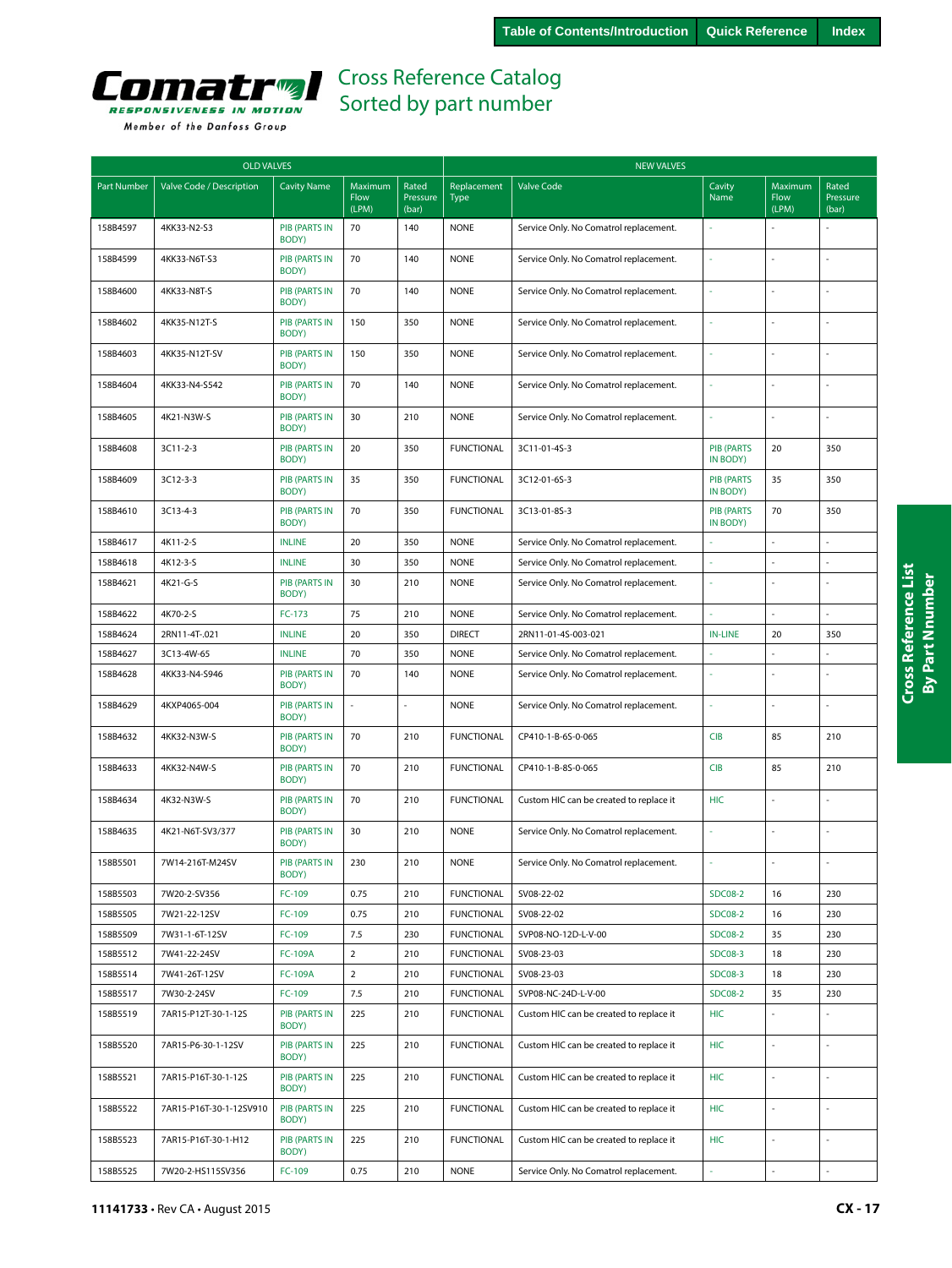# Cross Reference Catalog
## Sorted by part number

| OLD VALVES | | | | | NEW VALVES | | | | |
|---|---|---|---|---|---|---|---|---|---|
| Part Number | Valve Code / Description | Cavity Name | Maximum Flow (LPM) | Rated Pressure (bar) | Replacement Type | Valve Code | Cavity Name | Maximum Flow (LPM) | Rated Pressure (bar) |
| 158B4597 | 4KK33-N2-S3 | PIB (PARTS IN BODY) | 70 | 140 | NONE | Service Only. No Comatrol replacement. | - | - | - |
| 158B4599 | 4KK33-N6T-S3 | PIB (PARTS IN BODY) | 70 | 140 | NONE | Service Only. No Comatrol replacement. | - | - | - |
| 158B4600 | 4KK33-N8T-S | PIB (PARTS IN BODY) | 70 | 140 | NONE | Service Only. No Comatrol replacement. | - | - | - |
| 158B4602 | 4KK35-N12T-S | PIB (PARTS IN BODY) | 150 | 350 | NONE | Service Only. No Comatrol replacement. | - | - | - |
| 158B4603 | 4KK35-N12T-SV | PIB (PARTS IN BODY) | 150 | 350 | NONE | Service Only. No Comatrol replacement. | - | - | - |
| 158B4604 | 4KK33-N4-S542 | PIB (PARTS IN BODY) | 70 | 140 | NONE | Service Only. No Comatrol replacement. | - | - | - |
| 158B4605 | 4K21-N3W-S | PIB (PARTS IN BODY) | 30 | 210 | NONE | Service Only. No Comatrol replacement. | - | - | - |
| 158B4608 | 3C11-2-3 | PIB (PARTS IN BODY) | 20 | 350 | FUNCTIONAL | 3C11-01-4S-3 | PIB (PARTS IN BODY) | 20 | 350 |
| 158B4609 | 3C12-3-3 | PIB (PARTS IN BODY) | 35 | 350 | FUNCTIONAL | 3C12-01-6S-3 | PIB (PARTS IN BODY) | 35 | 350 |
| 158B4610 | 3C13-4-3 | PIB (PARTS IN BODY) | 70 | 350 | FUNCTIONAL | 3C13-01-8S-3 | PIB (PARTS IN BODY) | 70 | 350 |
| 158B4617 | 4K11-2-S | INLINE | 20 | 350 | NONE | Service Only. No Comatrol replacement. | - | - | - |
| 158B4618 | 4K12-3-S | INLINE | 30 | 350 | NONE | Service Only. No Comatrol replacement. | - | - | - |
| 158B4621 | 4K21-G-S | PIB (PARTS IN BODY) | 30 | 210 | NONE | Service Only. No Comatrol replacement. | - | - | - |
| 158B4622 | 4K70-2-S | FC-173 | 75 | 210 | NONE | Service Only. No Comatrol replacement. | - | - | - |
| 158B4624 | 2RN11-4T-.021 | INLINE | 20 | 350 | DIRECT | 2RN11-01-4S-003-021 | IN-LINE | 20 | 350 |
| 158B4627 | 3C13-4W-65 | INLINE | 70 | 350 | NONE | Service Only. No Comatrol replacement. | - | - | - |
| 158B4628 | 4KK33-N4-S946 | PIB (PARTS IN BODY) | 70 | 140 | NONE | Service Only. No Comatrol replacement. | - | - | - |
| 158B4629 | 4KXP4065-004 | PIB (PARTS IN BODY) | - | - | NONE | Service Only. No Comatrol replacement. | - | - | - |
| 158B4632 | 4KK32-N3W-S | PIB (PARTS IN BODY) | 70 | 210 | FUNCTIONAL | CP410-1-B-6S-0-065 | CIB | 85 | 210 |
| 158B4633 | 4KK32-N4W-S | PIB (PARTS IN BODY) | 70 | 210 | FUNCTIONAL | CP410-1-B-8S-0-065 | CIB | 85 | 210 |
| 158B4634 | 4K32-N3W-S | PIB (PARTS IN BODY) | 70 | 210 | FUNCTIONAL | Custom HIC can be created to replace it | HIC | - | - |
| 158B4635 | 4K21-N6T-SV3/377 | PIB (PARTS IN BODY) | 30 | 210 | NONE | Service Only. No Comatrol replacement. | - | - | - |
| 158B5501 | 7W14-216T-M24SV | PIB (PARTS IN BODY) | 230 | 210 | NONE | Service Only. No Comatrol replacement. | - | - | - |
| 158B5503 | 7W20-2-SV356 | FC-109 | 0.75 | 210 | FUNCTIONAL | SV08-22-02 | SDC08-2 | 16 | 230 |
| 158B5505 | 7W21-22-12SV | FC-109 | 0.75 | 210 | FUNCTIONAL | SV08-22-02 | SDC08-2 | 16 | 230 |
| 158B5509 | 7W31-1-6T-12SV | FC-109 | 7.5 | 230 | FUNCTIONAL | SVP08-NO-12D-L-V-00 | SDC08-2 | 35 | 230 |
| 158B5512 | 7W41-22-24SV | FC-109A | 2 | 210 | FUNCTIONAL | SV08-23-03 | SDC08-3 | 18 | 230 |
| 158B5514 | 7W41-26T-12SV | FC-109A | 2 | 210 | FUNCTIONAL | SV08-23-03 | SDC08-3 | 18 | 230 |
| 158B5517 | 7W30-2-24SV | FC-109 | 7.5 | 210 | FUNCTIONAL | SVP08-NC-24D-L-V-00 | SDC08-2 | 35 | 230 |
| 158B5519 | 7AR15-P12T-30-1-12S | PIB (PARTS IN BODY) | 225 | 210 | FUNCTIONAL | Custom HIC can be created to replace it | HIC | - | - |
| 158B5520 | 7AR15-P6-30-1-12SV | PIB (PARTS IN BODY) | 225 | 210 | FUNCTIONAL | Custom HIC can be created to replace it | HIC | - | - |
| 158B5521 | 7AR15-P16T-30-1-12S | PIB (PARTS IN BODY) | 225 | 210 | FUNCTIONAL | Custom HIC can be created to replace it | HIC | - | - |
| 158B5522 | 7AR15-P16T-30-1-12SV910 | PIB (PARTS IN BODY) | 225 | 210 | FUNCTIONAL | Custom HIC can be created to replace it | HIC | - | - |
| 158B5523 | 7AR15-P16T-30-1-H12 | PIB (PARTS IN BODY) | 225 | 210 | FUNCTIONAL | Custom HIC can be created to replace it | HIC | - | - |
| 158B5525 | 7W20-2-HS115SV356 | FC-109 | 0.75 | 210 | NONE | Service Only. No Comatrol replacement. | - | - | - |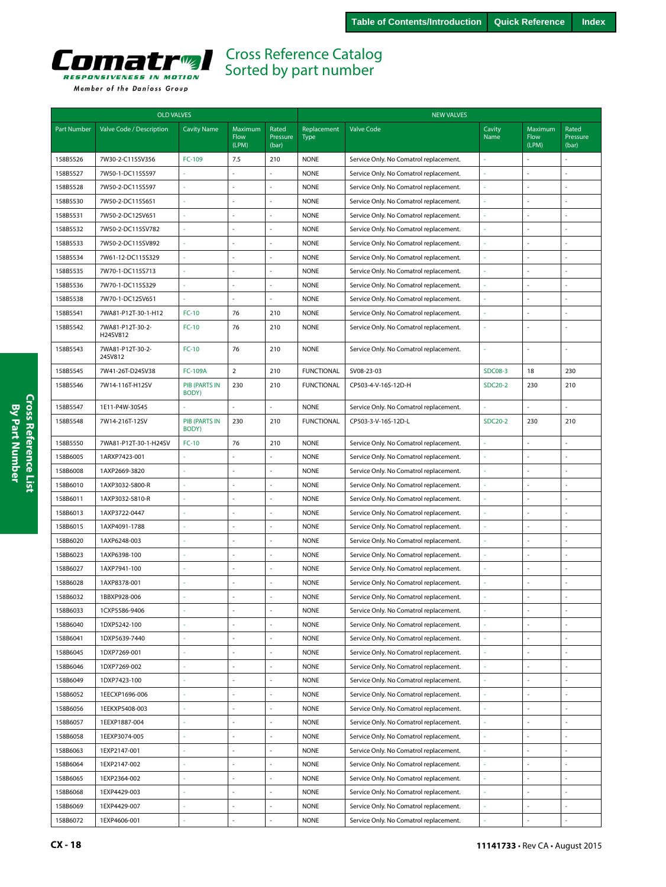# Cross Reference Catalog Sorted by part number

| OLD VALVES | | | | | NEW VALVES | | | | |
|---|---|---|---|---|---|---|---|---|---|
| Part Number | Valve Code / Description | Cavity Name | Maximum Flow (LPM) | Rated Pressure (bar) | Replacement Type | Valve Code | Cavity Name | Maximum Flow (LPM) | Rated Pressure (bar) |
| 158B5526 | 7W30-2-C115SV356 | FC-109 | 7.5 | 210 | NONE | Service Only. No Comatrol replacement. | - | - | - |
| 158B5527 | 7W50-1-DC115S597 | - | - | - | NONE | Service Only. No Comatrol replacement. | - | - | - |
| 158B5528 | 7W50-2-DC115S597 | - | - | - | NONE | Service Only. No Comatrol replacement. | - | - | - |
| 158B5530 | 7W50-2-DC115S651 | - | - | - | NONE | Service Only. No Comatrol replacement. | - | - | - |
| 158B5531 | 7W50-2-DC12SV651 | - | - | - | NONE | Service Only. No Comatrol replacement. | - | - | - |
| 158B5532 | 7W50-2-DC115SV782 | - | - | - | NONE | Service Only. No Comatrol replacement. | - | - | - |
| 158B5533 | 7W50-2-DC115SV892 | - | - | - | NONE | Service Only. No Comatrol replacement. | - | - | - |
| 158B5534 | 7W61-12-DC115S329 | - | - | - | NONE | Service Only. No Comatrol replacement. | - | - | - |
| 158B5535 | 7W70-1-DC115S713 | - | - | - | NONE | Service Only. No Comatrol replacement. | - | - | - |
| 158B5536 | 7W70-1-DC115S329 | - | - | - | NONE | Service Only. No Comatrol replacement. | - | - | - |
| 158B5538 | 7W70-1-DC12SV651 | - | - | - | NONE | Service Only. No Comatrol replacement. | - | - | - |
| 158B5541 | 7WA81-P12T-30-1-H12 | FC-10 | 76 | 210 | NONE | Service Only. No Comatrol replacement. | - | - | - |
| 158B5542 | 7WA81-P12T-30-2-H24SV812 | FC-10 | 76 | 210 | NONE | Service Only. No Comatrol replacement. | - | - | - |
| 158B5543 | 7WA81-P12T-30-2-24SV812 | FC-10 | 76 | 210 | NONE | Service Only. No Comatrol replacement. | - | - | - |
| 158B5545 | 7W41-26T-D24SV38 | FC-109A | 2 | 210 | FUNCTIONAL | SV08-23-03 | SDC08-3 | 18 | 230 |
| 158B5546 | 7W14-116T-H12SV | PIB (PARTS IN BODY) | 230 | 210 | FUNCTIONAL | CP503-4-V-16S-12D-H | SDC20-2 | 230 | 210 |
| 158B5547 | 1E11-P4W-30S45 | - | - | - | NONE | Service Only. No Comatrol replacement. | - | - | - |
| 158B5548 | 7W14-216T-12SV | PIB (PARTS IN BODY) | 230 | 210 | FUNCTIONAL | CP503-3-V-16S-12D-L | SDC20-2 | 230 | 210 |
| 158B5550 | 7WA81-P12T-30-1-H24SV | FC-10 | 76 | 210 | NONE | Service Only. No Comatrol replacement. | - | - | - |
| 158B6005 | 1ARXP7423-001 | - | - | - | NONE | Service Only. No Comatrol replacement. | - | - | - |
| 158B6008 | 1AXP2669-3820 | - | - | - | NONE | Service Only. No Comatrol replacement. | - | - | - |
| 158B6010 | 1AXP3032-5800-R | - | - | - | NONE | Service Only. No Comatrol replacement. | - | - | - |
| 158B6011 | 1AXP3032-5810-R | - | - | - | NONE | Service Only. No Comatrol replacement. | - | - | - |
| 158B6013 | 1AXP3722-0447 | - | - | - | NONE | Service Only. No Comatrol replacement. | - | - | - |
| 158B6015 | 1AXP4091-1788 | - | - | - | NONE | Service Only. No Comatrol replacement. | - | - | - |
| 158B6020 | 1AXP6248-003 | - | - | - | NONE | Service Only. No Comatrol replacement. | - | - | - |
| 158B6023 | 1AXP6398-100 | - | - | - | NONE | Service Only. No Comatrol replacement. | - | - | - |
| 158B6027 | 1AXP7941-100 | - | - | - | NONE | Service Only. No Comatrol replacement. | - | - | - |
| 158B6028 | 1AXP8378-001 | - | - | - | NONE | Service Only. No Comatrol replacement. | - | - | - |
| 158B6032 | 1BBXP928-006 | - | - | - | NONE | Service Only. No Comatrol replacement. | - | - | - |
| 158B6033 | 1CXP5586-9406 | - | - | - | NONE | Service Only. No Comatrol replacement. | - | - | - |
| 158B6040 | 1DXP5242-100 | - | - | - | NONE | Service Only. No Comatrol replacement. | - | - | - |
| 158B6041 | 1DXP5639-7440 | - | - | - | NONE | Service Only. No Comatrol replacement. | - | - | - |
| 158B6045 | 1DXP7269-001 | - | - | - | NONE | Service Only. No Comatrol replacement. | - | - | - |
| 158B6046 | 1DXP7269-002 | - | - | - | NONE | Service Only. No Comatrol replacement. | - | - | - |
| 158B6049 | 1DXP7423-100 | - | - | - | NONE | Service Only. No Comatrol replacement. | - | - | - |
| 158B6052 | 1EECXP1696-006 | - | - | - | NONE | Service Only. No Comatrol replacement. | - | - | - |
| 158B6056 | 1EEKXP5408-003 | - | - | - | NONE | Service Only. No Comatrol replacement. | - | - | - |
| 158B6057 | 1EEXP1887-004 | - | - | - | NONE | Service Only. No Comatrol replacement. | - | - | - |
| 158B6058 | 1EEXP3074-005 | - | - | - | NONE | Service Only. No Comatrol replacement. | - | - | - |
| 158B6063 | 1EXP2147-001 | - | - | - | NONE | Service Only. No Comatrol replacement. | - | - | - |
| 158B6064 | 1EXP2147-002 | - | - | - | NONE | Service Only. No Comatrol replacement. | - | - | - |
| 158B6065 | 1EXP2364-002 | - | - | - | NONE | Service Only. No Comatrol replacement. | - | - | - |
| 158B6068 | 1EXP4429-003 | - | - | - | NONE | Service Only. No Comatrol replacement. | - | - | - |
| 158B6069 | 1EXP4429-007 | - | - | - | NONE | Service Only. No Comatrol replacement. | - | - | - |
| 158B6072 | 1EXP4606-001 | - | - | - | NONE | Service Only. No Comatrol replacement. | - | - | - |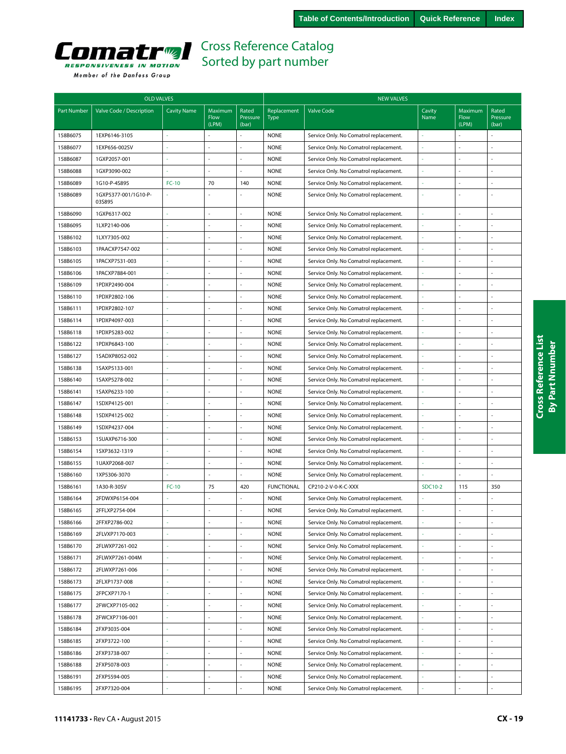# Cross Reference Catalog
## Sorted by part number

| OLD VALVES | | | | | NEW VALVES | | | | |
|---|---|---|---|---|---|---|---|---|---|
| Part Number | Valve Code / Description | Cavity Name | Maximum Flow (LPM) | Rated Pressure (bar) | Replacement Type | Valve Code | Cavity Name | Maximum Flow (LPM) | Rated Pressure (bar) |
| 158B6075 | 1EXP6146-3105 | - | - | - | NONE | Service Only. No Comatrol replacement. | - | - | - |
| 158B6077 | 1EXP656-002SV | - | - | - | NONE | Service Only. No Comatrol replacement. | - | - | - |
| 158B6087 | 1GXP2057-001 | - | - | - | NONE | Service Only. No Comatrol replacement. | - | - | - |
| 158B6088 | 1GXP3090-002 | - | - | - | NONE | Service Only. No Comatrol replacement. | - | - | - |
| 158B6089 | 1G10-P-4S895 | FC-10 | 70 | 140 | NONE | Service Only. No Comatrol replacement. | - | - | - |
| 158B6089 | 1GXP5377-001/1G10-P-03S895 | - | - | - | NONE | Service Only. No Comatrol replacement. | - | - | - |
| 158B6090 | 1GXP6317-002 | - | - | - | NONE | Service Only. No Comatrol replacement. | - | - | - |
| 158B6095 | 1LXP2140-006 | - | - | - | NONE | Service Only. No Comatrol replacement. | - | - | - |
| 158B6102 | 1LXY7305-002 | - | - | - | NONE | Service Only. No Comatrol replacement. | - | - | - |
| 158B6103 | 1PAACXP7547-002 | - | - | - | NONE | Service Only. No Comatrol replacement. | - | - | - |
| 158B6105 | 1PACXP7531-003 | - | - | - | NONE | Service Only. No Comatrol replacement. | - | - | - |
| 158B6106 | 1PACXP7884-001 | - | - | - | NONE | Service Only. No Comatrol replacement. | - | - | - |
| 158B6109 | 1PDXP2490-004 | - | - | - | NONE | Service Only. No Comatrol replacement. | - | - | - |
| 158B6110 | 1PDXP2802-106 | - | - | - | NONE | Service Only. No Comatrol replacement. | - | - | - |
| 158B6111 | 1PDXP2802-107 | - | - | - | NONE | Service Only. No Comatrol replacement. | - | - | - |
| 158B6114 | 1PDXP4097-003 | - | - | - | NONE | Service Only. No Comatrol replacement. | - | - | - |
| 158B6118 | 1PDXP5283-002 | - | - | - | NONE | Service Only. No Comatrol replacement. | - | - | - |
| 158B6122 | 1PDXP6843-100 | - | - | - | NONE | Service Only. No Comatrol replacement. | - | - | - |
| 158B6127 | 1SADXP8052-002 | - | - | - | NONE | Service Only. No Comatrol replacement. | - | - | - |
| 158B6138 | 1SAXP5133-001 | - | - | - | NONE | Service Only. No Comatrol replacement. | - | - | - |
| 158B6140 | 1SAXP5278-002 | - | - | - | NONE | Service Only. No Comatrol replacement. | - | - | - |
| 158B6141 | 1SAXP6233-100 | - | - | - | NONE | Service Only. No Comatrol replacement. | - | - | - |
| 158B6147 | 1SDXP4125-001 | - | - | - | NONE | Service Only. No Comatrol replacement. | - | - | - |
| 158B6148 | 1SDXP4125-002 | - | - | - | NONE | Service Only. No Comatrol replacement. | - | - | - |
| 158B6149 | 1SDXP4237-004 | - | - | - | NONE | Service Only. No Comatrol replacement. | - | - | - |
| 158B6153 | 1SUAXP6716-300 | - | - | - | NONE | Service Only. No Comatrol replacement. | - | - | - |
| 158B6154 | 1SXP3632-1319 | - | - | - | NONE | Service Only. No Comatrol replacement. | - | - | - |
| 158B6155 | 1UAXP2068-007 | - | - | - | NONE | Service Only. No Comatrol replacement. | - | - | - |
| 158B6160 | 1XP5306-3070 | - | - | - | NONE | Service Only. No Comatrol replacement. | - | - | - |
| 158B6161 | 1A30-R-30SV | FC-10 | 75 | 420 | FUNCTIONAL | CP210-2-V-0-K-C-XXX | SDC10-2 | 115 | 350 |
| 158B6164 | 2FDWXP6154-004 | - | - | - | NONE | Service Only. No Comatrol replacement. | - | - | - |
| 158B6165 | 2FFLXP2754-004 | - | - | - | NONE | Service Only. No Comatrol replacement. | - | - | - |
| 158B6166 | 2FFXP2786-002 | - | - | - | NONE | Service Only. No Comatrol replacement. | - | - | - |
| 158B6169 | 2FLVXP7170-003 | - | - | - | NONE | Service Only. No Comatrol replacement. | - | - | - |
| 158B6170 | 2FLWXP7261-002 | - | - | - | NONE | Service Only. No Comatrol replacement. | - | - | - |
| 158B6171 | 2FLWXP7261-004M | - | - | - | NONE | Service Only. No Comatrol replacement. | - | - | - |
| 158B6172 | 2FLWXP7261-006 | - | - | - | NONE | Service Only. No Comatrol replacement. | - | - | - |
| 158B6173 | 2FLXP1737-008 | - | - | - | NONE | Service Only. No Comatrol replacement. | - | - | - |
| 158B6175 | 2FPCXP7170-1 | - | - | - | NONE | Service Only. No Comatrol replacement. | - | - | - |
| 158B6177 | 2FWCXP7105-002 | - | - | - | NONE | Service Only. No Comatrol replacement. | - | - | - |
| 158B6178 | 2FWCXP7106-001 | - | - | - | NONE | Service Only. No Comatrol replacement. | - | - | - |
| 158B6184 | 2FXP3035-004 | - | - | - | NONE | Service Only. No Comatrol replacement. | - | - | - |
| 158B6185 | 2FXP3722-100 | - | - | - | NONE | Service Only. No Comatrol replacement. | - | - | - |
| 158B6186 | 2FXP3738-007 | - | - | - | NONE | Service Only. No Comatrol replacement. | - | - | - |
| 158B6188 | 2FXP5078-003 | - | - | - | NONE | Service Only. No Comatrol replacement. | - | - | - |
| 158B6191 | 2FXP5594-005 | - | - | - | NONE | Service Only. No Comatrol replacement. | - | - | - |
| 158B6195 | 2FXP7320-004 | - | - | - | NONE | Service Only. No Comatrol replacement. | - | - | - |

11141733 • Rev CA • August 2015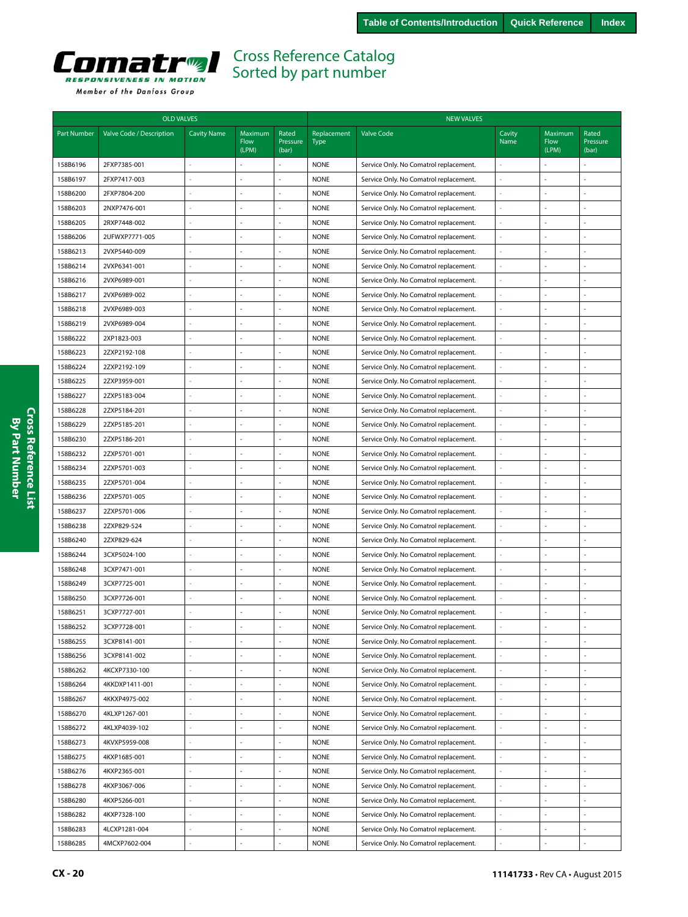# Cross Reference Catalog
## Sorted by part number

| OLD VALVES | | | | | NEW VALVES | | | | |
|---|---|---|---|---|---|---|---|---|---|
| Part Number | Valve Code / Description | Cavity Name | Maximum Flow (LPM) | Rated Pressure (bar) | Replacement Type | Valve Code | Cavity Name | Maximum Flow (LPM) | Rated Pressure (bar) |
| 158B6196 | 2FXP7385-001 | - | - | - | NONE | Service Only. No Comatrol replacement. | - | - | - |
| 158B6197 | 2FXP7417-003 | - | - | - | NONE | Service Only. No Comatrol replacement. | - | - | - |
| 158B6200 | 2FXP7804-200 | - | - | - | NONE | Service Only. No Comatrol replacement. | - | - | - |
| 158B6203 | 2NXP7476-001 | - | - | - | NONE | Service Only. No Comatrol replacement. | - | - | - |
| 158B6205 | 2RXP7448-002 | - | - | - | NONE | Service Only. No Comatrol replacement. | - | - | - |
| 158B6206 | 2UFWXP7771-005 | - | - | - | NONE | Service Only. No Comatrol replacement. | - | - | - |
| 158B6213 | 2VXP5440-009 | - | - | - | NONE | Service Only. No Comatrol replacement. | - | - | - |
| 158B6214 | 2VXP6341-001 | - | - | - | NONE | Service Only. No Comatrol replacement. | - | - | - |
| 158B6216 | 2VXP6989-001 | - | - | - | NONE | Service Only. No Comatrol replacement. | - | - | - |
| 158B6217 | 2VXP6989-002 | - | - | - | NONE | Service Only. No Comatrol replacement. | - | - | - |
| 158B6218 | 2VXP6989-003 | - | - | - | NONE | Service Only. No Comatrol replacement. | - | - | - |
| 158B6219 | 2VXP6989-004 | - | - | - | NONE | Service Only. No Comatrol replacement. | - | - | - |
| 158B6222 | 2XP1823-003 | - | - | - | NONE | Service Only. No Comatrol replacement. | - | - | - |
| 158B6223 | 2ZXP2192-108 | - | - | - | NONE | Service Only. No Comatrol replacement. | - | - | - |
| 158B6224 | 2ZXP2192-109 | - | - | - | NONE | Service Only. No Comatrol replacement. | - | - | - |
| 158B6225 | 2ZXP3959-001 | - | - | - | NONE | Service Only. No Comatrol replacement. | - | - | - |
| 158B6227 | 2ZXP5183-004 | - | - | - | NONE | Service Only. No Comatrol replacement. | - | - | - |
| 158B6228 | 2ZXP5184-201 | - | - | - | NONE | Service Only. No Comatrol replacement. | - | - | - |
| 158B6229 | 2ZXP5185-201 | - | - | - | NONE | Service Only. No Comatrol replacement. | - | - | - |
| 158B6230 | 2ZXP5186-201 | - | - | - | NONE | Service Only. No Comatrol replacement. | - | - | - |
| 158B6232 | 2ZXP5701-001 | - | - | - | NONE | Service Only. No Comatrol replacement. | - | - | - |
| 158B6234 | 2ZXP5701-003 | - | - | - | NONE | Service Only. No Comatrol replacement. | - | - | - |
| 158B6235 | 2ZXP5701-004 | - | - | - | NONE | Service Only. No Comatrol replacement. | - | - | - |
| 158B6236 | 2ZXP5701-005 | - | - | - | NONE | Service Only. No Comatrol replacement. | - | - | - |
| 158B6237 | 2ZXP5701-006 | - | - | - | NONE | Service Only. No Comatrol replacement. | - | - | - |
| 158B6238 | 2ZXP829-524 | - | - | - | NONE | Service Only. No Comatrol replacement. | - | - | - |
| 158B6240 | 2ZXP829-624 | - | - | - | NONE | Service Only. No Comatrol replacement. | - | - | - |
| 158B6244 | 3CXP5024-100 | - | - | - | NONE | Service Only. No Comatrol replacement. | - | - | - |
| 158B6248 | 3CXP7471-001 | - | - | - | NONE | Service Only. No Comatrol replacement. | - | - | - |
| 158B6249 | 3CXP7725-001 | - | - | - | NONE | Service Only. No Comatrol replacement. | - | - | - |
| 158B6250 | 3CXP7726-001 | - | - | - | NONE | Service Only. No Comatrol replacement. | - | - | - |
| 158B6251 | 3CXP7727-001 | - | - | - | NONE | Service Only. No Comatrol replacement. | - | - | - |
| 158B6252 | 3CXP7728-001 | - | - | - | NONE | Service Only. No Comatrol replacement. | - | - | - |
| 158B6255 | 3CXP8141-001 | - | - | - | NONE | Service Only. No Comatrol replacement. | - | - | - |
| 158B6256 | 3CXP8141-002 | - | - | - | NONE | Service Only. No Comatrol replacement. | - | - | - |
| 158B6262 | 4KCXP7330-100 | - | - | - | NONE | Service Only. No Comatrol replacement. | - | - | - |
| 158B6264 | 4KKDXP1411-001 | - | - | - | NONE | Service Only. No Comatrol replacement. | - | - | - |
| 158B6267 | 4KKXP4975-002 | - | - | - | NONE | Service Only. No Comatrol replacement. | - | - | - |
| 158B6270 | 4KLXP1267-001 | - | - | - | NONE | Service Only. No Comatrol replacement. | - | - | - |
| 158B6272 | 4KLXP4039-102 | - | - | - | NONE | Service Only. No Comatrol replacement. | - | - | - |
| 158B6273 | 4KVXP5959-008 | - | - | - | NONE | Service Only. No Comatrol replacement. | - | - | - |
| 158B6275 | 4KXP1685-001 | - | - | - | NONE | Service Only. No Comatrol replacement. | - | - | - |
| 158B6276 | 4KXP2365-001 | - | - | - | NONE | Service Only. No Comatrol replacement. | - | - | - |
| 158B6278 | 4KXP3067-006 | - | - | - | NONE | Service Only. No Comatrol replacement. | - | - | - |
| 158B6280 | 4KXP5266-001 | - | - | - | NONE | Service Only. No Comatrol replacement. | - | - | - |
| 158B6282 | 4KXP7328-100 | - | - | - | NONE | Service Only. No Comatrol replacement. | - | - | - |
| 158B6283 | 4LCXP1281-004 | - | - | - | NONE | Service Only. No Comatrol replacement. | - | - | - |
| 158B6285 | 4MCXP7602-004 | - | - | - | NONE | Service Only. No Comatrol replacement. | - | - | - |

**11141733** • Rev CA • August 2015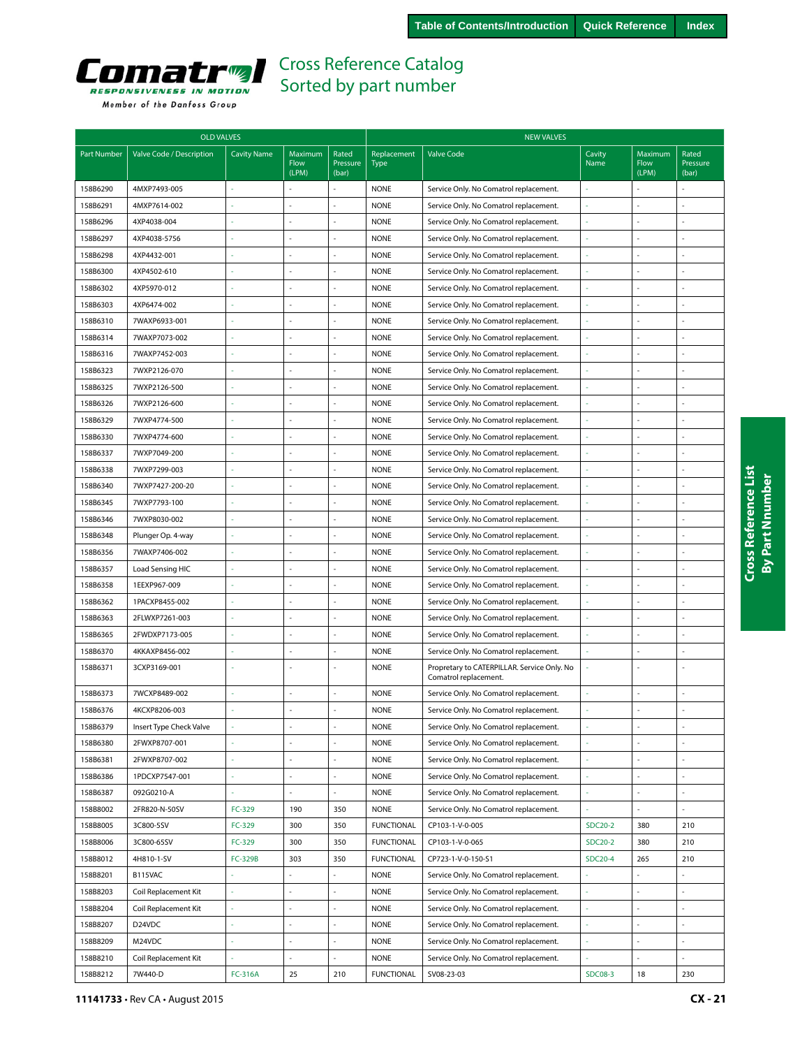# Cross Reference Catalog
## Sorted by part number

| OLD VALVES | | | | | NEW VALVES | | | | |
|---|---|---|---|---|---|---|---|---|---|
| Part Number | Valve Code / Description | Cavity Name | Maximum Flow (LPM) | Rated Pressure (bar) | Replacement Type | Valve Code | Cavity Name | Maximum Flow (LPM) | Rated Pressure (bar) |
| 158B6290 | 4MXP7493-005 | - | - | - | NONE | Service Only. No Comatrol replacement. | - | - | - |
| 158B6291 | 4MXP7614-002 | - | - | - | NONE | Service Only. No Comatrol replacement. | - | - | - |
| 158B6296 | 4XP4038-004 | - | - | - | NONE | Service Only. No Comatrol replacement. | - | - | - |
| 158B6297 | 4XP4038-5756 | - | - | - | NONE | Service Only. No Comatrol replacement. | - | - | - |
| 158B6298 | 4XP4432-001 | - | - | - | NONE | Service Only. No Comatrol replacement. | - | - | - |
| 158B6300 | 4XP4502-610 | - | - | - | NONE | Service Only. No Comatrol replacement. | - | - | - |
| 158B6302 | 4XP5970-012 | - | - | - | NONE | Service Only. No Comatrol replacement. | - | - | - |
| 158B6303 | 4XP6474-002 | - | - | - | NONE | Service Only. No Comatrol replacement. | - | - | - |
| 158B6310 | 7WAXP6933-001 | - | - | - | NONE | Service Only. No Comatrol replacement. | - | - | - |
| 158B6314 | 7WAXP7073-002 | - | - | - | NONE | Service Only. No Comatrol replacement. | - | - | - |
| 158B6316 | 7WAXP7452-003 | - | - | - | NONE | Service Only. No Comatrol replacement. | - | - | - |
| 158B6323 | 7WXP2126-070 | - | - | - | NONE | Service Only. No Comatrol replacement. | - | - | - |
| 158B6325 | 7WXP2126-500 | - | - | - | NONE | Service Only. No Comatrol replacement. | - | - | - |
| 158B6326 | 7WXP2126-600 | - | - | - | NONE | Service Only. No Comatrol replacement. | - | - | - |
| 158B6329 | 7WXP4774-500 | - | - | - | NONE | Service Only. No Comatrol replacement. | - | - | - |
| 158B6330 | 7WXP4774-600 | - | - | - | NONE | Service Only. No Comatrol replacement. | - | - | - |
| 158B6337 | 7WXP7049-200 | - | - | - | NONE | Service Only. No Comatrol replacement. | - | - | - |
| 158B6338 | 7WXP7299-003 | - | - | - | NONE | Service Only. No Comatrol replacement. | - | - | - |
| 158B6340 | 7WXP7427-200-20 | - | - | - | NONE | Service Only. No Comatrol replacement. | - | - | - |
| 158B6345 | 7WXP7793-100 | - | - | - | NONE | Service Only. No Comatrol replacement. | - | - | - |
| 158B6346 | 7WXP8030-002 | - | - | - | NONE | Service Only. No Comatrol replacement. | - | - | - |
| 158B6348 | Plunger Op. 4-way | - | - | - | NONE | Service Only. No Comatrol replacement. | - | - | - |
| 158B6356 | 7WAXP7406-002 | - | - | - | NONE | Service Only. No Comatrol replacement. | - | - | - |
| 158B6357 | Load Sensing HIC | - | - | - | NONE | Service Only. No Comatrol replacement. | - | - | - |
| 158B6358 | 1EEXP967-009 | - | - | - | NONE | Service Only. No Comatrol replacement. | - | - | - |
| 158B6362 | 1PACXP8455-002 | - | - | - | NONE | Service Only. No Comatrol replacement. | - | - | - |
| 158B6363 | 2FLWXP7261-003 | - | - | - | NONE | Service Only. No Comatrol replacement. | - | - | - |
| 158B6365 | 2FWDXP7173-005 | - | - | - | NONE | Service Only. No Comatrol replacement. | - | - | - |
| 158B6370 | 4KKAXP8456-002 | - | - | - | NONE | Service Only. No Comatrol replacement. | - | - | - |
| 158B6371 | 3CXP3169-001 | - | - | - | NONE | Propretary to CATERPILLAR. Service Only. No Comatrol replacement. | - | - | - |
| 158B6373 | 7WCXP8489-002 | - | - | - | NONE | Service Only. No Comatrol replacement. | - | - | - |
| 158B6376 | 4KCXP8206-003 | - | - | - | NONE | Service Only. No Comatrol replacement. | - | - | - |
| 158B6379 | Insert Type Check Valve | - | - | - | NONE | Service Only. No Comatrol replacement. | - | - | - |
| 158B6380 | 2FWXP8707-001 | - | - | - | NONE | Service Only. No Comatrol replacement. | - | - | - |
| 158B6381 | 2FWXP8707-002 | - | - | - | NONE | Service Only. No Comatrol replacement. | - | - | - |
| 158B6386 | 1PDCXP7547-001 | - | - | - | NONE | Service Only. No Comatrol replacement. | - | - | - |
| 158B6387 | 092G0210-A | - | - | - | NONE | Service Only. No Comatrol replacement. | - | - | - |
| 158B8002 | 2FR820-N-50SV | FC-329 | 190 | 350 | NONE | Service Only. No Comatrol replacement. | - | - | - |
| 158B8005 | 3C800-5SV | FC-329 | 300 | 350 | FUNCTIONAL | CP103-1-V-0-005 | SDC20-2 | 380 | 210 |
| 158B8006 | 3C800-65SV | FC-329 | 300 | 350 | FUNCTIONAL | CP103-1-V-0-065 | SDC20-2 | 380 | 210 |
| 158B8012 | 4H810-1-SV | FC-329B | 303 | 350 | FUNCTIONAL | CP723-1-V-0-150-S1 | SDC20-4 | 265 | 210 |
| 158B8201 | B115VAC | - | - | - | NONE | Service Only. No Comatrol replacement. | - | - | - |
| 158B8203 | Coil Replacement Kit | - | - | - | NONE | Service Only. No Comatrol replacement. | - | - | - |
| 158B8204 | Coil Replacement Kit | - | - | - | NONE | Service Only. No Comatrol replacement. | - | - | - |
| 158B8207 | D24VDC | - | - | - | NONE | Service Only. No Comatrol replacement. | - | - | - |
| 158B8209 | M24VDC | - | - | - | NONE | Service Only. No Comatrol replacement. | - | - | - |
| 158B8210 | Coil Replacement Kit | - | - | - | NONE | Service Only. No Comatrol replacement. | - | - | - |
| 158B8212 | 7W440-D | FC-316A | 25 | 210 | FUNCTIONAL | SV08-23-03 | SDC08-3 | 18 | 230 |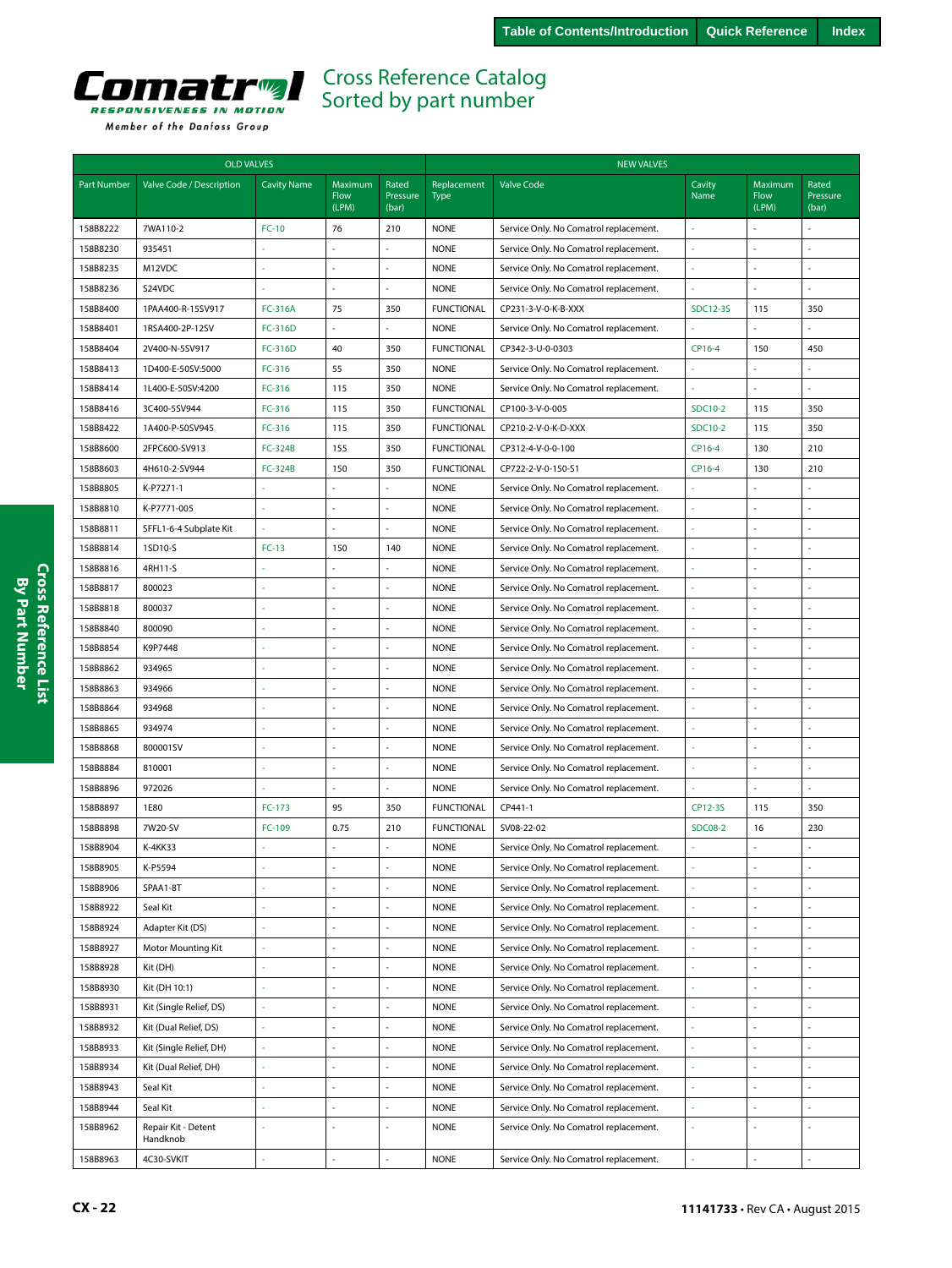# Cross Reference Catalog
## Sorted by part number

| OLD VALVES | | | | | NEW VALVES | | | | |
|---|---|---|---|---|---|---|---|---|---|
| Part Number | Valve Code / Description | Cavity Name | Maximum Flow (LPM) | Rated Pressure (bar) | Replacement Type | Valve Code | Cavity Name | Maximum Flow (LPM) | Rated Pressure (bar) |
| 158B8222 | 7WA110-2 | FC-10 | 76 | 210 | NONE | Service Only. No Comatrol replacement. | - | - | - |
| 158B8230 | 935451 | - | - | - | NONE | Service Only. No Comatrol replacement. | - | - | - |
| 158B8235 | M12VDC | - | - | - | NONE | Service Only. No Comatrol replacement. | - | - | - |
| 158B8236 | S24VDC | - | - | - | NONE | Service Only. No Comatrol replacement. | - | - | - |
| 158B8400 | 1PAA400-R-15SV917 | FC-316A | 75 | 350 | FUNCTIONAL | CP231-3-V-0-K-B-XXX | SDC12-3S | 115 | 350 |
| 158B8401 | 1RSA400-2P-12SV | FC-316D | - | - | NONE | Service Only. No Comatrol replacement. | - | - | - |
| 158B8404 | 2V400-N-5SV917 | FC-316D | 40 | 350 | FUNCTIONAL | CP342-3-U-0-0303 | CP16-4 | 150 | 450 |
| 158B8413 | 1D400-E-50SV:5000 | FC-316 | 55 | 350 | NONE | Service Only. No Comatrol replacement. | - | - | - |
| 158B8414 | 1L400-E-50SV:4200 | FC-316 | 115 | 350 | NONE | Service Only. No Comatrol replacement. | - | - | - |
| 158B8416 | 3C400-5SV944 | FC-316 | 115 | 350 | FUNCTIONAL | CP100-3-V-0-005 | SDC10-2 | 115 | 350 |
| 158B8422 | 1A400-P-50SV945 | FC-316 | 115 | 350 | FUNCTIONAL | CP210-2-V-0-K-D-XXX | SDC10-2 | 115 | 350 |
| 158B8600 | 2FPC600-SV913 | FC-324B | 155 | 350 | FUNCTIONAL | CP312-4-V-0-0-100 | CP16-4 | 130 | 210 |
| 158B8603 | 4H610-2-SV944 | FC-324B | 150 | 350 | FUNCTIONAL | CP722-2-V-0-150-S1 | CP16-4 | 130 | 210 |
| 158B8805 | K-P7271-1 | - | - | - | NONE | Service Only. No Comatrol replacement. | - | - | - |
| 158B8810 | K-P7771-005 | - | - | - | NONE | Service Only. No Comatrol replacement. | - | - | - |
| 158B8811 | SFFL1-6-4 Subplate Kit | - | - | - | NONE | Service Only. No Comatrol replacement. | - | - | - |
| 158B8814 | 1SD10-S | FC-13 | 150 | 140 | NONE | Service Only. No Comatrol replacement. | - | - | - |
| 158B8816 | 4RH11-S | - | - | - | NONE | Service Only. No Comatrol replacement. | - | - | - |
| 158B8817 | 800023 | - | - | - | NONE | Service Only. No Comatrol replacement. | - | - | - |
| 158B8818 | 800037 | - | - | - | NONE | Service Only. No Comatrol replacement. | - | - | - |
| 158B8840 | 800090 | - | - | - | NONE | Service Only. No Comatrol replacement. | - | - | - |
| 158B8854 | K9P7448 | - | - | - | NONE | Service Only. No Comatrol replacement. | - | - | - |
| 158B8862 | 934965 | - | - | - | NONE | Service Only. No Comatrol replacement. | - | - | - |
| 158B8863 | 934966 | - | - | - | NONE | Service Only. No Comatrol replacement. | - | - | - |
| 158B8864 | 934968 | - | - | - | NONE | Service Only. No Comatrol replacement. | - | - | - |
| 158B8865 | 934974 | - | - | - | NONE | Service Only. No Comatrol replacement. | - | - | - |
| 158B8868 | 800001SV | - | - | - | NONE | Service Only. No Comatrol replacement. | - | - | - |
| 158B8884 | 810001 | - | - | - | NONE | Service Only. No Comatrol replacement. | - | - | - |
| 158B8896 | 972026 | - | - | - | NONE | Service Only. No Comatrol replacement. | - | - | - |
| 158B8897 | 1E80 | FC-173 | 95 | 350 | FUNCTIONAL | CP441-1 | CP12-3S | 115 | 350 |
| 158B8898 | 7W20-SV | FC-109 | 0.75 | 210 | FUNCTIONAL | SV08-22-02 | SDC08-2 | 16 | 230 |
| 158B8904 | K-4KK33 | - | - | - | NONE | Service Only. No Comatrol replacement. | - | - | - |
| 158B8905 | K-P5594 | - | - | - | NONE | Service Only. No Comatrol replacement. | - | - | - |
| 158B8906 | SPAA1-8T | - | - | - | NONE | Service Only. No Comatrol replacement. | - | - | - |
| 158B8922 | Seal Kit | - | - | - | NONE | Service Only. No Comatrol replacement. | - | - | - |
| 158B8924 | Adapter Kit (DS) | - | - | - | NONE | Service Only. No Comatrol replacement. | - | - | - |
| 158B8927 | Motor Mounting Kit | - | - | - | NONE | Service Only. No Comatrol replacement. | - | - | - |
| 158B8928 | Kit (DH) | - | - | - | NONE | Service Only. No Comatrol replacement. | - | - | - |
| 158B8930 | Kit (DH 10:1) | - | - | - | NONE | Service Only. No Comatrol replacement. | - | - | - |
| 158B8931 | Kit (Single Relief, DS) | - | - | - | NONE | Service Only. No Comatrol replacement. | - | - | - |
| 158B8932 | Kit (Dual Relief, DS) | - | - | - | NONE | Service Only. No Comatrol replacement. | - | - | - |
| 158B8933 | Kit (Single Relief, DH) | - | - | - | NONE | Service Only. No Comatrol replacement. | - | - | - |
| 158B8934 | Kit (Dual Relief, DH) | - | - | - | NONE | Service Only. No Comatrol replacement. | - | - | - |
| 158B8943 | Seal Kit | - | - | - | NONE | Service Only. No Comatrol replacement. | - | - | - |
| 158B8944 | Seal Kit | - | - | - | NONE | Service Only. No Comatrol replacement. | - | - | - |
| 158B8962 | Repair Kit - Detent Handknob | - | - | - | NONE | Service Only. No Comatrol replacement. | - | - | - |
| 158B8963 | 4C30-SVKIT | - | - | - | NONE | Service Only. No Comatrol replacement. | - | - | - |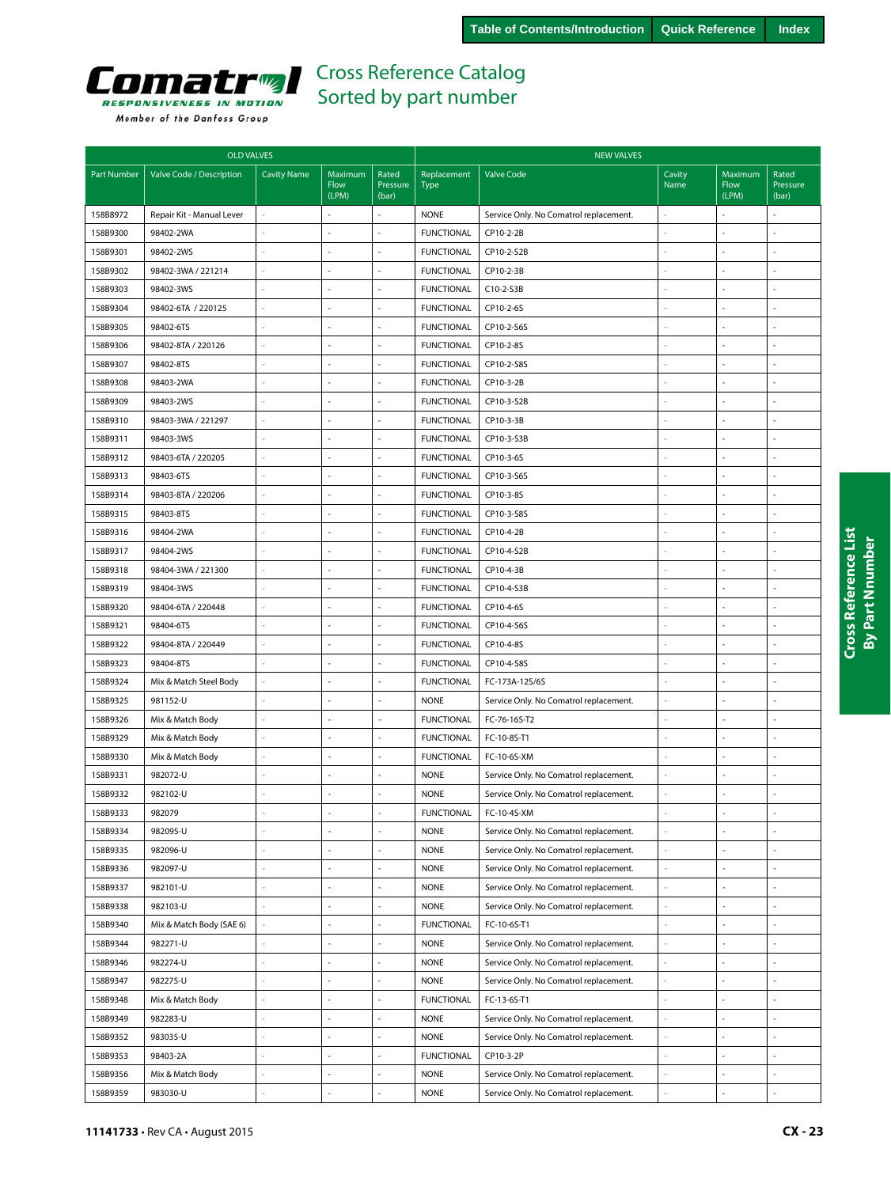Table of Contents/Introduction | Quick Reference | Index

# Cross Reference Catalog
## Sorted by part number

| OLD VALVES | | | | | NEW VALVES | | | | |
|---|---|---|---|---|---|---|---|---|---|
| Part Number | Valve Code / Description | Cavity Name | Maximum Flow (LPM) | Rated Pressure (bar) | Replacement Type | Valve Code | Cavity Name | Maximum Flow (LPM) | Rated Pressure (bar) |
| 158B8972 | Repair Kit - Manual Lever | - | - | - | NONE | Service Only. No Comatrol replacement. | - | - | - |
| 158B9300 | 98402-2WA | - | - | - | FUNCTIONAL | CP10-2-2B | - | - | - |
| 158B9301 | 98402-2WS | - | - | - | FUNCTIONAL | CP10-2-S2B | - | - | - |
| 158B9302 | 98402-3WA / 221214 | - | - | - | FUNCTIONAL | CP10-2-3B | - | - | - |
| 158B9303 | 98402-3WS | - | - | - | FUNCTIONAL | C10-2-S3B | - | - | - |
| 158B9304 | 98402-6TA / 220125 | - | - | - | FUNCTIONAL | CP10-2-6S | - | - | - |
| 158B9305 | 98402-6TS | - | - | - | FUNCTIONAL | CP10-2-S6S | - | - | - |
| 158B9306 | 98402-8TA / 220126 | - | - | - | FUNCTIONAL | CP10-2-8S | - | - | - |
| 158B9307 | 98402-8TS | - | - | - | FUNCTIONAL | CP10-2-S8S | - | - | - |
| 158B9308 | 98403-2WA | - | - | - | FUNCTIONAL | CP10-3-2B | - | - | - |
| 158B9309 | 98403-2WS | - | - | - | FUNCTIONAL | CP10-3-S2B | - | - | - |
| 158B9310 | 98403-3WA / 221297 | - | - | - | FUNCTIONAL | CP10-3-3B | - | - | - |
| 158B9311 | 98403-3WS | - | - | - | FUNCTIONAL | CP10-3-S3B | - | - | - |
| 158B9312 | 98403-6TA / 220205 | - | - | - | FUNCTIONAL | CP10-3-6S | - | - | - |
| 158B9313 | 98403-6TS | - | - | - | FUNCTIONAL | CP10-3-S6S | - | - | - |
| 158B9314 | 98403-8TA / 220206 | - | - | - | FUNCTIONAL | CP10-3-8S | - | - | - |
| 158B9315 | 98403-8TS | - | - | - | FUNCTIONAL | CP10-3-S8S | - | - | - |
| 158B9316 | 98404-2WA | - | - | - | FUNCTIONAL | CP10-4-2B | - | - | - |
| 158B9317 | 98404-2WS | - | - | - | FUNCTIONAL | CP10-4-S2B | - | - | - |
| 158B9318 | 98404-3WA / 221300 | - | - | - | FUNCTIONAL | CP10-4-3B | - | - | - |
| 158B9319 | 98404-3WS | - | - | - | FUNCTIONAL | CP10-4-S3B | - | - | - |
| 158B9320 | 98404-6TA / 220448 | - | - | - | FUNCTIONAL | CP10-4-6S | - | - | - |
| 158B9321 | 98404-6TS | - | - | - | FUNCTIONAL | CP10-4-S6S | - | - | - |
| 158B9322 | 98404-8TA / 220449 | - | - | - | FUNCTIONAL | CP10-4-8S | - | - | - |
| 158B9323 | 98404-8TS | - | - | - | FUNCTIONAL | CP10-4-S8S | - | - | - |
| 158B9324 | Mix & Match Steel Body | - | - | - | FUNCTIONAL | FC-173A-12S/6S | - | - | - |
| 158B9325 | 981152-U | - | - | - | NONE | Service Only. No Comatrol replacement. | - | - | - |
| 158B9326 | Mix & Match Body | - | - | - | FUNCTIONAL | FC-76-16S-T2 | - | - | - |
| 158B9329 | Mix & Match Body | - | - | - | FUNCTIONAL | FC-10-8S-T1 | - | - | - |
| 158B9330 | Mix & Match Body | - | - | - | FUNCTIONAL | FC-10-6S-XM | - | - | - |
| 158B9331 | 982072-U | - | - | - | NONE | Service Only. No Comatrol replacement. | - | - | - |
| 158B9332 | 982102-U | - | - | - | NONE | Service Only. No Comatrol replacement. | - | - | - |
| 158B9333 | 982079 | - | - | - | FUNCTIONAL | FC-10-4S-XM | - | - | - |
| 158B9334 | 982095-U | - | - | - | NONE | Service Only. No Comatrol replacement. | - | - | - |
| 158B9335 | 982096-U | - | - | - | NONE | Service Only. No Comatrol replacement. | - | - | - |
| 158B9336 | 982097-U | - | - | - | NONE | Service Only. No Comatrol replacement. | - | - | - |
| 158B9337 | 982101-U | - | - | - | NONE | Service Only. No Comatrol replacement. | - | - | - |
| 158B9338 | 982103-U | - | - | - | NONE | Service Only. No Comatrol replacement. | - | - | - |
| 158B9340 | Mix & Match Body (SAE 6) | - | - | - | FUNCTIONAL | FC-10-6S-T1 | - | - | - |
| 158B9344 | 982271-U | - | - | - | NONE | Service Only. No Comatrol replacement. | - | - | - |
| 158B9346 | 982274-U | - | - | - | NONE | Service Only. No Comatrol replacement. | - | - | - |
| 158B9347 | 982275-U | - | - | - | NONE | Service Only. No Comatrol replacement. | - | - | - |
| 158B9348 | Mix & Match Body | - | - | - | FUNCTIONAL | FC-13-6S-T1 | - | - | - |
| 158B9349 | 982283-U | - | - | - | NONE | Service Only. No Comatrol replacement. | - | - | - |
| 158B9352 | 983035-U | - | - | - | NONE | Service Only. No Comatrol replacement. | - | - | - |
| 158B9353 | 98403-2A | - | - | - | FUNCTIONAL | CP10-3-2P | - | - | - |
| 158B9356 | Mix & Match Body | - | - | - | NONE | Service Only. No Comatrol replacement. | - | - | - |
| 158B9359 | 983030-U | - | - | - | NONE | Service Only. No Comatrol replacement. | - | - | - |

11141733 • Rev CA • August 2015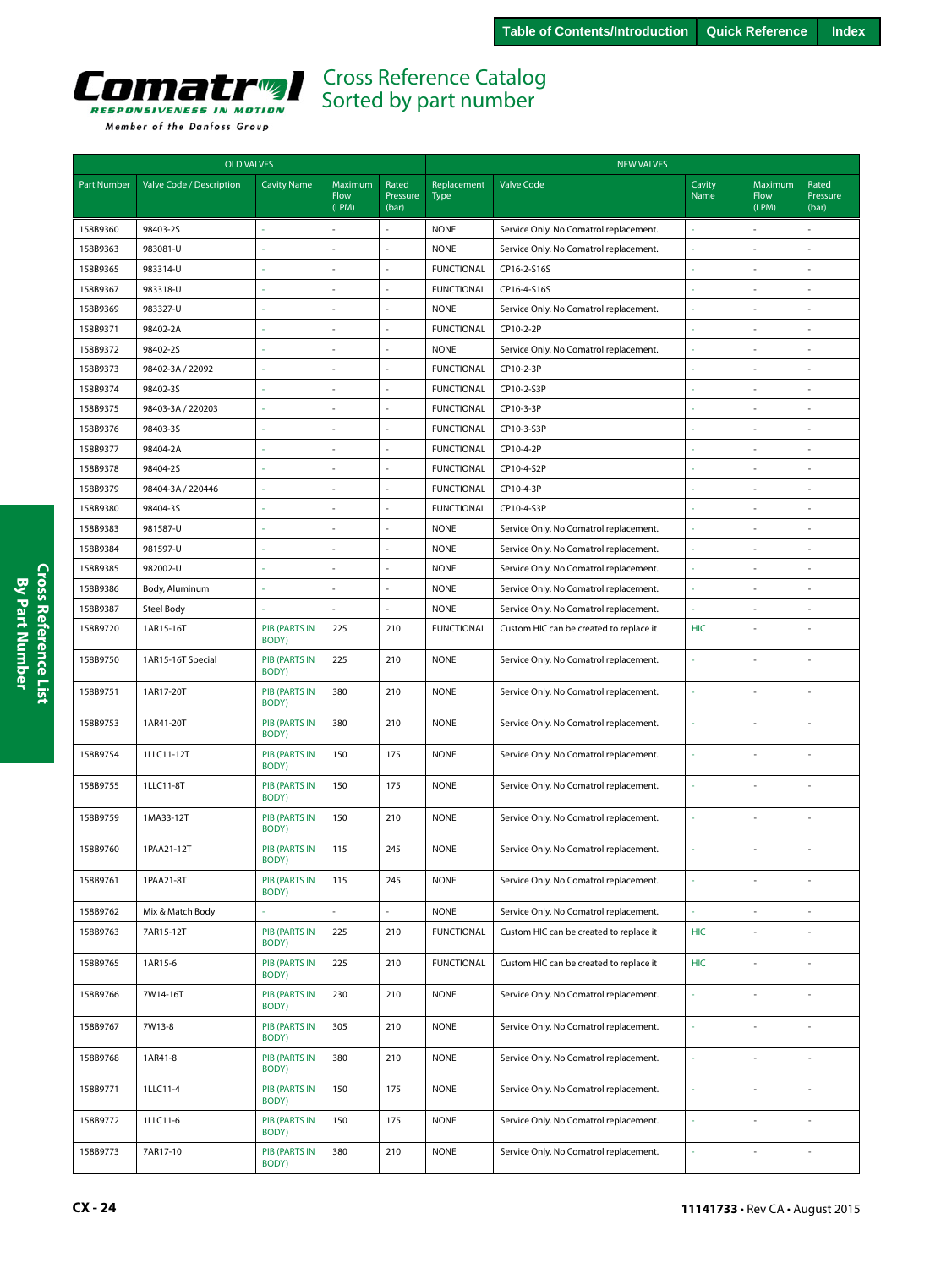# Cross Reference Catalog
## Sorted by part number

| OLD VALVES | | | | | NEW VALVES | | | | |
|---|---|---|---|---|---|---|---|---|---|
| Part Number | Valve Code / Description | Cavity Name | Maximum Flow (LPM) | Rated Pressure (bar) | Replacement Type | Valve Code | Cavity Name | Maximum Flow (LPM) | Rated Pressure (bar) |
| 158B9360 | 98403-2S | - | - | - | NONE | Service Only. No Comatrol replacement. | - | - | - |
| 158B9363 | 983081-U | - | - | - | NONE | Service Only. No Comatrol replacement. | - | - | - |
| 158B9365 | 983314-U | - | - | - | FUNCTIONAL | CP16-2-S16S | - | - | - |
| 158B9367 | 983318-U | - | - | - | FUNCTIONAL | CP16-4-S16S | - | - | - |
| 158B9369 | 983327-U | - | - | - | NONE | Service Only. No Comatrol replacement. | - | - | - |
| 158B9371 | 98402-2A | - | - | - | FUNCTIONAL | CP10-2-2P | - | - | - |
| 158B9372 | 98402-2S | - | - | - | NONE | Service Only. No Comatrol replacement. | - | - | - |
| 158B9373 | 98402-3A / 22092 | - | - | - | FUNCTIONAL | CP10-2-3P | - | - | - |
| 158B9374 | 98402-3S | - | - | - | FUNCTIONAL | CP10-2-S3P | - | - | - |
| 158B9375 | 98403-3A / 220203 | - | - | - | FUNCTIONAL | CP10-3-3P | - | - | - |
| 158B9376 | 98403-3S | - | - | - | FUNCTIONAL | CP10-3-S3P | - | - | - |
| 158B9377 | 98404-2A | - | - | - | FUNCTIONAL | CP10-4-2P | - | - | - |
| 158B9378 | 98404-2S | - | - | - | FUNCTIONAL | CP10-4-S2P | - | - | - |
| 158B9379 | 98404-3A / 220446 | - | - | - | FUNCTIONAL | CP10-4-3P | - | - | - |
| 158B9380 | 98404-3S | - | - | - | FUNCTIONAL | CP10-4-S3P | - | - | - |
| 158B9383 | 981587-U | - | - | - | NONE | Service Only. No Comatrol replacement. | - | - | - |
| 158B9384 | 981597-U | - | - | - | NONE | Service Only. No Comatrol replacement. | - | - | - |
| 158B9385 | 982002-U | - | - | - | NONE | Service Only. No Comatrol replacement. | - | - | - |
| 158B9386 | Body, Aluminum | - | - | - | NONE | Service Only. No Comatrol replacement. | - | - | - |
| 158B9387 | Steel Body | - | - | - | NONE | Service Only. No Comatrol replacement. | - | - | - |
| 158B9720 | 1AR15-16T | PIB (PARTS IN BODY) | 225 | 210 | FUNCTIONAL | Custom HIC can be created to replace it | HIC | - | - |
| 158B9750 | 1AR15-16T Special | PIB (PARTS IN BODY) | 225 | 210 | NONE | Service Only. No Comatrol replacement. | - | - | - |
| 158B9751 | 1AR17-20T | PIB (PARTS IN BODY) | 380 | 210 | NONE | Service Only. No Comatrol replacement. | - | - | - |
| 158B9753 | 1AR41-20T | PIB (PARTS IN BODY) | 380 | 210 | NONE | Service Only. No Comatrol replacement. | - | - | - |
| 158B9754 | 1LLC11-12T | PIB (PARTS IN BODY) | 150 | 175 | NONE | Service Only. No Comatrol replacement. | - | - | - |
| 158B9755 | 1LLC11-8T | PIB (PARTS IN BODY) | 150 | 175 | NONE | Service Only. No Comatrol replacement. | - | - | - |
| 158B9759 | 1MA33-12T | PIB (PARTS IN BODY) | 150 | 210 | NONE | Service Only. No Comatrol replacement. | - | - | - |
| 158B9760 | 1PAA21-12T | PIB (PARTS IN BODY) | 115 | 245 | NONE | Service Only. No Comatrol replacement. | - | - | - |
| 158B9761 | 1PAA21-8T | PIB (PARTS IN BODY) | 115 | 245 | NONE | Service Only. No Comatrol replacement. | - | - | - |
| 158B9762 | Mix & Match Body | - | - | - | NONE | Service Only. No Comatrol replacement. | - | - | - |
| 158B9763 | 7AR15-12T | PIB (PARTS IN BODY) | 225 | 210 | FUNCTIONAL | Custom HIC can be created to replace it | HIC | - | - |
| 158B9765 | 1AR15-6 | PIB (PARTS IN BODY) | 225 | 210 | FUNCTIONAL | Custom HIC can be created to replace it | HIC | - | - |
| 158B9766 | 7W14-16T | PIB (PARTS IN BODY) | 230 | 210 | NONE | Service Only. No Comatrol replacement. | - | - | - |
| 158B9767 | 7W13-8 | PIB (PARTS IN BODY) | 305 | 210 | NONE | Service Only. No Comatrol replacement. | - | - | - |
| 158B9768 | 1AR41-8 | PIB (PARTS IN BODY) | 380 | 210 | NONE | Service Only. No Comatrol replacement. | - | - | - |
| 158B9771 | 1LLC11-4 | PIB (PARTS IN BODY) | 150 | 175 | NONE | Service Only. No Comatrol replacement. | - | - | - |
| 158B9772 | 1LLC11-6 | PIB (PARTS IN BODY) | 150 | 175 | NONE | Service Only. No Comatrol replacement. | - | - | - |
| 158B9773 | 7AR17-10 | PIB (PARTS IN BODY) | 380 | 210 | NONE | Service Only. No Comatrol replacement. | - | - | - |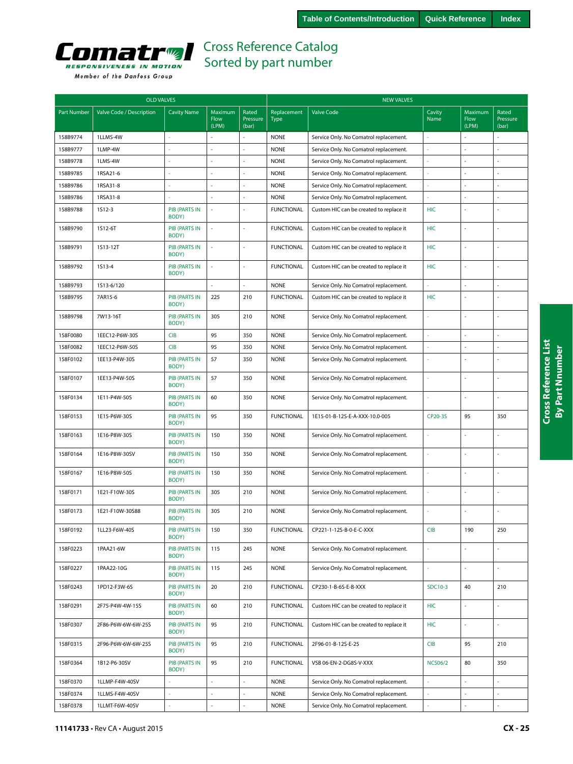Table of Contents/Introduction | Quick Reference | Index

# Cross Reference Catalog Sorted by part number

Comatrol — RESPONSIVENESS IN MOTION — Member of the Danfoss Group

| OLD VALVES | | | | | NEW VALVES | | | | |
|---|---|---|---|---|---|---|---|---|---|
| Part Number | Valve Code / Description | Cavity Name | Maximum Flow (LPM) | Rated Pressure (bar) | Replacement Type | Valve Code | Cavity Name | Maximum Flow (LPM) | Rated Pressure (bar) |
| 158B9774 | 1LLMS-4W | - | - | - | NONE | Service Only. No Comatrol replacement. | - | - | - |
| 158B9777 | 1LMP-4W | - | - | - | NONE | Service Only. No Comatrol replacement. | - | - | - |
| 158B9778 | 1LMS-4W | - | - | - | NONE | Service Only. No Comatrol replacement. | - | - | - |
| 158B9785 | 1RSA21-6 | - | - | - | NONE | Service Only. No Comatrol replacement. | - | - | - |
| 158B9786 | 1RSA31-8 | - | - | - | NONE | Service Only. No Comatrol replacement. | - | - | - |
| 158B9786 | 1RSA31-8 | - | - | - | NONE | Service Only. No Comatrol replacement. | - | - | - |
| 158B9788 | 1S12-3 | PIB (PARTS IN BODY) | - | - | FUNCTIONAL | Custom HIC can be created to replace it | HIC | - | - |
| 158B9790 | 1S12-6T | PIB (PARTS IN BODY) | - | - | FUNCTIONAL | Custom HIC can be created to replace it | HIC | - | - |
| 158B9791 | 1S13-12T | PIB (PARTS IN BODY) | - | - | FUNCTIONAL | Custom HIC can be created to replace it | HIC | - | - |
| 158B9792 | 1S13-4 | PIB (PARTS IN BODY) | - | - | FUNCTIONAL | Custom HIC can be created to replace it | HIC | - | - |
| 158B9793 | 1S13-6/120 | | - | - | NONE | Service Only. No Comatrol replacement. | - | - | - |
| 158B9795 | 7AR15-6 | PIB (PARTS IN BODY) | 225 | 210 | FUNCTIONAL | Custom HIC can be created to replace it | HIC | - | - |
| 158B9798 | 7W13-16T | PIB (PARTS IN BODY) | 305 | 210 | NONE | Service Only. No Comatrol replacement. | - | - | - |
| 158F0080 | 1EEC12-P6W-30S | CIB | 95 | 350 | NONE | Service Only. No Comatrol replacement. | - | - | - |
| 158F0082 | 1EEC12-P6W-50S | CIB | 95 | 350 | NONE | Service Only. No Comatrol replacement. | - | - | - |
| 158F0102 | 1EE13-P4W-30S | PIB (PARTS IN BODY) | 57 | 350 | NONE | Service Only. No Comatrol replacement. | - | - | - |
| 158F0107 | 1EE13-P4W-50S | PIB (PARTS IN BODY) | 57 | 350 | NONE | Service Only. No Comatrol replacement. | - | - | - |
| 158F0134 | 1E11-P4W-50S | PIB (PARTS IN BODY) | 60 | 350 | NONE | Service Only. No Comatrol replacement. | - | - | - |
| 158F0153 | 1E15-P6W-30S | PIB (PARTS IN BODY) | 95 | 350 | FUNCTIONAL | 1E15-01-B-12S-E-A-XXX-10.0-005 | CP20-3S | 95 | 350 |
| 158F0163 | 1E16-P8W-30S | PIB (PARTS IN BODY) | 150 | 350 | NONE | Service Only. No Comatrol replacement. | - | - | - |
| 158F0164 | 1E16-P8W-30SV | PIB (PARTS IN BODY) | 150 | 350 | NONE | Service Only. No Comatrol replacement. | - | - | - |
| 158F0167 | 1E16-P8W-50S | PIB (PARTS IN BODY) | 150 | 350 | NONE | Service Only. No Comatrol replacement. | - | - | - |
| 158F0171 | 1E21-F10W-30S | PIB (PARTS IN BODY) | 305 | 210 | NONE | Service Only. No Comatrol replacement. | - | - | - |
| 158F0173 | 1E21-F10W-30S88 | PIB (PARTS IN BODY) | 305 | 210 | NONE | Service Only. No Comatrol replacement. | - | - | - |
| 158F0192 | 1LL23-F6W-40S | PIB (PARTS IN BODY) | 150 | 350 | FUNCTIONAL | CP221-1-12S-B-0-E-C-XXX | CIB | 190 | 250 |
| 158F0223 | 1PAA21-6W | PIB (PARTS IN BODY) | 115 | 245 | NONE | Service Only. No Comatrol replacement. | - | - | - |
| 158F0227 | 1PAA22-10G | PIB (PARTS IN BODY) | 115 | 245 | NONE | Service Only. No Comatrol replacement. | - | - | - |
| 158F0243 | 1PD12-F3W-6S | PIB (PARTS IN BODY) | 20 | 210 | FUNCTIONAL | CP230-1-B-6S-E-B-XXX | SDC10-3 | 40 | 210 |
| 158F0291 | 2F75-P4W-4W-15S | PIB (PARTS IN BODY) | 60 | 210 | FUNCTIONAL | Custom HIC can be created to replace it | HIC | - | - |
| 158F0307 | 2F86-P6W-6W-25S | PIB (PARTS IN BODY) | 95 | 210 | FUNCTIONAL | Custom HIC can be created to replace it | HIC | - | - |
| 158F0315 | 2F96-P6W-6W-25S | PIB (PARTS IN BODY) | 95 | 210 | FUNCTIONAL | 2F96-01-B-12S-E-25 | CIB | 95 | 210 |
| 158F0364 | 1B12-P6-30SV | PIB (PARTS IN BODY) | 95 | 210 | FUNCTIONAL | VSB 06-EN-2-DG8S-V-XXX | NCS06/2 | 80 | 350 |
| 158F0370 | 1LLMP-F4W-40SV | - | - | - | NONE | Service Only. No Comatrol replacement. | - | - | - |
| 158F0374 | 1LLMS-F4W-40SV | - | - | - | NONE | Service Only. No Comatrol replacement. | - | - | - |
| 158F0378 | 1LLMT-F6W-40SV | - | - | - | NONE | Service Only. No Comatrol replacement. | - | - | - |

Cross Reference List By Part Nnumber

**11141733** • Rev CA • August 2015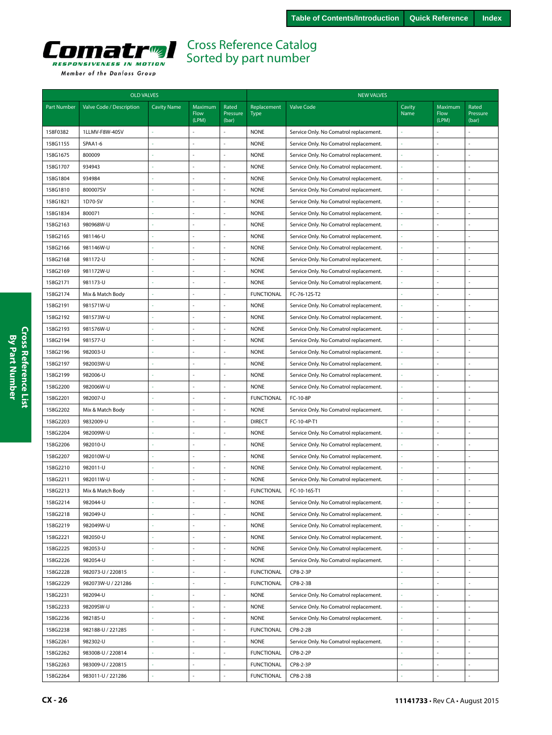# Cross Reference Catalog
## Sorted by part number

| OLD VALVES | | | | | NEW VALVES | | | | |
|---|---|---|---|---|---|---|---|---|---|
| Part Number | Valve Code / Description | Cavity Name | Maximum Flow (LPM) | Rated Pressure (bar) | Replacement Type | Valve Code | Cavity Name | Maximum Flow (LPM) | Rated Pressure (bar) |
| 158F0382 | 1LLMV-F8W-40SV | - | - | - | NONE | Service Only. No Comatrol replacement. | - | - | - |
| 158G1155 | SPAA1-6 | - | - | - | NONE | Service Only. No Comatrol replacement. | - | - | - |
| 158G1675 | 800009 | - | - | - | NONE | Service Only. No Comatrol replacement. | - | - | - |
| 158G1707 | 934943 | - | - | - | NONE | Service Only. No Comatrol replacement. | - | - | - |
| 158G1804 | 934984 | - | - | - | NONE | Service Only. No Comatrol replacement. | - | - | - |
| 158G1810 | 800007SV | - | - | - | NONE | Service Only. No Comatrol replacement. | - | - | - |
| 158G1821 | 1D70-SV | - | - | - | NONE | Service Only. No Comatrol replacement. | - | - | - |
| 158G1834 | 800071 | - | - | - | NONE | Service Only. No Comatrol replacement. | - | - | - |
| 158G2163 | 980968W-U | - | - | - | NONE | Service Only. No Comatrol replacement. | - | - | - |
| 158G2165 | 981146-U | - | - | - | NONE | Service Only. No Comatrol replacement. | - | - | - |
| 158G2166 | 981146W-U | - | - | - | NONE | Service Only. No Comatrol replacement. | - | - | - |
| 158G2168 | 981172-U | - | - | - | NONE | Service Only. No Comatrol replacement. | - | - | - |
| 158G2169 | 981172W-U | - | - | - | NONE | Service Only. No Comatrol replacement. | - | - | - |
| 158G2171 | 981173-U | - | - | - | NONE | Service Only. No Comatrol replacement. | - | - | - |
| 158G2174 | Mix & Match Body | - | - | - | FUNCTIONAL | FC-76-12S-T2 | - | - | - |
| 158G2191 | 981571W-U | - | - | - | NONE | Service Only. No Comatrol replacement. | - | - | - |
| 158G2192 | 981573W-U | - | - | - | NONE | Service Only. No Comatrol replacement. | - | - | - |
| 158G2193 | 981576W-U | - | - | - | NONE | Service Only. No Comatrol replacement. | - | - | - |
| 158G2194 | 981577-U | - | - | - | NONE | Service Only. No Comatrol replacement. | - | - | - |
| 158G2196 | 982003-U | - | - | - | NONE | Service Only. No Comatrol replacement. | - | - | - |
| 158G2197 | 982003W-U | - | - | - | NONE | Service Only. No Comatrol replacement. | - | - | - |
| 158G2199 | 982006-U | - | - | - | NONE | Service Only. No Comatrol replacement. | - | - | - |
| 158G2200 | 982006W-U | - | - | - | NONE | Service Only. No Comatrol replacement. | - | - | - |
| 158G2201 | 982007-U | - | - | - | FUNCTIONAL | FC-10-8P | - | - | - |
| 158G2202 | Mix & Match Body | - | - | - | NONE | Service Only. No Comatrol replacement. | - | - | - |
| 158G2203 | 9832009-U | - | - | - | DIRECT | FC-10-4P-T1 | - | - | - |
| 158G2204 | 982009W-U | - | - | - | NONE | Service Only. No Comatrol replacement. | - | - | - |
| 158G2206 | 982010-U | - | - | - | NONE | Service Only. No Comatrol replacement. | - | - | - |
| 158G2207 | 982010W-U | - | - | - | NONE | Service Only. No Comatrol replacement. | - | - | - |
| 158G2210 | 982011-U | - | - | - | NONE | Service Only. No Comatrol replacement. | - | - | - |
| 158G2211 | 982011W-U | - | - | - | NONE | Service Only. No Comatrol replacement. | - | - | - |
| 158G2213 | Mix & Match Body | - | - | - | FUNCTIONAL | FC-10-16S-T1 | - | - | - |
| 158G2214 | 982044-U | - | - | - | NONE | Service Only. No Comatrol replacement. | - | - | - |
| 158G2218 | 982049-U | - | - | - | NONE | Service Only. No Comatrol replacement. | - | - | - |
| 158G2219 | 982049W-U | - | - | - | NONE | Service Only. No Comatrol replacement. | - | - | - |
| 158G2221 | 982050-U | - | - | - | NONE | Service Only. No Comatrol replacement. | - | - | - |
| 158G2225 | 982053-U | - | - | - | NONE | Service Only. No Comatrol replacement. | - | - | - |
| 158G2226 | 982054-U | - | - | - | NONE | Service Only. No Comatrol replacement. | - | - | - |
| 158G2228 | 982073-U / 220815 | - | - | - | FUNCTIONAL | CP8-2-3P | - | - | - |
| 158G2229 | 982073W-U / 221286 | - | - | - | FUNCTIONAL | CP8-2-3B | - | - | - |
| 158G2231 | 982094-U | - | - | - | NONE | Service Only. No Comatrol replacement. | - | - | - |
| 158G2233 | 98209SW-U | - | - | - | NONE | Service Only. No Comatrol replacement. | - | - | - |
| 158G2236 | 982185-U | - | - | - | NONE | Service Only. No Comatrol replacement. | - | - | - |
| 158G2238 | 982188-U / 221285 | - | - | - | FUNCTIONAL | CP8-2-2B | - | - | - |
| 158G2261 | 982302-U | - | - | - | NONE | Service Only. No Comatrol replacement. | - | - | - |
| 158G2262 | 983008-U / 220814 | - | - | - | FUNCTIONAL | CP8-2-2P | - | - | - |
| 158G2263 | 983009-U / 220815 | - | - | - | FUNCTIONAL | CP8-2-3P | - | - | - |
| 158G2264 | 983011-U / 221286 | - | - | - | FUNCTIONAL | CP8-2-3B | - | - | - |

11141733 • Rev CA • August 2015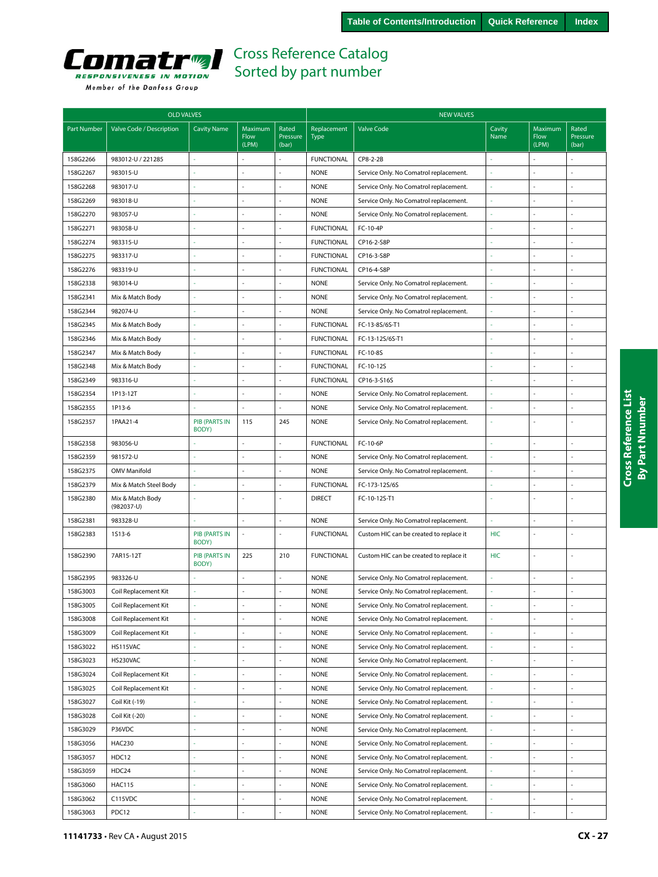# Cross Reference Catalog
## Sorted by part number

| OLD VALVES | | | | | NEW VALVES | | | | |
|---|---|---|---|---|---|---|---|---|---|
| Part Number | Valve Code / Description | Cavity Name | Maximum Flow (LPM) | Rated Pressure (bar) | Replacement Type | Valve Code | Cavity Name | Maximum Flow (LPM) | Rated Pressure (bar) |
| 158G2266 | 983012-U / 221285 | - | - | - | FUNCTIONAL | CP8-2-2B | - | - | - |
| 158G2267 | 983015-U | - | - | - | NONE | Service Only. No Comatrol replacement. | - | - | - |
| 158G2268 | 983017-U | - | - | - | NONE | Service Only. No Comatrol replacement. | - | - | - |
| 158G2269 | 983018-U | - | - | - | NONE | Service Only. No Comatrol replacement. | - | - | - |
| 158G2270 | 983057-U | - | - | - | NONE | Service Only. No Comatrol replacement. | - | - | - |
| 158G2271 | 983058-U | - | - | - | FUNCTIONAL | FC-10-4P | - | - | - |
| 158G2274 | 983315-U | - | - | - | FUNCTIONAL | CP16-2-S8P | - | - | - |
| 158G2275 | 983317-U | - | - | - | FUNCTIONAL | CP16-3-S8P | - | - | - |
| 158G2276 | 983319-U | - | - | - | FUNCTIONAL | CP16-4-S8P | - | - | - |
| 158G2338 | 983014-U | - | - | - | NONE | Service Only. No Comatrol replacement. | - | - | - |
| 158G2341 | Mix & Match Body | - | - | - | NONE | Service Only. No Comatrol replacement. | - | - | - |
| 158G2344 | 982074-U | - | - | - | NONE | Service Only. No Comatrol replacement. | - | - | - |
| 158G2345 | Mix & Match Body | - | - | - | FUNCTIONAL | FC-13-8S/6S-T1 | - | - | - |
| 158G2346 | Mix & Match Body | - | - | - | FUNCTIONAL | FC-13-12S/6S-T1 | - | - | - |
| 158G2347 | Mix & Match Body | - | - | - | FUNCTIONAL | FC-10-8S | - | - | - |
| 158G2348 | Mix & Match Body | - | - | - | FUNCTIONAL | FC-10-12S | - | - | - |
| 158G2349 | 983316-U | - | - | - | FUNCTIONAL | CP16-3-S16S | - | - | - |
| 158G2354 | 1P13-12T | - | - | - | NONE | Service Only. No Comatrol replacement. | - | - | - |
| 158G2355 | 1P13-6 | - | - | - | NONE | Service Only. No Comatrol replacement. | - | - | - |
| 158G2357 | 1PAA21-4 | PIB (PARTS IN BODY) | 115 | 245 | NONE | Service Only. No Comatrol replacement. | - | - | - |
| 158G2358 | 983056-U | - | - | - | FUNCTIONAL | FC-10-6P | - | - | - |
| 158G2359 | 981572-U | - | - | - | NONE | Service Only. No Comatrol replacement. | - | - | - |
| 158G2375 | OMV Manifold | - | - | - | NONE | Service Only. No Comatrol replacement. | - | - | - |
| 158G2379 | Mix & Match Steel Body | - | - | - | FUNCTIONAL | FC-173-12S/6S | - | - | - |
| 158G2380 | Mix & Match Body (982037-U) | - | - | - | DIRECT | FC-10-12S-T1 | - | - | - |
| 158G2381 | 983328-U | - | - | - | NONE | Service Only. No Comatrol replacement. | - | - | - |
| 158G2383 | 1S13-6 | PIB (PARTS IN BODY) | - | - | FUNCTIONAL | Custom HIC can be created to replace it | HIC | - | - |
| 158G2390 | 7AR15-12T | PIB (PARTS IN BODY) | 225 | 210 | FUNCTIONAL | Custom HIC can be created to replace it | HIC | - | - |
| 158G2395 | 983326-U | - | - | - | NONE | Service Only. No Comatrol replacement. | - | - | - |
| 158G3003 | Coil Replacement Kit | - | - | - | NONE | Service Only. No Comatrol replacement. | - | - | - |
| 158G3005 | Coil Replacement Kit | - | - | - | NONE | Service Only. No Comatrol replacement. | - | - | - |
| 158G3008 | Coil Replacement Kit | - | - | - | NONE | Service Only. No Comatrol replacement. | - | - | - |
| 158G3009 | Coil Replacement Kit | - | - | - | NONE | Service Only. No Comatrol replacement. | - | - | - |
| 158G3022 | HS115VAC | - | - | - | NONE | Service Only. No Comatrol replacement. | - | - | - |
| 158G3023 | HS230VAC | - | - | - | NONE | Service Only. No Comatrol replacement. | - | - | - |
| 158G3024 | Coil Replacement Kit | - | - | - | NONE | Service Only. No Comatrol replacement. | - | - | - |
| 158G3025 | Coil Replacement Kit | - | - | - | NONE | Service Only. No Comatrol replacement. | - | - | - |
| 158G3027 | Coil Kit (-19) | - | - | - | NONE | Service Only. No Comatrol replacement. | - | - | - |
| 158G3028 | Coil Kit (-20) | - | - | - | NONE | Service Only. No Comatrol replacement. | - | - | - |
| 158G3029 | P36VDC | - | - | - | NONE | Service Only. No Comatrol replacement. | - | - | - |
| 158G3056 | HAC230 | - | - | - | NONE | Service Only. No Comatrol replacement. | - | - | - |
| 158G3057 | HDC12 | - | - | - | NONE | Service Only. No Comatrol replacement. | - | - | - |
| 158G3059 | HDC24 | - | - | - | NONE | Service Only. No Comatrol replacement. | - | - | - |
| 158G3060 | HAC115 | - | - | - | NONE | Service Only. No Comatrol replacement. | - | - | - |
| 158G3062 | C115VDC | - | - | - | NONE | Service Only. No Comatrol replacement. | - | - | - |
| 158G3063 | PDC12 | - | - | - | NONE | Service Only. No Comatrol replacement. | - | - | - |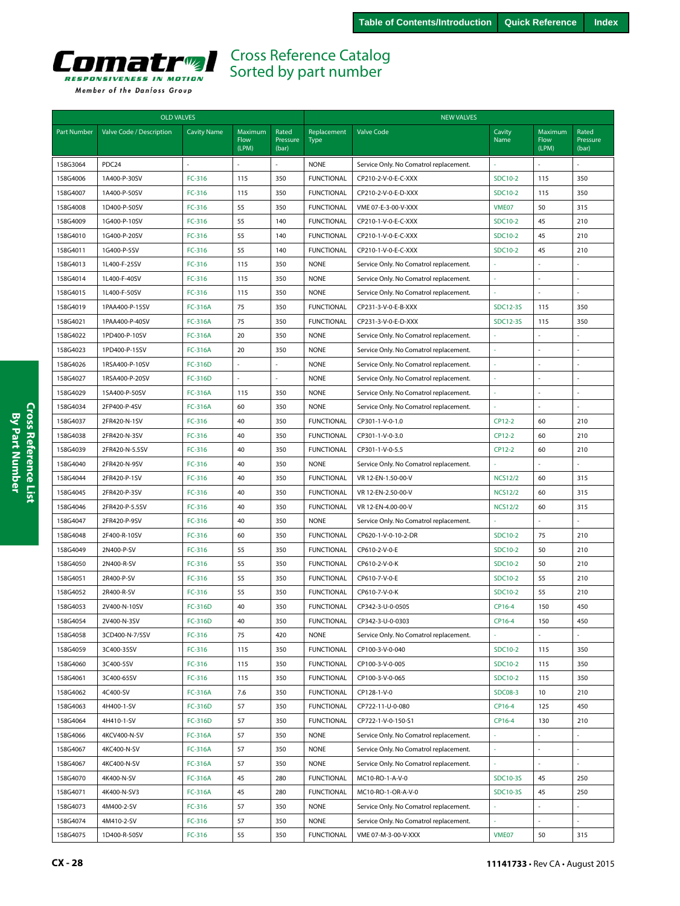Table of Contents/Introduction | Quick Reference | Index

Comatrol
RESPONSIVENESS IN MOTION
Member of the Danfoss Group

# Cross Reference Catalog
## Sorted by part number

| OLD VALVES | | | | | NEW VALVES | | | | |
|---|---|---|---|---|---|---|---|---|---|
| Part Number | Valve Code / Description | Cavity Name | Maximum Flow (LPM) | Rated Pressure (bar) | Replacement Type | Valve Code | Cavity Name | Maximum Flow (LPM) | Rated Pressure (bar) |
| 158G3064 | PDC24 | - | - | - | NONE | Service Only. No Comatrol replacement. | - | - | - |
| 158G4006 | 1A400-P-30SV | FC-316 | 115 | 350 | FUNCTIONAL | CP210-2-V-0-E-C-XXX | SDC10-2 | 115 | 350 |
| 158G4007 | 1A400-P-50SV | FC-316 | 115 | 350 | FUNCTIONAL | CP210-2-V-0-E-D-XXX | SDC10-2 | 115 | 350 |
| 158G4008 | 1D400-P-50SV | FC-316 | 55 | 350 | FUNCTIONAL | VME 07-E-3-00-V-XXX | VME07 | 50 | 315 |
| 158G4009 | 1G400-P-10SV | FC-316 | 55 | 140 | FUNCTIONAL | CP210-1-V-0-E-C-XXX | SDC10-2 | 45 | 210 |
| 158G4010 | 1G400-P-20SV | FC-316 | 55 | 140 | FUNCTIONAL | CP210-1-V-0-E-C-XXX | SDC10-2 | 45 | 210 |
| 158G4011 | 1G400-P-5SV | FC-316 | 55 | 140 | FUNCTIONAL | CP210-1-V-0-E-C-XXX | SDC10-2 | 45 | 210 |
| 158G4013 | 1L400-F-25SV | FC-316 | 115 | 350 | NONE | Service Only. No Comatrol replacement. | - | - | - |
| 158G4014 | 1L400-F-40SV | FC-316 | 115 | 350 | NONE | Service Only. No Comatrol replacement. | - | - | - |
| 158G4015 | 1L400-F-50SV | FC-316 | 115 | 350 | NONE | Service Only. No Comatrol replacement. | - | - | - |
| 158G4019 | 1PAA400-P-15SV | FC-316A | 75 | 350 | FUNCTIONAL | CP231-3-V-0-E-B-XXX | SDC12-3S | 115 | 350 |
| 158G4021 | 1PAA400-P-40SV | FC-316A | 75 | 350 | FUNCTIONAL | CP231-3-V-0-E-D-XXX | SDC12-3S | 115 | 350 |
| 158G4022 | 1PD400-P-10SV | FC-316A | 20 | 350 | NONE | Service Only. No Comatrol replacement. | - | - | - |
| 158G4023 | 1PD400-P-15SV | FC-316A | 20 | 350 | NONE | Service Only. No Comatrol replacement. | - | - | - |
| 158G4026 | 1RSA400-P-10SV | FC-316D | - | - | NONE | Service Only. No Comatrol replacement. | - | - | - |
| 158G4027 | 1RSA400-P-20SV | FC-316D | - | - | NONE | Service Only. No Comatrol replacement. | - | - | - |
| 158G4029 | 1SA400-P-50SV | FC-316A | 115 | 350 | NONE | Service Only. No Comatrol replacement. | - | - | - |
| 158G4034 | 2FP400-P-4SV | FC-316A | 60 | 350 | NONE | Service Only. No Comatrol replacement. | - | - | - |
| 158G4037 | 2FR420-N-1SV | FC-316 | 40 | 350 | FUNCTIONAL | CP301-1-V-0-1.0 | CP12-2 | 60 | 210 |
| 158G4038 | 2FR420-N-3SV | FC-316 | 40 | 350 | FUNCTIONAL | CP301-1-V-0-3.0 | CP12-2 | 60 | 210 |
| 158G4039 | 2FR420-N-5.5SV | FC-316 | 40 | 350 | FUNCTIONAL | CP301-1-V-0-5.5 | CP12-2 | 60 | 210 |
| 158G4040 | 2FR420-N-9SV | FC-316 | 40 | 350 | NONE | Service Only. No Comatrol replacement. | - | - | - |
| 158G4044 | 2FR420-P-1SV | FC-316 | 40 | 350 | FUNCTIONAL | VR 12-EN-1.50-00-V | NCS12/2 | 60 | 315 |
| 158G4045 | 2FR420-P-3SV | FC-316 | 40 | 350 | FUNCTIONAL | VR 12-EN-2.50-00-V | NCS12/2 | 60 | 315 |
| 158G4046 | 2FR420-P-5.5SV | FC-316 | 40 | 350 | FUNCTIONAL | VR 12-EN-4.00-00-V | NCS12/2 | 60 | 315 |
| 158G4047 | 2FR420-P-9SV | FC-316 | 40 | 350 | NONE | Service Only. No Comatrol replacement. | - | - | - |
| 158G4048 | 2F400-R-10SV | FC-316 | 60 | 350 | FUNCTIONAL | CP620-1-V-0-10-2-DR | SDC10-2 | 75 | 210 |
| 158G4049 | 2N400-P-SV | FC-316 | 55 | 350 | FUNCTIONAL | CP610-2-V-0-E | SDC10-2 | 50 | 210 |
| 158G4050 | 2N400-R-SV | FC-316 | 55 | 350 | FUNCTIONAL | CP610-2-V-0-K | SDC10-2 | 50 | 210 |
| 158G4051 | 2R400-P-SV | FC-316 | 55 | 350 | FUNCTIONAL | CP610-7-V-0-E | SDC10-2 | 55 | 210 |
| 158G4052 | 2R400-R-SV | FC-316 | 55 | 350 | FUNCTIONAL | CP610-7-V-0-K | SDC10-2 | 55 | 210 |
| 158G4053 | 2V400-N-10SV | FC-316D | 40 | 350 | FUNCTIONAL | CP342-3-U-0-0505 | CP16-4 | 150 | 450 |
| 158G4054 | 2V400-N-3SV | FC-316D | 40 | 350 | FUNCTIONAL | CP342-3-U-0-0303 | CP16-4 | 150 | 450 |
| 158G4058 | 3CD400-N-7/5SV | FC-316 | 75 | 420 | NONE | Service Only. No Comatrol replacement. | - | - | - |
| 158G4059 | 3C400-35SV | FC-316 | 115 | 350 | FUNCTIONAL | CP100-3-V-0-040 | SDC10-2 | 115 | 350 |
| 158G4060 | 3C400-5SV | FC-316 | 115 | 350 | FUNCTIONAL | CP100-3-V-0-005 | SDC10-2 | 115 | 350 |
| 158G4061 | 3C400-65SV | FC-316 | 115 | 350 | FUNCTIONAL | CP100-3-V-0-065 | SDC10-2 | 115 | 350 |
| 158G4062 | 4C400-SV | FC-316A | 7.6 | 350 | FUNCTIONAL | CP128-1-V-0 | SDC08-3 | 10 | 210 |
| 158G4063 | 4H400-1-SV | FC-316D | 57 | 350 | FUNCTIONAL | CP722-11-U-0-080 | CP16-4 | 125 | 450 |
| 158G4064 | 4H410-1-SV | FC-316D | 57 | 350 | FUNCTIONAL | CP722-1-V-0-150-S1 | CP16-4 | 130 | 210 |
| 158G4066 | 4KCV400-N-SV | FC-316A | 57 | 350 | NONE | Service Only. No Comatrol replacement. | - | - | - |
| 158G4067 | 4KC400-N-SV | FC-316A | 57 | 350 | NONE | Service Only. No Comatrol replacement. | - | - | - |
| 158G4067 | 4KC400-N-SV | FC-316A | 57 | 350 | NONE | Service Only. No Comatrol replacement. | - | - | - |
| 158G4070 | 4K400-N-SV | FC-316A | 45 | 280 | FUNCTIONAL | MC10-RO-1-A-V-0 | SDC10-3S | 45 | 250 |
| 158G4071 | 4K400-N-SV3 | FC-316A | 45 | 280 | FUNCTIONAL | MC10-RO-1-OR-A-V-0 | SDC10-3S | 45 | 250 |
| 158G4073 | 4M400-2-SV | FC-316 | 57 | 350 | NONE | Service Only. No Comatrol replacement. | - | - | - |
| 158G4074 | 4M410-2-SV | FC-316 | 57 | 350 | NONE | Service Only. No Comatrol replacement. | - | - | - |
| 158G4075 | 1D400-R-50SV | FC-316 | 55 | 350 | FUNCTIONAL | VME 07-M-3-00-V-XXX | VME07 | 50 | 315 |

11141733 • Rev CA • August 2015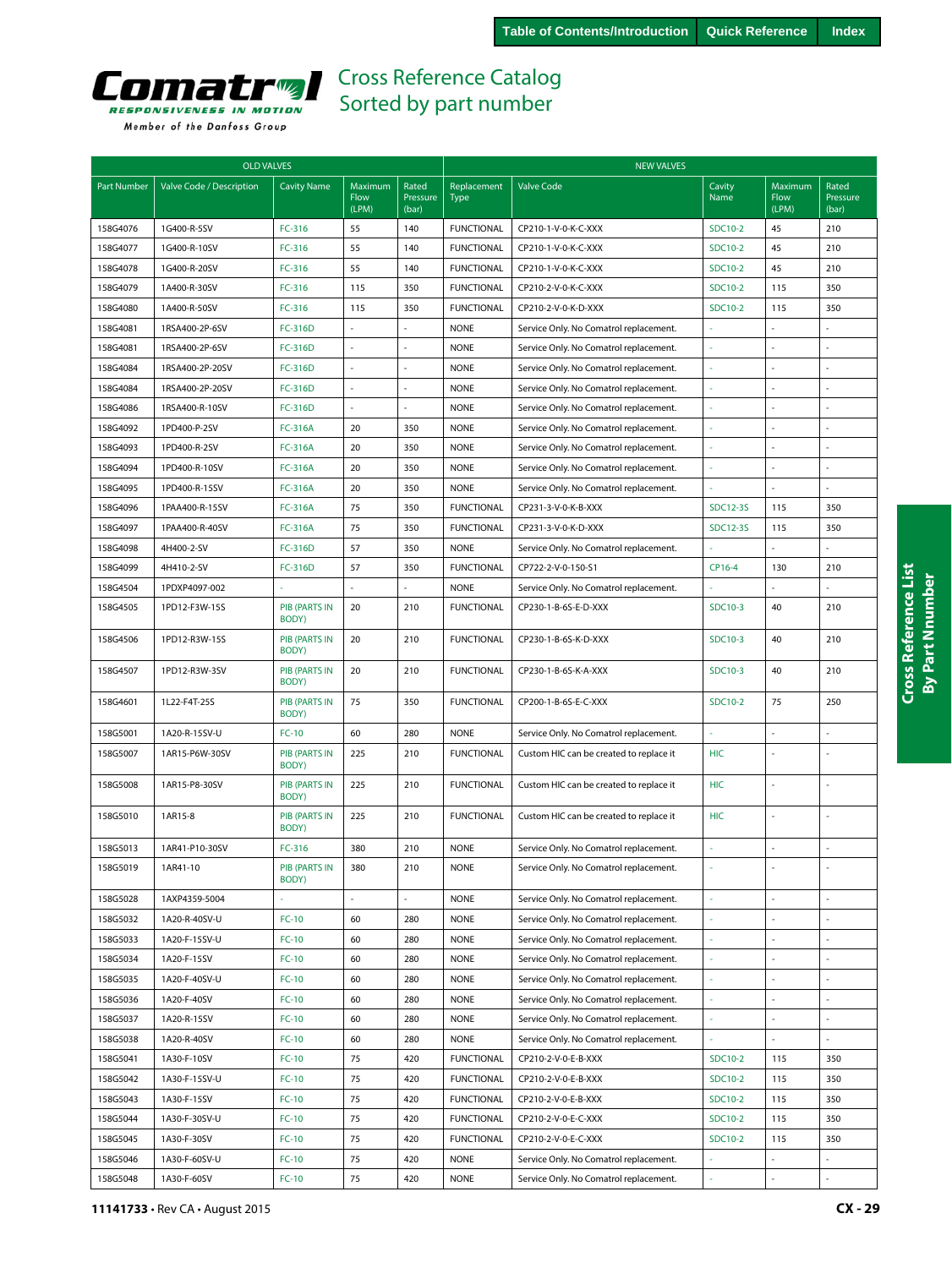Table of Contents/Introduction | Quick Reference | Index

# Comatrol

RESPONSIVENESS IN MOTION

Member of the Danfoss Group

## Cross Reference Catalog
## Sorted by part number

| OLD VALVES | | | | | NEW VALVES | | | | |
|---|---|---|---|---|---|---|---|---|---|
| Part Number | Valve Code / Description | Cavity Name | Maximum Flow (LPM) | Rated Pressure (bar) | Replacement Type | Valve Code | Cavity Name | Maximum Flow (LPM) | Rated Pressure (bar) |
| 158G4076 | 1G400-R-5SV | FC-316 | 55 | 140 | FUNCTIONAL | CP210-1-V-0-K-C-XXX | SDC10-2 | 45 | 210 |
| 158G4077 | 1G400-R-10SV | FC-316 | 55 | 140 | FUNCTIONAL | CP210-1-V-0-K-C-XXX | SDC10-2 | 45 | 210 |
| 158G4078 | 1G400-R-20SV | FC-316 | 55 | 140 | FUNCTIONAL | CP210-1-V-0-K-C-XXX | SDC10-2 | 45 | 210 |
| 158G4079 | 1A400-R-30SV | FC-316 | 115 | 350 | FUNCTIONAL | CP210-2-V-0-K-C-XXX | SDC10-2 | 115 | 350 |
| 158G4080 | 1A400-R-50SV | FC-316 | 115 | 350 | FUNCTIONAL | CP210-2-V-0-K-D-XXX | SDC10-2 | 115 | 350 |
| 158G4081 | 1RSA400-2P-6SV | FC-316D | - | - | NONE | Service Only. No Comatrol replacement. | - | - | - |
| 158G4081 | 1RSA400-2P-6SV | FC-316D | - | - | NONE | Service Only. No Comatrol replacement. | - | - | - |
| 158G4084 | 1RSA400-2P-20SV | FC-316D | - | - | NONE | Service Only. No Comatrol replacement. | - | - | - |
| 158G4084 | 1RSA400-2P-20SV | FC-316D | - | - | NONE | Service Only. No Comatrol replacement. | - | - | - |
| 158G4086 | 1RSA400-R-10SV | FC-316D | - | - | NONE | Service Only. No Comatrol replacement. | - | - | - |
| 158G4092 | 1PD400-P-2SV | FC-316A | 20 | 350 | NONE | Service Only. No Comatrol replacement. | - | - | - |
| 158G4093 | 1PD400-R-2SV | FC-316A | 20 | 350 | NONE | Service Only. No Comatrol replacement. | - | - | - |
| 158G4094 | 1PD400-R-10SV | FC-316A | 20 | 350 | NONE | Service Only. No Comatrol replacement. | - | - | - |
| 158G4095 | 1PD400-R-15SV | FC-316A | 20 | 350 | NONE | Service Only. No Comatrol replacement. | - | - | - |
| 158G4096 | 1PAA400-R-15SV | FC-316A | 75 | 350 | FUNCTIONAL | CP231-3-V-0-K-B-XXX | SDC12-3S | 115 | 350 |
| 158G4097 | 1PAA400-R-40SV | FC-316A | 75 | 350 | FUNCTIONAL | CP231-3-V-0-K-D-XXX | SDC12-3S | 115 | 350 |
| 158G4098 | 4H400-2-SV | FC-316D | 57 | 350 | NONE | Service Only. No Comatrol replacement. | - | - | - |
| 158G4099 | 4H410-2-SV | FC-316D | 57 | 350 | FUNCTIONAL | CP722-2-V-0-150-S1 | CP16-4 | 130 | 210 |
| 158G4504 | 1PDXP4097-002 | - | - | - | NONE | Service Only. No Comatrol replacement. | - | - | - |
| 158G4505 | 1PD12-F3W-15S | PIB (PARTS IN BODY) | 20 | 210 | FUNCTIONAL | CP230-1-B-6S-E-D-XXX | SDC10-3 | 40 | 210 |
| 158G4506 | 1PD12-R3W-15S | PIB (PARTS IN BODY) | 20 | 210 | FUNCTIONAL | CP230-1-B-6S-K-D-XXX | SDC10-3 | 40 | 210 |
| 158G4507 | 1PD12-R3W-3SV | PIB (PARTS IN BODY) | 20 | 210 | FUNCTIONAL | CP230-1-B-6S-K-A-XXX | SDC10-3 | 40 | 210 |
| 158G4601 | 1L22-F4T-25S | PIB (PARTS IN BODY) | 75 | 350 | FUNCTIONAL | CP200-1-B-6S-E-C-XXX | SDC10-2 | 75 | 250 |
| 158G5001 | 1A20-R-15SV-U | FC-10 | 60 | 280 | NONE | Service Only. No Comatrol replacement. | - | - | - |
| 158G5007 | 1AR15-P6W-30SV | PIB (PARTS IN BODY) | 225 | 210 | FUNCTIONAL | Custom HIC can be created to replace it | HIC | - | - |
| 158G5008 | 1AR15-P8-30SV | PIB (PARTS IN BODY) | 225 | 210 | FUNCTIONAL | Custom HIC can be created to replace it | HIC | - | - |
| 158G5010 | 1AR15-8 | PIB (PARTS IN BODY) | 225 | 210 | FUNCTIONAL | Custom HIC can be created to replace it | HIC | - | - |
| 158G5013 | 1AR41-P10-30SV | FC-316 | 380 | 210 | NONE | Service Only. No Comatrol replacement. | - | - | - |
| 158G5019 | 1AR41-10 | PIB (PARTS IN BODY) | 380 | 210 | NONE | Service Only. No Comatrol replacement. | - | - | - |
| 158G5028 | 1AXP4359-5004 | - | - | - | NONE | Service Only. No Comatrol replacement. | - | - | - |
| 158G5032 | 1A20-R-40SV-U | FC-10 | 60 | 280 | NONE | Service Only. No Comatrol replacement. | - | - | - |
| 158G5033 | 1A20-F-15SV-U | FC-10 | 60 | 280 | NONE | Service Only. No Comatrol replacement. | - | - | - |
| 158G5034 | 1A20-F-15SV | FC-10 | 60 | 280 | NONE | Service Only. No Comatrol replacement. | - | - | - |
| 158G5035 | 1A20-F-40SV-U | FC-10 | 60 | 280 | NONE | Service Only. No Comatrol replacement. | - | - | - |
| 158G5036 | 1A20-F-40SV | FC-10 | 60 | 280 | NONE | Service Only. No Comatrol replacement. | - | - | - |
| 158G5037 | 1A20-R-15SV | FC-10 | 60 | 280 | NONE | Service Only. No Comatrol replacement. | - | - | - |
| 158G5038 | 1A20-R-40SV | FC-10 | 60 | 280 | NONE | Service Only. No Comatrol replacement. | - | - | - |
| 158G5041 | 1A30-F-10SV | FC-10 | 75 | 420 | FUNCTIONAL | CP210-2-V-0-E-B-XXX | SDC10-2 | 115 | 350 |
| 158G5042 | 1A30-F-15SV-U | FC-10 | 75 | 420 | FUNCTIONAL | CP210-2-V-0-E-B-XXX | SDC10-2 | 115 | 350 |
| 158G5043 | 1A30-F-15SV | FC-10 | 75 | 420 | FUNCTIONAL | CP210-2-V-0-E-B-XXX | SDC10-2 | 115 | 350 |
| 158G5044 | 1A30-F-30SV-U | FC-10 | 75 | 420 | FUNCTIONAL | CP210-2-V-0-E-C-XXX | SDC10-2 | 115 | 350 |
| 158G5045 | 1A30-F-30SV | FC-10 | 75 | 420 | FUNCTIONAL | CP210-2-V-0-E-C-XXX | SDC10-2 | 115 | 350 |
| 158G5046 | 1A30-F-60SV-U | FC-10 | 75 | 420 | NONE | Service Only. No Comatrol replacement. | - | - | - |
| 158G5048 | 1A30-F-60SV | FC-10 | 75 | 420 | NONE | Service Only. No Comatrol replacement. | - | - | - |

Cross Reference List By Part Nnumber

11141733 • Rev CA • August 2015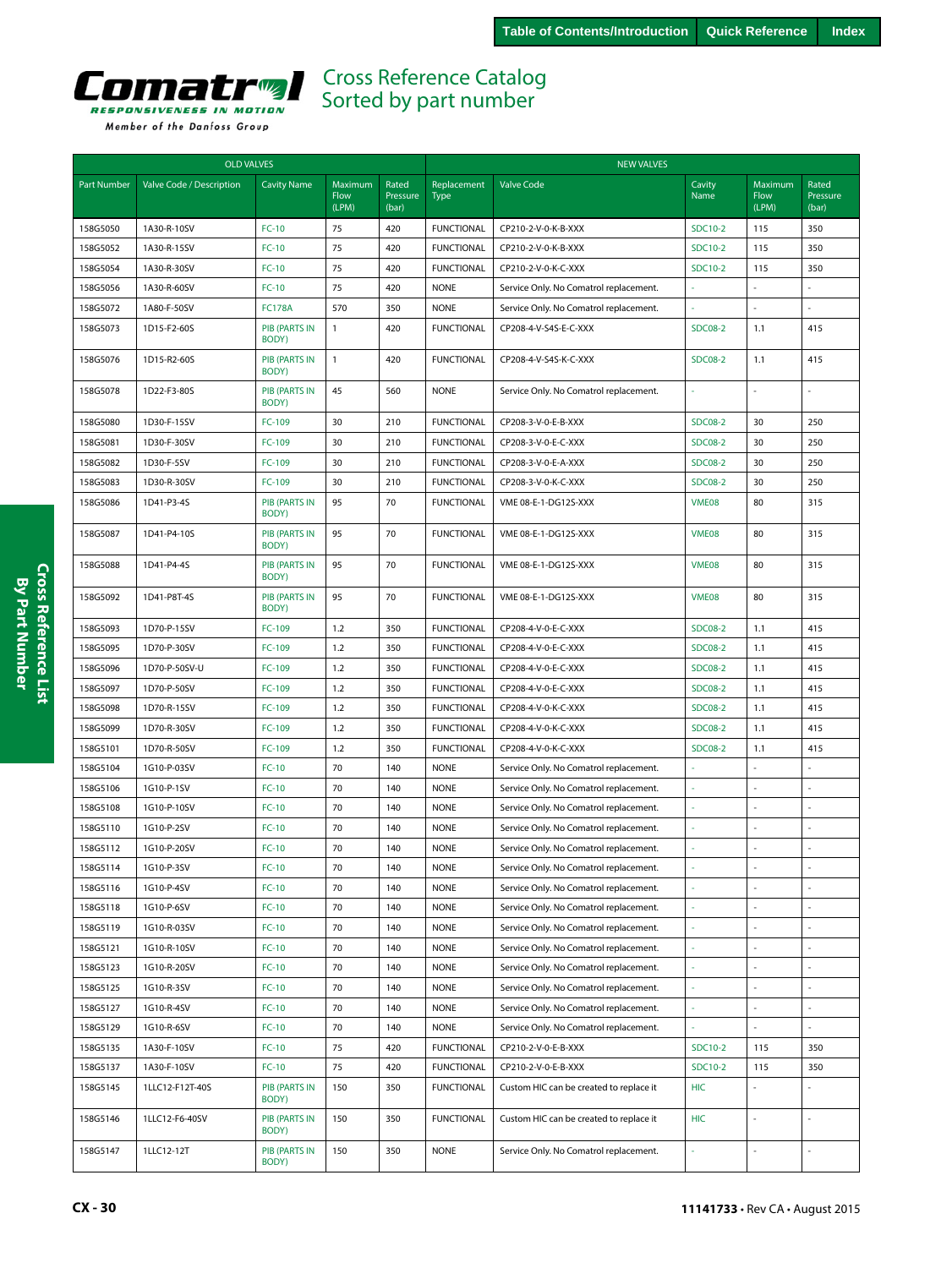Table of Contents/Introduction | Quick Reference | Index

# Comatrol

RESPONSIVENESS IN MOTION

Member of the Danfoss Group

## Cross Reference Catalog Sorted by part number

| OLD VALVES | | | | | NEW VALVES | | | | |
|---|---|---|---|---|---|---|---|---|---|
| Part Number | Valve Code / Description | Cavity Name | Maximum Flow (LPM) | Rated Pressure (bar) | Replacement Type | Valve Code | Cavity Name | Maximum Flow (LPM) | Rated Pressure (bar) |
| 158G5050 | 1A30-R-10SV | FC-10 | 75 | 420 | FUNCTIONAL | CP210-2-V-0-K-B-XXX | SDC10-2 | 115 | 350 |
| 158G5052 | 1A30-R-15SV | FC-10 | 75 | 420 | FUNCTIONAL | CP210-2-V-0-K-B-XXX | SDC10-2 | 115 | 350 |
| 158G5054 | 1A30-R-30SV | FC-10 | 75 | 420 | FUNCTIONAL | CP210-2-V-0-K-C-XXX | SDC10-2 | 115 | 350 |
| 158G5056 | 1A30-R-60SV | FC-10 | 75 | 420 | NONE | Service Only. No Comatrol replacement. | - | - | - |
| 158G5072 | 1A80-F-50SV | FC178A | 570 | 350 | NONE | Service Only. No Comatrol replacement. | - | - | - |
| 158G5073 | 1D15-F2-60S | PIB (PARTS IN BODY) | 1 | 420 | FUNCTIONAL | CP208-4-V-S4S-E-C-XXX | SDC08-2 | 1.1 | 415 |
| 158G5076 | 1D15-R2-60S | PIB (PARTS IN BODY) | 1 | 420 | FUNCTIONAL | CP208-4-V-S4S-K-C-XXX | SDC08-2 | 1.1 | 415 |
| 158G5078 | 1D22-F3-80S | PIB (PARTS IN BODY) | 45 | 560 | NONE | Service Only. No Comatrol replacement. | - | - | - |
| 158G5080 | 1D30-F-15SV | FC-109 | 30 | 210 | FUNCTIONAL | CP208-3-V-0-E-B-XXX | SDC08-2 | 30 | 250 |
| 158G5081 | 1D30-F-30SV | FC-109 | 30 | 210 | FUNCTIONAL | CP208-3-V-0-E-C-XXX | SDC08-2 | 30 | 250 |
| 158G5082 | 1D30-F-5SV | FC-109 | 30 | 210 | FUNCTIONAL | CP208-3-V-0-E-A-XXX | SDC08-2 | 30 | 250 |
| 158G5083 | 1D30-R-30SV | FC-109 | 30 | 210 | FUNCTIONAL | CP208-3-V-0-K-C-XXX | SDC08-2 | 30 | 250 |
| 158G5086 | 1D41-P3-4S | PIB (PARTS IN BODY) | 95 | 70 | FUNCTIONAL | VME 08-E-1-DG12S-XXX | VME08 | 80 | 315 |
| 158G5087 | 1D41-P4-10S | PIB (PARTS IN BODY) | 95 | 70 | FUNCTIONAL | VME 08-E-1-DG12S-XXX | VME08 | 80 | 315 |
| 158G5088 | 1D41-P4-4S | PIB (PARTS IN BODY) | 95 | 70 | FUNCTIONAL | VME 08-E-1-DG12S-XXX | VME08 | 80 | 315 |
| 158G5092 | 1D41-P8T-4S | PIB (PARTS IN BODY) | 95 | 70 | FUNCTIONAL | VME 08-E-1-DG12S-XXX | VME08 | 80 | 315 |
| 158G5093 | 1D70-P-15SV | FC-109 | 1.2 | 350 | FUNCTIONAL | CP208-4-V-0-E-C-XXX | SDC08-2 | 1.1 | 415 |
| 158G5095 | 1D70-P-30SV | FC-109 | 1.2 | 350 | FUNCTIONAL | CP208-4-V-0-E-C-XXX | SDC08-2 | 1.1 | 415 |
| 158G5096 | 1D70-P-50SV-U | FC-109 | 1.2 | 350 | FUNCTIONAL | CP208-4-V-0-E-C-XXX | SDC08-2 | 1.1 | 415 |
| 158G5097 | 1D70-P-50SV | FC-109 | 1.2 | 350 | FUNCTIONAL | CP208-4-V-0-E-C-XXX | SDC08-2 | 1.1 | 415 |
| 158G5098 | 1D70-R-15SV | FC-109 | 1.2 | 350 | FUNCTIONAL | CP208-4-V-0-K-C-XXX | SDC08-2 | 1.1 | 415 |
| 158G5099 | 1D70-R-30SV | FC-109 | 1.2 | 350 | FUNCTIONAL | CP208-4-V-0-K-C-XXX | SDC08-2 | 1.1 | 415 |
| 158G5101 | 1D70-R-50SV | FC-109 | 1.2 | 350 | FUNCTIONAL | CP208-4-V-0-K-C-XXX | SDC08-2 | 1.1 | 415 |
| 158G5104 | 1G10-P-03SV | FC-10 | 70 | 140 | NONE | Service Only. No Comatrol replacement. | - | - | - |
| 158G5106 | 1G10-P-1SV | FC-10 | 70 | 140 | NONE | Service Only. No Comatrol replacement. | - | - | - |
| 158G5108 | 1G10-P-10SV | FC-10 | 70 | 140 | NONE | Service Only. No Comatrol replacement. | - | - | - |
| 158G5110 | 1G10-P-2SV | FC-10 | 70 | 140 | NONE | Service Only. No Comatrol replacement. | - | - | - |
| 158G5112 | 1G10-P-20SV | FC-10 | 70 | 140 | NONE | Service Only. No Comatrol replacement. | - | - | - |
| 158G5114 | 1G10-P-3SV | FC-10 | 70 | 140 | NONE | Service Only. No Comatrol replacement. | - | - | - |
| 158G5116 | 1G10-P-4SV | FC-10 | 70 | 140 | NONE | Service Only. No Comatrol replacement. | - | - | - |
| 158G5118 | 1G10-P-6SV | FC-10 | 70 | 140 | NONE | Service Only. No Comatrol replacement. | - | - | - |
| 158G5119 | 1G10-R-03SV | FC-10 | 70 | 140 | NONE | Service Only. No Comatrol replacement. | - | - | - |
| 158G5121 | 1G10-R-10SV | FC-10 | 70 | 140 | NONE | Service Only. No Comatrol replacement. | - | - | - |
| 158G5123 | 1G10-R-20SV | FC-10 | 70 | 140 | NONE | Service Only. No Comatrol replacement. | - | - | - |
| 158G5125 | 1G10-R-3SV | FC-10 | 70 | 140 | NONE | Service Only. No Comatrol replacement. | - | - | - |
| 158G5127 | 1G10-R-4SV | FC-10 | 70 | 140 | NONE | Service Only. No Comatrol replacement. | - | - | - |
| 158G5129 | 1G10-R-6SV | FC-10 | 70 | 140 | NONE | Service Only. No Comatrol replacement. | - | - | - |
| 158G5135 | 1A30-F-10SV | FC-10 | 75 | 420 | FUNCTIONAL | CP210-2-V-0-E-B-XXX | SDC10-2 | 115 | 350 |
| 158G5137 | 1A30-F-10SV | FC-10 | 75 | 420 | FUNCTIONAL | CP210-2-V-0-E-B-XXX | SDC10-2 | 115 | 350 |
| 158G5145 | 1LLC12-F12T-40S | PIB (PARTS IN BODY) | 150 | 350 | FUNCTIONAL | Custom HIC can be created to replace it | HIC | - | - |
| 158G5146 | 1LLC12-F6-40SV | PIB (PARTS IN BODY) | 150 | 350 | FUNCTIONAL | Custom HIC can be created to replace it | HIC | - | - |
| 158G5147 | 1LLC12-12T | PIB (PARTS IN BODY) | 150 | 350 | NONE | Service Only. No Comatrol replacement. | - | - | - |

Cross Reference List By Part Number

CX - 30

**11141733** • Rev CA • August 2015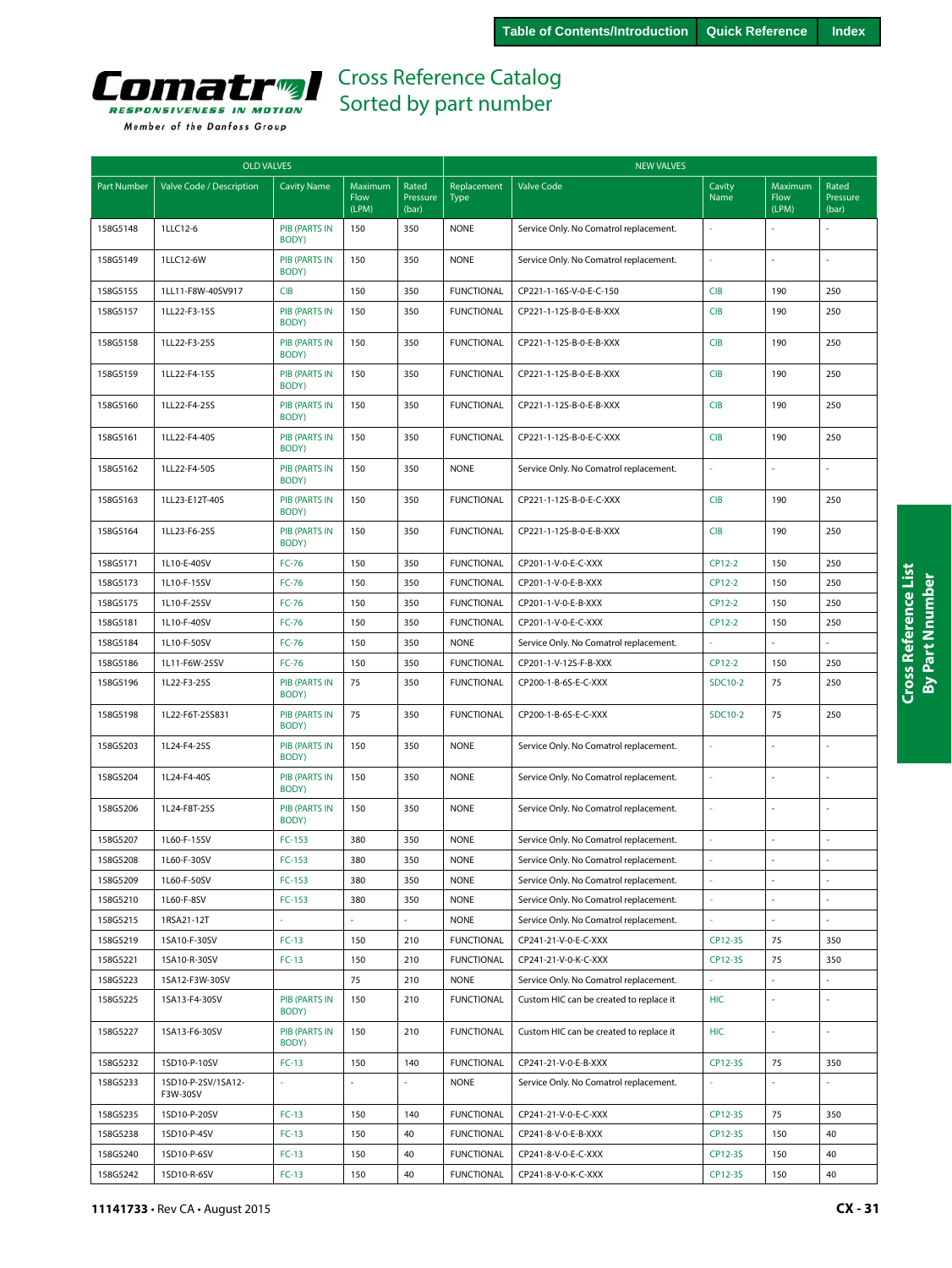Table of Contents/Introduction | Quick Reference | Index

# Cross Reference Catalog
## Sorted by part number

| OLD VALVES | | | | | NEW VALVES | | | | |
|---|---|---|---|---|---|---|---|---|---|
| Part Number | Valve Code / Description | Cavity Name | Maximum Flow (LPM) | Rated Pressure (bar) | Replacement Type | Valve Code | Cavity Name | Maximum Flow (LPM) | Rated Pressure (bar) |
| 158G5148 | 1LLC12-6 | PIB (PARTS IN BODY) | 150 | 350 | NONE | Service Only. No Comatrol replacement. | - | - | - |
| 158G5149 | 1LLC12-6W | PIB (PARTS IN BODY) | 150 | 350 | NONE | Service Only. No Comatrol replacement. | - | - | - |
| 158G5155 | 1LL11-F8W-40SV917 | CIB | 150 | 350 | FUNCTIONAL | CP221-1-16S-V-0-E-C-150 | CIB | 190 | 250 |
| 158G5157 | 1LL22-F3-15S | PIB (PARTS IN BODY) | 150 | 350 | FUNCTIONAL | CP221-1-12S-B-0-E-B-XXX | CIB | 190 | 250 |
| 158G5158 | 1LL22-F3-25S | PIB (PARTS IN BODY) | 150 | 350 | FUNCTIONAL | CP221-1-12S-B-0-E-B-XXX | CIB | 190 | 250 |
| 158G5159 | 1LL22-F4-15S | PIB (PARTS IN BODY) | 150 | 350 | FUNCTIONAL | CP221-1-12S-B-0-E-B-XXX | CIB | 190 | 250 |
| 158G5160 | 1LL22-F4-25S | PIB (PARTS IN BODY) | 150 | 350 | FUNCTIONAL | CP221-1-12S-B-0-E-B-XXX | CIB | 190 | 250 |
| 158G5161 | 1LL22-F4-40S | PIB (PARTS IN BODY) | 150 | 350 | FUNCTIONAL | CP221-1-12S-B-0-E-C-XXX | CIB | 190 | 250 |
| 158G5162 | 1LL22-F4-50S | PIB (PARTS IN BODY) | 150 | 350 | NONE | Service Only. No Comatrol replacement. | - | - | - |
| 158G5163 | 1LL23-E12T-40S | PIB (PARTS IN BODY) | 150 | 350 | FUNCTIONAL | CP221-1-12S-B-0-E-C-XXX | CIB | 190 | 250 |
| 158G5164 | 1LL23-F6-25S | PIB (PARTS IN BODY) | 150 | 350 | FUNCTIONAL | CP221-1-12S-B-0-E-B-XXX | CIB | 190 | 250 |
| 158G5171 | 1L10-E-40SV | FC-76 | 150 | 350 | FUNCTIONAL | CP201-1-V-0-E-C-XXX | CP12-2 | 150 | 250 |
| 158G5173 | 1L10-F-15SV | FC-76 | 150 | 350 | FUNCTIONAL | CP201-1-V-0-E-B-XXX | CP12-2 | 150 | 250 |
| 158G5175 | 1L10-F-25SV | FC-76 | 150 | 350 | FUNCTIONAL | CP201-1-V-0-E-B-XXX | CP12-2 | 150 | 250 |
| 158G5181 | 1L10-F-40SV | FC-76 | 150 | 350 | FUNCTIONAL | CP201-1-V-0-E-C-XXX | CP12-2 | 150 | 250 |
| 158G5184 | 1L10-F-50SV | FC-76 | 150 | 350 | NONE | Service Only. No Comatrol replacement. | - | - | - |
| 158G5186 | 1L11-F6W-25SV | FC-76 | 150 | 350 | FUNCTIONAL | CP201-1-V-12S-F-B-XXX | CP12-2 | 150 | 250 |
| 158G5196 | 1L22-F3-25S | PIB (PARTS IN BODY) | 75 | 350 | FUNCTIONAL | CP200-1-B-6S-E-C-XXX | SDC10-2 | 75 | 250 |
| 158G5198 | 1L22-F6T-25S831 | PIB (PARTS IN BODY) | 75 | 350 | FUNCTIONAL | CP200-1-B-6S-E-C-XXX | SDC10-2 | 75 | 250 |
| 158G5203 | 1L24-F4-25S | PIB (PARTS IN BODY) | 150 | 350 | NONE | Service Only. No Comatrol replacement. | - | - | - |
| 158G5204 | 1L24-F4-40S | PIB (PARTS IN BODY) | 150 | 350 | NONE | Service Only. No Comatrol replacement. | - | - | - |
| 158G5206 | 1L24-F8T-25S | PIB (PARTS IN BODY) | 150 | 350 | NONE | Service Only. No Comatrol replacement. | - | - | - |
| 158G5207 | 1L60-F-15SV | FC-153 | 380 | 350 | NONE | Service Only. No Comatrol replacement. | - | - | - |
| 158G5208 | 1L60-F-30SV | FC-153 | 380 | 350 | NONE | Service Only. No Comatrol replacement. | - | - | - |
| 158G5209 | 1L60-F-50SV | FC-153 | 380 | 350 | NONE | Service Only. No Comatrol replacement. | - | - | - |
| 158G5210 | 1L60-F-8SV | FC-153 | 380 | 350 | NONE | Service Only. No Comatrol replacement. | - | - | - |
| 158G5215 | 1RSA21-12T | - | - | - | NONE | Service Only. No Comatrol replacement. | - | - | - |
| 158G5219 | 1SA10-F-30SV | FC-13 | 150 | 210 | FUNCTIONAL | CP241-21-V-0-E-C-XXX | CP12-3S | 75 | 350 |
| 158G5221 | 1SA10-R-30SV | FC-13 | 150 | 210 | FUNCTIONAL | CP241-21-V-0-K-C-XXX | CP12-3S | 75 | 350 |
| 158G5223 | 1SA12-F3W-30SV | | 75 | 210 | NONE | Service Only. No Comatrol replacement. | - | - | - |
| 158G5225 | 1SA13-F4-30SV | PIB (PARTS IN BODY) | 150 | 210 | FUNCTIONAL | Custom HIC can be created to replace it | HIC | - | - |
| 158G5227 | 1SA13-F6-30SV | PIB (PARTS IN BODY) | 150 | 210 | FUNCTIONAL | Custom HIC can be created to replace it | HIC | - | - |
| 158G5232 | 1SD10-P-10SV | FC-13 | 150 | 140 | FUNCTIONAL | CP241-21-V-0-E-B-XXX | CP12-3S | 75 | 350 |
| 158G5233 | 1SD10-P-2SV/1SA12-F3W-30SV | - | - | - | NONE | Service Only. No Comatrol replacement. | - | - | - |
| 158G5235 | 1SD10-P-20SV | FC-13 | 150 | 140 | FUNCTIONAL | CP241-21-V-0-E-C-XXX | CP12-3S | 75 | 350 |
| 158G5238 | 1SD10-P-4SV | FC-13 | 150 | 40 | FUNCTIONAL | CP241-8-V-0-E-B-XXX | CP12-3S | 150 | 40 |
| 158G5240 | 1SD10-P-6SV | FC-13 | 150 | 40 | FUNCTIONAL | CP241-8-V-0-E-C-XXX | CP12-3S | 150 | 40 |
| 158G5242 | 1SD10-R-6SV | FC-13 | 150 | 40 | FUNCTIONAL | CP241-8-V-0-K-C-XXX | CP12-3S | 150 | 40 |

11141733 • Rev CA • August 2015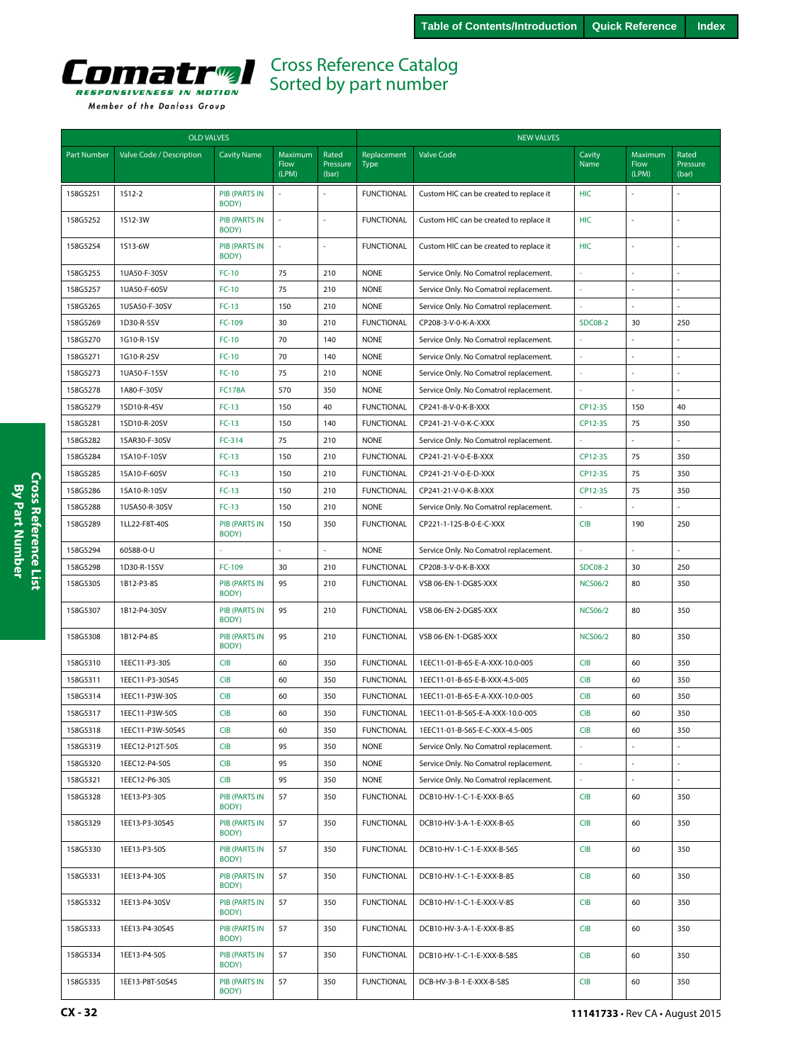# Cross Reference Catalog
## Sorted by part number

| OLD VALVES | | | | | NEW VALVES | | | | |
|---|---|---|---|---|---|---|---|---|---|
| Part Number | Valve Code / Description | Cavity Name | Maximum Flow (LPM) | Rated Pressure (bar) | Replacement Type | Valve Code | Cavity Name | Maximum Flow (LPM) | Rated Pressure (bar) |
| 158G5251 | 1S12-2 | PIB (PARTS IN BODY) | - | - | FUNCTIONAL | Custom HIC can be created to replace it | HIC | - | - |
| 158G5252 | 1S12-3W | PIB (PARTS IN BODY) | - | - | FUNCTIONAL | Custom HIC can be created to replace it | HIC | - | - |
| 158G5254 | 1S13-6W | PIB (PARTS IN BODY) | - | - | FUNCTIONAL | Custom HIC can be created to replace it | HIC | - | - |
| 158G5255 | 1UA50-F-30SV | FC-10 | 75 | 210 | NONE | Service Only. No Comatrol replacement. | - | - | - |
| 158G5257 | 1UA50-F-60SV | FC-10 | 75 | 210 | NONE | Service Only. No Comatrol replacement. | - | - | - |
| 158G5265 | 1USA50-F-30SV | FC-13 | 150 | 210 | NONE | Service Only. No Comatrol replacement. | - | - | - |
| 158G5269 | 1D30-R-5SV | FC-109 | 30 | 210 | FUNCTIONAL | CP208-3-V-0-K-A-XXX | SDC08-2 | 30 | 250 |
| 158G5270 | 1G10-R-1SV | FC-10 | 70 | 140 | NONE | Service Only. No Comatrol replacement. | - | - | - |
| 158G5271 | 1G10-R-2SV | FC-10 | 70 | 140 | NONE | Service Only. No Comatrol replacement. | - | - | - |
| 158G5273 | 1UA50-F-15SV | FC-10 | 75 | 210 | NONE | Service Only. No Comatrol replacement. | - | - | - |
| 158G5278 | 1A80-F-30SV | FC178A | 570 | 350 | NONE | Service Only. No Comatrol replacement. | - | - | - |
| 158G5279 | 1SD10-R-4SV | FC-13 | 150 | 40 | FUNCTIONAL | CP241-8-V-0-K-B-XXX | CP12-3S | 150 | 40 |
| 158G5281 | 1SD10-R-20SV | FC-13 | 150 | 140 | FUNCTIONAL | CP241-21-V-0-K-C-XXX | CP12-3S | 75 | 350 |
| 158G5282 | 1SAR30-F-30SV | FC-314 | 75 | 210 | NONE | Service Only. No Comatrol replacement. | - | - | - |
| 158G5284 | 1SA10-F-10SV | FC-13 | 150 | 210 | FUNCTIONAL | CP241-21-V-0-E-B-XXX | CP12-3S | 75 | 350 |
| 158G5285 | 1SA10-F-60SV | FC-13 | 150 | 210 | FUNCTIONAL | CP241-21-V-0-E-D-XXX | CP12-3S | 75 | 350 |
| 158G5286 | 1SA10-R-10SV | FC-13 | 150 | 210 | FUNCTIONAL | CP241-21-V-0-K-B-XXX | CP12-3S | 75 | 350 |
| 158G5288 | 1USA50-R-30SV | FC-13 | 150 | 210 | NONE | Service Only. No Comatrol replacement. | - | - | - |
| 158G5289 | 1LL22-F8T-40S | PIB (PARTS IN BODY) | 150 | 350 | FUNCTIONAL | CP221-1-12S-B-0-E-C-XXX | CIB | 190 | 250 |
| 158G5294 | 60588-0-U | - | - | - | NONE | Service Only. No Comatrol replacement. | - | - | - |
| 158G5298 | 1D30-R-15SV | FC-109 | 30 | 210 | FUNCTIONAL | CP208-3-V-0-K-B-XXX | SDC08-2 | 30 | 250 |
| 158G5305 | 1B12-P3-8S | PIB (PARTS IN BODY) | 95 | 210 | FUNCTIONAL | VSB 06-EN-1-DG8S-XXX | NCS06/2 | 80 | 350 |
| 158G5307 | 1B12-P4-30SV | PIB (PARTS IN BODY) | 95 | 210 | FUNCTIONAL | VSB 06-EN-2-DG8S-XXX | NCS06/2 | 80 | 350 |
| 158G5308 | 1B12-P4-8S | PIB (PARTS IN BODY) | 95 | 210 | FUNCTIONAL | VSB 06-EN-1-DG8S-XXX | NCS06/2 | 80 | 350 |
| 158G5310 | 1EEC11-P3-30S | CIB | 60 | 350 | FUNCTIONAL | 1EEC11-01-B-6S-E-A-XXX-10.0-005 | CIB | 60 | 350 |
| 158G5311 | 1EEC11-P3-30S45 | CIB | 60 | 350 | FUNCTIONAL | 1EEC11-01-B-6S-E-B-XXX-4.5-005 | CIB | 60 | 350 |
| 158G5314 | 1EEC11-P3W-30S | CIB | 60 | 350 | FUNCTIONAL | 1EEC11-01-B-6S-E-A-XXX-10.0-005 | CIB | 60 | 350 |
| 158G5317 | 1EEC11-P3W-50S | CIB | 60 | 350 | FUNCTIONAL | 1EEC11-01-B-S6S-E-A-XXX-10.0-005 | CIB | 60 | 350 |
| 158G5318 | 1EEC11-P3W-50S45 | CIB | 60 | 350 | FUNCTIONAL | 1EEC11-01-B-S6S-E-C-XXX-4.5-005 | CIB | 60 | 350 |
| 158G5319 | 1EEC12-P12T-50S | CIB | 95 | 350 | NONE | Service Only. No Comatrol replacement. | - | - | - |
| 158G5320 | 1EEC12-P4-50S | CIB | 95 | 350 | NONE | Service Only. No Comatrol replacement. | - | - | - |
| 158G5321 | 1EEC12-P6-30S | CIB | 95 | 350 | NONE | Service Only. No Comatrol replacement. | - | - | - |
| 158G5328 | 1EE13-P3-30S | PIB (PARTS IN BODY) | 57 | 350 | FUNCTIONAL | DCB10-HV-1-C-1-E-XXX-B-6S | CIB | 60 | 350 |
| 158G5329 | 1EE13-P3-30S45 | PIB (PARTS IN BODY) | 57 | 350 | FUNCTIONAL | DCB10-HV-3-A-1-E-XXX-B-6S | CIB | 60 | 350 |
| 158G5330 | 1EE13-P3-50S | PIB (PARTS IN BODY) | 57 | 350 | FUNCTIONAL | DCB10-HV-1-C-1-E-XXX-B-S6S | CIB | 60 | 350 |
| 158G5331 | 1EE13-P4-30S | PIB (PARTS IN BODY) | 57 | 350 | FUNCTIONAL | DCB10-HV-1-C-1-E-XXX-B-8S | CIB | 60 | 350 |
| 158G5332 | 1EE13-P4-30SV | PIB (PARTS IN BODY) | 57 | 350 | FUNCTIONAL | DCB10-HV-1-C-1-E-XXX-V-8S | CIB | 60 | 350 |
| 158G5333 | 1EE13-P4-30S45 | PIB (PARTS IN BODY) | 57 | 350 | FUNCTIONAL | DCB10-HV-3-A-1-E-XXX-B-8S | CIB | 60 | 350 |
| 158G5334 | 1EE13-P4-50S | PIB (PARTS IN BODY) | 57 | 350 | FUNCTIONAL | DCB10-HV-1-C-1-E-XXX-B-S8S | CIB | 60 | 350 |
| 158G5335 | 1EE13-P8T-50S45 | PIB (PARTS IN BODY) | 57 | 350 | FUNCTIONAL | DCB-HV-3-B-1-E-XXX-B-S8S | CIB | 60 | 350 |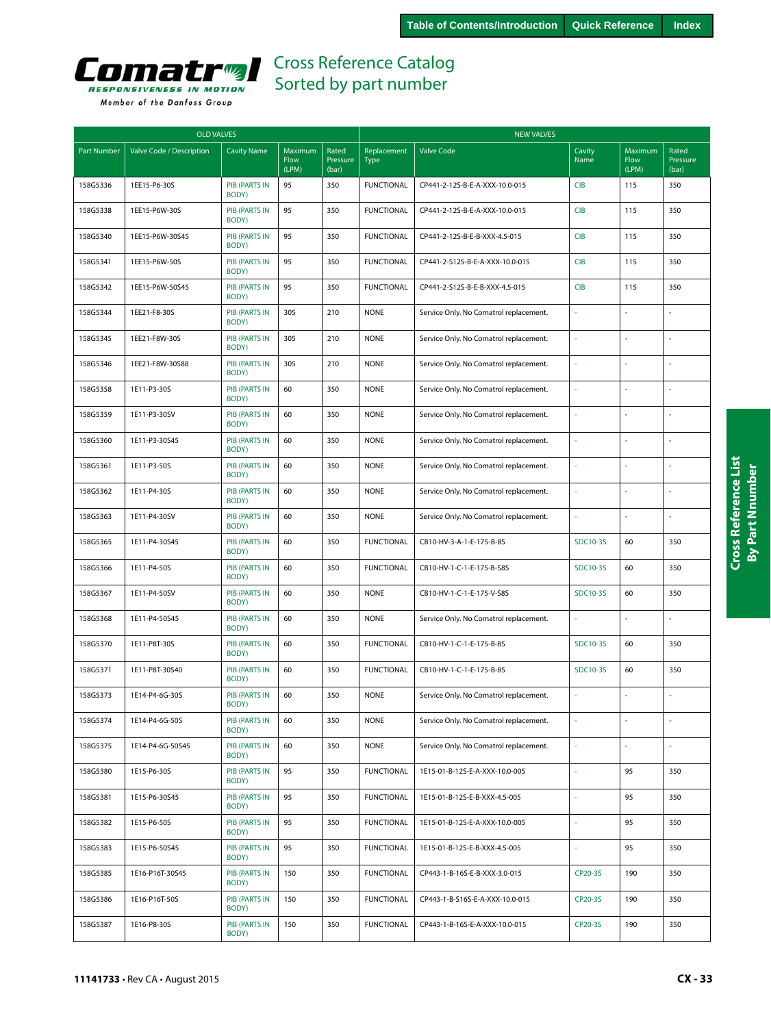# Cross Reference Catalog
## Sorted by part number

| OLD VALVES | | | | | NEW VALVES | | | | |
|---|---|---|---|---|---|---|---|---|---|
| Part Number | Valve Code / Description | Cavity Name | Maximum Flow (LPM) | Rated Pressure (bar) | Replacement Type | Valve Code | Cavity Name | Maximum Flow (LPM) | Rated Pressure (bar) |
| 158G5336 | 1EE15-P6-30S | PIB (PARTS IN BODY) | 95 | 350 | FUNCTIONAL | CP441-2-12S-B-E-A-XXX-10.0-015 | CIB | 115 | 350 |
| 158G5338 | 1EE15-P6W-30S | PIB (PARTS IN BODY) | 95 | 350 | FUNCTIONAL | CP441-2-12S-B-E-A-XXX-10.0-015 | CIB | 115 | 350 |
| 158G5340 | 1EE15-P6W-30S45 | PIB (PARTS IN BODY) | 95 | 350 | FUNCTIONAL | CP441-2-12S-B-E-B-XXX-4.5-015 | CIB | 115 | 350 |
| 158G5341 | 1EE15-P6W-50S | PIB (PARTS IN BODY) | 95 | 350 | FUNCTIONAL | CP441-2-S12S-B-E-A-XXX-10.0-015 | CIB | 115 | 350 |
| 158G5342 | 1EE15-P6W-50S45 | PIB (PARTS IN BODY) | 95 | 350 | FUNCTIONAL | CP441-2-S12S-B-E-B-XXX-4.5-015 | CIB | 115 | 350 |
| 158G5344 | 1EE21-F8-30S | PIB (PARTS IN BODY) | 305 | 210 | NONE | Service Only. No Comatrol replacement. | - | - | - |
| 158G5345 | 1EE21-F8W-30S | PIB (PARTS IN BODY) | 305 | 210 | NONE | Service Only. No Comatrol replacement. | - | - | - |
| 158G5346 | 1EE21-F8W-30S88 | PIB (PARTS IN BODY) | 305 | 210 | NONE | Service Only. No Comatrol replacement. | - | - | - |
| 158G5358 | 1E11-P3-30S | PIB (PARTS IN BODY) | 60 | 350 | NONE | Service Only. No Comatrol replacement. | - | - | - |
| 158G5359 | 1E11-P3-30SV | PIB (PARTS IN BODY) | 60 | 350 | NONE | Service Only. No Comatrol replacement. | - | - | - |
| 158G5360 | 1E11-P3-30S45 | PIB (PARTS IN BODY) | 60 | 350 | NONE | Service Only. No Comatrol replacement. | - | - | - |
| 158G5361 | 1E11-P3-50S | PIB (PARTS IN BODY) | 60 | 350 | NONE | Service Only. No Comatrol replacement. | - | - | - |
| 158G5362 | 1E11-P4-30S | PIB (PARTS IN BODY) | 60 | 350 | NONE | Service Only. No Comatrol replacement. | - | - | - |
| 158G5363 | 1E11-P4-30SV | PIB (PARTS IN BODY) | 60 | 350 | NONE | Service Only. No Comatrol replacement. | - | - | - |
| 158G5365 | 1E11-P4-30S45 | PIB (PARTS IN BODY) | 60 | 350 | FUNCTIONAL | CB10-HV-3-A-1-E-175-B-8S | SDC10-3S | 60 | 350 |
| 158G5366 | 1E11-P4-50S | PIB (PARTS IN BODY) | 60 | 350 | FUNCTIONAL | CB10-HV-1-C-1-E-175-B-S8S | SDC10-3S | 60 | 350 |
| 158G5367 | 1E11-P4-50SV | PIB (PARTS IN BODY) | 60 | 350 | NONE | CB10-HV-1-C-1-E-175-V-S8S | SDC10-3S | 60 | 350 |
| 158G5368 | 1E11-P4-50S45 | PIB (PARTS IN BODY) | 60 | 350 | NONE | Service Only. No Comatrol replacement. | - | - | - |
| 158G5370 | 1E11-P8T-30S | PIB (PARTS IN BODY) | 60 | 350 | FUNCTIONAL | CB10-HV-1-C-1-E-175-B-8S | SDC10-3S | 60 | 350 |
| 158G5371 | 1E11-P8T-30S40 | PIB (PARTS IN BODY) | 60 | 350 | FUNCTIONAL | CB10-HV-1-C-1-E-175-B-8S | SDC10-3S | 60 | 350 |
| 158G5373 | 1E14-P4-6G-30S | PIB (PARTS IN BODY) | 60 | 350 | NONE | Service Only. No Comatrol replacement. | - | - | - |
| 158G5374 | 1E14-P4-6G-50S | PIB (PARTS IN BODY) | 60 | 350 | NONE | Service Only. No Comatrol replacement. | - | - | - |
| 158G5375 | 1E14-P4-6G-50S45 | PIB (PARTS IN BODY) | 60 | 350 | NONE | Service Only. No Comatrol replacement. | - | - | - |
| 158G5380 | 1E15-P6-30S | PIB (PARTS IN BODY) | 95 | 350 | FUNCTIONAL | 1E15-01-B-12S-E-A-XXX-10.0-005 | - | 95 | 350 |
| 158G5381 | 1E15-P6-30S45 | PIB (PARTS IN BODY) | 95 | 350 | FUNCTIONAL | 1E15-01-B-12S-E-B-XXX-4.5-005 | - | 95 | 350 |
| 158G5382 | 1E15-P6-50S | PIB (PARTS IN BODY) | 95 | 350 | FUNCTIONAL | 1E15-01-B-12S-E-A-XXX-10.0-005 | - | 95 | 350 |
| 158G5383 | 1E15-P6-50S45 | PIB (PARTS IN BODY) | 95 | 350 | FUNCTIONAL | 1E15-01-B-12S-E-B-XXX-4.5-005 | - | 95 | 350 |
| 158G5385 | 1E16-P16T-30S45 | PIB (PARTS IN BODY) | 150 | 350 | FUNCTIONAL | CP443-1-B-16S-E-B-XXX-3.0-015 | CP20-3S | 190 | 350 |
| 158G5386 | 1E16-P16T-50S | PIB (PARTS IN BODY) | 150 | 350 | FUNCTIONAL | CP443-1-B-S16S-E-A-XXX-10.0-015 | CP20-3S | 190 | 350 |
| 158G5387 | 1E16-P8-30S | PIB (PARTS IN BODY) | 150 | 350 | FUNCTIONAL | CP443-1-B-16S-E-A-XXX-10.0-015 | CP20-3S | 190 | 350 |

11141733 • Rev CA • August 2015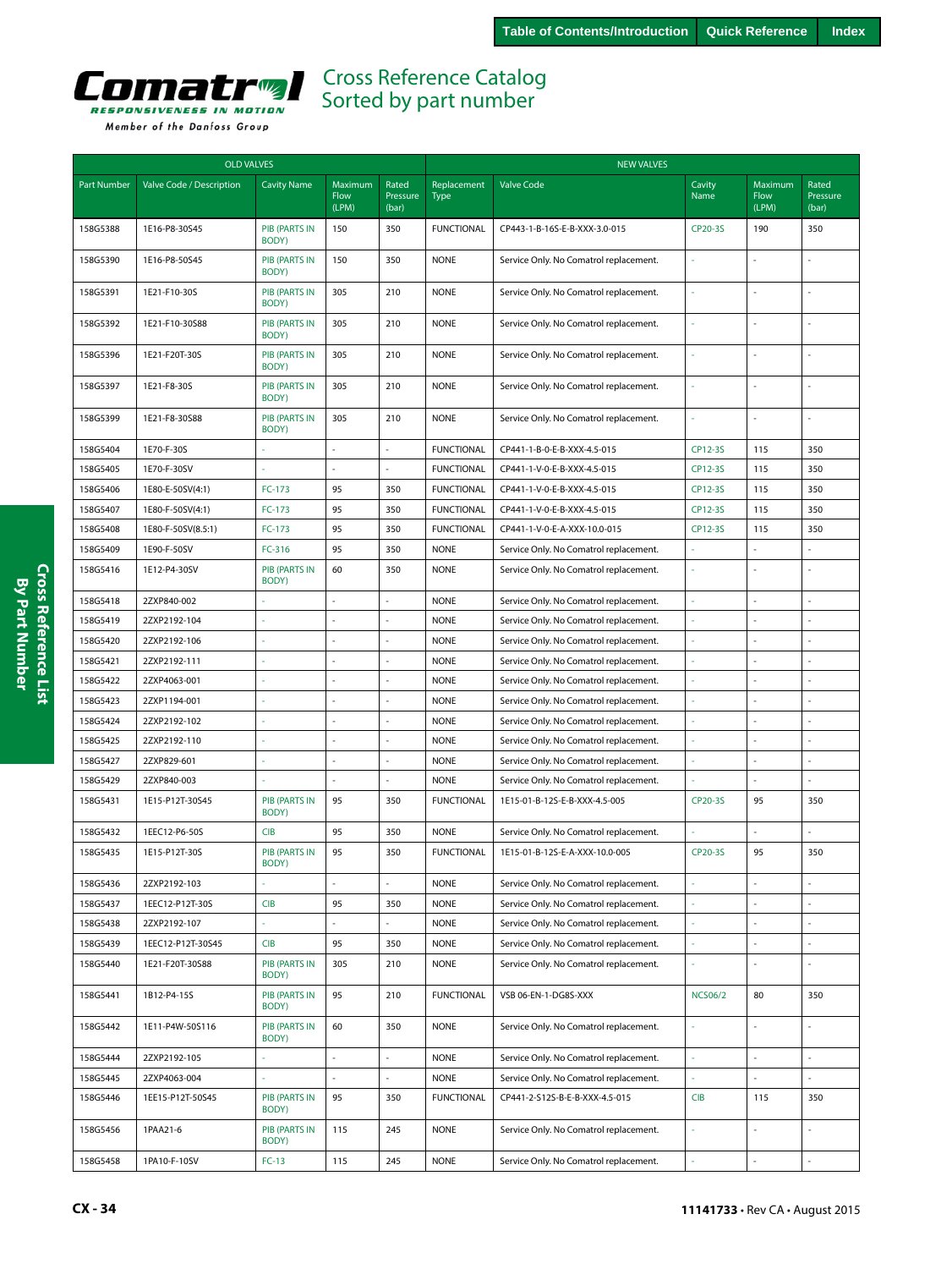# Cross Reference Catalog
## Sorted by part number

| OLD VALVES | | | | | NEW VALVES | | | | |
|---|---|---|---|---|---|---|---|---|---|
| Part Number | Valve Code / Description | Cavity Name | Maximum Flow (LPM) | Rated Pressure (bar) | Replacement Type | Valve Code | Cavity Name | Maximum Flow (LPM) | Rated Pressure (bar) |
| 158G5388 | 1E16-P8-30S45 | PIB (PARTS IN BODY) | 150 | 350 | FUNCTIONAL | CP443-1-B-16S-E-B-XXX-3.0-015 | CP20-3S | 190 | 350 |
| 158G5390 | 1E16-P8-50S45 | PIB (PARTS IN BODY) | 150 | 350 | NONE | Service Only. No Comatrol replacement. | - | - | - |
| 158G5391 | 1E21-F10-30S | PIB (PARTS IN BODY) | 305 | 210 | NONE | Service Only. No Comatrol replacement. | - | - | - |
| 158G5392 | 1E21-F10-30S88 | PIB (PARTS IN BODY) | 305 | 210 | NONE | Service Only. No Comatrol replacement. | - | - | - |
| 158G5396 | 1E21-F20T-30S | PIB (PARTS IN BODY) | 305 | 210 | NONE | Service Only. No Comatrol replacement. | - | - | - |
| 158G5397 | 1E21-F8-30S | PIB (PARTS IN BODY) | 305 | 210 | NONE | Service Only. No Comatrol replacement. | - | - | - |
| 158G5399 | 1E21-F8-30S88 | PIB (PARTS IN BODY) | 305 | 210 | NONE | Service Only. No Comatrol replacement. | - | - | - |
| 158G5404 | 1E70-F-30S | - | - | - | FUNCTIONAL | CP441-1-B-0-E-B-XXX-4.5-015 | CP12-3S | 115 | 350 |
| 158G5405 | 1E70-F-30SV | - | - | - | FUNCTIONAL | CP441-1-V-0-E-B-XXX-4.5-015 | CP12-3S | 115 | 350 |
| 158G5406 | 1E80-E-50SV(4:1) | FC-173 | 95 | 350 | FUNCTIONAL | CP441-1-V-0-E-B-XXX-4.5-015 | CP12-3S | 115 | 350 |
| 158G5407 | 1E80-F-50SV(4:1) | FC-173 | 95 | 350 | FUNCTIONAL | CP441-1-V-0-E-B-XXX-4.5-015 | CP12-3S | 115 | 350 |
| 158G5408 | 1E80-F-50SV(8.5:1) | FC-173 | 95 | 350 | FUNCTIONAL | CP441-1-V-0-E-A-XXX-10.0-015 | CP12-3S | 115 | 350 |
| 158G5409 | 1E90-F-50SV | FC-316 | 95 | 350 | NONE | Service Only. No Comatrol replacement. | - | - | - |
| 158G5416 | 1E12-P4-30SV | PIB (PARTS IN BODY) | 60 | 350 | NONE | Service Only. No Comatrol replacement. | - | - | - |
| 158G5418 | 2ZXP840-002 | - | - | - | NONE | Service Only. No Comatrol replacement. | - | - | - |
| 158G5419 | 2ZXP2192-104 | - | - | - | NONE | Service Only. No Comatrol replacement. | - | - | - |
| 158G5420 | 2ZXP2192-106 | - | - | - | NONE | Service Only. No Comatrol replacement. | - | - | - |
| 158G5421 | 2ZXP2192-111 | - | - | - | NONE | Service Only. No Comatrol replacement. | - | - | - |
| 158G5422 | 2ZXP4063-001 | - | - | - | NONE | Service Only. No Comatrol replacement. | - | - | - |
| 158G5423 | 2ZXP1194-001 | - | - | - | NONE | Service Only. No Comatrol replacement. | - | - | - |
| 158G5424 | 2ZXP2192-102 | - | - | - | NONE | Service Only. No Comatrol replacement. | - | - | - |
| 158G5425 | 2ZXP2192-110 | - | - | - | NONE | Service Only. No Comatrol replacement. | - | - | - |
| 158G5427 | 2ZXP829-601 | - | - | - | NONE | Service Only. No Comatrol replacement. | - | - | - |
| 158G5429 | 2ZXP840-003 | - | - | - | NONE | Service Only. No Comatrol replacement. | - | - | - |
| 158G5431 | 1E15-P12T-30S45 | PIB (PARTS IN BODY) | 95 | 350 | FUNCTIONAL | 1E15-01-B-12S-E-B-XXX-4.5-005 | CP20-3S | 95 | 350 |
| 158G5432 | 1EEC12-P6-50S | CIB | 95 | 350 | NONE | Service Only. No Comatrol replacement. | - | - | - |
| 158G5435 | 1E15-P12T-30S | PIB (PARTS IN BODY) | 95 | 350 | FUNCTIONAL | 1E15-01-B-12S-E-A-XXX-10.0-005 | CP20-3S | 95 | 350 |
| 158G5436 | 2ZXP2192-103 | - | - | - | NONE | Service Only. No Comatrol replacement. | - | - | - |
| 158G5437 | 1EEC12-P12T-30S | CIB | 95 | 350 | NONE | Service Only. No Comatrol replacement. | - | - | - |
| 158G5438 | 2ZXP2192-107 | - | - | - | NONE | Service Only. No Comatrol replacement. | - | - | - |
| 158G5439 | 1EEC12-P12T-30S45 | CIB | 95 | 350 | NONE | Service Only. No Comatrol replacement. | - | - | - |
| 158G5440 | 1E21-F20T-30S88 | PIB (PARTS IN BODY) | 305 | 210 | NONE | Service Only. No Comatrol replacement. | - | - | - |
| 158G5441 | 1B12-P4-15S | PIB (PARTS IN BODY) | 95 | 210 | FUNCTIONAL | VSB 06-EN-1-DG8S-XXX | NCS06/2 | 80 | 350 |
| 158G5442 | 1E11-P4W-50S116 | PIB (PARTS IN BODY) | 60 | 350 | NONE | Service Only. No Comatrol replacement. | - | - | - |
| 158G5444 | 2ZXP2192-105 | - | - | - | NONE | Service Only. No Comatrol replacement. | - | - | - |
| 158G5445 | 2ZXP4063-004 | - | - | - | NONE | Service Only. No Comatrol replacement. | - | - | - |
| 158G5446 | 1EE15-P12T-50S45 | PIB (PARTS IN BODY) | 95 | 350 | FUNCTIONAL | CP441-2-S12S-B-E-B-XXX-4.5-015 | CIB | 115 | 350 |
| 158G5456 | 1PAA21-6 | PIB (PARTS IN BODY) | 115 | 245 | NONE | Service Only. No Comatrol replacement. | - | - | - |
| 158G5458 | 1PA10-F-10SV | FC-13 | 115 | 245 | NONE | Service Only. No Comatrol replacement. | - | - | - |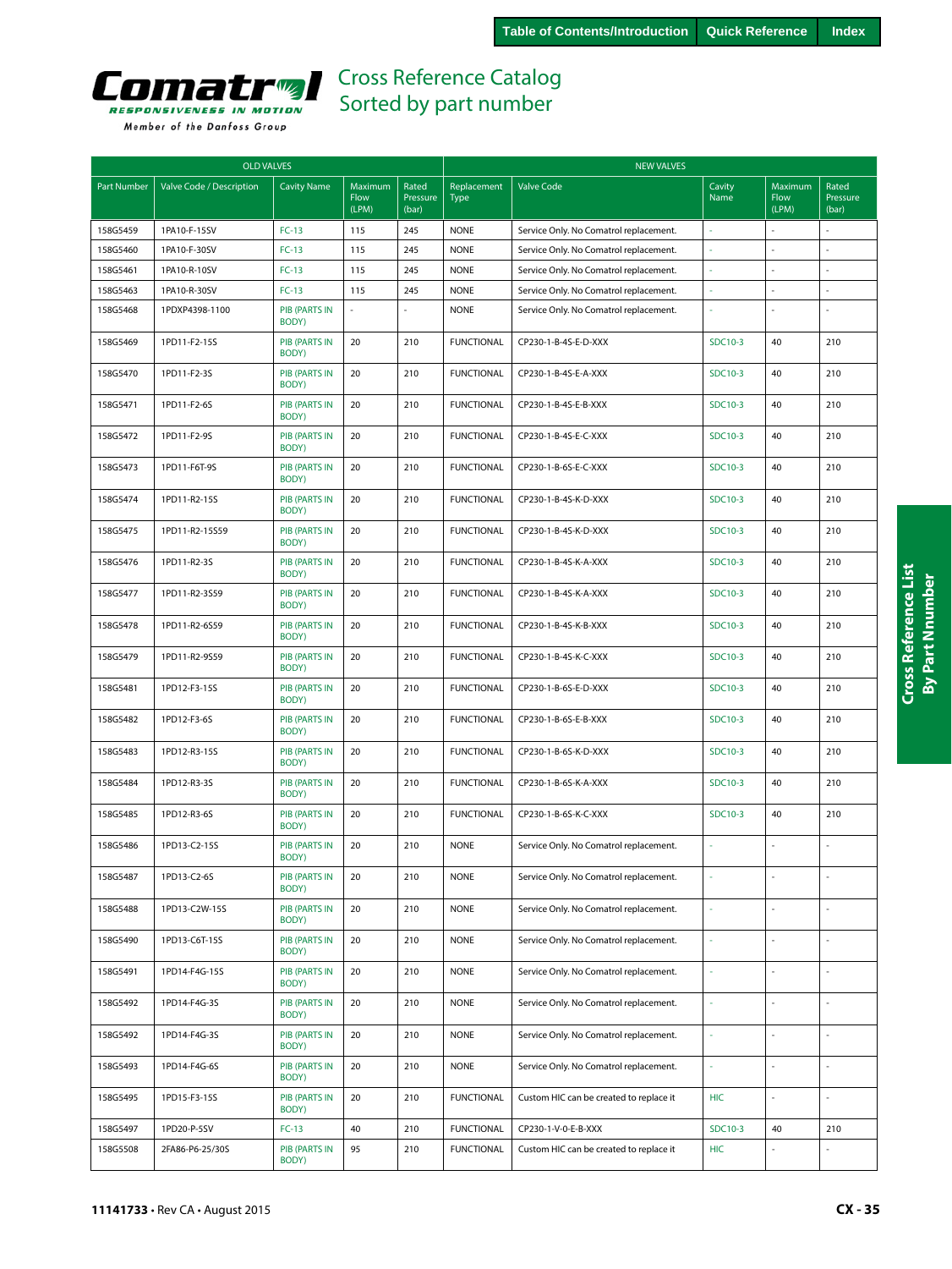Table of Contents/Introduction | Quick Reference | Index

# Comatrol
RESPONSIVENESS IN MOTION
Member of the Danfoss Group

## Cross Reference Catalog
## Sorted by part number

| OLD VALVES | | | | | NEW VALVES | | | | |
|---|---|---|---|---|---|---|---|---|---|
| Part Number | Valve Code / Description | Cavity Name | Maximum Flow (LPM) | Rated Pressure (bar) | Replacement Type | Valve Code | Cavity Name | Maximum Flow (LPM) | Rated Pressure (bar) |
| 158G5459 | 1PA10-F-15SV | FC-13 | 115 | 245 | NONE | Service Only. No Comatrol replacement. | - | - | - |
| 158G5460 | 1PA10-F-30SV | FC-13 | 115 | 245 | NONE | Service Only. No Comatrol replacement. | - | - | - |
| 158G5461 | 1PA10-R-10SV | FC-13 | 115 | 245 | NONE | Service Only. No Comatrol replacement. | - | - | - |
| 158G5463 | 1PA10-R-30SV | FC-13 | 115 | 245 | NONE | Service Only. No Comatrol replacement. | - | - | - |
| 158G5468 | 1PDXP4398-1100 | PIB (PARTS IN BODY) | - | - | NONE | Service Only. No Comatrol replacement. | - | - | - |
| 158G5469 | 1PD11-F2-15S | PIB (PARTS IN BODY) | 20 | 210 | FUNCTIONAL | CP230-1-B-4S-E-D-XXX | SDC10-3 | 40 | 210 |
| 158G5470 | 1PD11-F2-3S | PIB (PARTS IN BODY) | 20 | 210 | FUNCTIONAL | CP230-1-B-4S-E-A-XXX | SDC10-3 | 40 | 210 |
| 158G5471 | 1PD11-F2-6S | PIB (PARTS IN BODY) | 20 | 210 | FUNCTIONAL | CP230-1-B-4S-E-B-XXX | SDC10-3 | 40 | 210 |
| 158G5472 | 1PD11-F2-9S | PIB (PARTS IN BODY) | 20 | 210 | FUNCTIONAL | CP230-1-B-4S-E-C-XXX | SDC10-3 | 40 | 210 |
| 158G5473 | 1PD11-F6T-9S | PIB (PARTS IN BODY) | 20 | 210 | FUNCTIONAL | CP230-1-B-6S-E-C-XXX | SDC10-3 | 40 | 210 |
| 158G5474 | 1PD11-R2-15S | PIB (PARTS IN BODY) | 20 | 210 | FUNCTIONAL | CP230-1-B-4S-K-D-XXX | SDC10-3 | 40 | 210 |
| 158G5475 | 1PD11-R2-15S59 | PIB (PARTS IN BODY) | 20 | 210 | FUNCTIONAL | CP230-1-B-4S-K-D-XXX | SDC10-3 | 40 | 210 |
| 158G5476 | 1PD11-R2-3S | PIB (PARTS IN BODY) | 20 | 210 | FUNCTIONAL | CP230-1-B-4S-K-A-XXX | SDC10-3 | 40 | 210 |
| 158G5477 | 1PD11-R2-3S59 | PIB (PARTS IN BODY) | 20 | 210 | FUNCTIONAL | CP230-1-B-4S-K-A-XXX | SDC10-3 | 40 | 210 |
| 158G5478 | 1PD11-R2-6S59 | PIB (PARTS IN BODY) | 20 | 210 | FUNCTIONAL | CP230-1-B-4S-K-B-XXX | SDC10-3 | 40 | 210 |
| 158G5479 | 1PD11-R2-9S59 | PIB (PARTS IN BODY) | 20 | 210 | FUNCTIONAL | CP230-1-B-4S-K-C-XXX | SDC10-3 | 40 | 210 |
| 158G5481 | 1PD12-F3-15S | PIB (PARTS IN BODY) | 20 | 210 | FUNCTIONAL | CP230-1-B-6S-E-D-XXX | SDC10-3 | 40 | 210 |
| 158G5482 | 1PD12-F3-6S | PIB (PARTS IN BODY) | 20 | 210 | FUNCTIONAL | CP230-1-B-6S-E-B-XXX | SDC10-3 | 40 | 210 |
| 158G5483 | 1PD12-R3-15S | PIB (PARTS IN BODY) | 20 | 210 | FUNCTIONAL | CP230-1-B-6S-K-D-XXX | SDC10-3 | 40 | 210 |
| 158G5484 | 1PD12-R3-3S | PIB (PARTS IN BODY) | 20 | 210 | FUNCTIONAL | CP230-1-B-6S-K-A-XXX | SDC10-3 | 40 | 210 |
| 158G5485 | 1PD12-R3-6S | PIB (PARTS IN BODY) | 20 | 210 | FUNCTIONAL | CP230-1-B-6S-K-C-XXX | SDC10-3 | 40 | 210 |
| 158G5486 | 1PD13-C2-15S | PIB (PARTS IN BODY) | 20 | 210 | NONE | Service Only. No Comatrol replacement. | - | - | - |
| 158G5487 | 1PD13-C2-6S | PIB (PARTS IN BODY) | 20 | 210 | NONE | Service Only. No Comatrol replacement. | - | - | - |
| 158G5488 | 1PD13-C2W-15S | PIB (PARTS IN BODY) | 20 | 210 | NONE | Service Only. No Comatrol replacement. | - | - | - |
| 158G5490 | 1PD13-C6T-15S | PIB (PARTS IN BODY) | 20 | 210 | NONE | Service Only. No Comatrol replacement. | - | - | - |
| 158G5491 | 1PD14-F4G-15S | PIB (PARTS IN BODY) | 20 | 210 | NONE | Service Only. No Comatrol replacement. | - | - | - |
| 158G5492 | 1PD14-F4G-3S | PIB (PARTS IN BODY) | 20 | 210 | NONE | Service Only. No Comatrol replacement. | - | - | - |
| 158G5492 | 1PD14-F4G-3S | PIB (PARTS IN BODY) | 20 | 210 | NONE | Service Only. No Comatrol replacement. | - | - | - |
| 158G5493 | 1PD14-F4G-6S | PIB (PARTS IN BODY) | 20 | 210 | NONE | Service Only. No Comatrol replacement. | - | - | - |
| 158G5495 | 1PD15-F3-15S | PIB (PARTS IN BODY) | 20 | 210 | FUNCTIONAL | Custom HIC can be created to replace it | HIC | - | - |
| 158G5497 | 1PD20-P-5SV | FC-13 | 40 | 210 | FUNCTIONAL | CP230-1-V-0-E-B-XXX | SDC10-3 | 40 | 210 |
| 158G5508 | 2FA86-P6-25/30S | PIB (PARTS IN BODY) | 95 | 210 | FUNCTIONAL | Custom HIC can be created to replace it | HIC | - | - |

Cross Reference List By Part Nnumber

11141733 • Rev CA • August 2015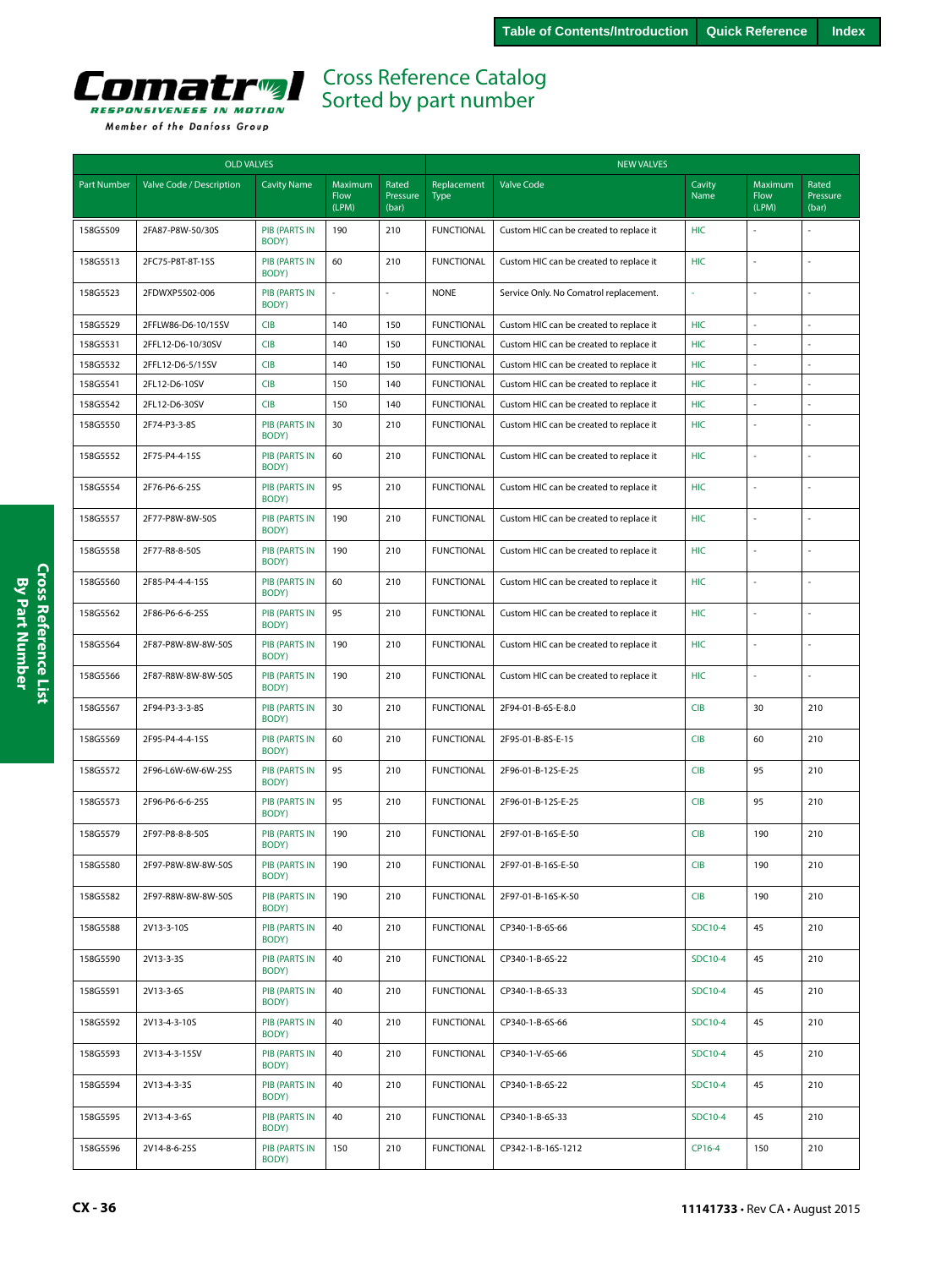Table of Contents/Introduction | Quick Reference | Index

# Cross Reference Catalog
## Sorted by part number

Comatrol — RESPONSIVENESS IN MOTION — Member of the Danfoss Group

| OLD VALVES | | | | | NEW VALVES | | | | |
|---|---|---|---|---|---|---|---|---|---|
| Part Number | Valve Code / Description | Cavity Name | Maximum Flow (LPM) | Rated Pressure (bar) | Replacement Type | Valve Code | Cavity Name | Maximum Flow (LPM) | Rated Pressure (bar) |
| 158G5509 | 2FA87-P8W-50/30S | PIB (PARTS IN BODY) | 190 | 210 | FUNCTIONAL | Custom HIC can be created to replace it | HIC | - | - |
| 158G5513 | 2FC75-P8T-8T-15S | PIB (PARTS IN BODY) | 60 | 210 | FUNCTIONAL | Custom HIC can be created to replace it | HIC | - | - |
| 158G5523 | 2FDWXP5502-006 | PIB (PARTS IN BODY) | - | - | NONE | Service Only. No Comatrol replacement. | - | - | - |
| 158G5529 | 2FFLW86-D6-10/15SV | CIB | 140 | 150 | FUNCTIONAL | Custom HIC can be created to replace it | HIC | - | - |
| 158G5531 | 2FFL12-D6-10/30SV | CIB | 140 | 150 | FUNCTIONAL | Custom HIC can be created to replace it | HIC | - | - |
| 158G5532 | 2FFL12-D6-5/15SV | CIB | 140 | 150 | FUNCTIONAL | Custom HIC can be created to replace it | HIC | - | - |
| 158G5541 | 2FL12-D6-10SV | CIB | 150 | 140 | FUNCTIONAL | Custom HIC can be created to replace it | HIC | - | - |
| 158G5542 | 2FL12-D6-30SV | CIB | 150 | 140 | FUNCTIONAL | Custom HIC can be created to replace it | HIC | - | - |
| 158G5550 | 2F74-P3-3-8S | PIB (PARTS IN BODY) | 30 | 210 | FUNCTIONAL | Custom HIC can be created to replace it | HIC | - | - |
| 158G5552 | 2F75-P4-4-15S | PIB (PARTS IN BODY) | 60 | 210 | FUNCTIONAL | Custom HIC can be created to replace it | HIC | - | - |
| 158G5554 | 2F76-P6-6-25S | PIB (PARTS IN BODY) | 95 | 210 | FUNCTIONAL | Custom HIC can be created to replace it | HIC | - | - |
| 158G5557 | 2F77-P8W-8W-50S | PIB (PARTS IN BODY) | 190 | 210 | FUNCTIONAL | Custom HIC can be created to replace it | HIC | - | - |
| 158G5558 | 2F77-R8-8-50S | PIB (PARTS IN BODY) | 190 | 210 | FUNCTIONAL | Custom HIC can be created to replace it | HIC | - | - |
| 158G5560 | 2F85-P4-4-4-15S | PIB (PARTS IN BODY) | 60 | 210 | FUNCTIONAL | Custom HIC can be created to replace it | HIC | - | - |
| 158G5562 | 2F86-P6-6-6-25S | PIB (PARTS IN BODY) | 95 | 210 | FUNCTIONAL | Custom HIC can be created to replace it | HIC | - | - |
| 158G5564 | 2F87-P8W-8W-8W-50S | PIB (PARTS IN BODY) | 190 | 210 | FUNCTIONAL | Custom HIC can be created to replace it | HIC | - | - |
| 158G5566 | 2F87-R8W-8W-8W-50S | PIB (PARTS IN BODY) | 190 | 210 | FUNCTIONAL | Custom HIC can be created to replace it | HIC | - | - |
| 158G5567 | 2F94-P3-3-3-8S | PIB (PARTS IN BODY) | 30 | 210 | FUNCTIONAL | 2F94-01-B-6S-E-8.0 | CIB | 30 | 210 |
| 158G5569 | 2F95-P4-4-4-15S | PIB (PARTS IN BODY) | 60 | 210 | FUNCTIONAL | 2F95-01-B-8S-E-15 | CIB | 60 | 210 |
| 158G5572 | 2F96-L6W-6W-6W-25S | PIB (PARTS IN BODY) | 95 | 210 | FUNCTIONAL | 2F96-01-B-12S-E-25 | CIB | 95 | 210 |
| 158G5573 | 2F96-P6-6-6-25S | PIB (PARTS IN BODY) | 95 | 210 | FUNCTIONAL | 2F96-01-B-12S-E-25 | CIB | 95 | 210 |
| 158G5579 | 2F97-P8-8-8-50S | PIB (PARTS IN BODY) | 190 | 210 | FUNCTIONAL | 2F97-01-B-16S-E-50 | CIB | 190 | 210 |
| 158G5580 | 2F97-P8W-8W-8W-50S | PIB (PARTS IN BODY) | 190 | 210 | FUNCTIONAL | 2F97-01-B-16S-E-50 | CIB | 190 | 210 |
| 158G5582 | 2F97-R8W-8W-8W-50S | PIB (PARTS IN BODY) | 190 | 210 | FUNCTIONAL | 2F97-01-B-16S-K-50 | CIB | 190 | 210 |
| 158G5588 | 2V13-3-10S | PIB (PARTS IN BODY) | 40 | 210 | FUNCTIONAL | CP340-1-B-6S-66 | SDC10-4 | 45 | 210 |
| 158G5590 | 2V13-3-3S | PIB (PARTS IN BODY) | 40 | 210 | FUNCTIONAL | CP340-1-B-6S-22 | SDC10-4 | 45 | 210 |
| 158G5591 | 2V13-3-6S | PIB (PARTS IN BODY) | 40 | 210 | FUNCTIONAL | CP340-1-B-6S-33 | SDC10-4 | 45 | 210 |
| 158G5592 | 2V13-4-3-10S | PIB (PARTS IN BODY) | 40 | 210 | FUNCTIONAL | CP340-1-B-6S-66 | SDC10-4 | 45 | 210 |
| 158G5593 | 2V13-4-3-15SV | PIB (PARTS IN BODY) | 40 | 210 | FUNCTIONAL | CP340-1-V-6S-66 | SDC10-4 | 45 | 210 |
| 158G5594 | 2V13-4-3-3S | PIB (PARTS IN BODY) | 40 | 210 | FUNCTIONAL | CP340-1-B-6S-22 | SDC10-4 | 45 | 210 |
| 158G5595 | 2V13-4-3-6S | PIB (PARTS IN BODY) | 40 | 210 | FUNCTIONAL | CP340-1-B-6S-33 | SDC10-4 | 45 | 210 |
| 158G5596 | 2V14-8-6-25S | PIB (PARTS IN BODY) | 150 | 210 | FUNCTIONAL | CP342-1-B-16S-1212 | CP16-4 | 150 | 210 |

**11141733** • Rev CA • August 2015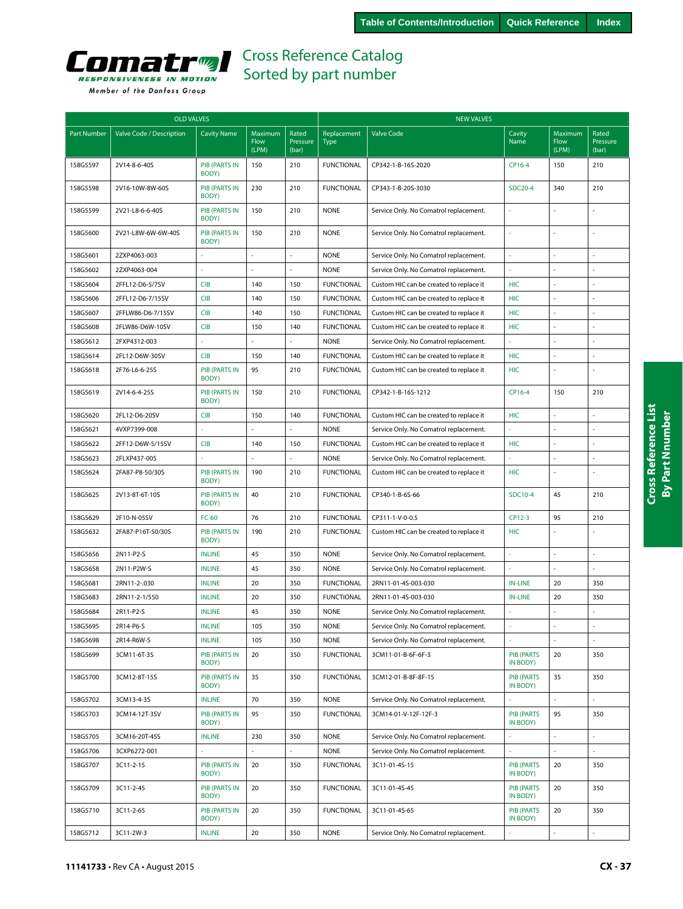# Cross Reference Catalog
## Sorted by part number

| OLD VALVES | | | | | NEW VALVES | | | | |
|---|---|---|---|---|---|---|---|---|---|
| Part Number | Valve Code / Description | Cavity Name | Maximum Flow (LPM) | Rated Pressure (bar) | Replacement Type | Valve Code | Cavity Name | Maximum Flow (LPM) | Rated Pressure (bar) |
| 158G5597 | 2V14-8-6-40S | PIB (PARTS IN BODY) | 150 | 210 | FUNCTIONAL | CP342-1-B-16S-2020 | CP16-4 | 150 | 210 |
| 158G5598 | 2V16-10W-8W-60S | PIB (PARTS IN BODY) | 230 | 210 | FUNCTIONAL | CP343-1-B-20S-3030 | SDC20-4 | 340 | 210 |
| 158G5599 | 2V21-L8-6-6-40S | PIB (PARTS IN BODY) | 150 | 210 | NONE | Service Only. No Comatrol replacement. | - | - | - |
| 158G5600 | 2V21-L8W-6W-6W-40S | PIB (PARTS IN BODY) | 150 | 210 | NONE | Service Only. No Comatrol replacement. | - | - | - |
| 158G5601 | 2ZXP4063-003 | - | - | - | NONE | Service Only. No Comatrol replacement. | - | - | - |
| 158G5602 | 2ZXP4063-004 | - | - | - | NONE | Service Only. No Comatrol replacement. | - | - | - |
| 158G5604 | 2FFL12-D6-5/7SV | CIB | 140 | 150 | FUNCTIONAL | Custom HIC can be created to replace it | HIC | - | - |
| 158G5606 | 2FFL12-D6-7/15SV | CIB | 140 | 150 | FUNCTIONAL | Custom HIC can be created to replace it | HIC | - | - |
| 158G5607 | 2FFLW86-D6-7/15SV | CIB | 140 | 150 | FUNCTIONAL | Custom HIC can be created to replace it | HIC | - | - |
| 158G5608 | 2FLW86-D6W-10SV | CIB | 150 | 140 | FUNCTIONAL | Custom HIC can be created to replace it | HIC | - | - |
| 158G5612 | 2FXP4312-003 | - | - | - | NONE | Service Only. No Comatrol replacement. | - | - | - |
| 158G5614 | 2FL12-D6W-30SV | CIB | 150 | 140 | FUNCTIONAL | Custom HIC can be created to replace it | HIC | - | - |
| 158G5618 | 2F76-L6-6-25S | PIB (PARTS IN BODY) | 95 | 210 | FUNCTIONAL | Custom HIC can be created to replace it | HIC | - | - |
| 158G5619 | 2V14-6-4-25S | PIB (PARTS IN BODY) | 150 | 210 | FUNCTIONAL | CP342-1-B-16S-1212 | CP16-4 | 150 | 210 |
| 158G5620 | 2FL12-D6-20SV | CIB | 150 | 140 | FUNCTIONAL | Custom HIC can be created to replace it | HIC | - | - |
| 158G5621 | 4VXP7399-008 | - | - | - | NONE | Service Only. No Comatrol replacement. | - | - | - |
| 158G5622 | 2FF12-D6W-5/15SV | CIB | 140 | 150 | FUNCTIONAL | Custom HIC can be created to replace it | HIC | - | - |
| 158G5623 | 2FLXP437-005 | - | - | - | NONE | Service Only. No Comatrol replacement. | - | - | - |
| 158G5624 | 2FA87-P8-50/30S | PIB (PARTS IN BODY) | 190 | 210 | FUNCTIONAL | Custom HIC can be created to replace it | HIC | - | - |
| 158G5625 | 2V13-8T-6T-10S | PIB (PARTS IN BODY) | 40 | 210 | FUNCTIONAL | CP340-1-B-6S-66 | SDC10-4 | 45 | 210 |
| 158G5629 | 2F10-N-05SV | FC-60 | 76 | 210 | FUNCTIONAL | CP311-1-V-0-0.5 | CP12-3 | 95 | 210 |
| 158G5632 | 2FA87-P16T-50/30S | PIB (PARTS IN BODY) | 190 | 210 | FUNCTIONAL | Custom HIC can be created to replace it | HIC | - | - |
| 158G5656 | 2N11-P2-S | INLINE | 45 | 350 | NONE | Service Only. No Comatrol replacement. | - | - | - |
| 158G5658 | 2N11-P2W-S | INLINE | 45 | 350 | NONE | Service Only. No Comatrol replacement. | - | - | - |
| 158G5681 | 2RN11-2-.030 | INLINE | 20 | 350 | FUNCTIONAL | 2RN11-01-4S-003-030 | IN-LINE | 20 | 350 |
| 158G5683 | 2RN11-2-1/550 | INLINE | 20 | 350 | FUNCTIONAL | 2RN11-01-4S-003-030 | IN-LINE | 20 | 350 |
| 158G5684 | 2R11-P2-S | INLINE | 45 | 350 | NONE | Service Only. No Comatrol replacement. | - | - | - |
| 158G5695 | 2R14-P6-S | INLINE | 105 | 350 | NONE | Service Only. No Comatrol replacement. | - | - | - |
| 158G5698 | 2R14-R6W-S | INLINE | 105 | 350 | NONE | Service Only. No Comatrol replacement. | - | - | - |
| 158G5699 | 3CM11-6T-3S | PIB (PARTS IN BODY) | 20 | 350 | FUNCTIONAL | 3CM11-01-B-6F-6F-3 | PIB (PARTS IN BODY) | 20 | 350 |
| 158G5700 | 3CM12-8T-15S | PIB (PARTS IN BODY) | 35 | 350 | FUNCTIONAL | 3CM12-01-B-8F-8F-15 | PIB (PARTS IN BODY) | 35 | 350 |
| 158G5702 | 3CM13-4-3S | INLINE | 70 | 350 | NONE | Service Only. No Comatrol replacement. | - | - | - |
| 158G5703 | 3CM14-12T-3SV | PIB (PARTS IN BODY) | 95 | 350 | FUNCTIONAL | 3CM14-01-V-12F-12F-3 | PIB (PARTS IN BODY) | 95 | 350 |
| 158G5705 | 3CM16-20T-45S | INLINE | 230 | 350 | NONE | Service Only. No Comatrol replacement. | - | - | - |
| 158G5706 | 3CXP6272-001 | - | - | - | NONE | Service Only. No Comatrol replacement. | - | - | - |
| 158G5707 | 3C11-2-15 | PIB (PARTS IN BODY) | 20 | 350 | FUNCTIONAL | 3C11-01-4S-15 | PIB (PARTS IN BODY) | 20 | 350 |
| 158G5709 | 3C11-2-45 | PIB (PARTS IN BODY) | 20 | 350 | FUNCTIONAL | 3C11-01-4S-45 | PIB (PARTS IN BODY) | 20 | 350 |
| 158G5710 | 3C11-2-65 | PIB (PARTS IN BODY) | 20 | 350 | FUNCTIONAL | 3C11-01-4S-65 | PIB (PARTS IN BODY) | 20 | 350 |
| 158G5712 | 3C11-2W-3 | INLINE | 20 | 350 | NONE | Service Only. No Comatrol replacement. | - | - | - |

11141733 • Rev CA • August 2015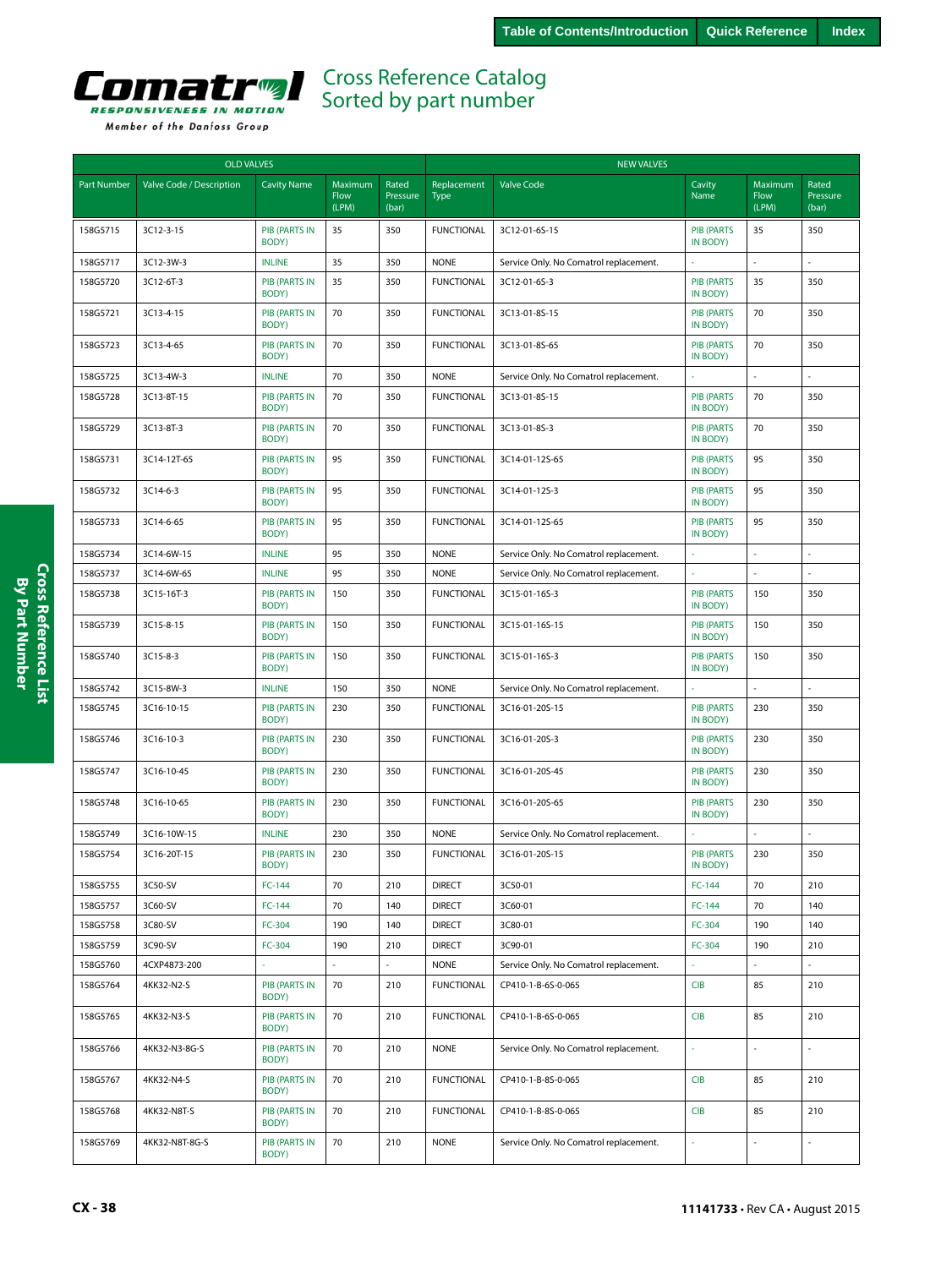# Cross Reference Catalog
## Sorted by part number

| OLD VALVES | | | | | NEW VALVES | | | | |
|---|---|---|---|---|---|---|---|---|---|
| Part Number | Valve Code / Description | Cavity Name | Maximum Flow (LPM) | Rated Pressure (bar) | Replacement Type | Valve Code | Cavity Name | Maximum Flow (LPM) | Rated Pressure (bar) |
| 158G5715 | 3C12-3-15 | PIB (PARTS IN BODY) | 35 | 350 | FUNCTIONAL | 3C12-01-6S-15 | PIB (PARTS IN BODY) | 35 | 350 |
| 158G5717 | 3C12-3W-3 | INLINE | 35 | 350 | NONE | Service Only. No Comatrol replacement. | - | - | - |
| 158G5720 | 3C12-6T-3 | PIB (PARTS IN BODY) | 35 | 350 | FUNCTIONAL | 3C12-01-6S-3 | PIB (PARTS IN BODY) | 35 | 350 |
| 158G5721 | 3C13-4-15 | PIB (PARTS IN BODY) | 70 | 350 | FUNCTIONAL | 3C13-01-8S-15 | PIB (PARTS IN BODY) | 70 | 350 |
| 158G5723 | 3C13-4-65 | PIB (PARTS IN BODY) | 70 | 350 | FUNCTIONAL | 3C13-01-8S-65 | PIB (PARTS IN BODY) | 70 | 350 |
| 158G5725 | 3C13-4W-3 | INLINE | 70 | 350 | NONE | Service Only. No Comatrol replacement. | - | - | - |
| 158G5728 | 3C13-8T-15 | PIB (PARTS IN BODY) | 70 | 350 | FUNCTIONAL | 3C13-01-8S-15 | PIB (PARTS IN BODY) | 70 | 350 |
| 158G5729 | 3C13-8T-3 | PIB (PARTS IN BODY) | 70 | 350 | FUNCTIONAL | 3C13-01-8S-3 | PIB (PARTS IN BODY) | 70 | 350 |
| 158G5731 | 3C14-12T-65 | PIB (PARTS IN BODY) | 95 | 350 | FUNCTIONAL | 3C14-01-12S-65 | PIB (PARTS IN BODY) | 95 | 350 |
| 158G5732 | 3C14-6-3 | PIB (PARTS IN BODY) | 95 | 350 | FUNCTIONAL | 3C14-01-12S-3 | PIB (PARTS IN BODY) | 95 | 350 |
| 158G5733 | 3C14-6-65 | PIB (PARTS IN BODY) | 95 | 350 | FUNCTIONAL | 3C14-01-12S-65 | PIB (PARTS IN BODY) | 95 | 350 |
| 158G5734 | 3C14-6W-15 | INLINE | 95 | 350 | NONE | Service Only. No Comatrol replacement. | - | - | - |
| 158G5737 | 3C14-6W-65 | INLINE | 95 | 350 | NONE | Service Only. No Comatrol replacement. | - | - | - |
| 158G5738 | 3C15-16T-3 | PIB (PARTS IN BODY) | 150 | 350 | FUNCTIONAL | 3C15-01-16S-3 | PIB (PARTS IN BODY) | 150 | 350 |
| 158G5739 | 3C15-8-15 | PIB (PARTS IN BODY) | 150 | 350 | FUNCTIONAL | 3C15-01-16S-15 | PIB (PARTS IN BODY) | 150 | 350 |
| 158G5740 | 3C15-8-3 | PIB (PARTS IN BODY) | 150 | 350 | FUNCTIONAL | 3C15-01-16S-3 | PIB (PARTS IN BODY) | 150 | 350 |
| 158G5742 | 3C15-8W-3 | INLINE | 150 | 350 | NONE | Service Only. No Comatrol replacement. | - | - | - |
| 158G5745 | 3C16-10-15 | PIB (PARTS IN BODY) | 230 | 350 | FUNCTIONAL | 3C16-01-20S-15 | PIB (PARTS IN BODY) | 230 | 350 |
| 158G5746 | 3C16-10-3 | PIB (PARTS IN BODY) | 230 | 350 | FUNCTIONAL | 3C16-01-20S-3 | PIB (PARTS IN BODY) | 230 | 350 |
| 158G5747 | 3C16-10-45 | PIB (PARTS IN BODY) | 230 | 350 | FUNCTIONAL | 3C16-01-20S-45 | PIB (PARTS IN BODY) | 230 | 350 |
| 158G5748 | 3C16-10-65 | PIB (PARTS IN BODY) | 230 | 350 | FUNCTIONAL | 3C16-01-20S-65 | PIB (PARTS IN BODY) | 230 | 350 |
| 158G5749 | 3C16-10W-15 | INLINE | 230 | 350 | NONE | Service Only. No Comatrol replacement. | - | - | - |
| 158G5754 | 3C16-20T-15 | PIB (PARTS IN BODY) | 230 | 350 | FUNCTIONAL | 3C16-01-20S-15 | PIB (PARTS IN BODY) | 230 | 350 |
| 158G5755 | 3C50-SV | FC-144 | 70 | 210 | DIRECT | 3C50-01 | FC-144 | 70 | 210 |
| 158G5757 | 3C60-SV | FC-144 | 70 | 140 | DIRECT | 3C60-01 | FC-144 | 70 | 140 |
| 158G5758 | 3C80-SV | FC-304 | 190 | 140 | DIRECT | 3C80-01 | FC-304 | 190 | 140 |
| 158G5759 | 3C90-SV | FC-304 | 190 | 210 | DIRECT | 3C90-01 | FC-304 | 190 | 210 |
| 158G5760 | 4CXP4873-200 | - | - | - | NONE | Service Only. No Comatrol replacement. | - | - | - |
| 158G5764 | 4KK32-N2-S | PIB (PARTS IN BODY) | 70 | 210 | FUNCTIONAL | CP410-1-B-6S-0-065 | CIB | 85 | 210 |
| 158G5765 | 4KK32-N3-S | PIB (PARTS IN BODY) | 70 | 210 | FUNCTIONAL | CP410-1-B-6S-0-065 | CIB | 85 | 210 |
| 158G5766 | 4KK32-N3-8G-S | PIB (PARTS IN BODY) | 70 | 210 | NONE | Service Only. No Comatrol replacement. | - | - | - |
| 158G5767 | 4KK32-N4-S | PIB (PARTS IN BODY) | 70 | 210 | FUNCTIONAL | CP410-1-B-8S-0-065 | CIB | 85 | 210 |
| 158G5768 | 4KK32-N8T-S | PIB (PARTS IN BODY) | 70 | 210 | FUNCTIONAL | CP410-1-B-8S-0-065 | CIB | 85 | 210 |
| 158G5769 | 4KK32-N8T-8G-S | PIB (PARTS IN BODY) | 70 | 210 | NONE | Service Only. No Comatrol replacement. | - | - | - |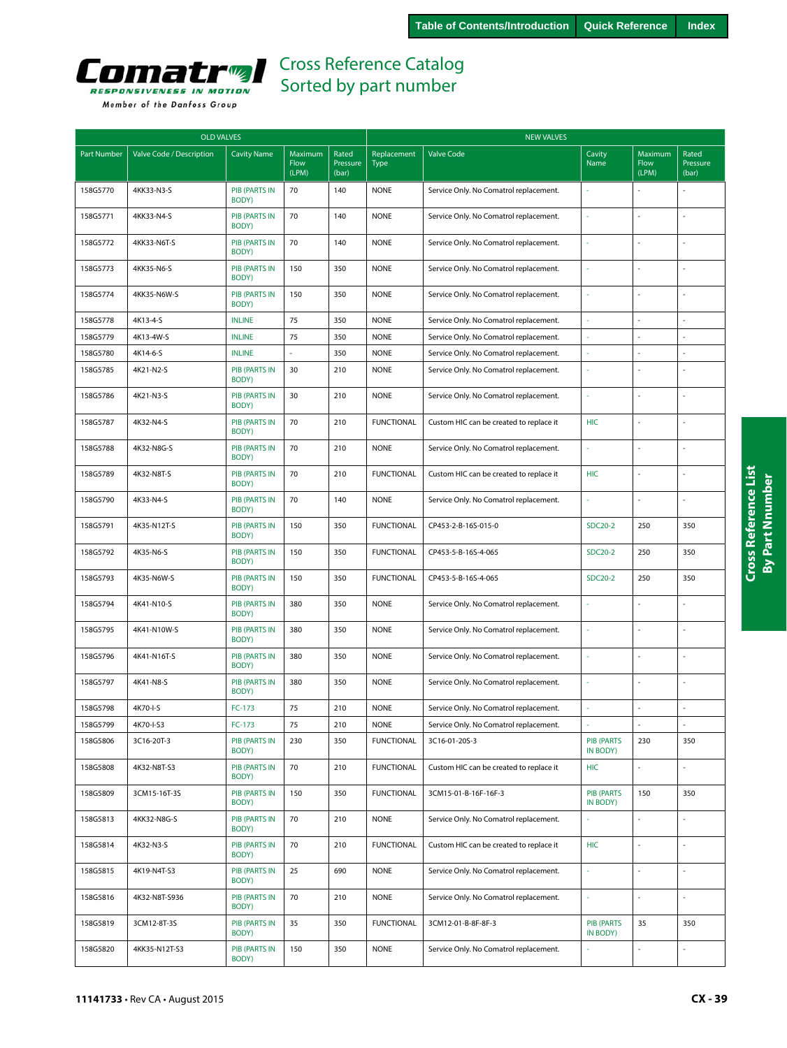# Cross Reference Catalog
## Sorted by part number

| OLD VALVES | | | | | NEW VALVES | | | | |
|---|---|---|---|---|---|---|---|---|---|
| Part Number | Valve Code / Description | Cavity Name | Maximum Flow (LPM) | Rated Pressure (bar) | Replacement Type | Valve Code | Cavity Name | Maximum Flow (LPM) | Rated Pressure (bar) |
| 158G5770 | 4KK33-N3-S | PIB (PARTS IN BODY) | 70 | 140 | NONE | Service Only. No Comatrol replacement. | - | - | - |
| 158G5771 | 4KK33-N4-S | PIB (PARTS IN BODY) | 70 | 140 | NONE | Service Only. No Comatrol replacement. | - | - | - |
| 158G5772 | 4KK33-N6T-S | PIB (PARTS IN BODY) | 70 | 140 | NONE | Service Only. No Comatrol replacement. | - | - | - |
| 158G5773 | 4KK35-N6-S | PIB (PARTS IN BODY) | 150 | 350 | NONE | Service Only. No Comatrol replacement. | - | - | - |
| 158G5774 | 4KK35-N6W-S | PIB (PARTS IN BODY) | 150 | 350 | NONE | Service Only. No Comatrol replacement. | - | - | - |
| 158G5778 | 4K13-4-S | INLINE | 75 | 350 | NONE | Service Only. No Comatrol replacement. | - | - | - |
| 158G5779 | 4K13-4W-S | INLINE | 75 | 350 | NONE | Service Only. No Comatrol replacement. | - | - | - |
| 158G5780 | 4K14-6-S | INLINE | - | 350 | NONE | Service Only. No Comatrol replacement. | - | - | - |
| 158G5785 | 4K21-N2-S | PIB (PARTS IN BODY) | 30 | 210 | NONE | Service Only. No Comatrol replacement. | - | - | - |
| 158G5786 | 4K21-N3-S | PIB (PARTS IN BODY) | 30 | 210 | NONE | Service Only. No Comatrol replacement. | - | - | - |
| 158G5787 | 4K32-N4-S | PIB (PARTS IN BODY) | 70 | 210 | FUNCTIONAL | Custom HIC can be created to replace it | HIC | - | - |
| 158G5788 | 4K32-N8G-S | PIB (PARTS IN BODY) | 70 | 210 | NONE | Service Only. No Comatrol replacement. | - | - | - |
| 158G5789 | 4K32-N8T-S | PIB (PARTS IN BODY) | 70 | 210 | FUNCTIONAL | Custom HIC can be created to replace it | HIC | - | - |
| 158G5790 | 4K33-N4-S | PIB (PARTS IN BODY) | 70 | 140 | NONE | Service Only. No Comatrol replacement. | - | - | - |
| 158G5791 | 4K35-N12T-S | PIB (PARTS IN BODY) | 150 | 350 | FUNCTIONAL | CP453-2-B-16S-015-0 | SDC20-2 | 250 | 350 |
| 158G5792 | 4K35-N6-S | PIB (PARTS IN BODY) | 150 | 350 | FUNCTIONAL | CP453-5-B-16S-4-065 | SDC20-2 | 250 | 350 |
| 158G5793 | 4K35-N6W-S | PIB (PARTS IN BODY) | 150 | 350 | FUNCTIONAL | CP453-5-B-16S-4-065 | SDC20-2 | 250 | 350 |
| 158G5794 | 4K41-N10-S | PIB (PARTS IN BODY) | 380 | 350 | NONE | Service Only. No Comatrol replacement. | - | - | - |
| 158G5795 | 4K41-N10W-S | PIB (PARTS IN BODY) | 380 | 350 | NONE | Service Only. No Comatrol replacement. | - | - | - |
| 158G5796 | 4K41-N16T-S | PIB (PARTS IN BODY) | 380 | 350 | NONE | Service Only. No Comatrol replacement. | - | - | - |
| 158G5797 | 4K41-N8-S | PIB (PARTS IN BODY) | 380 | 350 | NONE | Service Only. No Comatrol replacement. | - | - | - |
| 158G5798 | 4K70-I-S | FC-173 | 75 | 210 | NONE | Service Only. No Comatrol replacement. | - | - | - |
| 158G5799 | 4K70-I-S3 | FC-173 | 75 | 210 | NONE | Service Only. No Comatrol replacement. | - | - | - |
| 158G5806 | 3C16-20T-3 | PIB (PARTS IN BODY) | 230 | 350 | FUNCTIONAL | 3C16-01-20S-3 | PIB (PARTS IN BODY) | 230 | 350 |
| 158G5808 | 4K32-N8T-S3 | PIB (PARTS IN BODY) | 70 | 210 | FUNCTIONAL | Custom HIC can be created to replace it | HIC | - | - |
| 158G5809 | 3CM15-16T-3S | PIB (PARTS IN BODY) | 150 | 350 | FUNCTIONAL | 3CM15-01-B-16F-16F-3 | PIB (PARTS IN BODY) | 150 | 350 |
| 158G5813 | 4KK32-N8G-S | PIB (PARTS IN BODY) | 70 | 210 | NONE | Service Only. No Comatrol replacement. | - | - | - |
| 158G5814 | 4K32-N3-S | PIB (PARTS IN BODY) | 70 | 210 | FUNCTIONAL | Custom HIC can be created to replace it | HIC | - | - |
| 158G5815 | 4K19-N4T-S3 | PIB (PARTS IN BODY) | 25 | 690 | NONE | Service Only. No Comatrol replacement. | - | - | - |
| 158G5816 | 4K32-N8T-S936 | PIB (PARTS IN BODY) | 70 | 210 | NONE | Service Only. No Comatrol replacement. | - | - | - |
| 158G5819 | 3CM12-8T-3S | PIB (PARTS IN BODY) | 35 | 350 | FUNCTIONAL | 3CM12-01-B-8F-8F-3 | PIB (PARTS IN BODY) | 35 | 350 |
| 158G5820 | 4KK35-N12T-S3 | PIB (PARTS IN BODY) | 150 | 350 | NONE | Service Only. No Comatrol replacement. | - | - | - |

11141733 • Rev CA • August 2015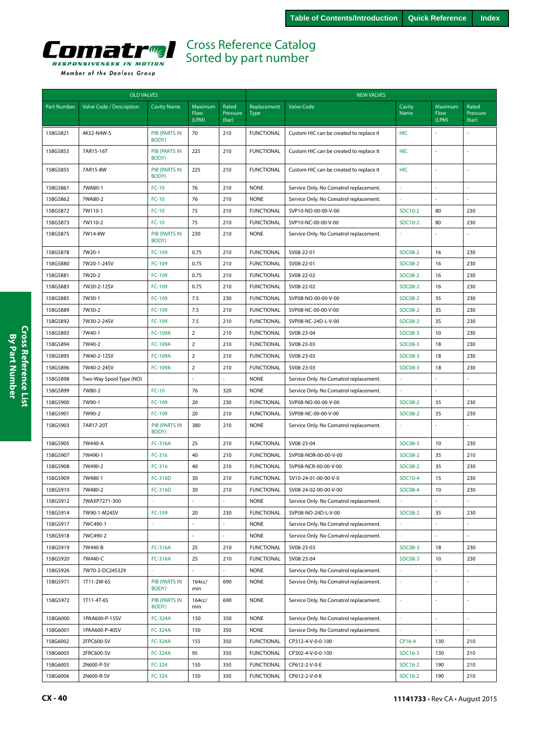Table of Contents/Introduction | Quick Reference | Index

# Cross Reference Catalog
## Sorted by part number

Comatrol — RESPONSIVENESS IN MOTION — Member of the Danfoss Group

| OLD VALVES | | | | | NEW VALVES | | | | |
|---|---|---|---|---|---|---|---|---|---|
| Part Number | Valve Code / Description | Cavity Name | Maximum Flow (LPM) | Rated Pressure (bar) | Replacement Type | Valve Code | Cavity Name | Maximum Flow (LPM) | Rated Pressure (bar) |
| 158G5821 | 4K32-N4W-S | PIB (PARTS IN BODY) | 70 | 210 | FUNCTIONAL | Custom HIC can be created to replace it | HIC | - | - |
| 158G5853 | 7AR15-16T | PIB (PARTS IN BODY) | 225 | 210 | FUNCTIONAL | Custom HIC can be created to replace it | HIC | - | - |
| 158G5855 | 7AR15-8W | PIB (PARTS IN BODY) | 225 | 210 | FUNCTIONAL | Custom HIC can be created to replace it | HIC | - | - |
| 158G5861 | 7WA80-1 | FC-10 | 76 | 210 | NONE | Service Only. No Comatrol replacement. | - | - | - |
| 158G5862 | 7WA80-2 | FC-10 | 76 | 210 | NONE | Service Only. No Comatrol replacement. | - | - | - |
| 158G5872 | 7W110-1 | FC-10 | 75 | 210 | FUNCTIONAL | SVP10-NO-00-00-V-00 | SDC10-2 | 80 | 230 |
| 158G5873 | 7W110-2 | FC-10 | 75 | 210 | FUNCTIONAL | SVP10-NC-00-00-V-00 | SDC10-2 | 80 | 230 |
| 158G5875 | 7W14-8W | PIB (PARTS IN BODY) | 230 | 210 | NONE | Service Only. No Comatrol replacement. | - | - | - |
| 158G5878 | 7W20-1 | FC-109 | 0.75 | 210 | FUNCTIONAL | SV08-22-01 | SDC08-2 | 16 | 230 |
| 158G5880 | 7W20-1-24SV | FC-109 | 0.75 | 210 | FUNCTIONAL | SV08-22-01 | SDC08-2 | 16 | 230 |
| 158G5881 | 7W20-2 | FC-109 | 0.75 | 210 | FUNCTIONAL | SV08-22-02 | SDC08-2 | 16 | 230 |
| 158G5883 | 7W20-2-12SV | FC-109 | 0.75 | 210 | FUNCTIONAL | SV08-22-02 | SDC08-2 | 16 | 230 |
| 158G5885 | 7W30-1 | FC-109 | 7.5 | 230 | FUNCTIONAL | SVP08-NO-00-00-V-00 | SDC08-2 | 35 | 230 |
| 158G5889 | 7W30-2 | FC-109 | 7.5 | 210 | FUNCTIONAL | SVP08-NC-00-00-V-00 | SDC08-2 | 35 | 230 |
| 158G5892 | 7W30-2-24SV | FC-109 | 7.5 | 210 | FUNCTIONAL | SVP08-NC-24D-L-V-00 | SDC08-2 | 35 | 230 |
| 158G5893 | 7W40-1 | FC-109A | 2 | 210 | FUNCTIONAL | SV08-23-04 | SDC08-3 | 10 | 230 |
| 158G5894 | 7W40-2 | FC-109A | 2 | 210 | FUNCTIONAL | SV08-23-03 | SDC08-3 | 18 | 230 |
| 158G5895 | 7W40-2-12SV | FC-109A | 2 | 210 | FUNCTIONAL | SV08-23-03 | SDC08-3 | 18 | 230 |
| 158G5896 | 7W40-2-24SV | FC-109A | 2 | 210 | FUNCTIONAL | SV08-23-03 | SDC08-3 | 18 | 230 |
| 158G5898 | Two-Way Spool Type (NO) | - | - | - | NONE | Service Only. No Comatrol replacement. | - | - | - |
| 158G5899 | 7W80-2 | FC-10 | 76 | 320 | NONE | Service Only. No Comatrol replacement. | - | - | - |
| 158G5900 | 7W90-1 | FC-109 | 20 | 230 | FUNCTIONAL | SVP08-NO-00-00-V-00 | SDC08-2 | 35 | 230 |
| 158G5901 | 7W90-2 | FC-109 | 20 | 210 | FUNCTIONAL | SVP08-NC-00-00-V-00 | SDC08-2 | 35 | 230 |
| 158G5903 | 7AR17-20T | PIB (PARTS IN BODY) | 380 | 210 | NONE | Service Only. No Comatrol replacement. | - | - | - |
| 158G5905 | 7W440-A | FC-316A | 25 | 210 | FUNCTIONAL | SV08-23-04 | SDC08-3 | 10 | 230 |
| 158G5907 | 7W490-1 | FC-316 | 40 | 210 | FUNCTIONAL | SVP08-NOR-00-00-V-00 | SDC08-2 | 35 | 210 |
| 158G5908 | 7W490-2 | FC-316 | 40 | 210 | FUNCTIONAL | SVP08-NCR-00-00-V-00 | SDC08-2 | 35 | 230 |
| 158G5909 | 7W480-1 | FC-316D | 30 | 210 | FUNCTIONAL | SV10-24-01-00-00-V-0 | SDC10-4 | 15 | 230 |
| 158G5910 | 7W480-2 | FC-316D | 30 | 210 | FUNCTIONAL | SV08-24-02-00-00-V-00 | SDC08-4 | 10 | 230 |
| 158G5912 | 7WAXP7271-300 | - | - | - | NONE | Service Only. No Comatrol replacement. | - | - | - |
| 158G5914 | 7W90-1-M24SV | FC-109 | 20 | 230 | FUNCTIONAL | SVP08-NO-24D-L-V-00 | SDC08-2 | 35 | 230 |
| 158G5917 | 7WC490-1 | - | - | - | NONE | Service Only. No Comatrol replacement. | - | - | - |
| 158G5918 | 7WC490-2 | - | - | - | NONE | Service Only. No Comatrol replacement. | - | - | - |
| 158G5919 | 7W440-B | FC-316A | 25 | 210 | FUNCTIONAL | SV08-23-03 | SDC08-3 | 18 | 230 |
| 158G5920 | 7W440-C | FC-316A | 25 | 210 | FUNCTIONAL | SV08-23-04 | SDC08-3 | 10 | 230 |
| 158G5926 | 7W70-2-DC24S329 | - | - | - | NONE | Service Only. No Comatrol replacement. | - | - | - |
| 158G5971 | 1T11-2W-6S | PIB (PARTS IN BODY) | 164cc/ min | 690 | NONE | Service Only. No Comatrol replacement. | - | - | - |
| 158G5972 | 1T11-4T-6S | PIB (PARTS IN BODY) | 164cc/ min | 690 | NONE | Service Only. No Comatrol replacement. | - | - | - |
| 158G6000 | 1PAA600-P-15SV | FC-324A | 150 | 350 | NONE | Service Only. No Comatrol replacement. | - | - | - |
| 158G6001 | 1PAA600-P-40SV | FC-324A | 150 | 350 | NONE | Service Only. No Comatrol replacement. | - | - | - |
| 158G6002 | 2FPC600-SV | FC-324A | 155 | 350 | FUNCTIONAL | CP312-4-V-0-0-100 | CP16-4 | 130 | 210 |
| 158G6003 | 2FRC600-SV | FC-324A | 95 | 350 | FUNCTIONAL | CP302-4-V-0-0-100 | SDC16-3 | 130 | 210 |
| 158G6005 | 2N600-P-SV | FC-324 | 150 | 350 | FUNCTIONAL | CP612-2-V-0-E | SDC16-2 | 190 | 210 |
| 158G6006 | 2N600-R-SV | FC-324 | 150 | 350 | FUNCTIONAL | CP612-2-V-0-K | SDC16-2 | 190 | 210 |

Cross Reference List By Part Number

CX - 40

**11141733** • Rev CA • August 2015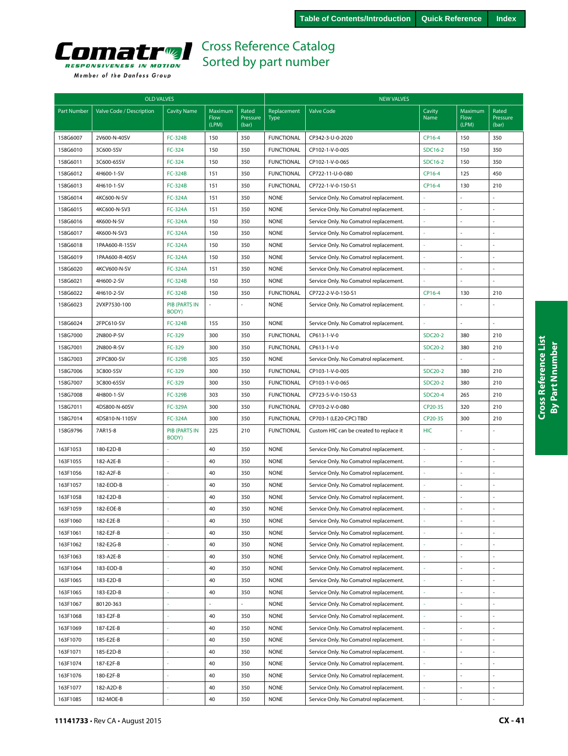# Comatrol Cross Reference Catalog
## Sorted by part number

| OLD VALVES | | | | | NEW VALVES | | | | |
|---|---|---|---|---|---|---|---|---|---|
| Part Number | Valve Code / Description | Cavity Name | Maximum Flow (LPM) | Rated Pressure (bar) | Replacement Type | Valve Code | Cavity Name | Maximum Flow (LPM) | Rated Pressure (bar) |
| 158G6007 | 2V600-N-40SV | FC-324B | 150 | 350 | FUNCTIONAL | CP342-3-U-0-2020 | CP16-4 | 150 | 350 |
| 158G6010 | 3C600-5SV | FC-324 | 150 | 350 | FUNCTIONAL | CP102-1-V-0-005 | SDC16-2 | 150 | 350 |
| 158G6011 | 3C600-65SV | FC-324 | 150 | 350 | FUNCTIONAL | CP102-1-V-0-065 | SDC16-2 | 150 | 350 |
| 158G6012 | 4H600-1-SV | FC-324B | 151 | 350 | FUNCTIONAL | CP722-11-U-0-080 | CP16-4 | 125 | 450 |
| 158G6013 | 4H610-1-SV | FC-324B | 151 | 350 | FUNCTIONAL | CP722-1-V-0-150-S1 | CP16-4 | 130 | 210 |
| 158G6014 | 4KC600-N-SV | FC-324A | 151 | 350 | NONE | Service Only. No Comatrol replacement. | - | - | - |
| 158G6015 | 4KC600-N-SV3 | FC-324A | 151 | 350 | NONE | Service Only. No Comatrol replacement. | - | - | - |
| 158G6016 | 4K600-N-SV | FC-324A | 150 | 350 | NONE | Service Only. No Comatrol replacement. | - | - | - |
| 158G6017 | 4K600-N-SV3 | FC-324A | 150 | 350 | NONE | Service Only. No Comatrol replacement. | - | - | - |
| 158G6018 | 1PAA600-R-15SV | FC-324A | 150 | 350 | NONE | Service Only. No Comatrol replacement. | - | - | - |
| 158G6019 | 1PAA600-R-40SV | FC-324A | 150 | 350 | NONE | Service Only. No Comatrol replacement. | - | - | - |
| 158G6020 | 4KCV600-N-SV | FC-324A | 151 | 350 | NONE | Service Only. No Comatrol replacement. | - | - | - |
| 158G6021 | 4H600-2-SV | FC-324B | 150 | 350 | NONE | Service Only. No Comatrol replacement. | - | - | - |
| 158G6022 | 4H610-2-SV | FC-324B | 150 | 350 | FUNCTIONAL | CP722-2-V-0-150-S1 | CP16-4 | 130 | 210 |
| 158G6023 | 2VXP7530-100 | PIB (PARTS IN BODY) | - | - | NONE | Service Only. No Comatrol replacement. | - | - | - |
| 158G6024 | 2FPC610-SV | FC-324B | 155 | 350 | NONE | Service Only. No Comatrol replacement. | - | - | - |
| 158G7000 | 2N800-P-SV | FC-329 | 300 | 350 | FUNCTIONAL | CP613-1-V-0 | SDC20-2 | 380 | 210 |
| 158G7001 | 2N800-R-SV | FC-329 | 300 | 350 | FUNCTIONAL | CP613-1-V-0 | SDC20-2 | 380 | 210 |
| 158G7003 | 2FPC800-SV | FC-329B | 305 | 350 | NONE | Service Only. No Comatrol replacement. | - | - | - |
| 158G7006 | 3C800-5SV | FC-329 | 300 | 350 | FUNCTIONAL | CP103-1-V-0-005 | SDC20-2 | 380 | 210 |
| 158G7007 | 3C800-65SV | FC-329 | 300 | 350 | FUNCTIONAL | CP103-1-V-0-065 | SDC20-2 | 380 | 210 |
| 158G7008 | 4H800-1-SV | FC-329B | 303 | 350 | FUNCTIONAL | CP723-5-V-0-150-S3 | SDC20-4 | 265 | 210 |
| 158G7011 | 4DS800-N-60SV | FC-329A | 300 | 350 | FUNCTIONAL | CP703-2-V-0-080 | CP20-3S | 320 | 210 |
| 158G7014 | 4DS810-N-110SV | FC-324A | 300 | 350 | FUNCTIONAL | CP703-1 (LE20-CPC) TBD | CP20-3S | 300 | 210 |
| 158G9796 | 7AR15-8 | PIB (PARTS IN BODY) | 225 | 210 | FUNCTIONAL | Custom HIC can be created to replace it | HIC | - | - |
| 163F1053 | 180-E2D-B | - | 40 | 350 | NONE | Service Only. No Comatrol replacement. | - | - | - |
| 163F1055 | 182-A2E-B | - | 40 | 350 | NONE | Service Only. No Comatrol replacement. | - | - | - |
| 163F1056 | 182-A2F-B | - | 40 | 350 | NONE | Service Only. No Comatrol replacement. | - | - | - |
| 163F1057 | 182-EOD-B | - | 40 | 350 | NONE | Service Only. No Comatrol replacement. | - | - | - |
| 163F1058 | 182-E2D-B | - | 40 | 350 | NONE | Service Only. No Comatrol replacement. | - | - | - |
| 163F1059 | 182-EOE-B | - | 40 | 350 | NONE | Service Only. No Comatrol replacement. | - | - | - |
| 163F1060 | 182-E2E-B | - | 40 | 350 | NONE | Service Only. No Comatrol replacement. | - | - | - |
| 163F1061 | 182-E2F-B | - | 40 | 350 | NONE | Service Only. No Comatrol replacement. | - | - | - |
| 163F1062 | 182-E2G-B | - | 40 | 350 | NONE | Service Only. No Comatrol replacement. | - | - | - |
| 163F1063 | 183-A2E-B | - | 40 | 350 | NONE | Service Only. No Comatrol replacement. | - | - | - |
| 163F1064 | 183-EOD-B | - | 40 | 350 | NONE | Service Only. No Comatrol replacement. | - | - | - |
| 163F1065 | 183-E2D-B | - | 40 | 350 | NONE | Service Only. No Comatrol replacement. | - | - | - |
| 163F1065 | 183-E2D-B | - | 40 | 350 | NONE | Service Only. No Comatrol replacement. | - | - | - |
| 163F1067 | 80120-363 | - | - | - | NONE | Service Only. No Comatrol replacement. | - | - | - |
| 163F1068 | 183-E2F-B | - | 40 | 350 | NONE | Service Only. No Comatrol replacement. | - | - | - |
| 163F1069 | 187-E2E-B | - | 40 | 350 | NONE | Service Only. No Comatrol replacement. | - | - | - |
| 163F1070 | 185-E2E-B | - | 40 | 350 | NONE | Service Only. No Comatrol replacement. | - | - | - |
| 163F1071 | 185-E2D-B | - | 40 | 350 | NONE | Service Only. No Comatrol replacement. | - | - | - |
| 163F1074 | 187-E2F-B | - | 40 | 350 | NONE | Service Only. No Comatrol replacement. | - | - | - |
| 163F1076 | 180-E2F-B | - | 40 | 350 | NONE | Service Only. No Comatrol replacement. | - | - | - |
| 163F1077 | 182-A2D-B | - | 40 | 350 | NONE | Service Only. No Comatrol replacement. | - | - | - |
| 163F1085 | 182-MOE-B | - | 40 | 350 | NONE | Service Only. No Comatrol replacement. | - | - | - |

11141733 • Rev CA • August 2015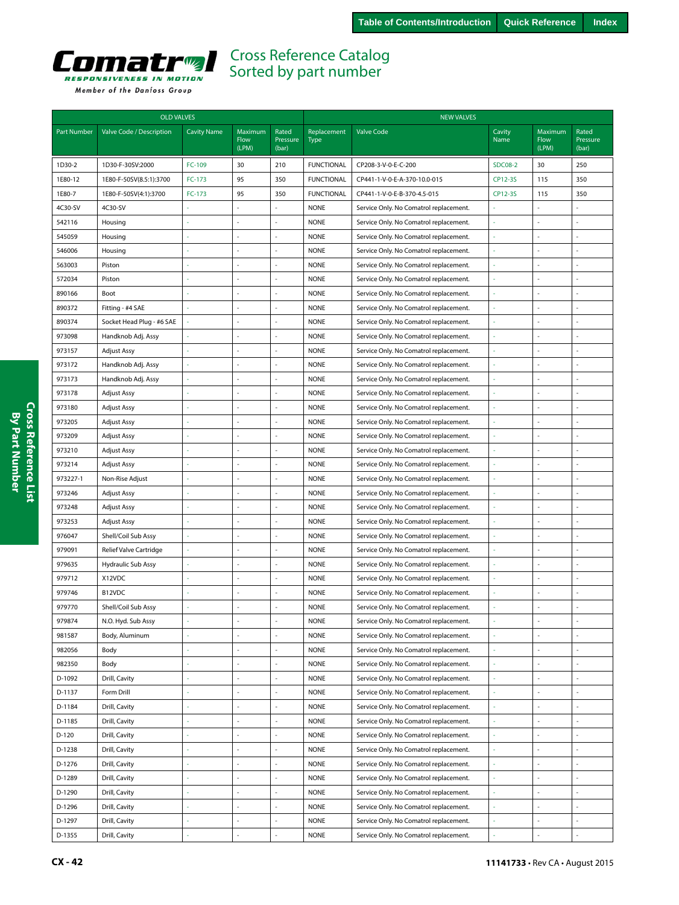Table of Contents/Introduction | Quick Reference | Index

# Comatrol

RESPONSIVENESS IN MOTION

Member of the Danfoss Group

## Cross Reference Catalog
## Sorted by part number

| OLD VALVES | | | | | NEW VALVES | | | | |
|---|---|---|---|---|---|---|---|---|---|
| Part Number | Valve Code / Description | Cavity Name | Maximum Flow (LPM) | Rated Pressure (bar) | Replacement Type | Valve Code | Cavity Name | Maximum Flow (LPM) | Rated Pressure (bar) |
| 1D30-2 | 1D30-F-30SV:2000 | FC-109 | 30 | 210 | FUNCTIONAL | CP208-3-V-0-E-C-200 | SDC08-2 | 30 | 250 |
| 1E80-12 | 1E80-F-50SV(8.5:1):3700 | FC-173 | 95 | 350 | FUNCTIONAL | CP441-1-V-0-E-A-370-10.0-015 | CP12-3S | 115 | 350 |
| 1E80-7 | 1E80-F-50SV(4:1):3700 | FC-173 | 95 | 350 | FUNCTIONAL | CP441-1-V-0-E-B-370-4.5-015 | CP12-3S | 115 | 350 |
| 4C30-SV | 4C30-SV | - | - | - | NONE | Service Only. No Comatrol replacement. | - | - | - |
| 542116 | Housing | - | - | - | NONE | Service Only. No Comatrol replacement. | - | - | - |
| 545059 | Housing | - | - | - | NONE | Service Only. No Comatrol replacement. | - | - | - |
| 546006 | Housing | - | - | - | NONE | Service Only. No Comatrol replacement. | - | - | - |
| 563003 | Piston | - | - | - | NONE | Service Only. No Comatrol replacement. | - | - | - |
| 572034 | Piston | - | - | - | NONE | Service Only. No Comatrol replacement. | - | - | - |
| 890166 | Boot | - | - | - | NONE | Service Only. No Comatrol replacement. | - | - | - |
| 890372 | Fitting - #4 SAE | - | - | - | NONE | Service Only. No Comatrol replacement. | - | - | - |
| 890374 | Socket Head Plug - #6 SAE | - | - | - | NONE | Service Only. No Comatrol replacement. | - | - | - |
| 973098 | Handknob Adj. Assy | - | - | - | NONE | Service Only. No Comatrol replacement. | - | - | - |
| 973157 | Adjust Assy | - | - | - | NONE | Service Only. No Comatrol replacement. | - | - | - |
| 973172 | Handknob Adj. Assy | - | - | - | NONE | Service Only. No Comatrol replacement. | - | - | - |
| 973173 | Handknob Adj. Assy | - | - | - | NONE | Service Only. No Comatrol replacement. | - | - | - |
| 973178 | Adjust Assy | - | - | - | NONE | Service Only. No Comatrol replacement. | - | - | - |
| 973180 | Adjust Assy | - | - | - | NONE | Service Only. No Comatrol replacement. | - | - | - |
| 973205 | Adjust Assy | - | - | - | NONE | Service Only. No Comatrol replacement. | - | - | - |
| 973209 | Adjust Assy | - | - | - | NONE | Service Only. No Comatrol replacement. | - | - | - |
| 973210 | Adjust Assy | - | - | - | NONE | Service Only. No Comatrol replacement. | - | - | - |
| 973214 | Adjust Assy | - | - | - | NONE | Service Only. No Comatrol replacement. | - | - | - |
| 973227-1 | Non-Rise Adjust | - | - | - | NONE | Service Only. No Comatrol replacement. | - | - | - |
| 973246 | Adjust Assy | - | - | - | NONE | Service Only. No Comatrol replacement. | - | - | - |
| 973248 | Adjust Assy | - | - | - | NONE | Service Only. No Comatrol replacement. | - | - | - |
| 973253 | Adjust Assy | - | - | - | NONE | Service Only. No Comatrol replacement. | - | - | - |
| 976047 | Shell/Coil Sub Assy | - | - | - | NONE | Service Only. No Comatrol replacement. | - | - | - |
| 979091 | Relief Valve Cartridge | - | - | - | NONE | Service Only. No Comatrol replacement. | - | - | - |
| 979635 | Hydraulic Sub Assy | - | - | - | NONE | Service Only. No Comatrol replacement. | - | - | - |
| 979712 | X12VDC | - | - | - | NONE | Service Only. No Comatrol replacement. | - | - | - |
| 979746 | B12VDC | - | - | - | NONE | Service Only. No Comatrol replacement. | - | - | - |
| 979770 | Shell/Coil Sub Assy | - | - | - | NONE | Service Only. No Comatrol replacement. | - | - | - |
| 979874 | N.O. Hyd. Sub Assy | - | - | - | NONE | Service Only. No Comatrol replacement. | - | - | - |
| 981587 | Body, Aluminum | - | - | - | NONE | Service Only. No Comatrol replacement. | - | - | - |
| 982056 | Body | - | - | - | NONE | Service Only. No Comatrol replacement. | - | - | - |
| 982350 | Body | - | - | - | NONE | Service Only. No Comatrol replacement. | - | - | - |
| D-1092 | Drill, Cavity | - | - | - | NONE | Service Only. No Comatrol replacement. | - | - | - |
| D-1137 | Form Drill | - | - | - | NONE | Service Only. No Comatrol replacement. | - | - | - |
| D-1184 | Drill, Cavity | - | - | - | NONE | Service Only. No Comatrol replacement. | - | - | - |
| D-1185 | Drill, Cavity | - | - | - | NONE | Service Only. No Comatrol replacement. | - | - | - |
| D-120 | Drill, Cavity | - | - | - | NONE | Service Only. No Comatrol replacement. | - | - | - |
| D-1238 | Drill, Cavity | - | - | - | NONE | Service Only. No Comatrol replacement. | - | - | - |
| D-1276 | Drill, Cavity | - | - | - | NONE | Service Only. No Comatrol replacement. | - | - | - |
| D-1289 | Drill, Cavity | - | - | - | NONE | Service Only. No Comatrol replacement. | - | - | - |
| D-1290 | Drill, Cavity | - | - | - | NONE | Service Only. No Comatrol replacement. | - | - | - |
| D-1296 | Drill, Cavity | - | - | - | NONE | Service Only. No Comatrol replacement. | - | - | - |
| D-1297 | Drill, Cavity | - | - | - | NONE | Service Only. No Comatrol replacement. | - | - | - |
| D-1355 | Drill, Cavity | - | - | - | NONE | Service Only. No Comatrol replacement. | - | - | - |

Cross Reference List By Part Number

11141733 • Rev CA • August 2015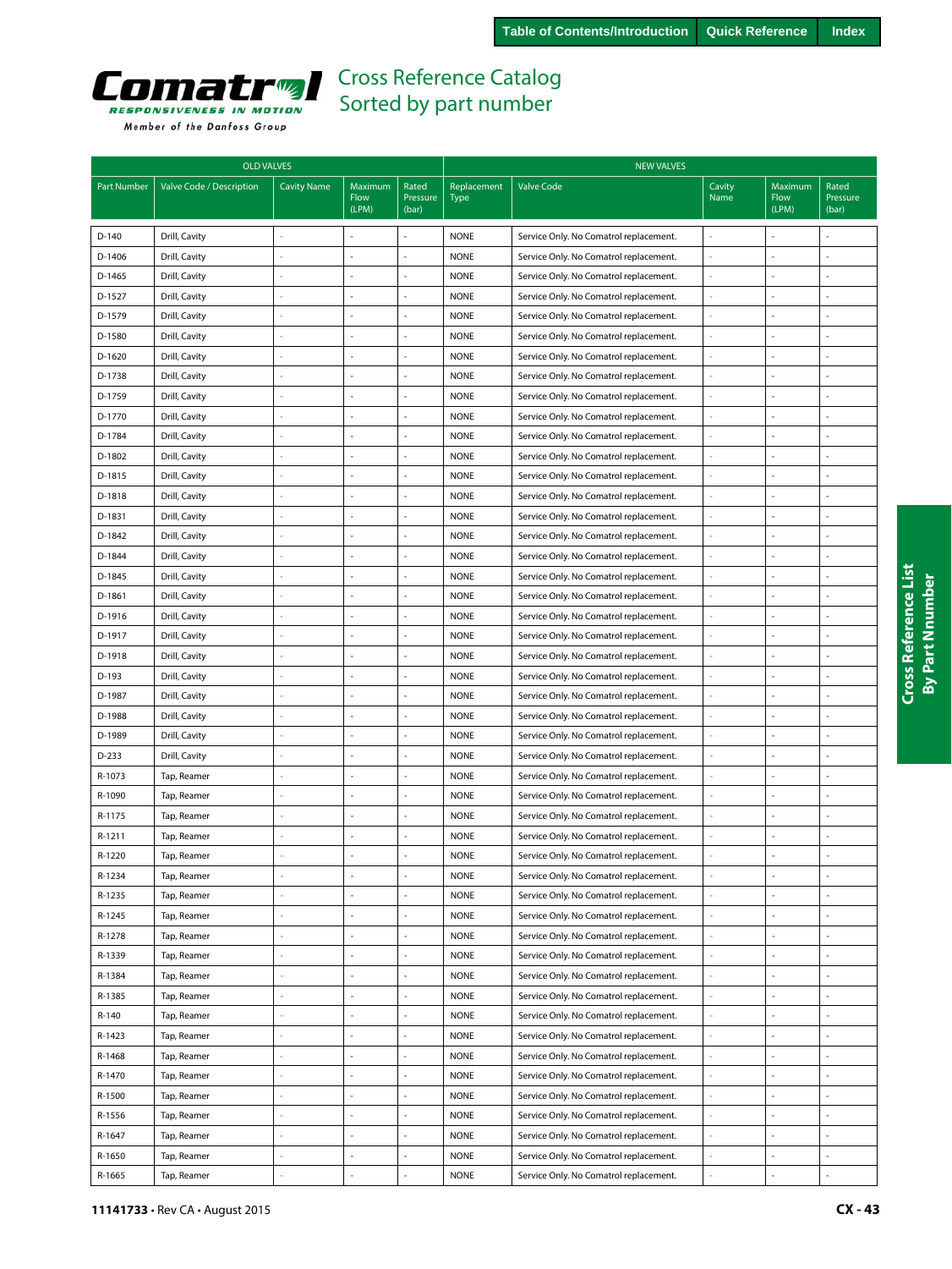# Cross Reference Catalog
## Sorted by part number

| OLD VALVES | | | | | NEW VALVES | | | | |
|---|---|---|---|---|---|---|---|---|---|
| Part Number | Valve Code / Description | Cavity Name | Maximum Flow (LPM) | Rated Pressure (bar) | Replacement Type | Valve Code | Cavity Name | Maximum Flow (LPM) | Rated Pressure (bar) |
| D-140 | Drill, Cavity | - | - | - | NONE | Service Only. No Comatrol replacement. | - | - | - |
| D-1406 | Drill, Cavity | - | - | - | NONE | Service Only. No Comatrol replacement. | - | - | - |
| D-1465 | Drill, Cavity | - | - | - | NONE | Service Only. No Comatrol replacement. | - | - | - |
| D-1527 | Drill, Cavity | - | - | - | NONE | Service Only. No Comatrol replacement. | - | - | - |
| D-1579 | Drill, Cavity | - | - | - | NONE | Service Only. No Comatrol replacement. | - | - | - |
| D-1580 | Drill, Cavity | - | - | - | NONE | Service Only. No Comatrol replacement. | - | - | - |
| D-1620 | Drill, Cavity | - | - | - | NONE | Service Only. No Comatrol replacement. | - | - | - |
| D-1738 | Drill, Cavity | - | - | - | NONE | Service Only. No Comatrol replacement. | - | - | - |
| D-1759 | Drill, Cavity | - | - | - | NONE | Service Only. No Comatrol replacement. | - | - | - |
| D-1770 | Drill, Cavity | - | - | - | NONE | Service Only. No Comatrol replacement. | - | - | - |
| D-1784 | Drill, Cavity | - | - | - | NONE | Service Only. No Comatrol replacement. | - | - | - |
| D-1802 | Drill, Cavity | - | - | - | NONE | Service Only. No Comatrol replacement. | - | - | - |
| D-1815 | Drill, Cavity | - | - | - | NONE | Service Only. No Comatrol replacement. | - | - | - |
| D-1818 | Drill, Cavity | - | - | - | NONE | Service Only. No Comatrol replacement. | - | - | - |
| D-1831 | Drill, Cavity | - | - | - | NONE | Service Only. No Comatrol replacement. | - | - | - |
| D-1842 | Drill, Cavity | - | - | - | NONE | Service Only. No Comatrol replacement. | - | - | - |
| D-1844 | Drill, Cavity | - | - | - | NONE | Service Only. No Comatrol replacement. | - | - | - |
| D-1845 | Drill, Cavity | - | - | - | NONE | Service Only. No Comatrol replacement. | - | - | - |
| D-1861 | Drill, Cavity | - | - | - | NONE | Service Only. No Comatrol replacement. | - | - | - |
| D-1916 | Drill, Cavity | - | - | - | NONE | Service Only. No Comatrol replacement. | - | - | - |
| D-1917 | Drill, Cavity | - | - | - | NONE | Service Only. No Comatrol replacement. | - | - | - |
| D-1918 | Drill, Cavity | - | - | - | NONE | Service Only. No Comatrol replacement. | - | - | - |
| D-193 | Drill, Cavity | - | - | - | NONE | Service Only. No Comatrol replacement. | - | - | - |
| D-1987 | Drill, Cavity | - | - | - | NONE | Service Only. No Comatrol replacement. | - | - | - |
| D-1988 | Drill, Cavity | - | - | - | NONE | Service Only. No Comatrol replacement. | - | - | - |
| D-1989 | Drill, Cavity | - | - | - | NONE | Service Only. No Comatrol replacement. | - | - | - |
| D-233 | Drill, Cavity | - | - | - | NONE | Service Only. No Comatrol replacement. | - | - | - |
| R-1073 | Tap, Reamer | - | - | - | NONE | Service Only. No Comatrol replacement. | - | - | - |
| R-1090 | Tap, Reamer | - | - | - | NONE | Service Only. No Comatrol replacement. | - | - | - |
| R-1175 | Tap, Reamer | - | - | - | NONE | Service Only. No Comatrol replacement. | - | - | - |
| R-1211 | Tap, Reamer | - | - | - | NONE | Service Only. No Comatrol replacement. | - | - | - |
| R-1220 | Tap, Reamer | - | - | - | NONE | Service Only. No Comatrol replacement. | - | - | - |
| R-1234 | Tap, Reamer | - | - | - | NONE | Service Only. No Comatrol replacement. | - | - | - |
| R-1235 | Tap, Reamer | - | - | - | NONE | Service Only. No Comatrol replacement. | - | - | - |
| R-1245 | Tap, Reamer | - | - | - | NONE | Service Only. No Comatrol replacement. | - | - | - |
| R-1278 | Tap, Reamer | - | - | - | NONE | Service Only. No Comatrol replacement. | - | - | - |
| R-1339 | Tap, Reamer | - | - | - | NONE | Service Only. No Comatrol replacement. | - | - | - |
| R-1384 | Tap, Reamer | - | - | - | NONE | Service Only. No Comatrol replacement. | - | - | - |
| R-1385 | Tap, Reamer | - | - | - | NONE | Service Only. No Comatrol replacement. | - | - | - |
| R-140 | Tap, Reamer | - | - | - | NONE | Service Only. No Comatrol replacement. | - | - | - |
| R-1423 | Tap, Reamer | - | - | - | NONE | Service Only. No Comatrol replacement. | - | - | - |
| R-1468 | Tap, Reamer | - | - | - | NONE | Service Only. No Comatrol replacement. | - | - | - |
| R-1470 | Tap, Reamer | - | - | - | NONE | Service Only. No Comatrol replacement. | - | - | - |
| R-1500 | Tap, Reamer | - | - | - | NONE | Service Only. No Comatrol replacement. | - | - | - |
| R-1556 | Tap, Reamer | - | - | - | NONE | Service Only. No Comatrol replacement. | - | - | - |
| R-1647 | Tap, Reamer | - | - | - | NONE | Service Only. No Comatrol replacement. | - | - | - |
| R-1650 | Tap, Reamer | - | - | - | NONE | Service Only. No Comatrol replacement. | - | - | - |
| R-1665 | Tap, Reamer | - | - | - | NONE | Service Only. No Comatrol replacement. | - | - | - |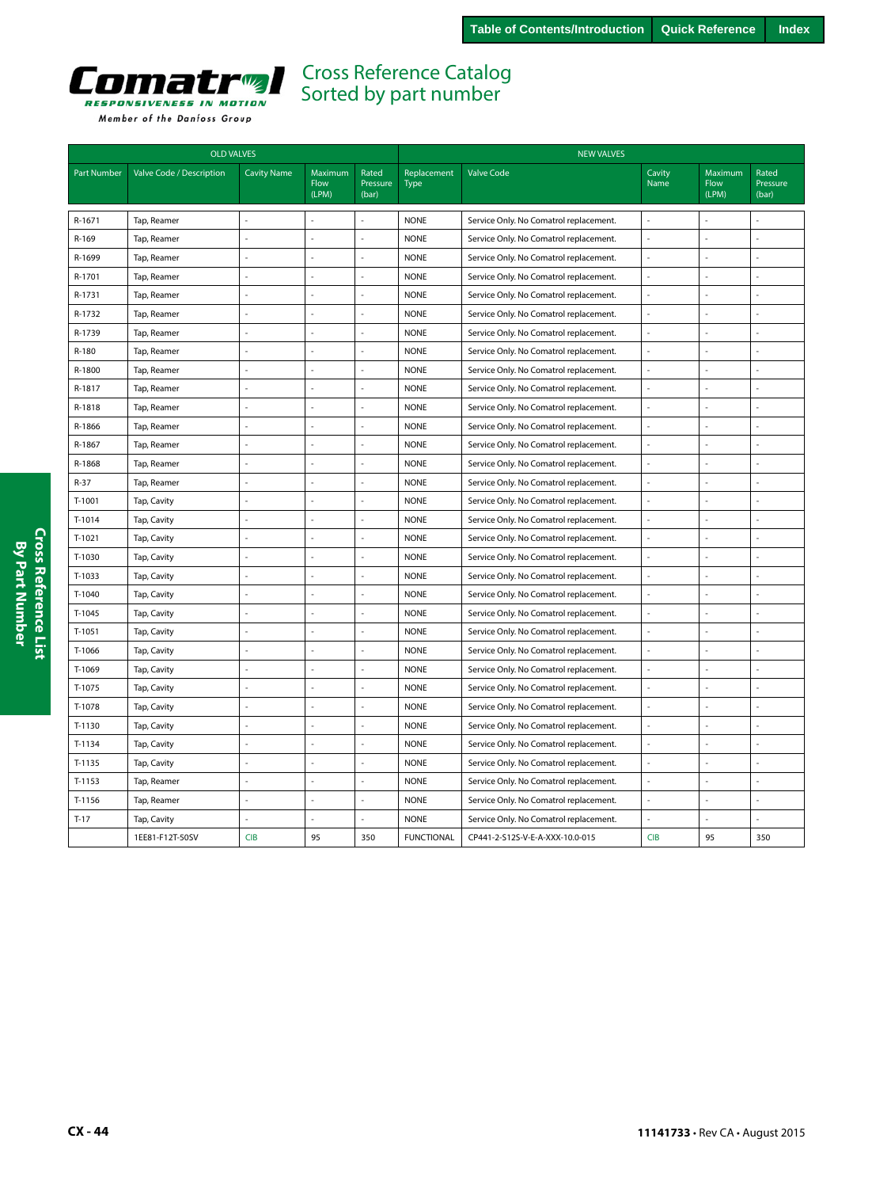# Cross Reference Catalog
## Sorted by part number

| OLD VALVES | | | | | NEW VALVES | | | | |
|---|---|---|---|---|---|---|---|---|---|
| Part Number | Valve Code / Description | Cavity Name | Maximum Flow (LPM) | Rated Pressure (bar) | Replacement Type | Valve Code | Cavity Name | Maximum Flow (LPM) | Rated Pressure (bar) |
| R-1671 | Tap, Reamer | - | - | - | NONE | Service Only. No Comatrol replacement. | - | - | - |
| R-169 | Tap, Reamer | - | - | - | NONE | Service Only. No Comatrol replacement. | - | - | - |
| R-1699 | Tap, Reamer | - | - | - | NONE | Service Only. No Comatrol replacement. | - | - | - |
| R-1701 | Tap, Reamer | - | - | - | NONE | Service Only. No Comatrol replacement. | - | - | - |
| R-1731 | Tap, Reamer | - | - | - | NONE | Service Only. No Comatrol replacement. | - | - | - |
| R-1732 | Tap, Reamer | - | - | - | NONE | Service Only. No Comatrol replacement. | - | - | - |
| R-1739 | Tap, Reamer | - | - | - | NONE | Service Only. No Comatrol replacement. | - | - | - |
| R-180 | Tap, Reamer | - | - | - | NONE | Service Only. No Comatrol replacement. | - | - | - |
| R-1800 | Tap, Reamer | - | - | - | NONE | Service Only. No Comatrol replacement. | - | - | - |
| R-1817 | Tap, Reamer | - | - | - | NONE | Service Only. No Comatrol replacement. | - | - | - |
| R-1818 | Tap, Reamer | - | - | - | NONE | Service Only. No Comatrol replacement. | - | - | - |
| R-1866 | Tap, Reamer | - | - | - | NONE | Service Only. No Comatrol replacement. | - | - | - |
| R-1867 | Tap, Reamer | - | - | - | NONE | Service Only. No Comatrol replacement. | - | - | - |
| R-1868 | Tap, Reamer | - | - | - | NONE | Service Only. No Comatrol replacement. | - | - | - |
| R-37 | Tap, Reamer | - | - | - | NONE | Service Only. No Comatrol replacement. | - | - | - |
| T-1001 | Tap, Cavity | - | - | - | NONE | Service Only. No Comatrol replacement. | - | - | - |
| T-1014 | Tap, Cavity | - | - | - | NONE | Service Only. No Comatrol replacement. | - | - | - |
| T-1021 | Tap, Cavity | - | - | - | NONE | Service Only. No Comatrol replacement. | - | - | - |
| T-1030 | Tap, Cavity | - | - | - | NONE | Service Only. No Comatrol replacement. | - | - | - |
| T-1033 | Tap, Cavity | - | - | - | NONE | Service Only. No Comatrol replacement. | - | - | - |
| T-1040 | Tap, Cavity | - | - | - | NONE | Service Only. No Comatrol replacement. | - | - | - |
| T-1045 | Tap, Cavity | - | - | - | NONE | Service Only. No Comatrol replacement. | - | - | - |
| T-1051 | Tap, Cavity | - | - | - | NONE | Service Only. No Comatrol replacement. | - | - | - |
| T-1066 | Tap, Cavity | - | - | - | NONE | Service Only. No Comatrol replacement. | - | - | - |
| T-1069 | Tap, Cavity | - | - | - | NONE | Service Only. No Comatrol replacement. | - | - | - |
| T-1075 | Tap, Cavity | - | - | - | NONE | Service Only. No Comatrol replacement. | - | - | - |
| T-1078 | Tap, Cavity | - | - | - | NONE | Service Only. No Comatrol replacement. | - | - | - |
| T-1130 | Tap, Cavity | - | - | - | NONE | Service Only. No Comatrol replacement. | - | - | - |
| T-1134 | Tap, Cavity | - | - | - | NONE | Service Only. No Comatrol replacement. | - | - | - |
| T-1135 | Tap, Cavity | - | - | - | NONE | Service Only. No Comatrol replacement. | - | - | - |
| T-1153 | Tap, Reamer | - | - | - | NONE | Service Only. No Comatrol replacement. | - | - | - |
| T-1156 | Tap, Reamer | - | - | - | NONE | Service Only. No Comatrol replacement. | - | - | - |
| T-17 | Tap, Cavity | - | - | - | NONE | Service Only. No Comatrol replacement. | - | - | - |
| | 1EE81-F12T-50SV | CIB | 95 | 350 | FUNCTIONAL | CP441-2-S12S-V-E-A-XXX-10.0-015 | CIB | 95 | 350 |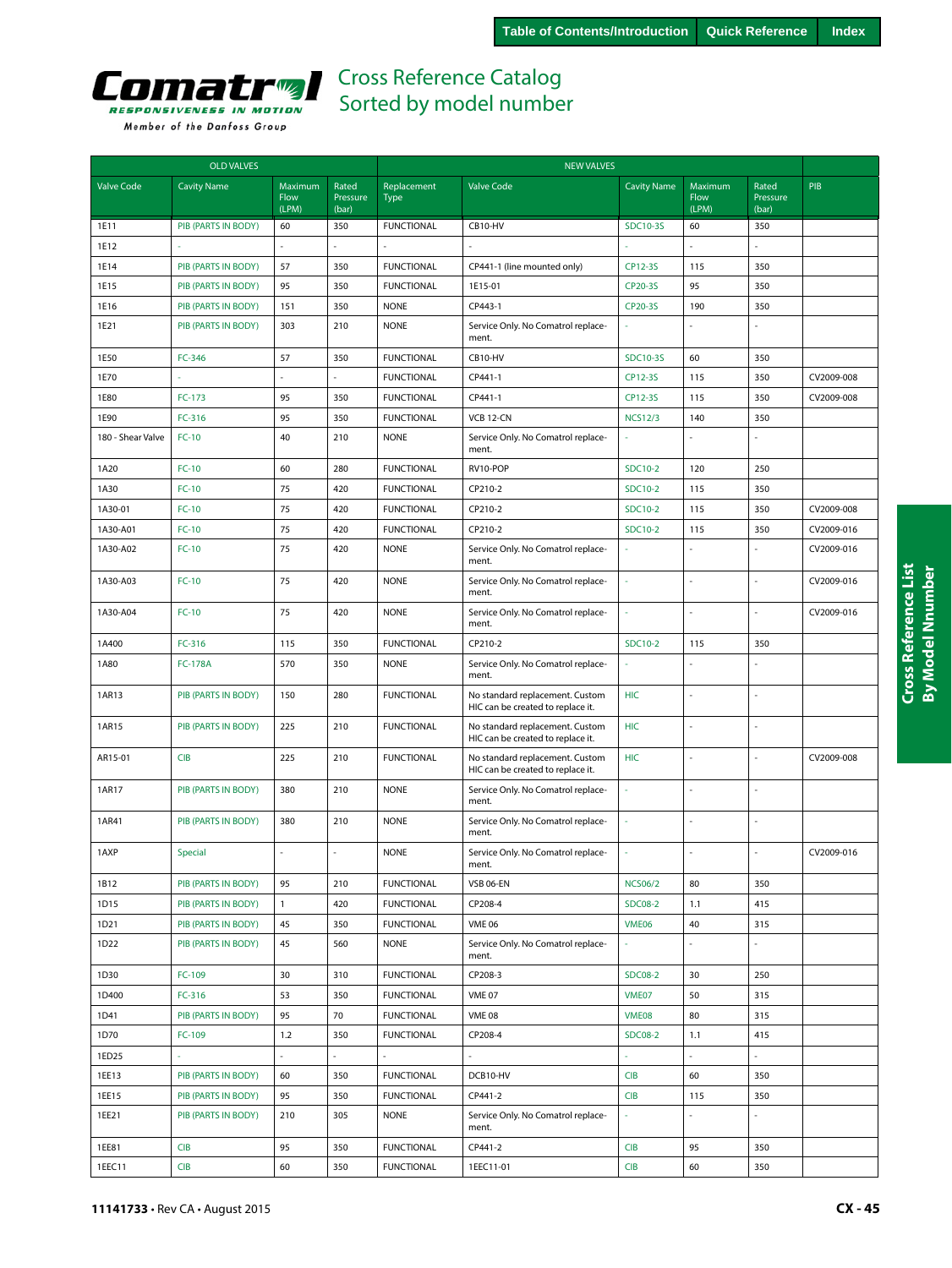# Cross Reference Catalog
## Sorted by model number

| OLD VALVES | | | | NEW VALVES | | | | | |
|---|---|---|---|---|---|---|---|---|---|
| Valve Code | Cavity Name | Maximum Flow (LPM) | Rated Pressure (bar) | Replacement Type | Valve Code | Cavity Name | Maximum Flow (LPM) | Rated Pressure (bar) | PIB |
| 1E11 | PIB (PARTS IN BODY) | 60 | 350 | FUNCTIONAL | CB10-HV | SDC10-3S | 60 | 350 | |
| 1E12 | - | - | - | - | - | - | - | - | |
| 1E14 | PIB (PARTS IN BODY) | 57 | 350 | FUNCTIONAL | CP441-1 (line mounted only) | CP12-3S | 115 | 350 | |
| 1E15 | PIB (PARTS IN BODY) | 95 | 350 | FUNCTIONAL | 1E15-01 | CP20-3S | 95 | 350 | |
| 1E16 | PIB (PARTS IN BODY) | 151 | 350 | NONE | CP443-1 | CP20-3S | 190 | 350 | |
| 1E21 | PIB (PARTS IN BODY) | 303 | 210 | NONE | Service Only. No Comatrol replacement. | - | - | - | |
| 1E50 | FC-346 | 57 | 350 | FUNCTIONAL | CB10-HV | SDC10-3S | 60 | 350 | |
| 1E70 | - | - | - | FUNCTIONAL | CP441-1 | CP12-3S | 115 | 350 | CV2009-008 |
| 1E80 | FC-173 | 95 | 350 | FUNCTIONAL | CP441-1 | CP12-3S | 115 | 350 | CV2009-008 |
| 1E90 | FC-316 | 95 | 350 | FUNCTIONAL | VCB 12-CN | NCS12/3 | 140 | 350 | |
| 180 - Shear Valve | FC-10 | 40 | 210 | NONE | Service Only. No Comatrol replacement. | - | - | - | |
| 1A20 | FC-10 | 60 | 280 | FUNCTIONAL | RV10-POP | SDC10-2 | 120 | 250 | |
| 1A30 | FC-10 | 75 | 420 | FUNCTIONAL | CP210-2 | SDC10-2 | 115 | 350 | |
| 1A30-01 | FC-10 | 75 | 420 | FUNCTIONAL | CP210-2 | SDC10-2 | 115 | 350 | CV2009-008 |
| 1A30-A01 | FC-10 | 75 | 420 | FUNCTIONAL | CP210-2 | SDC10-2 | 115 | 350 | CV2009-016 |
| 1A30-A02 | FC-10 | 75 | 420 | NONE | Service Only. No Comatrol replacement. | - | - | - | CV2009-016 |
| 1A30-A03 | FC-10 | 75 | 420 | NONE | Service Only. No Comatrol replacement. | - | - | - | CV2009-016 |
| 1A30-A04 | FC-10 | 75 | 420 | NONE | Service Only. No Comatrol replacement. | - | - | - | CV2009-016 |
| 1A400 | FC-316 | 115 | 350 | FUNCTIONAL | CP210-2 | SDC10-2 | 115 | 350 | |
| 1A80 | FC-178A | 570 | 350 | NONE | Service Only. No Comatrol replacement. | - | - | - | |
| 1AR13 | PIB (PARTS IN BODY) | 150 | 280 | FUNCTIONAL | No standard replacement. Custom HIC can be created to replace it. | HIC | - | - | |
| 1AR15 | PIB (PARTS IN BODY) | 225 | 210 | FUNCTIONAL | No standard replacement. Custom HIC can be created to replace it. | HIC | - | - | |
| AR15-01 | CIB | 225 | 210 | FUNCTIONAL | No standard replacement. Custom HIC can be created to replace it. | HIC | - | - | CV2009-008 |
| 1AR17 | PIB (PARTS IN BODY) | 380 | 210 | NONE | Service Only. No Comatrol replacement. | - | - | - | |
| 1AR41 | PIB (PARTS IN BODY) | 380 | 210 | NONE | Service Only. No Comatrol replacement. | - | - | - | |
| 1AXP | Special | - | - | NONE | Service Only. No Comatrol replacement. | - | - | - | CV2009-016 |
| 1B12 | PIB (PARTS IN BODY) | 95 | 210 | FUNCTIONAL | VSB 06-EN | NCS06/2 | 80 | 350 | |
| 1D15 | PIB (PARTS IN BODY) | 1 | 420 | FUNCTIONAL | CP208-4 | SDC08-2 | 1.1 | 415 | |
| 1D21 | PIB (PARTS IN BODY) | 45 | 350 | FUNCTIONAL | VME 06 | VME06 | 40 | 315 | |
| 1D22 | PIB (PARTS IN BODY) | 45 | 560 | NONE | Service Only. No Comatrol replacement. | - | - | - | |
| 1D30 | FC-109 | 30 | 310 | FUNCTIONAL | CP208-3 | SDC08-2 | 30 | 250 | |
| 1D400 | FC-316 | 53 | 350 | FUNCTIONAL | VME 07 | VME07 | 50 | 315 | |
| 1D41 | PIB (PARTS IN BODY) | 95 | 70 | FUNCTIONAL | VME 08 | VME08 | 80 | 315 | |
| 1D70 | FC-109 | 1.2 | 350 | FUNCTIONAL | CP208-4 | SDC08-2 | 1.1 | 415 | |
| 1ED25 | - | - | - | - | - | - | - | - | |
| 1EE13 | PIB (PARTS IN BODY) | 60 | 350 | FUNCTIONAL | DCB10-HV | CIB | 60 | 350 | |
| 1EE15 | PIB (PARTS IN BODY) | 95 | 350 | FUNCTIONAL | CP441-2 | CIB | 115 | 350 | |
| 1EE21 | PIB (PARTS IN BODY) | 210 | 305 | NONE | Service Only. No Comatrol replacement. | - | - | - | |
| 1EE81 | CIB | 95 | 350 | FUNCTIONAL | CP441-2 | CIB | 95 | 350 | |
| 1EEC11 | CIB | 60 | 350 | FUNCTIONAL | 1EEC11-01 | CIB | 60 | 350 | |

11141733 • Rev CA • August 2015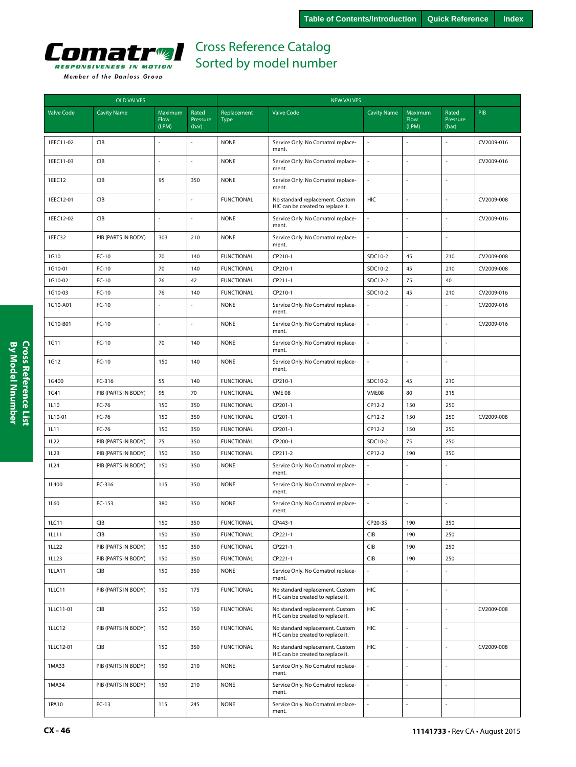# Cross Reference Catalog
## Sorted by model number

| OLD VALVES | | | | NEW VALVES | | | | | |
|---|---|---|---|---|---|---|---|---|---|
| Valve Code | Cavity Name | Maximum Flow (LPM) | Rated Pressure (bar) | Replacement Type | Valve Code | Cavity Name | Maximum Flow (LPM) | Rated Pressure (bar) | PIB |
| 1EEC11-02 | CIB | - | - | NONE | Service Only. No Comatrol replacement. | - | - | - | CV2009-016 |
| 1EEC11-03 | CIB | - | - | NONE | Service Only. No Comatrol replacement. | - | - | - | CV2009-016 |
| 1EEC12 | CIB | 95 | 350 | NONE | Service Only. No Comatrol replacement. | - | - | - | |
| 1EEC12-01 | CIB | - | - | FUNCTIONAL | No standard replacement. Custom HIC can be created to replace it. | HIC | - | - | CV2009-008 |
| 1EEC12-02 | CIB | - | - | NONE | Service Only. No Comatrol replacement. | - | - | - | CV2009-016 |
| 1EEC32 | PIB (PARTS IN BODY) | 303 | 210 | NONE | Service Only. No Comatrol replacement. | - | - | - | |
| 1G10 | FC-10 | 70 | 140 | FUNCTIONAL | CP210-1 | SDC10-2 | 45 | 210 | CV2009-008 |
| 1G10-01 | FC-10 | 70 | 140 | FUNCTIONAL | CP210-1 | SDC10-2 | 45 | 210 | CV2009-008 |
| 1G10-02 | FC-10 | 76 | 42 | FUNCTIONAL | CP211-1 | SDC12-2 | 75 | 40 | |
| 1G10-03 | FC-10 | 76 | 140 | FUNCTIONAL | CP210-1 | SDC10-2 | 45 | 210 | CV2009-016 |
| 1G10-A01 | FC-10 | - | - | NONE | Service Only. No Comatrol replacement. | - | - | - | CV2009-016 |
| 1G10-B01 | FC-10 | - | - | NONE | Service Only. No Comatrol replacement. | - | - | - | CV2009-016 |
| 1G11 | FC-10 | 70 | 140 | NONE | Service Only. No Comatrol replacement. | - | - | - | |
| 1G12 | FC-10 | 150 | 140 | NONE | Service Only. No Comatrol replacement. | - | - | - | |
| 1G400 | FC-316 | 55 | 140 | FUNCTIONAL | CP210-1 | SDC10-2 | 45 | 210 | |
| 1G41 | PIB (PARTS IN BODY) | 95 | 70 | FUNCTIONAL | VME 08 | VME08 | 80 | 315 | |
| 1L10 | FC-76 | 150 | 350 | FUNCTIONAL | CP201-1 | CP12-2 | 150 | 250 | |
| 1L10-01 | FC-76 | 150 | 350 | FUNCTIONAL | CP201-1 | CP12-2 | 150 | 250 | CV2009-008 |
| 1L11 | FC-76 | 150 | 350 | FUNCTIONAL | CP201-1 | CP12-2 | 150 | 250 | |
| 1L22 | PIB (PARTS IN BODY) | 75 | 350 | FUNCTIONAL | CP200-1 | SDC10-2 | 75 | 250 | |
| 1L23 | PIB (PARTS IN BODY) | 150 | 350 | FUNCTIONAL | CP211-2 | CP12-2 | 190 | 350 | |
| 1L24 | PIB (PARTS IN BODY) | 150 | 350 | NONE | Service Only. No Comatrol replacement. | - | - | - | |
| 1L400 | FC-316 | 115 | 350 | NONE | Service Only. No Comatrol replacement. | - | - | - | |
| 1L60 | FC-153 | 380 | 350 | NONE | Service Only. No Comatrol replacement. | - | - | - | |
| 1LC11 | CIB | 150 | 350 | FUNCTIONAL | CP443-1 | CP20-3S | 190 | 350 | |
| 1LL11 | CIB | 150 | 350 | FUNCTIONAL | CP221-1 | CIB | 190 | 250 | |
| 1LL22 | PIB (PARTS IN BODY) | 150 | 350 | FUNCTIONAL | CP221-1 | CIB | 190 | 250 | |
| 1LL23 | PIB (PARTS IN BODY) | 150 | 350 | FUNCTIONAL | CP221-1 | CIB | 190 | 250 | |
| 1LLA11 | CIB | 150 | 350 | NONE | Service Only. No Comatrol replacement. | - | - | - | |
| 1LLC11 | PIB (PARTS IN BODY) | 150 | 175 | FUNCTIONAL | No standard replacement. Custom HIC can be created to replace it. | HIC | - | - | |
| 1LLC11-01 | CIB | 250 | 150 | FUNCTIONAL | No standard replacement. Custom HIC can be created to replace it. | HIC | - | - | CV2009-008 |
| 1LLC12 | PIB (PARTS IN BODY) | 150 | 350 | FUNCTIONAL | No standard replacement. Custom HIC can be created to replace it. | HIC | - | - | |
| 1LLC12-01 | CIB | 150 | 350 | FUNCTIONAL | No standard replacement. Custom HIC can be created to replace it. | HIC | - | - | CV2009-008 |
| 1MA33 | PIB (PARTS IN BODY) | 150 | 210 | NONE | Service Only. No Comatrol replacement. | - | - | - | |
| 1MA34 | PIB (PARTS IN BODY) | 150 | 210 | NONE | Service Only. No Comatrol replacement. | - | - | - | |
| 1PA10 | FC-13 | 115 | 245 | NONE | Service Only. No Comatrol replacement. | - | - | - | |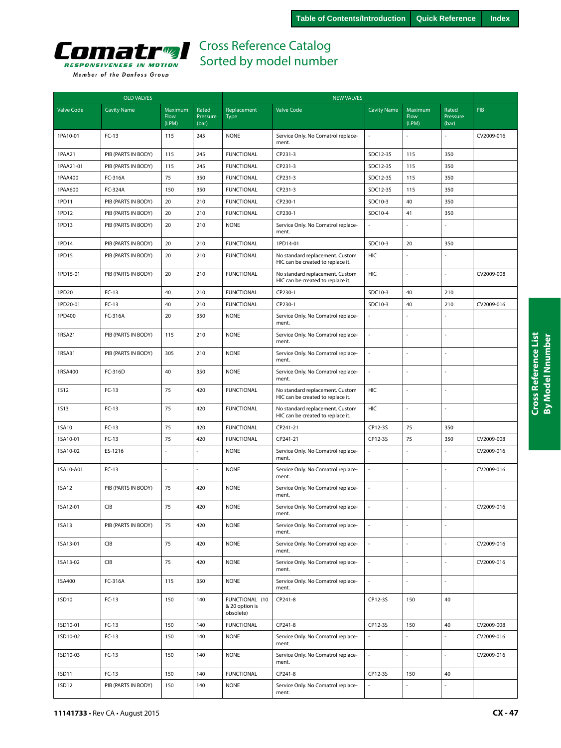# Cross Reference Catalog
## Sorted by model number

Comatrol — Responsiveness in Motion — Member of the Danfoss Group

| OLD VALVES | | | | NEW VALVES | | | | | |
|---|---|---|---|---|---|---|---|---|---|
| Valve Code | Cavity Name | Maximum Flow (LPM) | Rated Pressure (bar) | Replacement Type | Valve Code | Cavity Name | Maximum Flow (LPM) | Rated Pressure (bar) | PIB |
| 1PA10-01 | FC-13 | 115 | 245 | NONE | Service Only. No Comatrol replacement. | - | - | - | CV2009-016 |
| 1PAA21 | PIB (PARTS IN BODY) | 115 | 245 | FUNCTIONAL | CP231-3 | SDC12-3S | 115 | 350 | |
| 1PAA21-01 | PIB (PARTS IN BODY) | 115 | 245 | FUNCTIONAL | CP231-3 | SDC12-3S | 115 | 350 | |
| 1PAA400 | FC-316A | 75 | 350 | FUNCTIONAL | CP231-3 | SDC12-3S | 115 | 350 | |
| 1PAA600 | FC-324A | 150 | 350 | FUNCTIONAL | CP231-3 | SDC12-3S | 115 | 350 | |
| 1PD11 | PIB (PARTS IN BODY) | 20 | 210 | FUNCTIONAL | CP230-1 | SDC10-3 | 40 | 350 | |
| 1PD12 | PIB (PARTS IN BODY) | 20 | 210 | FUNCTIONAL | CP230-1 | SDC10-4 | 41 | 350 | |
| 1PD13 | PIB (PARTS IN BODY) | 20 | 210 | NONE | Service Only. No Comatrol replacement. | - | - | - | |
| 1PD14 | PIB (PARTS IN BODY) | 20 | 210 | FUNCTIONAL | 1PD14-01 | SDC10-3 | 20 | 350 | |
| 1PD15 | PIB (PARTS IN BODY) | 20 | 210 | FUNCTIONAL | No standard replacement. Custom HIC can be created to replace it. | HIC | - | - | |
| 1PD15-01 | PIB (PARTS IN BODY) | 20 | 210 | FUNCTIONAL | No standard replacement. Custom HIC can be created to replace it. | HIC | - | - | CV2009-008 |
| 1PD20 | FC-13 | 40 | 210 | FUNCTIONAL | CP230-1 | SDC10-3 | 40 | 210 | |
| 1PD20-01 | FC-13 | 40 | 210 | FUNCTIONAL | CP230-1 | SDC10-3 | 40 | 210 | CV2009-016 |
| 1PD400 | FC-316A | 20 | 350 | NONE | Service Only. No Comatrol replacement. | - | - | - | |
| 1RSA21 | PIB (PARTS IN BODY) | 115 | 210 | NONE | Service Only. No Comatrol replacement. | - | - | - | |
| 1RSA31 | PIB (PARTS IN BODY) | 305 | 210 | NONE | Service Only. No Comatrol replacement. | - | - | - | |
| 1RSA400 | FC-316D | 40 | 350 | NONE | Service Only. No Comatrol replacement. | - | - | - | |
| 1S12 | FC-13 | 75 | 420 | FUNCTIONAL | No standard replacement. Custom HIC can be created to replace it. | HIC | - | - | |
| 1S13 | FC-13 | 75 | 420 | FUNCTIONAL | No standard replacement. Custom HIC can be created to replace it. | HIC | - | - | |
| 1SA10 | FC-13 | 75 | 420 | FUNCTIONAL | CP241-21 | CP12-3S | 75 | 350 | |
| 1SA10-01 | FC-13 | 75 | 420 | FUNCTIONAL | CP241-21 | CP12-3S | 75 | 350 | CV2009-008 |
| 1SA10-02 | ES-1216 | - | - | NONE | Service Only. No Comatrol replacement. | - | - | - | CV2009-016 |
| 1SA10-A01 | FC-13 | - | - | NONE | Service Only. No Comatrol replacement. | - | - | - | CV2009-016 |
| 1SA12 | PIB (PARTS IN BODY) | 75 | 420 | NONE | Service Only. No Comatrol replacement. | - | - | - | |
| 1SA12-01 | CIB | 75 | 420 | NONE | Service Only. No Comatrol replacement. | - | - | - | CV2009-016 |
| 1SA13 | PIB (PARTS IN BODY) | 75 | 420 | NONE | Service Only. No Comatrol replacement. | - | - | - | |
| 1SA13-01 | CIB | 75 | 420 | NONE | Service Only. No Comatrol replacement. | - | - | - | CV2009-016 |
| 1SA13-02 | CIB | 75 | 420 | NONE | Service Only. No Comatrol replacement. | - | - | - | CV2009-016 |
| 1SA400 | FC-316A | 115 | 350 | NONE | Service Only. No Comatrol replacement. | - | - | - | |
| 1SD10 | FC-13 | 150 | 140 | FUNCTIONAL (10 & 20 option is obsolete) | CP241-8 | CP12-3S | 150 | 40 | |
| 1SD10-01 | FC-13 | 150 | 140 | FUNCTIONAL | CP241-8 | CP12-3S | 150 | 40 | CV2009-008 |
| 1SD10-02 | FC-13 | 150 | 140 | NONE | Service Only. No Comatrol replacement. | - | - | - | CV2009-016 |
| 1SD10-03 | FC-13 | 150 | 140 | NONE | Service Only. No Comatrol replacement. | - | - | - | CV2009-016 |
| 1SD11 | FC-13 | 150 | 140 | FUNCTIONAL | CP241-8 | CP12-3S | 150 | 40 | |
| 1SD12 | PIB (PARTS IN BODY) | 150 | 140 | NONE | Service Only. No Comatrol replacement. | - | - | - | |

11141733 • Rev CA • August 2015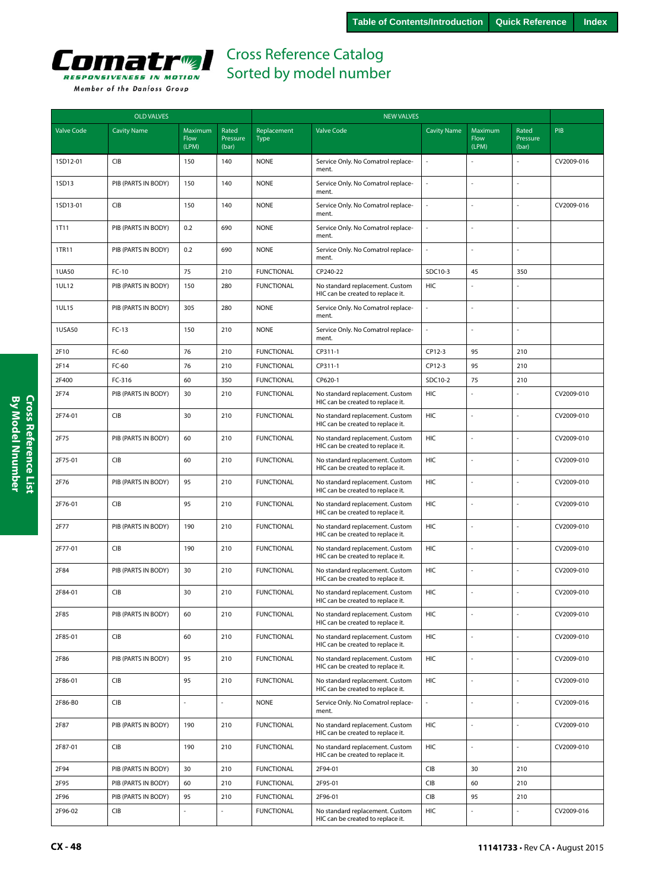# Cross Reference Catalog
## Sorted by model number

| OLD VALVES | | | | NEW VALVES | | | | | |
|---|---|---|---|---|---|---|---|---|---|
| Valve Code | Cavity Name | Maximum Flow (LPM) | Rated Pressure (bar) | Replacement Type | Valve Code | Cavity Name | Maximum Flow (LPM) | Rated Pressure (bar) | PIB |
| 1SD12-01 | CIB | 150 | 140 | NONE | Service Only. No Comatrol replacement. | - | - | - | CV2009-016 |
| 1SD13 | PIB (PARTS IN BODY) | 150 | 140 | NONE | Service Only. No Comatrol replacement. | - | - | - | |
| 1SD13-01 | CIB | 150 | 140 | NONE | Service Only. No Comatrol replacement. | - | - | - | CV2009-016 |
| 1T11 | PIB (PARTS IN BODY) | 0.2 | 690 | NONE | Service Only. No Comatrol replacement. | - | - | - | |
| 1TR11 | PIB (PARTS IN BODY) | 0.2 | 690 | NONE | Service Only. No Comatrol replacement. | - | - | - | |
| 1UA50 | FC-10 | 75 | 210 | FUNCTIONAL | CP240-22 | SDC10-3 | 45 | 350 | |
| 1UL12 | PIB (PARTS IN BODY) | 150 | 280 | FUNCTIONAL | No standard replacement. Custom HIC can be created to replace it. | HIC | - | - | |
| 1UL15 | PIB (PARTS IN BODY) | 305 | 280 | NONE | Service Only. No Comatrol replacement. | - | - | - | |
| 1USA50 | FC-13 | 150 | 210 | NONE | Service Only. No Comatrol replacement. | - | - | - | |
| 2F10 | FC-60 | 76 | 210 | FUNCTIONAL | CP311-1 | CP12-3 | 95 | 210 | |
| 2F14 | FC-60 | 76 | 210 | FUNCTIONAL | CP311-1 | CP12-3 | 95 | 210 | |
| 2F400 | FC-316 | 60 | 350 | FUNCTIONAL | CP620-1 | SDC10-2 | 75 | 210 | |
| 2F74 | PIB (PARTS IN BODY) | 30 | 210 | FUNCTIONAL | No standard replacement. Custom HIC can be created to replace it. | HIC | - | - | CV2009-010 |
| 2F74-01 | CIB | 30 | 210 | FUNCTIONAL | No standard replacement. Custom HIC can be created to replace it. | HIC | - | - | CV2009-010 |
| 2F75 | PIB (PARTS IN BODY) | 60 | 210 | FUNCTIONAL | No standard replacement. Custom HIC can be created to replace it. | HIC | - | - | CV2009-010 |
| 2F75-01 | CIB | 60 | 210 | FUNCTIONAL | No standard replacement. Custom HIC can be created to replace it. | HIC | - | - | CV2009-010 |
| 2F76 | PIB (PARTS IN BODY) | 95 | 210 | FUNCTIONAL | No standard replacement. Custom HIC can be created to replace it. | HIC | - | - | CV2009-010 |
| 2F76-01 | CIB | 95 | 210 | FUNCTIONAL | No standard replacement. Custom HIC can be created to replace it. | HIC | - | - | CV2009-010 |
| 2F77 | PIB (PARTS IN BODY) | 190 | 210 | FUNCTIONAL | No standard replacement. Custom HIC can be created to replace it. | HIC | - | - | CV2009-010 |
| 2F77-01 | CIB | 190 | 210 | FUNCTIONAL | No standard replacement. Custom HIC can be created to replace it. | HIC | - | - | CV2009-010 |
| 2F84 | PIB (PARTS IN BODY) | 30 | 210 | FUNCTIONAL | No standard replacement. Custom HIC can be created to replace it. | HIC | - | - | CV2009-010 |
| 2F84-01 | CIB | 30 | 210 | FUNCTIONAL | No standard replacement. Custom HIC can be created to replace it. | HIC | - | - | CV2009-010 |
| 2F85 | PIB (PARTS IN BODY) | 60 | 210 | FUNCTIONAL | No standard replacement. Custom HIC can be created to replace it. | HIC | - | - | CV2009-010 |
| 2F85-01 | CIB | 60 | 210 | FUNCTIONAL | No standard replacement. Custom HIC can be created to replace it. | HIC | - | - | CV2009-010 |
| 2F86 | PIB (PARTS IN BODY) | 95 | 210 | FUNCTIONAL | No standard replacement. Custom HIC can be created to replace it. | HIC | - | - | CV2009-010 |
| 2F86-01 | CIB | 95 | 210 | FUNCTIONAL | No standard replacement. Custom HIC can be created to replace it. | HIC | - | - | CV2009-010 |
| 2F86-B0 | CIB | - | - | NONE | Service Only. No Comatrol replacement. | - | - | - | CV2009-016 |
| 2F87 | PIB (PARTS IN BODY) | 190 | 210 | FUNCTIONAL | No standard replacement. Custom HIC can be created to replace it. | HIC | - | - | CV2009-010 |
| 2F87-01 | CIB | 190 | 210 | FUNCTIONAL | No standard replacement. Custom HIC can be created to replace it. | HIC | - | - | CV2009-010 |
| 2F94 | PIB (PARTS IN BODY) | 30 | 210 | FUNCTIONAL | 2F94-01 | CIB | 30 | 210 | |
| 2F95 | PIB (PARTS IN BODY) | 60 | 210 | FUNCTIONAL | 2F95-01 | CIB | 60 | 210 | |
| 2F96 | PIB (PARTS IN BODY) | 95 | 210 | FUNCTIONAL | 2F96-01 | CIB | 95 | 210 | |
| 2F96-02 | CIB | - | - | FUNCTIONAL | No standard replacement. Custom HIC can be created to replace it. | HIC | - | - | CV2009-016 |

11141733 • Rev CA • August 2015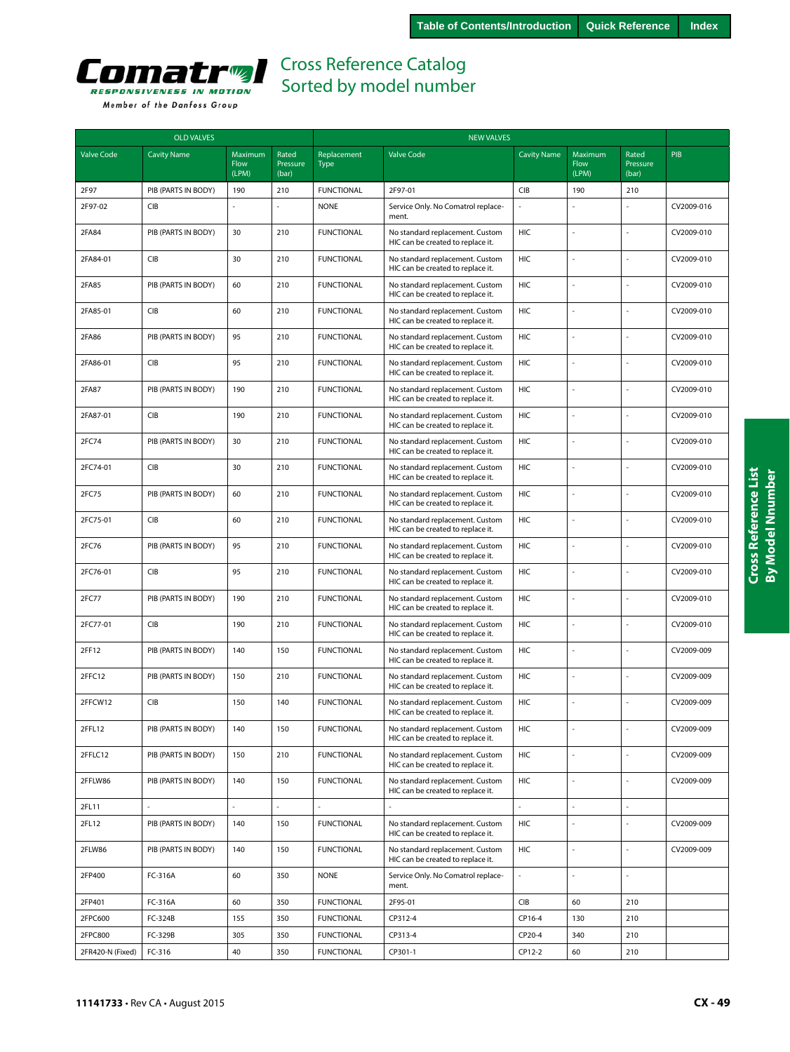Table of Contents/Introduction | Quick Reference | Index

# Cross Reference Catalog
## Sorted by model number

| OLD VALVES | | | | NEW VALVES | | | | | |
|---|---|---|---|---|---|---|---|---|---|
| Valve Code | Cavity Name | Maximum Flow (LPM) | Rated Pressure (bar) | Replacement Type | Valve Code | Cavity Name | Maximum Flow (LPM) | Rated Pressure (bar) | PIB |
| 2F97 | PIB (PARTS IN BODY) | 190 | 210 | FUNCTIONAL | 2F97-01 | CIB | 190 | 210 | |
| 2F97-02 | CIB | - | - | NONE | Service Only. No Comatrol replacement. | - | - | - | CV2009-016 |
| 2FA84 | PIB (PARTS IN BODY) | 30 | 210 | FUNCTIONAL | No standard replacement. Custom HIC can be created to replace it. | HIC | - | - | CV2009-010 |
| 2FA84-01 | CIB | 30 | 210 | FUNCTIONAL | No standard replacement. Custom HIC can be created to replace it. | HIC | - | - | CV2009-010 |
| 2FA85 | PIB (PARTS IN BODY) | 60 | 210 | FUNCTIONAL | No standard replacement. Custom HIC can be created to replace it. | HIC | - | - | CV2009-010 |
| 2FA85-01 | CIB | 60 | 210 | FUNCTIONAL | No standard replacement. Custom HIC can be created to replace it. | HIC | - | - | CV2009-010 |
| 2FA86 | PIB (PARTS IN BODY) | 95 | 210 | FUNCTIONAL | No standard replacement. Custom HIC can be created to replace it. | HIC | - | - | CV2009-010 |
| 2FA86-01 | CIB | 95 | 210 | FUNCTIONAL | No standard replacement. Custom HIC can be created to replace it. | HIC | - | - | CV2009-010 |
| 2FA87 | PIB (PARTS IN BODY) | 190 | 210 | FUNCTIONAL | No standard replacement. Custom HIC can be created to replace it. | HIC | - | - | CV2009-010 |
| 2FA87-01 | CIB | 190 | 210 | FUNCTIONAL | No standard replacement. Custom HIC can be created to replace it. | HIC | - | - | CV2009-010 |
| 2FC74 | PIB (PARTS IN BODY) | 30 | 210 | FUNCTIONAL | No standard replacement. Custom HIC can be created to replace it. | HIC | - | - | CV2009-010 |
| 2FC74-01 | CIB | 30 | 210 | FUNCTIONAL | No standard replacement. Custom HIC can be created to replace it. | HIC | - | - | CV2009-010 |
| 2FC75 | PIB (PARTS IN BODY) | 60 | 210 | FUNCTIONAL | No standard replacement. Custom HIC can be created to replace it. | HIC | - | - | CV2009-010 |
| 2FC75-01 | CIB | 60 | 210 | FUNCTIONAL | No standard replacement. Custom HIC can be created to replace it. | HIC | - | - | CV2009-010 |
| 2FC76 | PIB (PARTS IN BODY) | 95 | 210 | FUNCTIONAL | No standard replacement. Custom HIC can be created to replace it. | HIC | - | - | CV2009-010 |
| 2FC76-01 | CIB | 95 | 210 | FUNCTIONAL | No standard replacement. Custom HIC can be created to replace it. | HIC | - | - | CV2009-010 |
| 2FC77 | PIB (PARTS IN BODY) | 190 | 210 | FUNCTIONAL | No standard replacement. Custom HIC can be created to replace it. | HIC | - | - | CV2009-010 |
| 2FC77-01 | CIB | 190 | 210 | FUNCTIONAL | No standard replacement. Custom HIC can be created to replace it. | HIC | - | - | CV2009-010 |
| 2FF12 | PIB (PARTS IN BODY) | 140 | 150 | FUNCTIONAL | No standard replacement. Custom HIC can be created to replace it. | HIC | - | - | CV2009-009 |
| 2FFC12 | PIB (PARTS IN BODY) | 150 | 210 | FUNCTIONAL | No standard replacement. Custom HIC can be created to replace it. | HIC | - | - | CV2009-009 |
| 2FFCW12 | CIB | 150 | 140 | FUNCTIONAL | No standard replacement. Custom HIC can be created to replace it. | HIC | - | - | CV2009-009 |
| 2FFL12 | PIB (PARTS IN BODY) | 140 | 150 | FUNCTIONAL | No standard replacement. Custom HIC can be created to replace it. | HIC | - | - | CV2009-009 |
| 2FFLC12 | PIB (PARTS IN BODY) | 150 | 210 | FUNCTIONAL | No standard replacement. Custom HIC can be created to replace it. | HIC | - | - | CV2009-009 |
| 2FFLW86 | PIB (PARTS IN BODY) | 140 | 150 | FUNCTIONAL | No standard replacement. Custom HIC can be created to replace it. | HIC | - | - | CV2009-009 |
| 2FL11 | - | - | - | - | - | - | - | - | |
| 2FL12 | PIB (PARTS IN BODY) | 140 | 150 | FUNCTIONAL | No standard replacement. Custom HIC can be created to replace it. | HIC | - | - | CV2009-009 |
| 2FLW86 | PIB (PARTS IN BODY) | 140 | 150 | FUNCTIONAL | No standard replacement. Custom HIC can be created to replace it. | HIC | - | - | CV2009-009 |
| 2FP400 | FC-316A | 60 | 350 | NONE | Service Only. No Comatrol replacement. | - | - | - | |
| 2FP401 | FC-316A | 60 | 350 | FUNCTIONAL | 2F95-01 | CIB | 60 | 210 | |
| 2FPC600 | FC-324B | 155 | 350 | FUNCTIONAL | CP312-4 | CP16-4 | 130 | 210 | |
| 2FPC800 | FC-329B | 305 | 350 | FUNCTIONAL | CP313-4 | CP20-4 | 340 | 210 | |
| 2FR420-N (Fixed) | FC-316 | 40 | 350 | FUNCTIONAL | CP301-1 | CP12-2 | 60 | 210 | |

Cross Reference List By Model Nnumber

11141733 • Rev CA • August 2015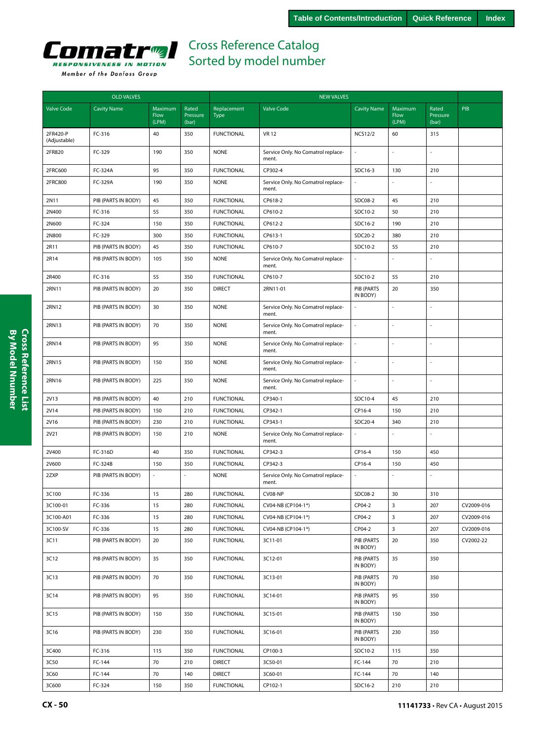# Cross Reference Catalog
## Sorted by model number

| OLD VALVES | | | | NEW VALVES | | | | | |
|---|---|---|---|---|---|---|---|---|---|
| Valve Code | Cavity Name | Maximum Flow (LPM) | Rated Pressure (bar) | Replacement Type | Valve Code | Cavity Name | Maximum Flow (LPM) | Rated Pressure (bar) | PIB |
| 2FR420-P (Adjustable) | FC-316 | 40 | 350 | FUNCTIONAL | VR 12 | NCS12/2 | 60 | 315 | |
| 2FR820 | FC-329 | 190 | 350 | NONE | Service Only. No Comatrol replacement. | - | - | - | |
| 2FRC600 | FC-324A | 95 | 350 | FUNCTIONAL | CP302-4 | SDC16-3 | 130 | 210 | |
| 2FRC800 | FC-329A | 190 | 350 | NONE | Service Only. No Comatrol replacement. | - | - | - | |
| 2N11 | PIB (PARTS IN BODY) | 45 | 350 | FUNCTIONAL | CP618-2 | SDC08-2 | 45 | 210 | |
| 2N400 | FC-316 | 55 | 350 | FUNCTIONAL | CP610-2 | SDC10-2 | 50 | 210 | |
| 2N600 | FC-324 | 150 | 350 | FUNCTIONAL | CP612-2 | SDC16-2 | 190 | 210 | |
| 2N800 | FC-329 | 300 | 350 | FUNCTIONAL | CP613-1 | SDC20-2 | 380 | 210 | |
| 2R11 | PIB (PARTS IN BODY) | 45 | 350 | FUNCTIONAL | CP610-7 | SDC10-2 | 55 | 210 | |
| 2R14 | PIB (PARTS IN BODY) | 105 | 350 | NONE | Service Only. No Comatrol replacement. | - | - | - | |
| 2R400 | FC-316 | 55 | 350 | FUNCTIONAL | CP610-7 | SDC10-2 | 55 | 210 | |
| 2RN11 | PIB (PARTS IN BODY) | 20 | 350 | DIRECT | 2RN11-01 | PIB (PARTS IN BODY) | 20 | 350 | |
| 2RN12 | PIB (PARTS IN BODY) | 30 | 350 | NONE | Service Only. No Comatrol replacement. | - | - | - | |
| 2RN13 | PIB (PARTS IN BODY) | 70 | 350 | NONE | Service Only. No Comatrol replacement. | - | - | - | |
| 2RN14 | PIB (PARTS IN BODY) | 95 | 350 | NONE | Service Only. No Comatrol replacement. | - | - | - | |
| 2RN15 | PIB (PARTS IN BODY) | 150 | 350 | NONE | Service Only. No Comatrol replacement. | - | - | - | |
| 2RN16 | PIB (PARTS IN BODY) | 225 | 350 | NONE | Service Only. No Comatrol replacement. | - | - | - | |
| 2V13 | PIB (PARTS IN BODY) | 40 | 210 | FUNCTIONAL | CP340-1 | SDC10-4 | 45 | 210 | |
| 2V14 | PIB (PARTS IN BODY) | 150 | 210 | FUNCTIONAL | CP342-1 | CP16-4 | 150 | 210 | |
| 2V16 | PIB (PARTS IN BODY) | 230 | 210 | FUNCTIONAL | CP343-1 | SDC20-4 | 340 | 210 | |
| 2V21 | PIB (PARTS IN BODY) | 150 | 210 | NONE | Service Only. No Comatrol replacement. | - | - | - | |
| 2V400 | FC-316D | 40 | 350 | FUNCTIONAL | CP342-3 | CP16-4 | 150 | 450 | |
| 2V600 | FC-324B | 150 | 350 | FUNCTIONAL | CP342-3 | CP16-4 | 150 | 450 | |
| 2ZXP | PIB (PARTS IN BODY) | - | - | NONE | Service Only. No Comatrol replacement. | - | - | - | |
| 3C100 | FC-336 | 15 | 280 | FUNCTIONAL | CV08-NP | SDC08-2 | 30 | 310 | |
| 3C100-01 | FC-336 | 15 | 280 | FUNCTIONAL | CV04-NB (CP104-1*) | CP04-2 | 3 | 207 | CV2009-016 |
| 3C100-A01 | FC-336 | 15 | 280 | FUNCTIONAL | CV04-NB (CP104-1*) | CP04-2 | 3 | 207 | CV2009-016 |
| 3C100-SV | FC-336 | 15 | 280 | FUNCTIONAL | CV04-NB (CP104-1*) | CP04-2 | 3 | 207 | CV2009-016 |
| 3C11 | PIB (PARTS IN BODY) | 20 | 350 | FUNCTIONAL | 3C11-01 | PIB (PARTS IN BODY) | 20 | 350 | CV2002-22 |
| 3C12 | PIB (PARTS IN BODY) | 35 | 350 | FUNCTIONAL | 3C12-01 | PIB (PARTS IN BODY) | 35 | 350 | |
| 3C13 | PIB (PARTS IN BODY) | 70 | 350 | FUNCTIONAL | 3C13-01 | PIB (PARTS IN BODY) | 70 | 350 | |
| 3C14 | PIB (PARTS IN BODY) | 95 | 350 | FUNCTIONAL | 3C14-01 | PIB (PARTS IN BODY) | 95 | 350 | |
| 3C15 | PIB (PARTS IN BODY) | 150 | 350 | FUNCTIONAL | 3C15-01 | PIB (PARTS IN BODY) | 150 | 350 | |
| 3C16 | PIB (PARTS IN BODY) | 230 | 350 | FUNCTIONAL | 3C16-01 | PIB (PARTS IN BODY) | 230 | 350 | |
| 3C400 | FC-316 | 115 | 350 | FUNCTIONAL | CP100-3 | SDC10-2 | 115 | 350 | |
| 3C50 | FC-144 | 70 | 210 | DIRECT | 3C50-01 | FC-144 | 70 | 210 | |
| 3C60 | FC-144 | 70 | 140 | DIRECT | 3C60-01 | FC-144 | 70 | 140 | |
| 3C600 | FC-324 | 150 | 350 | FUNCTIONAL | CP102-1 | SDC16-2 | 210 | 210 | |

11141733 • Rev CA • August 2015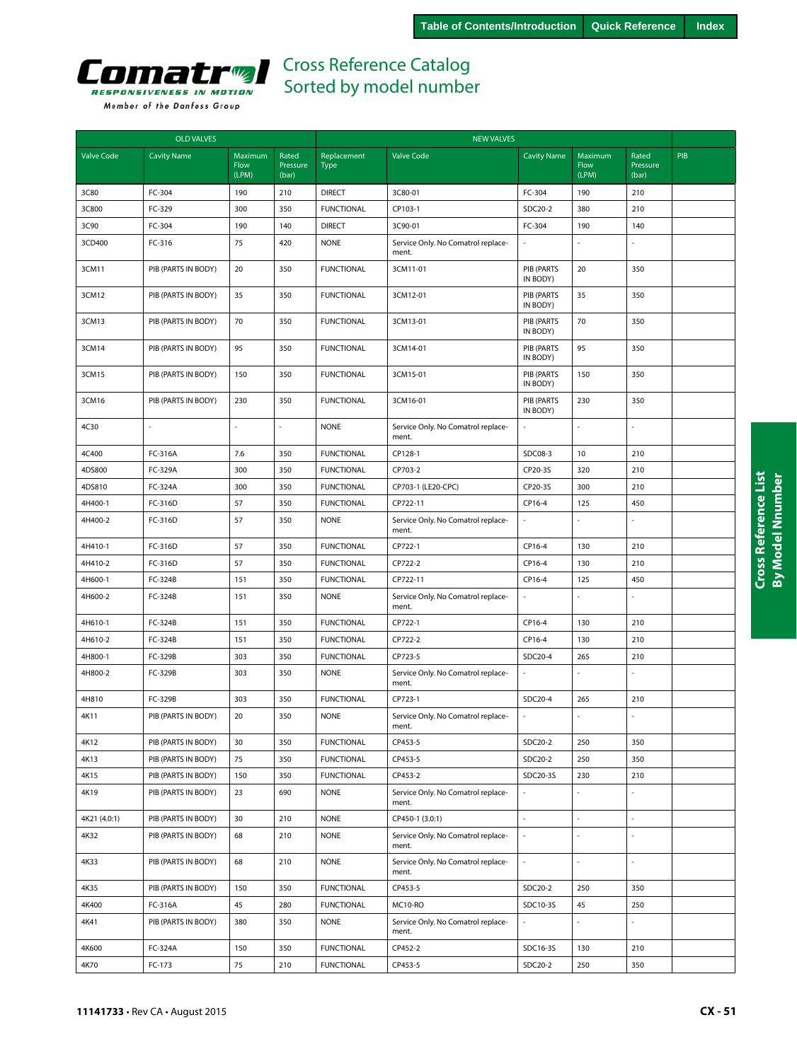# Cross Reference Catalog
## Sorted by model number

| OLD VALVES | | | | NEW VALVES | | | | | |
|---|---|---|---|---|---|---|---|---|---|
| Valve Code | Cavity Name | Maximum Flow (LPM) | Rated Pressure (bar) | Replacement Type | Valve Code | Cavity Name | Maximum Flow (LPM) | Rated Pressure (bar) | PIB |
| 3C80 | FC-304 | 190 | 210 | DIRECT | 3C80-01 | FC-304 | 190 | 210 | |
| 3C800 | FC-329 | 300 | 350 | FUNCTIONAL | CP103-1 | SDC20-2 | 380 | 210 | |
| 3C90 | FC-304 | 190 | 140 | DIRECT | 3C90-01 | FC-304 | 190 | 140 | |
| 3CD400 | FC-316 | 75 | 420 | NONE | Service Only. No Comatrol replacement. | - | - | - | |
| 3CM11 | PIB (PARTS IN BODY) | 20 | 350 | FUNCTIONAL | 3CM11-01 | PIB (PARTS IN BODY) | 20 | 350 | |
| 3CM12 | PIB (PARTS IN BODY) | 35 | 350 | FUNCTIONAL | 3CM12-01 | PIB (PARTS IN BODY) | 35 | 350 | |
| 3CM13 | PIB (PARTS IN BODY) | 70 | 350 | FUNCTIONAL | 3CM13-01 | PIB (PARTS IN BODY) | 70 | 350 | |
| 3CM14 | PIB (PARTS IN BODY) | 95 | 350 | FUNCTIONAL | 3CM14-01 | PIB (PARTS IN BODY) | 95 | 350 | |
| 3CM15 | PIB (PARTS IN BODY) | 150 | 350 | FUNCTIONAL | 3CM15-01 | PIB (PARTS IN BODY) | 150 | 350 | |
| 3CM16 | PIB (PARTS IN BODY) | 230 | 350 | FUNCTIONAL | 3CM16-01 | PIB (PARTS IN BODY) | 230 | 350 | |
| 4C30 | - | - | - | NONE | Service Only. No Comatrol replacement. | - | - | - | |
| 4C400 | FC-316A | 7.6 | 350 | FUNCTIONAL | CP128-1 | SDC08-3 | 10 | 210 | |
| 4DS800 | FC-329A | 300 | 350 | FUNCTIONAL | CP703-2 | CP20-3S | 320 | 210 | |
| 4DS810 | FC-324A | 300 | 350 | FUNCTIONAL | CP703-1 (LE20-CPC) | CP20-3S | 300 | 210 | |
| 4H400-1 | FC-316D | 57 | 350 | FUNCTIONAL | CP722-11 | CP16-4 | 125 | 450 | |
| 4H400-2 | FC-316D | 57 | 350 | NONE | Service Only. No Comatrol replacement. | - | - | - | |
| 4H410-1 | FC-316D | 57 | 350 | FUNCTIONAL | CP722-1 | CP16-4 | 130 | 210 | |
| 4H410-2 | FC-316D | 57 | 350 | FUNCTIONAL | CP722-2 | CP16-4 | 130 | 210 | |
| 4H600-1 | FC-324B | 151 | 350 | FUNCTIONAL | CP722-11 | CP16-4 | 125 | 450 | |
| 4H600-2 | FC-324B | 151 | 350 | NONE | Service Only. No Comatrol replacement. | - | - | - | |
| 4H610-1 | FC-324B | 151 | 350 | FUNCTIONAL | CP722-1 | CP16-4 | 130 | 210 | |
| 4H610-2 | FC-324B | 151 | 350 | FUNCTIONAL | CP722-2 | CP16-4 | 130 | 210 | |
| 4H800-1 | FC-329B | 303 | 350 | FUNCTIONAL | CP723-5 | SDC20-4 | 265 | 210 | |
| 4H800-2 | FC-329B | 303 | 350 | NONE | Service Only. No Comatrol replacement. | - | - | - | |
| 4H810 | FC-329B | 303 | 350 | FUNCTIONAL | CP723-1 | SDC20-4 | 265 | 210 | |
| 4K11 | PIB (PARTS IN BODY) | 20 | 350 | NONE | Service Only. No Comatrol replacement. | - | - | - | |
| 4K12 | PIB (PARTS IN BODY) | 30 | 350 | FUNCTIONAL | CP453-5 | SDC20-2 | 250 | 350 | |
| 4K13 | PIB (PARTS IN BODY) | 75 | 350 | FUNCTIONAL | CP453-5 | SDC20-2 | 250 | 350 | |
| 4K15 | PIB (PARTS IN BODY) | 150 | 350 | FUNCTIONAL | CP453-2 | SDC20-3S | 230 | 210 | |
| 4K19 | PIB (PARTS IN BODY) | 23 | 690 | NONE | Service Only. No Comatrol replacement. | - | - | - | |
| 4K21 (4.0:1) | PIB (PARTS IN BODY) | 30 | 210 | NONE | CP450-1 (3.0:1) | - | - | - | |
| 4K32 | PIB (PARTS IN BODY) | 68 | 210 | NONE | Service Only. No Comatrol replacement. | - | - | - | |
| 4K33 | PIB (PARTS IN BODY) | 68 | 210 | NONE | Service Only. No Comatrol replacement. | - | - | - | |
| 4K35 | PIB (PARTS IN BODY) | 150 | 350 | FUNCTIONAL | CP453-5 | SDC20-2 | 250 | 350 | |
| 4K400 | FC-316A | 45 | 280 | FUNCTIONAL | MC10-RO | SDC10-3S | 45 | 250 | |
| 4K41 | PIB (PARTS IN BODY) | 380 | 350 | NONE | Service Only. No Comatrol replacement. | - | - | - | |
| 4K600 | FC-324A | 150 | 350 | FUNCTIONAL | CP452-2 | SDC16-3S | 130 | 210 | |
| 4K70 | FC-173 | 75 | 210 | FUNCTIONAL | CP453-5 | SDC20-2 | 250 | 350 | |

11141733 • Rev CA • August 2015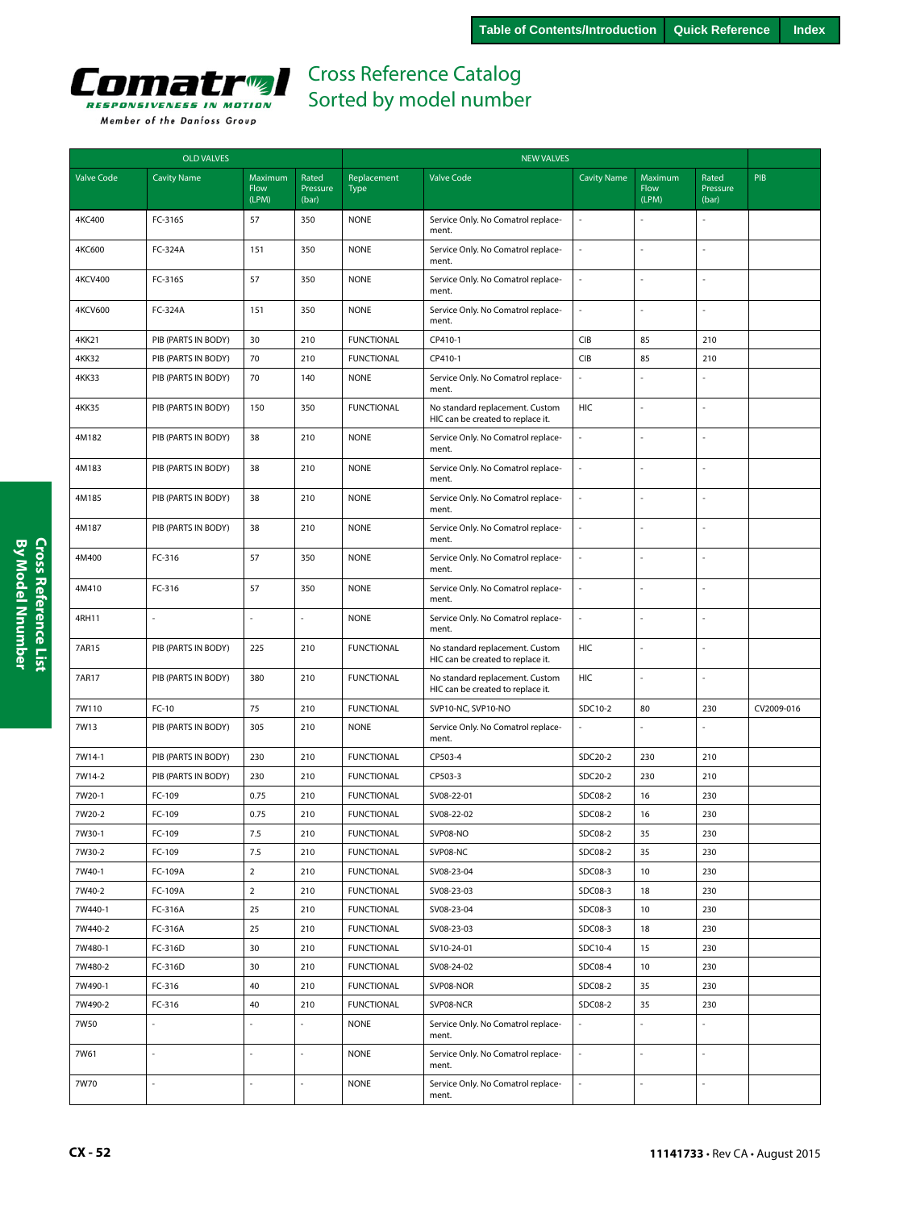# Cross Reference Catalog
## Sorted by model number

| OLD VALVES | | | | NEW VALVES | | | | | |
|---|---|---|---|---|---|---|---|---|---|
| Valve Code | Cavity Name | Maximum Flow (LPM) | Rated Pressure (bar) | Replacement Type | Valve Code | Cavity Name | Maximum Flow (LPM) | Rated Pressure (bar) | PIB |
| 4KC400 | FC-316S | 57 | 350 | NONE | Service Only. No Comatrol replacement. | - | - | - | |
| 4KC600 | FC-324A | 151 | 350 | NONE | Service Only. No Comatrol replacement. | - | - | - | |
| 4KCV400 | FC-316S | 57 | 350 | NONE | Service Only. No Comatrol replacement. | - | - | - | |
| 4KCV600 | FC-324A | 151 | 350 | NONE | Service Only. No Comatrol replacement. | - | - | - | |
| 4KK21 | PIB (PARTS IN BODY) | 30 | 210 | FUNCTIONAL | CP410-1 | CIB | 85 | 210 | |
| 4KK32 | PIB (PARTS IN BODY) | 70 | 210 | FUNCTIONAL | CP410-1 | CIB | 85 | 210 | |
| 4KK33 | PIB (PARTS IN BODY) | 70 | 140 | NONE | Service Only. No Comatrol replacement. | - | - | - | |
| 4KK35 | PIB (PARTS IN BODY) | 150 | 350 | FUNCTIONAL | No standard replacement. Custom HIC can be created to replace it. | HIC | - | - | |
| 4M182 | PIB (PARTS IN BODY) | 38 | 210 | NONE | Service Only. No Comatrol replacement. | - | - | - | |
| 4M183 | PIB (PARTS IN BODY) | 38 | 210 | NONE | Service Only. No Comatrol replacement. | - | - | - | |
| 4M185 | PIB (PARTS IN BODY) | 38 | 210 | NONE | Service Only. No Comatrol replacement. | - | - | - | |
| 4M187 | PIB (PARTS IN BODY) | 38 | 210 | NONE | Service Only. No Comatrol replacement. | - | - | - | |
| 4M400 | FC-316 | 57 | 350 | NONE | Service Only. No Comatrol replacement. | - | - | - | |
| 4M410 | FC-316 | 57 | 350 | NONE | Service Only. No Comatrol replacement. | - | - | - | |
| 4RH11 | - | - | - | NONE | Service Only. No Comatrol replacement. | - | - | - | |
| 7AR15 | PIB (PARTS IN BODY) | 225 | 210 | FUNCTIONAL | No standard replacement. Custom HIC can be created to replace it. | HIC | - | - | |
| 7AR17 | PIB (PARTS IN BODY) | 380 | 210 | FUNCTIONAL | No standard replacement. Custom HIC can be created to replace it. | HIC | - | - | |
| 7W110 | FC-10 | 75 | 210 | FUNCTIONAL | SVP10-NC, SVP10-NO | SDC10-2 | 80 | 230 | CV2009-016 |
| 7W13 | PIB (PARTS IN BODY) | 305 | 210 | NONE | Service Only. No Comatrol replacement. | - | - | - | |
| 7W14-1 | PIB (PARTS IN BODY) | 230 | 210 | FUNCTIONAL | CP503-4 | SDC20-2 | 230 | 210 | |
| 7W14-2 | PIB (PARTS IN BODY) | 230 | 210 | FUNCTIONAL | CP503-3 | SDC20-2 | 230 | 210 | |
| 7W20-1 | FC-109 | 0.75 | 210 | FUNCTIONAL | SV08-22-01 | SDC08-2 | 16 | 230 | |
| 7W20-2 | FC-109 | 0.75 | 210 | FUNCTIONAL | SV08-22-02 | SDC08-2 | 16 | 230 | |
| 7W30-1 | FC-109 | 7.5 | 210 | FUNCTIONAL | SVP08-NO | SDC08-2 | 35 | 230 | |
| 7W30-2 | FC-109 | 7.5 | 210 | FUNCTIONAL | SVP08-NC | SDC08-2 | 35 | 230 | |
| 7W40-1 | FC-109A | 2 | 210 | FUNCTIONAL | SV08-23-04 | SDC08-3 | 10 | 230 | |
| 7W40-2 | FC-109A | 2 | 210 | FUNCTIONAL | SV08-23-03 | SDC08-3 | 18 | 230 | |
| 7W440-1 | FC-316A | 25 | 210 | FUNCTIONAL | SV08-23-04 | SDC08-3 | 10 | 230 | |
| 7W440-2 | FC-316A | 25 | 210 | FUNCTIONAL | SV08-23-03 | SDC08-3 | 18 | 230 | |
| 7W480-1 | FC-316D | 30 | 210 | FUNCTIONAL | SV10-24-01 | SDC10-4 | 15 | 230 | |
| 7W480-2 | FC-316D | 30 | 210 | FUNCTIONAL | SV08-24-02 | SDC08-4 | 10 | 230 | |
| 7W490-1 | FC-316 | 40 | 210 | FUNCTIONAL | SVP08-NOR | SDC08-2 | 35 | 230 | |
| 7W490-2 | FC-316 | 40 | 210 | FUNCTIONAL | SVP08-NCR | SDC08-2 | 35 | 230 | |
| 7W50 | - | - | - | NONE | Service Only. No Comatrol replacement. | - | - | - | |
| 7W61 | - | - | - | NONE | Service Only. No Comatrol replacement. | - | - | - | |
| 7W70 | - | - | - | NONE | Service Only. No Comatrol replacement. | - | - | - | |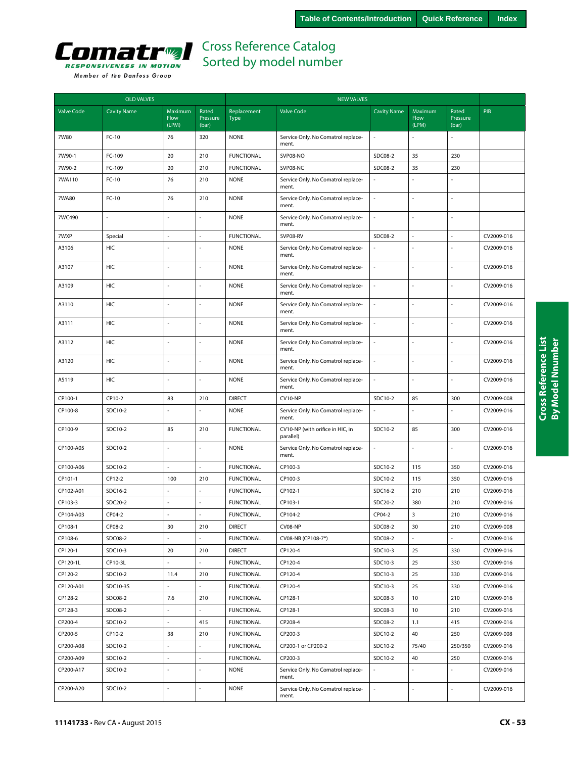# Cross Reference Catalog
## Sorted by model number

| OLD VALVES | | | | NEW VALVES | | | | | |
|---|---|---|---|---|---|---|---|---|---|
| Valve Code | Cavity Name | Maximum Flow (LPM) | Rated Pressure (bar) | Replacement Type | Valve Code | Cavity Name | Maximum Flow (LPM) | Rated Pressure (bar) | PIB |
| 7W80 | FC-10 | 76 | 320 | NONE | Service Only. No Comatrol replacement. | - | - | - | |
| 7W90-1 | FC-109 | 20 | 210 | FUNCTIONAL | SVP08-NO | SDC08-2 | 35 | 230 | |
| 7W90-2 | FC-109 | 20 | 210 | FUNCTIONAL | SVP08-NC | SDC08-2 | 35 | 230 | |
| 7WA110 | FC-10 | 76 | 210 | NONE | Service Only. No Comatrol replacement. | - | - | - | |
| 7WA80 | FC-10 | 76 | 210 | NONE | Service Only. No Comatrol replacement. | - | - | - | |
| 7WC490 | - | - | - | NONE | Service Only. No Comatrol replacement. | - | - | - | |
| 7WXP | Special | - | - | FUNCTIONAL | SVP08-RV | SDC08-2 | - | - | CV2009-016 |
| A3106 | HIC | - | - | NONE | Service Only. No Comatrol replacement. | - | - | - | CV2009-016 |
| A3107 | HIC | - | - | NONE | Service Only. No Comatrol replacement. | - | - | - | CV2009-016 |
| A3109 | HIC | - | - | NONE | Service Only. No Comatrol replacement. | - | - | - | CV2009-016 |
| A3110 | HIC | - | - | NONE | Service Only. No Comatrol replacement. | - | - | - | CV2009-016 |
| A3111 | HIC | - | - | NONE | Service Only. No Comatrol replacement. | - | - | - | CV2009-016 |
| A3112 | HIC | - | - | NONE | Service Only. No Comatrol replacement. | - | - | - | CV2009-016 |
| A3120 | HIC | - | - | NONE | Service Only. No Comatrol replacement. | - | - | - | CV2009-016 |
| A5119 | HIC | - | - | NONE | Service Only. No Comatrol replacement. | - | - | - | CV2009-016 |
| CP100-1 | CP10-2 | 83 | 210 | DIRECT | CV10-NP | SDC10-2 | 85 | 300 | CV2009-008 |
| CP100-8 | SDC10-2 | - | - | NONE | Service Only. No Comatrol replacement. | - | - | - | CV2009-016 |
| CP100-9 | SDC10-2 | 85 | 210 | FUNCTIONAL | CV10-NP (with orifice in HIC, in parallel) | SDC10-2 | 85 | 300 | CV2009-016 |
| CP100-A05 | SDC10-2 | - | - | NONE | Service Only. No Comatrol replacement. | - | - | - | CV2009-016 |
| CP100-A06 | SDC10-2 | - | - | FUNCTIONAL | CP100-3 | SDC10-2 | 115 | 350 | CV2009-016 |
| CP101-1 | CP12-2 | 100 | 210 | FUNCTIONAL | CP100-3 | SDC10-2 | 115 | 350 | CV2009-016 |
| CP102-A01 | SDC16-2 | - | - | FUNCTIONAL | CP102-1 | SDC16-2 | 210 | 210 | CV2009-016 |
| CP103-3 | SDC20-2 | - | - | FUNCTIONAL | CP103-1 | SDC20-2 | 380 | 210 | CV2009-016 |
| CP104-A03 | CP04-2 | - | - | FUNCTIONAL | CP104-2 | CP04-2 | 3 | 210 | CV2009-016 |
| CP108-1 | CP08-2 | 30 | 210 | DIRECT | CV08-NP | SDC08-2 | 30 | 210 | CV2009-008 |
| CP108-6 | SDC08-2 | - | - | FUNCTIONAL | CV08-NB (CP108-7*) | SDC08-2 | - | - | CV2009-016 |
| CP120-1 | SDC10-3 | 20 | 210 | DIRECT | CP120-4 | SDC10-3 | 25 | 330 | CV2009-016 |
| CP120-1L | CP10-3L | - | - | FUNCTIONAL | CP120-4 | SDC10-3 | 25 | 330 | CV2009-016 |
| CP120-2 | SDC10-2 | 11.4 | 210 | FUNCTIONAL | CP120-4 | SDC10-3 | 25 | 330 | CV2009-016 |
| CP120-A01 | SDC10-3S | - | - | FUNCTIONAL | CP120-4 | SDC10-3 | 25 | 330 | CV2009-016 |
| CP128-2 | SDC08-2 | 7.6 | 210 | FUNCTIONAL | CP128-1 | SDC08-3 | 10 | 210 | CV2009-016 |
| CP128-3 | SDC08-2 | - | - | FUNCTIONAL | CP128-1 | SDC08-3 | 10 | 210 | CV2009-016 |
| CP200-4 | SDC10-2 | - | 415 | FUNCTIONAL | CP208-4 | SDC08-2 | 1.1 | 415 | CV2009-016 |
| CP200-5 | CP10-2 | 38 | 210 | FUNCTIONAL | CP200-3 | SDC10-2 | 40 | 250 | CV2009-008 |
| CP200-A08 | SDC10-2 | - | - | FUNCTIONAL | CP200-1 or CP200-2 | SDC10-2 | 75/40 | 250/350 | CV2009-016 |
| CP200-A09 | SDC10-2 | - | - | FUNCTIONAL | CP200-3 | SDC10-2 | 40 | 250 | CV2009-016 |
| CP200-A17 | SDC10-2 | - | - | NONE | Service Only. No Comatrol replacement. | - | - | - | CV2009-016 |
| CP200-A20 | SDC10-2 | - | - | NONE | Service Only. No Comatrol replacement. | - | - | - | CV2009-016 |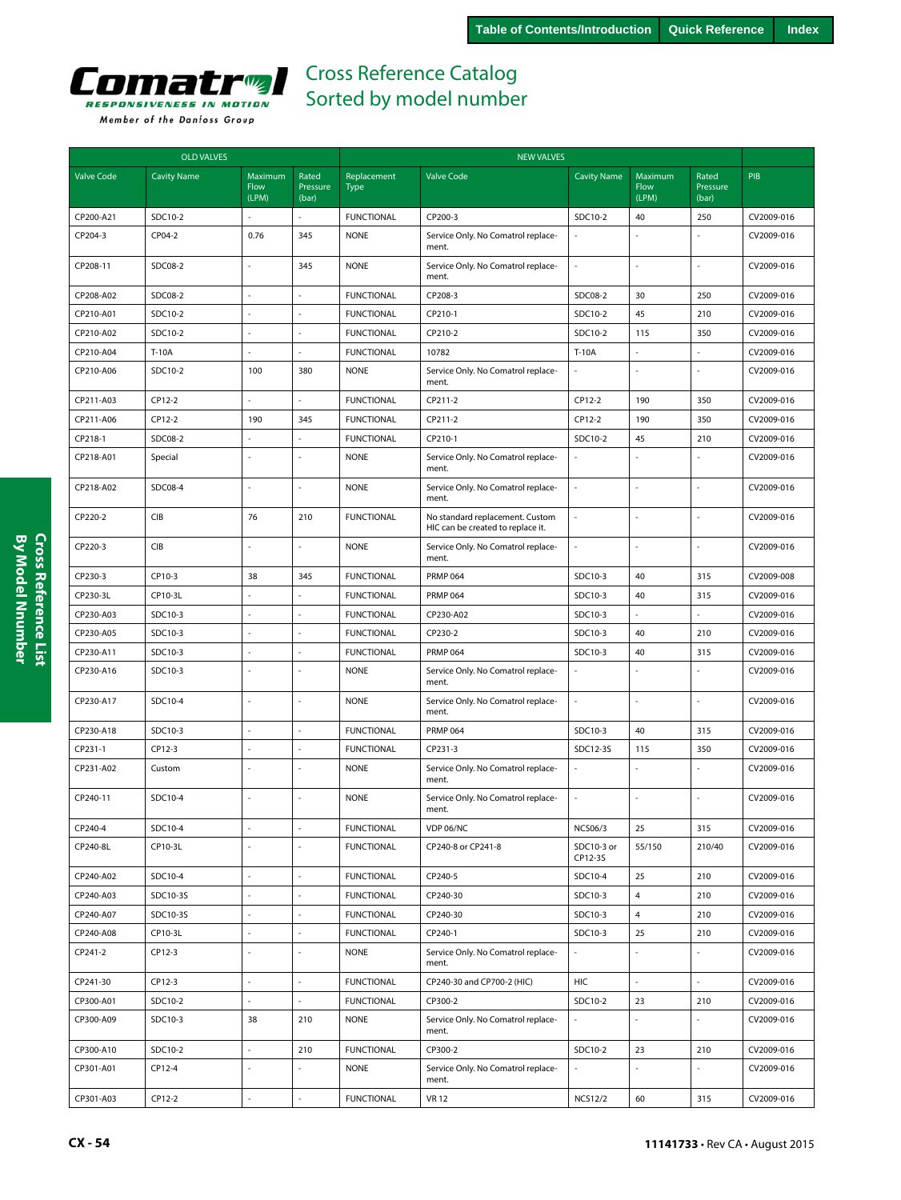# Cross Reference Catalog
## Sorted by model number

| OLD VALVES | | | | NEW VALVES | | | | | |
|---|---|---|---|---|---|---|---|---|---|
| Valve Code | Cavity Name | Maximum Flow (LPM) | Rated Pressure (bar) | Replacement Type | Valve Code | Cavity Name | Maximum Flow (LPM) | Rated Pressure (bar) | PIB |
| CP200-A21 | SDC10-2 | - | - | FUNCTIONAL | CP200-3 | SDC10-2 | 40 | 250 | CV2009-016 |
| CP204-3 | CP04-2 | 0.76 | 345 | NONE | Service Only. No Comatrol replacement. | - | - | - | CV2009-016 |
| CP208-11 | SDC08-2 | - | 345 | NONE | Service Only. No Comatrol replacement. | - | - | - | CV2009-016 |
| CP208-A02 | SDC08-2 | - | - | FUNCTIONAL | CP208-3 | SDC08-2 | 30 | 250 | CV2009-016 |
| CP210-A01 | SDC10-2 | - | - | FUNCTIONAL | CP210-1 | SDC10-2 | 45 | 210 | CV2009-016 |
| CP210-A02 | SDC10-2 | - | - | FUNCTIONAL | CP210-2 | SDC10-2 | 115 | 350 | CV2009-016 |
| CP210-A04 | T-10A | - | - | FUNCTIONAL | 10782 | T-10A | - | - | CV2009-016 |
| CP210-A06 | SDC10-2 | 100 | 380 | NONE | Service Only. No Comatrol replacement. | - | - | - | CV2009-016 |
| CP211-A03 | CP12-2 | - | - | FUNCTIONAL | CP211-2 | CP12-2 | 190 | 350 | CV2009-016 |
| CP211-A06 | CP12-2 | 190 | 345 | FUNCTIONAL | CP211-2 | CP12-2 | 190 | 350 | CV2009-016 |
| CP218-1 | SDC08-2 | - | - | FUNCTIONAL | CP210-1 | SDC10-2 | 45 | 210 | CV2009-016 |
| CP218-A01 | Special | - | - | NONE | Service Only. No Comatrol replacement. | - | - | - | CV2009-016 |
| CP218-A02 | SDC08-4 | - | - | NONE | Service Only. No Comatrol replacement. | - | - | - | CV2009-016 |
| CP220-2 | CIB | 76 | 210 | FUNCTIONAL | No standard replacement. Custom HIC can be created to replace it. | - | - | - | CV2009-016 |
| CP220-3 | CIB | - | - | NONE | Service Only. No Comatrol replacement. | - | - | - | CV2009-016 |
| CP230-3 | CP10-3 | 38 | 345 | FUNCTIONAL | PRMP 064 | SDC10-3 | 40 | 315 | CV2009-008 |
| CP230-3L | CP10-3L | - | - | FUNCTIONAL | PRMP 064 | SDC10-3 | 40 | 315 | CV2009-016 |
| CP230-A03 | SDC10-3 | - | - | FUNCTIONAL | CP230-A02 | SDC10-3 | - | - | CV2009-016 |
| CP230-A05 | SDC10-3 | - | - | FUNCTIONAL | CP230-2 | SDC10-3 | 40 | 210 | CV2009-016 |
| CP230-A11 | SDC10-3 | - | - | FUNCTIONAL | PRMP 064 | SDC10-3 | 40 | 315 | CV2009-016 |
| CP230-A16 | SDC10-3 | - | - | NONE | Service Only. No Comatrol replacement. | - | - | - | CV2009-016 |
| CP230-A17 | SDC10-4 | - | - | NONE | Service Only. No Comatrol replacement. | - | - | - | CV2009-016 |
| CP230-A18 | SDC10-3 | - | - | FUNCTIONAL | PRMP 064 | SDC10-3 | 40 | 315 | CV2009-016 |
| CP231-1 | CP12-3 | - | - | FUNCTIONAL | CP231-3 | SDC12-3S | 115 | 350 | CV2009-016 |
| CP231-A02 | Custom | - | - | NONE | Service Only. No Comatrol replacement. | - | - | - | CV2009-016 |
| CP240-11 | SDC10-4 | - | - | NONE | Service Only. No Comatrol replacement. | - | - | - | CV2009-016 |
| CP240-4 | SDC10-4 | - | - | FUNCTIONAL | VDP 06/NC | NCS06/3 | 25 | 315 | CV2009-016 |
| CP240-8L | CP10-3L | - | - | FUNCTIONAL | CP240-8 or CP241-8 | SDC10-3 or CP12-3S | 55/150 | 210/40 | CV2009-016 |
| CP240-A02 | SDC10-4 | - | - | FUNCTIONAL | CP240-5 | SDC10-4 | 25 | 210 | CV2009-016 |
| CP240-A03 | SDC10-3S | - | - | FUNCTIONAL | CP240-30 | SDC10-3 | 4 | 210 | CV2009-016 |
| CP240-A07 | SDC10-3S | - | - | FUNCTIONAL | CP240-30 | SDC10-3 | 4 | 210 | CV2009-016 |
| CP240-A08 | CP10-3L | - | - | FUNCTIONAL | CP240-1 | SDC10-3 | 25 | 210 | CV2009-016 |
| CP241-2 | CP12-3 | - | - | NONE | Service Only. No Comatrol replacement. | - | - | - | CV2009-016 |
| CP241-30 | CP12-3 | - | - | FUNCTIONAL | CP240-30 and CP700-2 (HIC) | HIC | - | - | CV2009-016 |
| CP300-A01 | SDC10-2 | - | - | FUNCTIONAL | CP300-2 | SDC10-2 | 23 | 210 | CV2009-016 |
| CP300-A09 | SDC10-3 | 38 | 210 | NONE | Service Only. No Comatrol replacement. | - | - | - | CV2009-016 |
| CP300-A10 | SDC10-2 | - | 210 | FUNCTIONAL | CP300-2 | SDC10-2 | 23 | 210 | CV2009-016 |
| CP301-A01 | CP12-4 | - | - | NONE | Service Only. No Comatrol replacement. | - | - | - | CV2009-016 |
| CP301-A03 | CP12-2 | - | - | FUNCTIONAL | VR 12 | NCS12/2 | 60 | 315 | CV2009-016 |

11141733 • Rev CA • August 2015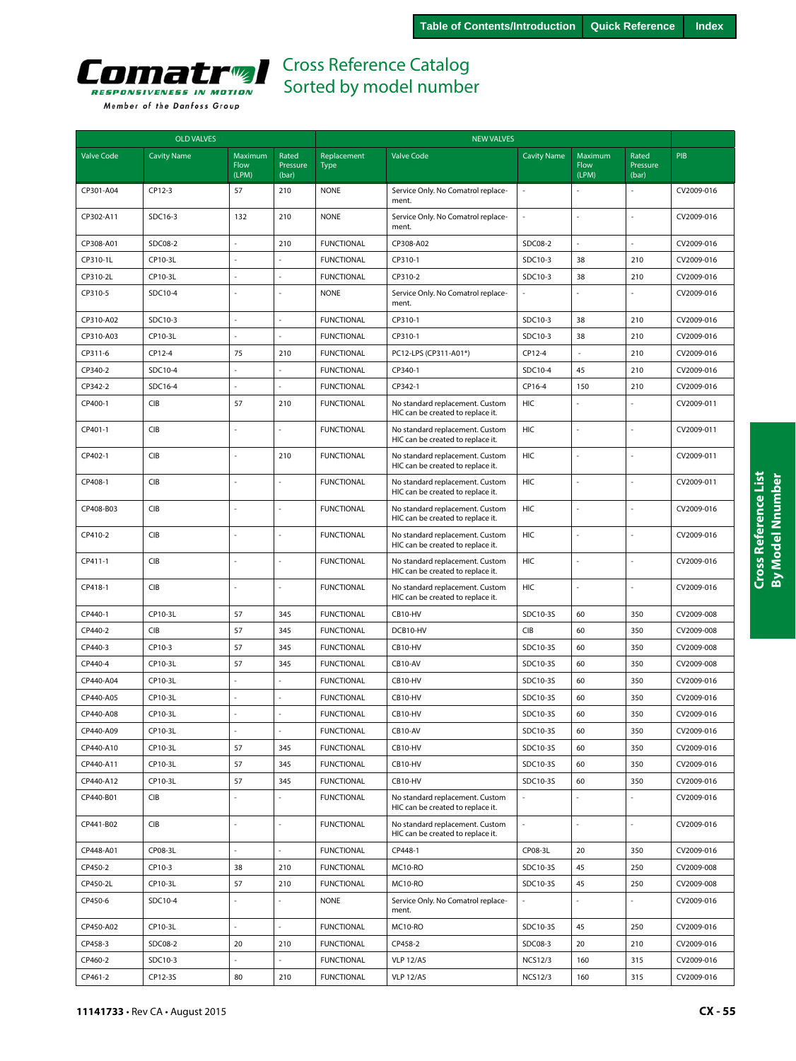# Cross Reference Catalog
## Sorted by model number

| OLD VALVES | | | | NEW VALVES | | | | | |
|---|---|---|---|---|---|---|---|---|---|
| Valve Code | Cavity Name | Maximum Flow (LPM) | Rated Pressure (bar) | Replacement Type | Valve Code | Cavity Name | Maximum Flow (LPM) | Rated Pressure (bar) | PIB |
| CP301-A04 | CP12-3 | 57 | 210 | NONE | Service Only. No Comatrol replacement. | - | - | - | CV2009-016 |
| CP302-A11 | SDC16-3 | 132 | 210 | NONE | Service Only. No Comatrol replacement. | - | - | - | CV2009-016 |
| CP308-A01 | SDC08-2 | - | 210 | FUNCTIONAL | CP308-A02 | SDC08-2 | - | - | CV2009-016 |
| CP310-1L | CP10-3L | - | - | FUNCTIONAL | CP310-1 | SDC10-3 | 38 | 210 | CV2009-016 |
| CP310-2L | CP10-3L | - | - | FUNCTIONAL | CP310-2 | SDC10-3 | 38 | 210 | CV2009-016 |
| CP310-5 | SDC10-4 | - | - | NONE | Service Only. No Comatrol replacement. | - | - | - | CV2009-016 |
| CP310-A02 | SDC10-3 | - | - | FUNCTIONAL | CP310-1 | SDC10-3 | 38 | 210 | CV2009-016 |
| CP310-A03 | CP10-3L | - | - | FUNCTIONAL | CP310-1 | SDC10-3 | 38 | 210 | CV2009-016 |
| CP311-6 | CP12-4 | 75 | 210 | FUNCTIONAL | PC12-LPS (CP311-A01*) | CP12-4 | - | 210 | CV2009-016 |
| CP340-2 | SDC10-4 | - | - | FUNCTIONAL | CP340-1 | SDC10-4 | 45 | 210 | CV2009-016 |
| CP342-2 | SDC16-4 | - | - | FUNCTIONAL | CP342-1 | CP16-4 | 150 | 210 | CV2009-016 |
| CP400-1 | CIB | 57 | 210 | FUNCTIONAL | No standard replacement. Custom HIC can be created to replace it. | HIC | - | - | CV2009-011 |
| CP401-1 | CIB | - | - | FUNCTIONAL | No standard replacement. Custom HIC can be created to replace it. | HIC | - | - | CV2009-011 |
| CP402-1 | CIB | - | 210 | FUNCTIONAL | No standard replacement. Custom HIC can be created to replace it. | HIC | - | - | CV2009-011 |
| CP408-1 | CIB | - | - | FUNCTIONAL | No standard replacement. Custom HIC can be created to replace it. | HIC | - | - | CV2009-011 |
| CP408-B03 | CIB | - | - | FUNCTIONAL | No standard replacement. Custom HIC can be created to replace it. | HIC | - | - | CV2009-016 |
| CP410-2 | CIB | - | - | FUNCTIONAL | No standard replacement. Custom HIC can be created to replace it. | HIC | - | - | CV2009-016 |
| CP411-1 | CIB | - | - | FUNCTIONAL | No standard replacement. Custom HIC can be created to replace it. | HIC | - | - | CV2009-016 |
| CP418-1 | CIB | - | - | FUNCTIONAL | No standard replacement. Custom HIC can be created to replace it. | HIC | - | - | CV2009-016 |
| CP440-1 | CP10-3L | 57 | 345 | FUNCTIONAL | CB10-HV | SDC10-3S | 60 | 350 | CV2009-008 |
| CP440-2 | CIB | 57 | 345 | FUNCTIONAL | DCB10-HV | CIB | 60 | 350 | CV2009-008 |
| CP440-3 | CP10-3 | 57 | 345 | FUNCTIONAL | CB10-HV | SDC10-3S | 60 | 350 | CV2009-008 |
| CP440-4 | CP10-3L | 57 | 345 | FUNCTIONAL | CB10-AV | SDC10-3S | 60 | 350 | CV2009-008 |
| CP440-A04 | CP10-3L | - | - | FUNCTIONAL | CB10-HV | SDC10-3S | 60 | 350 | CV2009-016 |
| CP440-A05 | CP10-3L | - | - | FUNCTIONAL | CB10-HV | SDC10-3S | 60 | 350 | CV2009-016 |
| CP440-A08 | CP10-3L | - | - | FUNCTIONAL | CB10-HV | SDC10-3S | 60 | 350 | CV2009-016 |
| CP440-A09 | CP10-3L | - | - | FUNCTIONAL | CB10-AV | SDC10-3S | 60 | 350 | CV2009-016 |
| CP440-A10 | CP10-3L | 57 | 345 | FUNCTIONAL | CB10-HV | SDC10-3S | 60 | 350 | CV2009-016 |
| CP440-A11 | CP10-3L | 57 | 345 | FUNCTIONAL | CB10-HV | SDC10-3S | 60 | 350 | CV2009-016 |
| CP440-A12 | CP10-3L | 57 | 345 | FUNCTIONAL | CB10-HV | SDC10-3S | 60 | 350 | CV2009-016 |
| CP440-B01 | CIB | - | - | FUNCTIONAL | No standard replacement. Custom HIC can be created to replace it. | - | - | - | CV2009-016 |
| CP441-B02 | CIB | - | - | FUNCTIONAL | No standard replacement. Custom HIC can be created to replace it. | - | - | - | CV2009-016 |
| CP448-A01 | CP08-3L | - | - | FUNCTIONAL | CP448-1 | CP08-3L | 20 | 350 | CV2009-016 |
| CP450-2 | CP10-3 | 38 | 210 | FUNCTIONAL | MC10-RO | SDC10-3S | 45 | 250 | CV2009-008 |
| CP450-2L | CP10-3L | 57 | 210 | FUNCTIONAL | MC10-RO | SDC10-3S | 45 | 250 | CV2009-008 |
| CP450-6 | SDC10-4 | - | - | NONE | Service Only. No Comatrol replacement. | - | - | - | CV2009-016 |
| CP450-A02 | CP10-3L | - | - | FUNCTIONAL | MC10-RO | SDC10-3S | 45 | 250 | CV2009-016 |
| CP458-3 | SDC08-2 | 20 | 210 | FUNCTIONAL | CP458-2 | SDC08-3 | 20 | 210 | CV2009-016 |
| CP460-2 | SDC10-3 | - | - | FUNCTIONAL | VLP 12/A5 | NCS12/3 | 160 | 315 | CV2009-016 |
| CP461-2 | CP12-3S | 80 | 210 | FUNCTIONAL | VLP 12/A5 | NCS12/3 | 160 | 315 | CV2009-016 |

11141733 • Rev CA • August 2015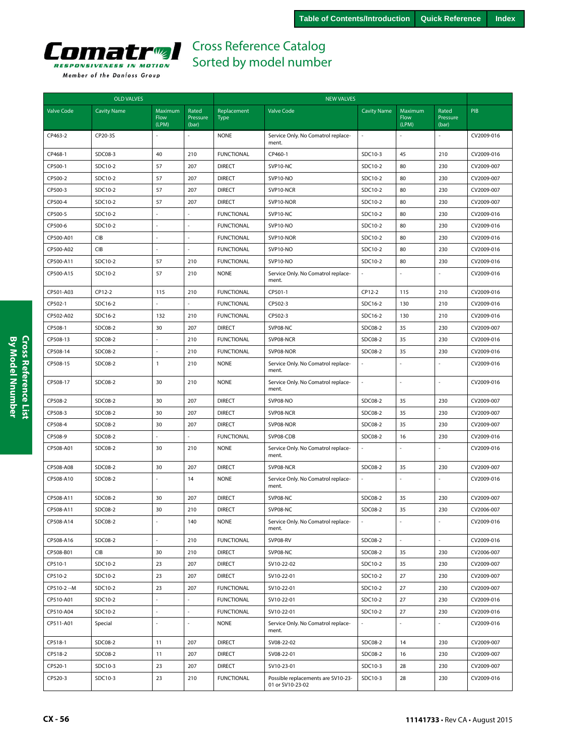# Cross Reference Catalog
## Sorted by model number

| OLD VALVES | | | | NEW VALVES | | | | | |
|---|---|---|---|---|---|---|---|---|---|
| Valve Code | Cavity Name | Maximum Flow (LPM) | Rated Pressure (bar) | Replacement Type | Valve Code | Cavity Name | Maximum Flow (LPM) | Rated Pressure (bar) | PIB |
| CP463-2 | CP20-3S | - | - | NONE | Service Only. No Comatrol replacement. | - | - | - | CV2009-016 |
| CP468-1 | SDC08-3 | 40 | 210 | FUNCTIONAL | CP460-1 | SDC10-3 | 45 | 210 | CV2009-016 |
| CP500-1 | SDC10-2 | 57 | 207 | DIRECT | SVP10-NC | SDC10-2 | 80 | 230 | CV2009-007 |
| CP500-2 | SDC10-2 | 57 | 207 | DIRECT | SVP10-NO | SDC10-2 | 80 | 230 | CV2009-007 |
| CP500-3 | SDC10-2 | 57 | 207 | DIRECT | SVP10-NCR | SDC10-2 | 80 | 230 | CV2009-007 |
| CP500-4 | SDC10-2 | 57 | 207 | DIRECT | SVP10-NOR | SDC10-2 | 80 | 230 | CV2009-007 |
| CP500-5 | SDC10-2 | - | - | FUNCTIONAL | SVP10-NC | SDC10-2 | 80 | 230 | CV2009-016 |
| CP500-6 | SDC10-2 | - | - | FUNCTIONAL | SVP10-NO | SDC10-2 | 80 | 230 | CV2009-016 |
| CP500-A01 | CIB | - | - | FUNCTIONAL | SVP10-NOR | SDC10-2 | 80 | 230 | CV2009-016 |
| CP500-A02 | CIB | - | - | FUNCTIONAL | SVP10-NO | SDC10-2 | 80 | 230 | CV2009-016 |
| CP500-A11 | SDC10-2 | 57 | 210 | FUNCTIONAL | SVP10-NO | SDC10-2 | 80 | 230 | CV2009-016 |
| CP500-A15 | SDC10-2 | 57 | 210 | NONE | Service Only. No Comatrol replacement. | - | - | - | CV2009-016 |
| CP501-A03 | CP12-2 | 115 | 210 | FUNCTIONAL | CP501-1 | CP12-2 | 115 | 210 | CV2009-016 |
| CP502-1 | SDC16-2 | - | - | FUNCTIONAL | CP502-3 | SDC16-2 | 130 | 210 | CV2009-016 |
| CP502-A02 | SDC16-2 | 132 | 210 | FUNCTIONAL | CP502-3 | SDC16-2 | 130 | 210 | CV2009-016 |
| CP508-1 | SDC08-2 | 30 | 207 | DIRECT | SVP08-NC | SDC08-2 | 35 | 230 | CV2009-007 |
| CP508-13 | SDC08-2 | - | 210 | FUNCTIONAL | SVP08-NCR | SDC08-2 | 35 | 230 | CV2009-016 |
| CP508-14 | SDC08-2 | - | 210 | FUNCTIONAL | SVP08-NOR | SDC08-2 | 35 | 230 | CV2009-016 |
| CP508-15 | SDC08-2 | 1 | 210 | NONE | Service Only. No Comatrol replacement. | - | - | - | CV2009-016 |
| CP508-17 | SDC08-2 | 30 | 210 | NONE | Service Only. No Comatrol replacement. | - | - | - | CV2009-016 |
| CP508-2 | SDC08-2 | 30 | 207 | DIRECT | SVP08-NO | SDC08-2 | 35 | 230 | CV2009-007 |
| CP508-3 | SDC08-2 | 30 | 207 | DIRECT | SVP08-NCR | SDC08-2 | 35 | 230 | CV2009-007 |
| CP508-4 | SDC08-2 | 30 | 207 | DIRECT | SVP08-NOR | SDC08-2 | 35 | 230 | CV2009-007 |
| CP508-9 | SDC08-2 | - | - | FUNCTIONAL | SVP08-CDB | SDC08-2 | 16 | 230 | CV2009-016 |
| CP508-A01 | SDC08-2 | 30 | 210 | NONE | Service Only. No Comatrol replacement. | - | - | - | CV2009-016 |
| CP508-A08 | SDC08-2 | 30 | 207 | DIRECT | SVP08-NCR | SDC08-2 | 35 | 230 | CV2009-007 |
| CP508-A10 | SDC08-2 | - | 14 | NONE | Service Only. No Comatrol replacement. | - | - | - | CV2009-016 |
| CP508-A11 | SDC08-2 | 30 | 207 | DIRECT | SVP08-NC | SDC08-2 | 35 | 230 | CV2009-007 |
| CP508-A11 | SDC08-2 | 30 | 210 | DIRECT | SVP08-NC | SDC08-2 | 35 | 230 | CV2006-007 |
| CP508-A14 | SDC08-2 | - | 140 | NONE | Service Only. No Comatrol replacement. | - | - | - | CV2009-016 |
| CP508-A16 | SDC08-2 | - | 210 | FUNCTIONAL | SVP08-RV | SDC08-2 | - | - | CV2009-016 |
| CP508-B01 | CIB | 30 | 210 | DIRECT | SVP08-NC | SDC08-2 | 35 | 230 | CV2006-007 |
| CP510-1 | SDC10-2 | 23 | 207 | DIRECT | SV10-22-02 | SDC10-2 | 35 | 230 | CV2009-007 |
| CP510-2 | SDC10-2 | 23 | 207 | DIRECT | SV10-22-01 | SDC10-2 | 27 | 230 | CV2009-007 |
| CP510-2 --M | SDC10-2 | 23 | 207 | FUNCTIONAL | SV10-22-01 | SDC10-2 | 27 | 230 | CV2009-007 |
| CP510-A01 | SDC10-2 | - | - | FUNCTIONAL | SV10-22-01 | SDC10-2 | 27 | 230 | CV2009-016 |
| CP510-A04 | SDC10-2 | - | - | FUNCTIONAL | SV10-22-01 | SDC10-2 | 27 | 230 | CV2009-016 |
| CP511-A01 | Special | - | - | NONE | Service Only. No Comatrol replacement. | - | - | - | CV2009-016 |
| CP518-1 | SDC08-2 | 11 | 207 | DIRECT | SV08-22-02 | SDC08-2 | 14 | 230 | CV2009-007 |
| CP518-2 | SDC08-2 | 11 | 207 | DIRECT | SV08-22-01 | SDC08-2 | 16 | 230 | CV2009-007 |
| CP520-1 | SDC10-3 | 23 | 207 | DIRECT | SV10-23-01 | SDC10-3 | 28 | 230 | CV2009-007 |
| CP520-3 | SDC10-3 | 23 | 210 | FUNCTIONAL | Possible replacements are SV10-23-01 or SV10-23-02 | SDC10-3 | 28 | 230 | CV2009-016 |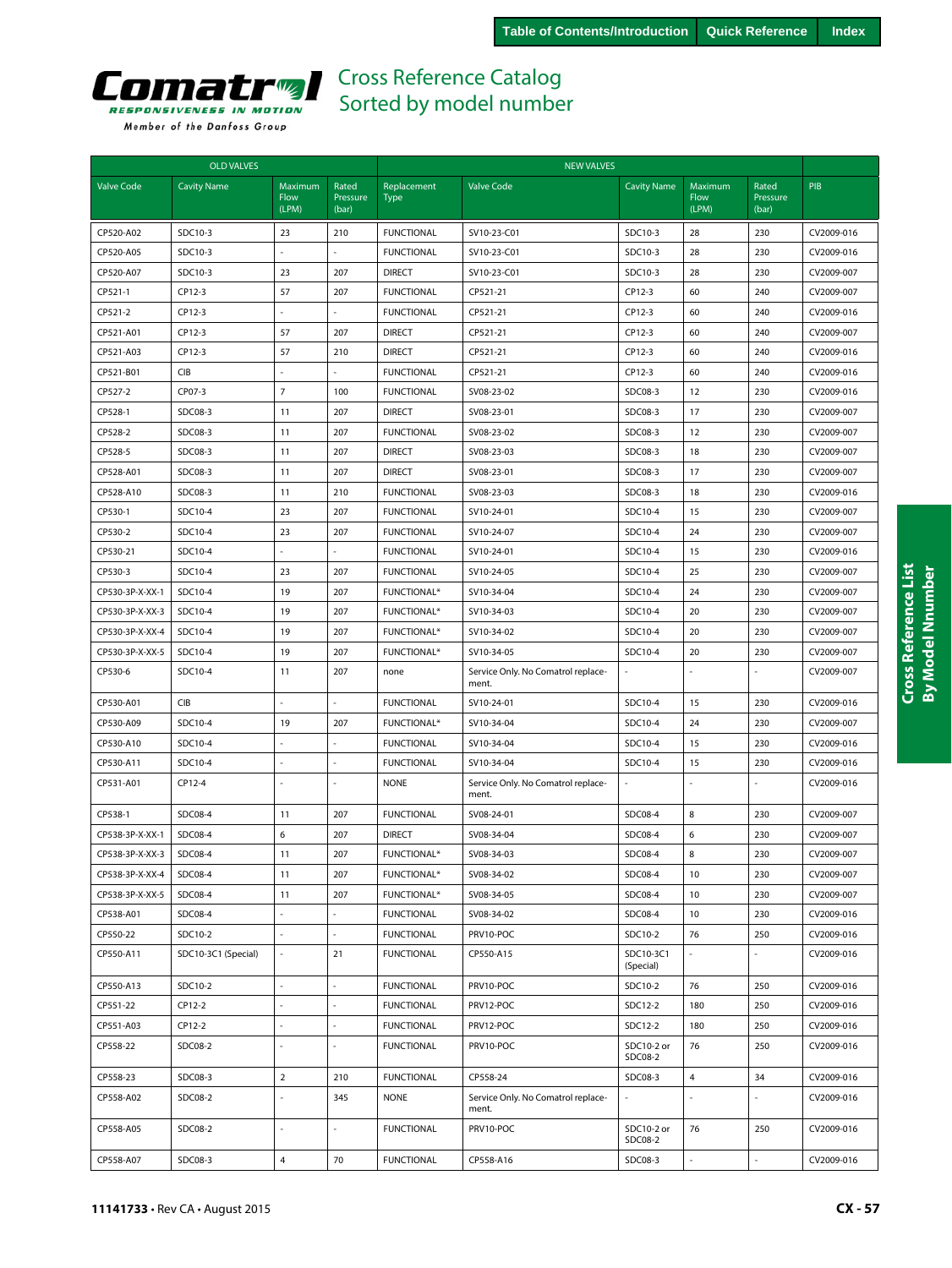Table of Contents/Introduction | Quick Reference | Index

Comatrol — RESPONSIVENESS IN MOTION — Member of the Danfoss Group

# Cross Reference Catalog Sorted by model number

| OLD VALVES | | | | NEW VALVES | | | | | |
|---|---|---|---|---|---|---|---|---|---|
| Valve Code | Cavity Name | Maximum Flow (LPM) | Rated Pressure (bar) | Replacement Type | Valve Code | Cavity Name | Maximum Flow (LPM) | Rated Pressure (bar) | PIB |
| CP520-A02 | SDC10-3 | 23 | 210 | FUNCTIONAL | SV10-23-C01 | SDC10-3 | 28 | 230 | CV2009-016 |
| CP520-A05 | SDC10-3 | - | - | FUNCTIONAL | SV10-23-C01 | SDC10-3 | 28 | 230 | CV2009-016 |
| CP520-A07 | SDC10-3 | 23 | 207 | DIRECT | SV10-23-C01 | SDC10-3 | 28 | 230 | CV2009-007 |
| CP521-1 | CP12-3 | 57 | 207 | FUNCTIONAL | CP521-21 | CP12-3 | 60 | 240 | CV2009-007 |
| CP521-2 | CP12-3 | - | - | FUNCTIONAL | CP521-21 | CP12-3 | 60 | 240 | CV2009-016 |
| CP521-A01 | CP12-3 | 57 | 207 | DIRECT | CP521-21 | CP12-3 | 60 | 240 | CV2009-007 |
| CP521-A03 | CP12-3 | 57 | 210 | DIRECT | CP521-21 | CP12-3 | 60 | 240 | CV2009-016 |
| CP521-B01 | CIB | - | - | FUNCTIONAL | CP521-21 | CP12-3 | 60 | 240 | CV2009-016 |
| CP527-2 | CP07-3 | 7 | 100 | FUNCTIONAL | SV08-23-02 | SDC08-3 | 12 | 230 | CV2009-016 |
| CP528-1 | SDC08-3 | 11 | 207 | DIRECT | SV08-23-01 | SDC08-3 | 17 | 230 | CV2009-007 |
| CP528-2 | SDC08-3 | 11 | 207 | FUNCTIONAL | SV08-23-02 | SDC08-3 | 12 | 230 | CV2009-007 |
| CP528-5 | SDC08-3 | 11 | 207 | DIRECT | SV08-23-03 | SDC08-3 | 18 | 230 | CV2009-007 |
| CP528-A01 | SDC08-3 | 11 | 207 | DIRECT | SV08-23-01 | SDC08-3 | 17 | 230 | CV2009-007 |
| CP528-A10 | SDC08-3 | 11 | 210 | FUNCTIONAL | SV08-23-03 | SDC08-3 | 18 | 230 | CV2009-016 |
| CP530-1 | SDC10-4 | 23 | 207 | FUNCTIONAL | SV10-24-01 | SDC10-4 | 15 | 230 | CV2009-007 |
| CP530-2 | SDC10-4 | 23 | 207 | FUNCTIONAL | SV10-24-07 | SDC10-4 | 24 | 230 | CV2009-007 |
| CP530-21 | SDC10-4 | - | - | FUNCTIONAL | SV10-24-01 | SDC10-4 | 15 | 230 | CV2009-016 |
| CP530-3 | SDC10-4 | 23 | 207 | FUNCTIONAL | SV10-24-05 | SDC10-4 | 25 | 230 | CV2009-007 |
| CP530-3P-X-XX-1 | SDC10-4 | 19 | 207 | FUNCTIONAL* | SV10-34-04 | SDC10-4 | 24 | 230 | CV2009-007 |
| CP530-3P-X-XX-3 | SDC10-4 | 19 | 207 | FUNCTIONAL* | SV10-34-03 | SDC10-4 | 20 | 230 | CV2009-007 |
| CP530-3P-X-XX-4 | SDC10-4 | 19 | 207 | FUNCTIONAL* | SV10-34-02 | SDC10-4 | 20 | 230 | CV2009-007 |
| CP530-3P-X-XX-5 | SDC10-4 | 19 | 207 | FUNCTIONAL* | SV10-34-05 | SDC10-4 | 20 | 230 | CV2009-007 |
| CP530-6 | SDC10-4 | 11 | 207 | none | Service Only. No Comatrol replacement. | - | - | - | CV2009-007 |
| CP530-A01 | CIB | - | - | FUNCTIONAL | SV10-24-01 | SDC10-4 | 15 | 230 | CV2009-016 |
| CP530-A09 | SDC10-4 | 19 | 207 | FUNCTIONAL* | SV10-34-04 | SDC10-4 | 24 | 230 | CV2009-007 |
| CP530-A10 | SDC10-4 | - | - | FUNCTIONAL | SV10-34-04 | SDC10-4 | 15 | 230 | CV2009-016 |
| CP530-A11 | SDC10-4 | - | - | FUNCTIONAL | SV10-34-04 | SDC10-4 | 15 | 230 | CV2009-016 |
| CP531-A01 | CP12-4 | - | - | NONE | Service Only. No Comatrol replacement. | - | - | - | CV2009-016 |
| CP538-1 | SDC08-4 | 11 | 207 | FUNCTIONAL | SV08-24-01 | SDC08-4 | 8 | 230 | CV2009-007 |
| CP538-3P-X-XX-1 | SDC08-4 | 6 | 207 | DIRECT | SV08-34-04 | SDC08-4 | 6 | 230 | CV2009-007 |
| CP538-3P-X-XX-3 | SDC08-4 | 11 | 207 | FUNCTIONAL* | SV08-34-03 | SDC08-4 | 8 | 230 | CV2009-007 |
| CP538-3P-X-XX-4 | SDC08-4 | 11 | 207 | FUNCTIONAL* | SV08-34-02 | SDC08-4 | 10 | 230 | CV2009-007 |
| CP538-3P-X-XX-5 | SDC08-4 | 11 | 207 | FUNCTIONAL* | SV08-34-05 | SDC08-4 | 10 | 230 | CV2009-007 |
| CP538-A01 | SDC08-4 | - | - | FUNCTIONAL | SV08-34-02 | SDC08-4 | 10 | 230 | CV2009-016 |
| CP550-22 | SDC10-2 | - | - | FUNCTIONAL | PRV10-POC | SDC10-2 | 76 | 250 | CV2009-016 |
| CP550-A11 | SDC10-3C1 (Special) | - | 21 | FUNCTIONAL | CP550-A15 | SDC10-3C1 (Special) | - | - | CV2009-016 |
| CP550-A13 | SDC10-2 | - | - | FUNCTIONAL | PRV10-POC | SDC10-2 | 76 | 250 | CV2009-016 |
| CP551-22 | CP12-2 | - | - | FUNCTIONAL | PRV12-POC | SDC12-2 | 180 | 250 | CV2009-016 |
| CP551-A03 | CP12-2 | - | - | FUNCTIONAL | PRV12-POC | SDC12-2 | 180 | 250 | CV2009-016 |
| CP558-22 | SDC08-2 | - | - | FUNCTIONAL | PRV10-POC | SDC10-2 or SDC08-2 | 76 | 250 | CV2009-016 |
| CP558-23 | SDC08-3 | 2 | 210 | FUNCTIONAL | CP558-24 | SDC08-3 | 4 | 34 | CV2009-016 |
| CP558-A02 | SDC08-2 | - | 345 | NONE | Service Only. No Comatrol replacement. | - | - | - | CV2009-016 |
| CP558-A05 | SDC08-2 | - | - | FUNCTIONAL | PRV10-POC | SDC10-2 or SDC08-2 | 76 | 250 | CV2009-016 |
| CP558-A07 | SDC08-3 | 4 | 70 | FUNCTIONAL | CP558-A16 | SDC08-3 | - | - | CV2009-016 |

Cross Reference List By Model Nnumber

11141733 • Rev CA • August 2015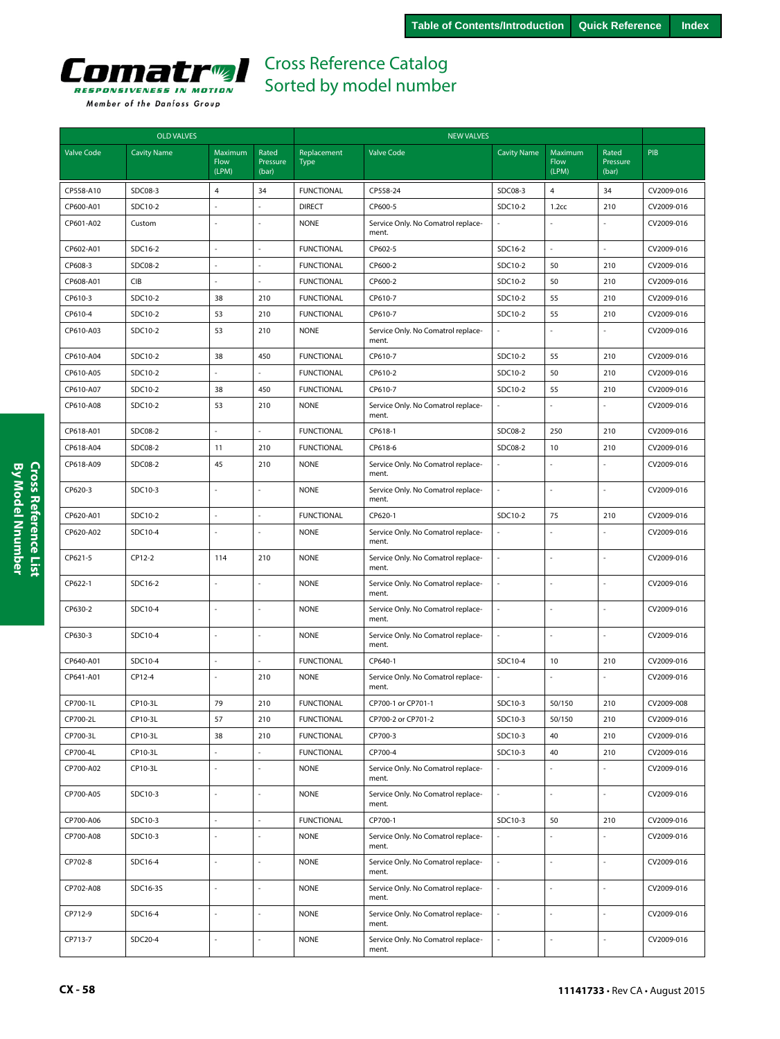# Cross Reference Catalog
## Sorted by model number

| OLD VALVES | | | | NEW VALVES | | | | | |
|---|---|---|---|---|---|---|---|---|---|
| Valve Code | Cavity Name | Maximum Flow (LPM) | Rated Pressure (bar) | Replacement Type | Valve Code | Cavity Name | Maximum Flow (LPM) | Rated Pressure (bar) | PIB |
| CP558-A10 | SDC08-3 | 4 | 34 | FUNCTIONAL | CP558-24 | SDC08-3 | 4 | 34 | CV2009-016 |
| CP600-A01 | SDC10-2 | - | - | DIRECT | CP600-5 | SDC10-2 | 1.2cc | 210 | CV2009-016 |
| CP601-A02 | Custom | - | - | NONE | Service Only. No Comatrol replacement. | - | - | - | CV2009-016 |
| CP602-A01 | SDC16-2 | - | - | FUNCTIONAL | CP602-5 | SDC16-2 | - | - | CV2009-016 |
| CP608-3 | SDC08-2 | - | - | FUNCTIONAL | CP600-2 | SDC10-2 | 50 | 210 | CV2009-016 |
| CP608-A01 | CIB | - | - | FUNCTIONAL | CP600-2 | SDC10-2 | 50 | 210 | CV2009-016 |
| CP610-3 | SDC10-2 | 38 | 210 | FUNCTIONAL | CP610-7 | SDC10-2 | 55 | 210 | CV2009-016 |
| CP610-4 | SDC10-2 | 53 | 210 | FUNCTIONAL | CP610-7 | SDC10-2 | 55 | 210 | CV2009-016 |
| CP610-A03 | SDC10-2 | 53 | 210 | NONE | Service Only. No Comatrol replacement. | - | - | - | CV2009-016 |
| CP610-A04 | SDC10-2 | 38 | 450 | FUNCTIONAL | CP610-7 | SDC10-2 | 55 | 210 | CV2009-016 |
| CP610-A05 | SDC10-2 | - | - | FUNCTIONAL | CP610-2 | SDC10-2 | 50 | 210 | CV2009-016 |
| CP610-A07 | SDC10-2 | 38 | 450 | FUNCTIONAL | CP610-7 | SDC10-2 | 55 | 210 | CV2009-016 |
| CP610-A08 | SDC10-2 | 53 | 210 | NONE | Service Only. No Comatrol replacement. | - | - | - | CV2009-016 |
| CP618-A01 | SDC08-2 | - | - | FUNCTIONAL | CP618-1 | SDC08-2 | 250 | 210 | CV2009-016 |
| CP618-A04 | SDC08-2 | 11 | 210 | FUNCTIONAL | CP618-6 | SDC08-2 | 10 | 210 | CV2009-016 |
| CP618-A09 | SDC08-2 | 45 | 210 | NONE | Service Only. No Comatrol replacement. | - | - | - | CV2009-016 |
| CP620-3 | SDC10-3 | - | - | NONE | Service Only. No Comatrol replacement. | - | - | - | CV2009-016 |
| CP620-A01 | SDC10-2 | - | - | FUNCTIONAL | CP620-1 | SDC10-2 | 75 | 210 | CV2009-016 |
| CP620-A02 | SDC10-4 | - | - | NONE | Service Only. No Comatrol replacement. | - | - | - | CV2009-016 |
| CP621-5 | CP12-2 | 114 | 210 | NONE | Service Only. No Comatrol replacement. | - | - | - | CV2009-016 |
| CP622-1 | SDC16-2 | - | - | NONE | Service Only. No Comatrol replacement. | - | - | - | CV2009-016 |
| CP630-2 | SDC10-4 | - | - | NONE | Service Only. No Comatrol replacement. | - | - | - | CV2009-016 |
| CP630-3 | SDC10-4 | - | - | NONE | Service Only. No Comatrol replacement. | - | - | - | CV2009-016 |
| CP640-A01 | SDC10-4 | - | - | FUNCTIONAL | CP640-1 | SDC10-4 | 10 | 210 | CV2009-016 |
| CP641-A01 | CP12-4 | - | 210 | NONE | Service Only. No Comatrol replacement. | - | - | - | CV2009-016 |
| CP700-1L | CP10-3L | 79 | 210 | FUNCTIONAL | CP700-1 or CP701-1 | SDC10-3 | 50/150 | 210 | CV2009-008 |
| CP700-2L | CP10-3L | 57 | 210 | FUNCTIONAL | CP700-2 or CP701-2 | SDC10-3 | 50/150 | 210 | CV2009-016 |
| CP700-3L | CP10-3L | 38 | 210 | FUNCTIONAL | CP700-3 | SDC10-3 | 40 | 210 | CV2009-016 |
| CP700-4L | CP10-3L | - | - | FUNCTIONAL | CP700-4 | SDC10-3 | 40 | 210 | CV2009-016 |
| CP700-A02 | CP10-3L | - | - | NONE | Service Only. No Comatrol replacement. | - | - | - | CV2009-016 |
| CP700-A05 | SDC10-3 | - | - | NONE | Service Only. No Comatrol replacement. | - | - | - | CV2009-016 |
| CP700-A06 | SDC10-3 | - | - | FUNCTIONAL | CP700-1 | SDC10-3 | 50 | 210 | CV2009-016 |
| CP700-A08 | SDC10-3 | - | - | NONE | Service Only. No Comatrol replacement. | - | - | - | CV2009-016 |
| CP702-8 | SDC16-4 | - | - | NONE | Service Only. No Comatrol replacement. | - | - | - | CV2009-016 |
| CP702-A08 | SDC16-3S | - | - | NONE | Service Only. No Comatrol replacement. | - | - | - | CV2009-016 |
| CP712-9 | SDC16-4 | - | - | NONE | Service Only. No Comatrol replacement. | - | - | - | CV2009-016 |
| CP713-7 | SDC20-4 | - | - | NONE | Service Only. No Comatrol replacement. | - | - | - | CV2009-016 |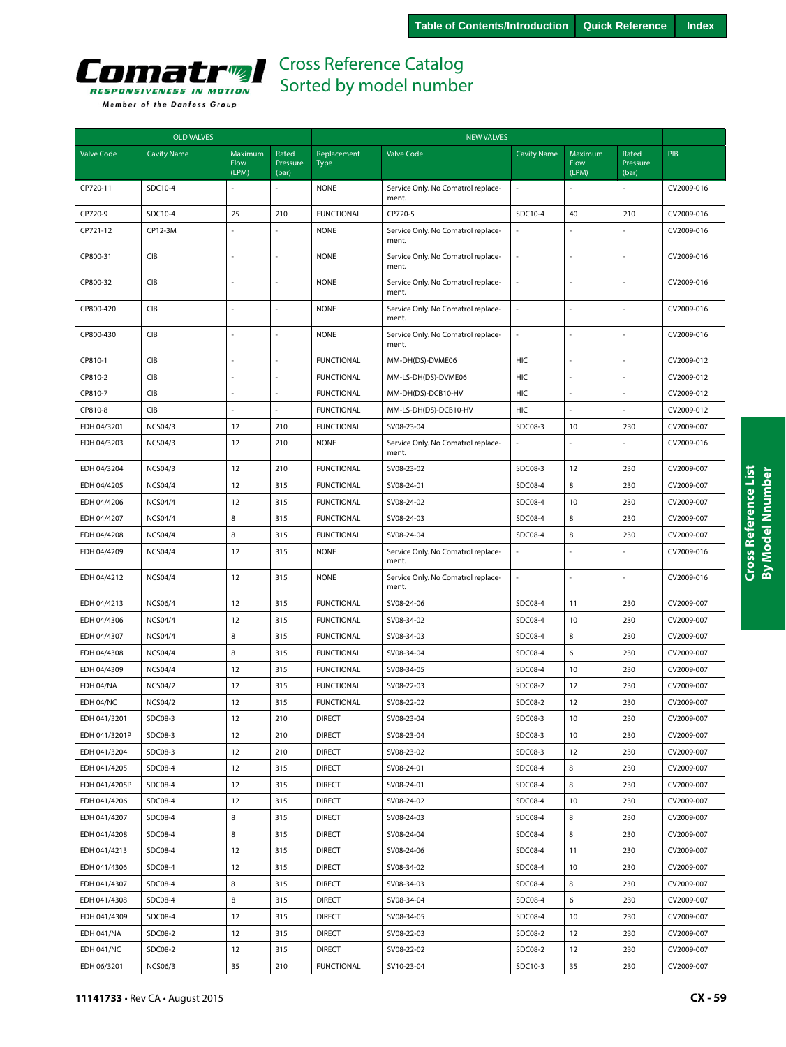Table of Contents/Introduction | Quick Reference | Index

**Comatrol** RESPONSIVENESS IN MOTION
Member of the Danfoss Group

# Cross Reference Catalog
## Sorted by model number

| OLD VALVES | | | | NEW VALVES | | | | | |
|---|---|---|---|---|---|---|---|---|---|
| Valve Code | Cavity Name | Maximum Flow (LPM) | Rated Pressure (bar) | Replacement Type | Valve Code | Cavity Name | Maximum Flow (LPM) | Rated Pressure (bar) | PIB |
| CP720-11 | SDC10-4 | - | - | NONE | Service Only. No Comatrol replace-ment. | - | - | - | CV2009-016 |
| CP720-9 | SDC10-4 | 25 | 210 | FUNCTIONAL | CP720-5 | SDC10-4 | 40 | 210 | CV2009-016 |
| CP721-12 | CP12-3M | - | - | NONE | Service Only. No Comatrol replace-ment. | - | - | - | CV2009-016 |
| CP800-31 | CIB | - | - | NONE | Service Only. No Comatrol replace-ment. | - | - | - | CV2009-016 |
| CP800-32 | CIB | - | - | NONE | Service Only. No Comatrol replace-ment. | - | - | - | CV2009-016 |
| CP800-420 | CIB | - | - | NONE | Service Only. No Comatrol replace-ment. | - | - | - | CV2009-016 |
| CP800-430 | CIB | - | - | NONE | Service Only. No Comatrol replace-ment. | - | - | - | CV2009-016 |
| CP810-1 | CIB | - | - | FUNCTIONAL | MM-DH(DS)-DVME06 | HIC | - | - | CV2009-012 |
| CP810-2 | CIB | - | - | FUNCTIONAL | MM-LS-DH(DS)-DVME06 | HIC | - | - | CV2009-012 |
| CP810-7 | CIB | - | - | FUNCTIONAL | MM-DH(DS)-DCB10-HV | HIC | - | - | CV2009-012 |
| CP810-8 | CIB | - | - | FUNCTIONAL | MM-LS-DH(DS)-DCB10-HV | HIC | - | - | CV2009-012 |
| EDH 04/3201 | NCS04/3 | 12 | 210 | FUNCTIONAL | SV08-23-04 | SDC08-3 | 10 | 230 | CV2009-007 |
| EDH 04/3203 | NCS04/3 | 12 | 210 | NONE | Service Only. No Comatrol replace-ment. | - | - | - | CV2009-016 |
| EDH 04/3204 | NCS04/3 | 12 | 210 | FUNCTIONAL | SV08-23-02 | SDC08-3 | 12 | 230 | CV2009-007 |
| EDH 04/4205 | NCS04/4 | 12 | 315 | FUNCTIONAL | SV08-24-01 | SDC08-4 | 8 | 230 | CV2009-007 |
| EDH 04/4206 | NCS04/4 | 12 | 315 | FUNCTIONAL | SV08-24-02 | SDC08-4 | 10 | 230 | CV2009-007 |
| EDH 04/4207 | NCS04/4 | 8 | 315 | FUNCTIONAL | SV08-24-03 | SDC08-4 | 8 | 230 | CV2009-007 |
| EDH 04/4208 | NCS04/4 | 8 | 315 | FUNCTIONAL | SV08-24-04 | SDC08-4 | 8 | 230 | CV2009-007 |
| EDH 04/4209 | NCS04/4 | 12 | 315 | NONE | Service Only. No Comatrol replace-ment. | - | - | - | CV2009-016 |
| EDH 04/4212 | NCS04/4 | 12 | 315 | NONE | Service Only. No Comatrol replace-ment. | - | - | - | CV2009-016 |
| EDH 04/4213 | NCS06/4 | 12 | 315 | FUNCTIONAL | SV08-24-06 | SDC08-4 | 11 | 230 | CV2009-007 |
| EDH 04/4306 | NCS04/4 | 12 | 315 | FUNCTIONAL | SV08-34-02 | SDC08-4 | 10 | 230 | CV2009-007 |
| EDH 04/4307 | NCS04/4 | 8 | 315 | FUNCTIONAL | SV08-34-03 | SDC08-4 | 8 | 230 | CV2009-007 |
| EDH 04/4308 | NCS04/4 | 8 | 315 | FUNCTIONAL | SV08-34-04 | SDC08-4 | 6 | 230 | CV2009-007 |
| EDH 04/4309 | NCS04/4 | 12 | 315 | FUNCTIONAL | SV08-34-05 | SDC08-4 | 10 | 230 | CV2009-007 |
| EDH 04/NA | NCS04/2 | 12 | 315 | FUNCTIONAL | SV08-22-03 | SDC08-2 | 12 | 230 | CV2009-007 |
| EDH 04/NC | NCS04/2 | 12 | 315 | FUNCTIONAL | SV08-22-02 | SDC08-2 | 12 | 230 | CV2009-007 |
| EDH 041/3201 | SDC08-3 | 12 | 210 | DIRECT | SV08-23-04 | SDC08-3 | 10 | 230 | CV2009-007 |
| EDH 041/3201P | SDC08-3 | 12 | 210 | DIRECT | SV08-23-04 | SDC08-3 | 10 | 230 | CV2009-007 |
| EDH 041/3204 | SDC08-3 | 12 | 210 | DIRECT | SV08-23-02 | SDC08-3 | 12 | 230 | CV2009-007 |
| EDH 041/4205 | SDC08-4 | 12 | 315 | DIRECT | SV08-24-01 | SDC08-4 | 8 | 230 | CV2009-007 |
| EDH 041/4205P | SDC08-4 | 12 | 315 | DIRECT | SV08-24-01 | SDC08-4 | 8 | 230 | CV2009-007 |
| EDH 041/4206 | SDC08-4 | 12 | 315 | DIRECT | SV08-24-02 | SDC08-4 | 10 | 230 | CV2009-007 |
| EDH 041/4207 | SDC08-4 | 8 | 315 | DIRECT | SV08-24-03 | SDC08-4 | 8 | 230 | CV2009-007 |
| EDH 041/4208 | SDC08-4 | 8 | 315 | DIRECT | SV08-24-04 | SDC08-4 | 8 | 230 | CV2009-007 |
| EDH 041/4213 | SDC08-4 | 12 | 315 | DIRECT | SV08-24-06 | SDC08-4 | 11 | 230 | CV2009-007 |
| EDH 041/4306 | SDC08-4 | 12 | 315 | DIRECT | SV08-34-02 | SDC08-4 | 10 | 230 | CV2009-007 |
| EDH 041/4307 | SDC08-4 | 8 | 315 | DIRECT | SV08-34-03 | SDC08-4 | 8 | 230 | CV2009-007 |
| EDH 041/4308 | SDC08-4 | 8 | 315 | DIRECT | SV08-34-04 | SDC08-4 | 6 | 230 | CV2009-007 |
| EDH 041/4309 | SDC08-4 | 12 | 315 | DIRECT | SV08-34-05 | SDC08-4 | 10 | 230 | CV2009-007 |
| EDH 041/NA | SDC08-2 | 12 | 315 | DIRECT | SV08-22-03 | SDC08-2 | 12 | 230 | CV2009-007 |
| EDH 041/NC | SDC08-2 | 12 | 315 | DIRECT | SV08-22-02 | SDC08-2 | 12 | 230 | CV2009-007 |
| EDH 06/3201 | NCS06/3 | 35 | 210 | FUNCTIONAL | SV10-23-04 | SDC10-3 | 35 | 230 | CV2009-007 |

Cross Reference List By Model Nnumber

11141733 • Rev CA • August 2015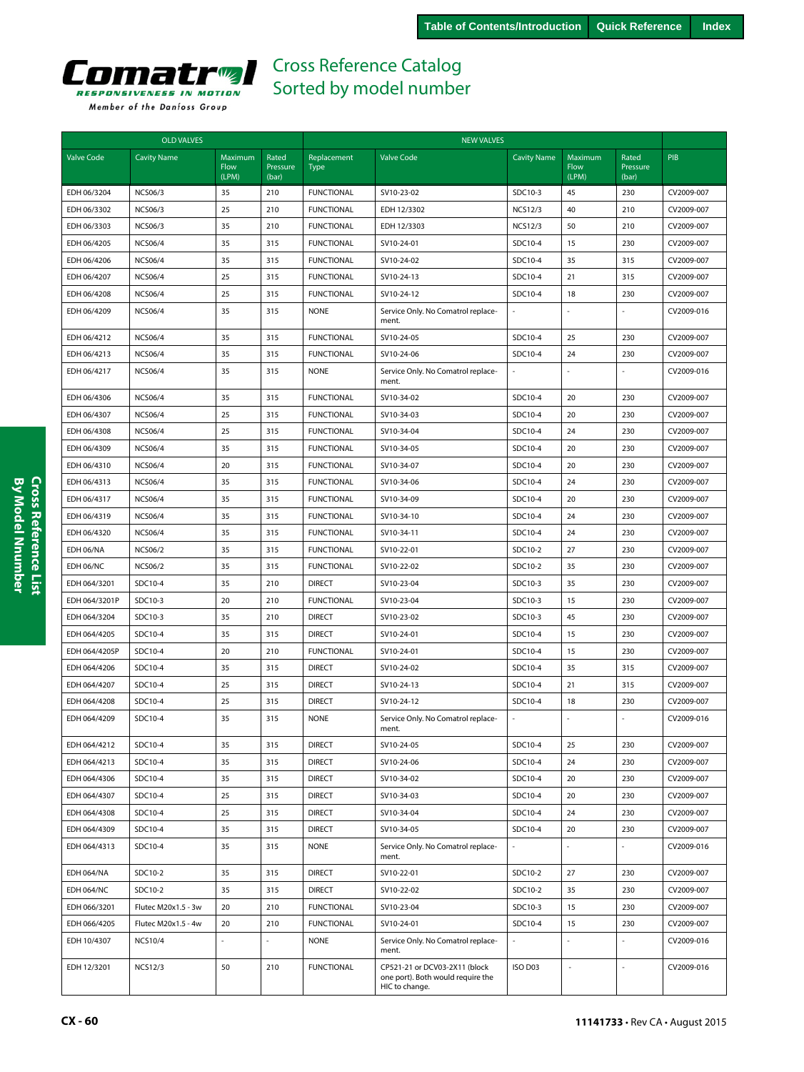# Cross Reference Catalog
## Sorted by model number

| OLD VALVES | | | | NEW VALVES | | | | | |
|---|---|---|---|---|---|---|---|---|---|
| Valve Code | Cavity Name | Maximum Flow (LPM) | Rated Pressure (bar) | Replacement Type | Valve Code | Cavity Name | Maximum Flow (LPM) | Rated Pressure (bar) | PIB |
| EDH 06/3204 | NCS06/3 | 35 | 210 | FUNCTIONAL | SV10-23-02 | SDC10-3 | 45 | 230 | CV2009-007 |
| EDH 06/3302 | NCS06/3 | 25 | 210 | FUNCTIONAL | EDH 12/3302 | NCS12/3 | 40 | 210 | CV2009-007 |
| EDH 06/3303 | NCS06/3 | 35 | 210 | FUNCTIONAL | EDH 12/3303 | NCS12/3 | 50 | 210 | CV2009-007 |
| EDH 06/4205 | NCS06/4 | 35 | 315 | FUNCTIONAL | SV10-24-01 | SDC10-4 | 15 | 230 | CV2009-007 |
| EDH 06/4206 | NCS06/4 | 35 | 315 | FUNCTIONAL | SV10-24-02 | SDC10-4 | 35 | 315 | CV2009-007 |
| EDH 06/4207 | NCS06/4 | 25 | 315 | FUNCTIONAL | SV10-24-13 | SDC10-4 | 21 | 315 | CV2009-007 |
| EDH 06/4208 | NCS06/4 | 25 | 315 | FUNCTIONAL | SV10-24-12 | SDC10-4 | 18 | 230 | CV2009-007 |
| EDH 06/4209 | NCS06/4 | 35 | 315 | NONE | Service Only. No Comatrol replacement. | - | - | - | CV2009-016 |
| EDH 06/4212 | NCS06/4 | 35 | 315 | FUNCTIONAL | SV10-24-05 | SDC10-4 | 25 | 230 | CV2009-007 |
| EDH 06/4213 | NCS06/4 | 35 | 315 | FUNCTIONAL | SV10-24-06 | SDC10-4 | 24 | 230 | CV2009-007 |
| EDH 06/4217 | NCS06/4 | 35 | 315 | NONE | Service Only. No Comatrol replacement. | - | - | - | CV2009-016 |
| EDH 06/4306 | NCS06/4 | 35 | 315 | FUNCTIONAL | SV10-34-02 | SDC10-4 | 20 | 230 | CV2009-007 |
| EDH 06/4307 | NCS06/4 | 25 | 315 | FUNCTIONAL | SV10-34-03 | SDC10-4 | 20 | 230 | CV2009-007 |
| EDH 06/4308 | NCS06/4 | 25 | 315 | FUNCTIONAL | SV10-34-04 | SDC10-4 | 24 | 230 | CV2009-007 |
| EDH 06/4309 | NCS06/4 | 35 | 315 | FUNCTIONAL | SV10-34-05 | SDC10-4 | 20 | 230 | CV2009-007 |
| EDH 06/4310 | NCS06/4 | 20 | 315 | FUNCTIONAL | SV10-34-07 | SDC10-4 | 20 | 230 | CV2009-007 |
| EDH 06/4313 | NCS06/4 | 35 | 315 | FUNCTIONAL | SV10-34-06 | SDC10-4 | 24 | 230 | CV2009-007 |
| EDH 06/4317 | NCS06/4 | 35 | 315 | FUNCTIONAL | SV10-34-09 | SDC10-4 | 20 | 230 | CV2009-007 |
| EDH 06/4319 | NCS06/4 | 35 | 315 | FUNCTIONAL | SV10-34-10 | SDC10-4 | 24 | 230 | CV2009-007 |
| EDH 06/4320 | NCS06/4 | 35 | 315 | FUNCTIONAL | SV10-34-11 | SDC10-4 | 24 | 230 | CV2009-007 |
| EDH 06/NA | NCS06/2 | 35 | 315 | FUNCTIONAL | SV10-22-01 | SDC10-2 | 27 | 230 | CV2009-007 |
| EDH 06/NC | NCS06/2 | 35 | 315 | FUNCTIONAL | SV10-22-02 | SDC10-2 | 35 | 230 | CV2009-007 |
| EDH 064/3201 | SDC10-4 | 35 | 210 | DIRECT | SV10-23-04 | SDC10-3 | 35 | 230 | CV2009-007 |
| EDH 064/3201P | SDC10-3 | 20 | 210 | FUNCTIONAL | SV10-23-04 | SDC10-3 | 15 | 230 | CV2009-007 |
| EDH 064/3204 | SDC10-3 | 35 | 210 | DIRECT | SV10-23-02 | SDC10-3 | 45 | 230 | CV2009-007 |
| EDH 064/4205 | SDC10-4 | 35 | 315 | DIRECT | SV10-24-01 | SDC10-4 | 15 | 230 | CV2009-007 |
| EDH 064/4205P | SDC10-4 | 20 | 210 | FUNCTIONAL | SV10-24-01 | SDC10-4 | 15 | 230 | CV2009-007 |
| EDH 064/4206 | SDC10-4 | 35 | 315 | DIRECT | SV10-24-02 | SDC10-4 | 35 | 315 | CV2009-007 |
| EDH 064/4207 | SDC10-4 | 25 | 315 | DIRECT | SV10-24-13 | SDC10-4 | 21 | 315 | CV2009-007 |
| EDH 064/4208 | SDC10-4 | 25 | 315 | DIRECT | SV10-24-12 | SDC10-4 | 18 | 230 | CV2009-007 |
| EDH 064/4209 | SDC10-4 | 35 | 315 | NONE | Service Only. No Comatrol replacement. | - | - | - | CV2009-016 |
| EDH 064/4212 | SDC10-4 | 35 | 315 | DIRECT | SV10-24-05 | SDC10-4 | 25 | 230 | CV2009-007 |
| EDH 064/4213 | SDC10-4 | 35 | 315 | DIRECT | SV10-24-06 | SDC10-4 | 24 | 230 | CV2009-007 |
| EDH 064/4306 | SDC10-4 | 35 | 315 | DIRECT | SV10-34-02 | SDC10-4 | 20 | 230 | CV2009-007 |
| EDH 064/4307 | SDC10-4 | 25 | 315 | DIRECT | SV10-34-03 | SDC10-4 | 20 | 230 | CV2009-007 |
| EDH 064/4308 | SDC10-4 | 25 | 315 | DIRECT | SV10-34-04 | SDC10-4 | 24 | 230 | CV2009-007 |
| EDH 064/4309 | SDC10-4 | 35 | 315 | DIRECT | SV10-34-05 | SDC10-4 | 20 | 230 | CV2009-007 |
| EDH 064/4313 | SDC10-4 | 35 | 315 | NONE | Service Only. No Comatrol replacement. | - | - | - | CV2009-016 |
| EDH 064/NA | SDC10-2 | 35 | 315 | DIRECT | SV10-22-01 | SDC10-2 | 27 | 230 | CV2009-007 |
| EDH 064/NC | SDC10-2 | 35 | 315 | DIRECT | SV10-22-02 | SDC10-2 | 35 | 230 | CV2009-007 |
| EDH 066/3201 | Flutec M20x1.5 - 3w | 20 | 210 | FUNCTIONAL | SV10-23-04 | SDC10-3 | 15 | 230 | CV2009-007 |
| EDH 066/4205 | Flutec M20x1.5 - 4w | 20 | 210 | FUNCTIONAL | SV10-24-01 | SDC10-4 | 15 | 230 | CV2009-007 |
| EDH 10/4307 | NCS10/4 | - | - | NONE | Service Only. No Comatrol replacement. | - | - | - | CV2009-016 |
| EDH 12/3201 | NCS12/3 | 50 | 210 | FUNCTIONAL | CP521-21 or DCV03-2X11 (block one port). Both would require the HIC to change. | ISO D03 | - | - | CV2009-016 |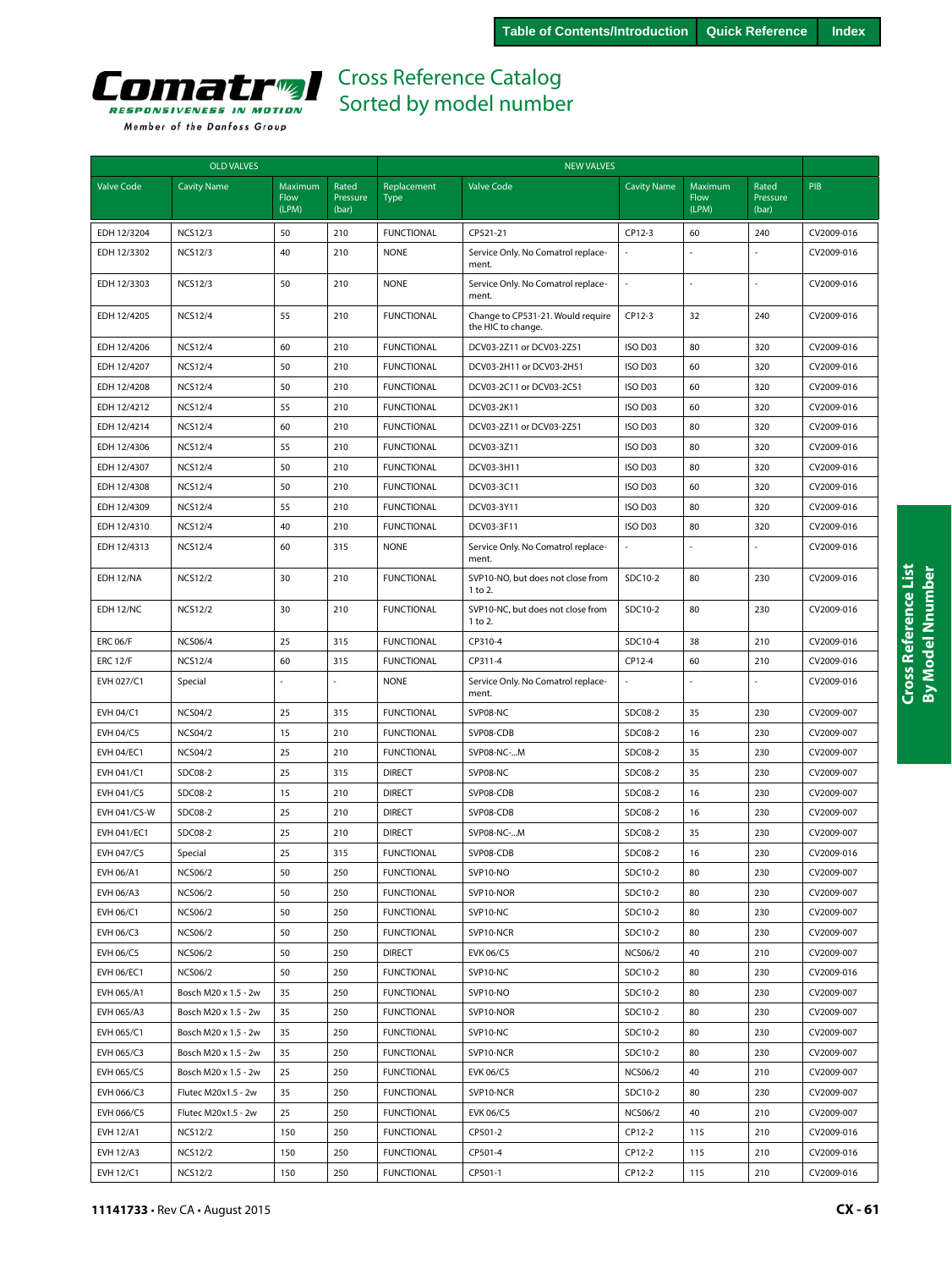# Cross Reference Catalog
## Sorted by model number

| OLD VALVES | | | | NEW VALVES | | | | | |
|---|---|---|---|---|---|---|---|---|---|
| Valve Code | Cavity Name | Maximum Flow (LPM) | Rated Pressure (bar) | Replacement Type | Valve Code | Cavity Name | Maximum Flow (LPM) | Rated Pressure (bar) | PIB |
| EDH 12/3204 | NCS12/3 | 50 | 210 | FUNCTIONAL | CP521-21 | CP12-3 | 60 | 240 | CV2009-016 |
| EDH 12/3302 | NCS12/3 | 40 | 210 | NONE | Service Only. No Comatrol replacement. | - | - | - | CV2009-016 |
| EDH 12/3303 | NCS12/3 | 50 | 210 | NONE | Service Only. No Comatrol replacement. | - | - | - | CV2009-016 |
| EDH 12/4205 | NCS12/4 | 55 | 210 | FUNCTIONAL | Change to CP531-21. Would require the HIC to change. | CP12-3 | 32 | 240 | CV2009-016 |
| EDH 12/4206 | NCS12/4 | 60 | 210 | FUNCTIONAL | DCV03-2Z11 or DCV03-2Z51 | ISO D03 | 80 | 320 | CV2009-016 |
| EDH 12/4207 | NCS12/4 | 50 | 210 | FUNCTIONAL | DCV03-2H11 or DCV03-2H51 | ISO D03 | 60 | 320 | CV2009-016 |
| EDH 12/4208 | NCS12/4 | 50 | 210 | FUNCTIONAL | DCV03-2C11 or DCV03-2C51 | ISO D03 | 60 | 320 | CV2009-016 |
| EDH 12/4212 | NCS12/4 | 55 | 210 | FUNCTIONAL | DCV03-2K11 | ISO D03 | 60 | 320 | CV2009-016 |
| EDH 12/4214 | NCS12/4 | 60 | 210 | FUNCTIONAL | DCV03-2Z11 or DCV03-2Z51 | ISO D03 | 80 | 320 | CV2009-016 |
| EDH 12/4306 | NCS12/4 | 55 | 210 | FUNCTIONAL | DCV03-3Z11 | ISO D03 | 80 | 320 | CV2009-016 |
| EDH 12/4307 | NCS12/4 | 50 | 210 | FUNCTIONAL | DCV03-3H11 | ISO D03 | 80 | 320 | CV2009-016 |
| EDH 12/4308 | NCS12/4 | 50 | 210 | FUNCTIONAL | DCV03-3C11 | ISO D03 | 60 | 320 | CV2009-016 |
| EDH 12/4309 | NCS12/4 | 55 | 210 | FUNCTIONAL | DCV03-3Y11 | ISO D03 | 80 | 320 | CV2009-016 |
| EDH 12/4310 | NCS12/4 | 40 | 210 | FUNCTIONAL | DCV03-3F11 | ISO D03 | 80 | 320 | CV2009-016 |
| EDH 12/4313 | NCS12/4 | 60 | 315 | NONE | Service Only. No Comatrol replacement. | - | - | - | CV2009-016 |
| EDH 12/NA | NCS12/2 | 30 | 210 | FUNCTIONAL | SVP10-NO, but does not close from 1 to 2. | SDC10-2 | 80 | 230 | CV2009-016 |
| EDH 12/NC | NCS12/2 | 30 | 210 | FUNCTIONAL | SVP10-NC, but does not close from 1 to 2. | SDC10-2 | 80 | 230 | CV2009-016 |
| ERC 06/F | NCS06/4 | 25 | 315 | FUNCTIONAL | CP310-4 | SDC10-4 | 38 | 210 | CV2009-016 |
| ERC 12/F | NCS12/4 | 60 | 315 | FUNCTIONAL | CP311-4 | CP12-4 | 60 | 210 | CV2009-016 |
| EVH 027/C1 | Special | - | - | NONE | Service Only. No Comatrol replacement. | - | - | - | CV2009-016 |
| EVH 04/C1 | NCS04/2 | 25 | 315 | FUNCTIONAL | SVP08-NC | SDC08-2 | 35 | 230 | CV2009-007 |
| EVH 04/C5 | NCS04/2 | 15 | 210 | FUNCTIONAL | SVP08-CDB | SDC08-2 | 16 | 230 | CV2009-007 |
| EVH 04/EC1 | NCS04/2 | 25 | 210 | FUNCTIONAL | SVP08-NC-...M | SDC08-2 | 35 | 230 | CV2009-007 |
| EVH 041/C1 | SDC08-2 | 25 | 315 | DIRECT | SVP08-NC | SDC08-2 | 35 | 230 | CV2009-007 |
| EVH 041/C5 | SDC08-2 | 15 | 210 | DIRECT | SVP08-CDB | SDC08-2 | 16 | 230 | CV2009-007 |
| EVH 041/C5-W | SDC08-2 | 25 | 210 | DIRECT | SVP08-CDB | SDC08-2 | 16 | 230 | CV2009-007 |
| EVH 041/EC1 | SDC08-2 | 25 | 210 | DIRECT | SVP08-NC-...M | SDC08-2 | 35 | 230 | CV2009-007 |
| EVH 047/C5 | Special | 25 | 315 | FUNCTIONAL | SVP08-CDB | SDC08-2 | 16 | 230 | CV2009-016 |
| EVH 06/A1 | NCS06/2 | 50 | 250 | FUNCTIONAL | SVP10-NO | SDC10-2 | 80 | 230 | CV2009-007 |
| EVH 06/A3 | NCS06/2 | 50 | 250 | FUNCTIONAL | SVP10-NOR | SDC10-2 | 80 | 230 | CV2009-007 |
| EVH 06/C1 | NCS06/2 | 50 | 250 | FUNCTIONAL | SVP10-NC | SDC10-2 | 80 | 230 | CV2009-007 |
| EVH 06/C3 | NCS06/2 | 50 | 250 | FUNCTIONAL | SVP10-NCR | SDC10-2 | 80 | 230 | CV2009-007 |
| EVH 06/C5 | NCS06/2 | 50 | 250 | DIRECT | EVK 06/C5 | NCS06/2 | 40 | 210 | CV2009-007 |
| EVH 06/EC1 | NCS06/2 | 50 | 250 | FUNCTIONAL | SVP10-NC | SDC10-2 | 80 | 230 | CV2009-016 |
| EVH 065/A1 | Bosch M20 x 1.5 - 2w | 35 | 250 | FUNCTIONAL | SVP10-NO | SDC10-2 | 80 | 230 | CV2009-007 |
| EVH 065/A3 | Bosch M20 x 1.5 - 2w | 35 | 250 | FUNCTIONAL | SVP10-NOR | SDC10-2 | 80 | 230 | CV2009-007 |
| EVH 065/C1 | Bosch M20 x 1.5 - 2w | 35 | 250 | FUNCTIONAL | SVP10-NC | SDC10-2 | 80 | 230 | CV2009-007 |
| EVH 065/C3 | Bosch M20 x 1.5 - 2w | 35 | 250 | FUNCTIONAL | SVP10-NCR | SDC10-2 | 80 | 230 | CV2009-007 |
| EVH 065/C5 | Bosch M20 x 1.5 - 2w | 25 | 250 | FUNCTIONAL | EVK 06/C5 | NCS06/2 | 40 | 210 | CV2009-007 |
| EVH 066/C3 | Flutec M20x1.5 - 2w | 35 | 250 | FUNCTIONAL | SVP10-NCR | SDC10-2 | 80 | 230 | CV2009-007 |
| EVH 066/C5 | Flutec M20x1.5 - 2w | 25 | 250 | FUNCTIONAL | EVK 06/C5 | NCS06/2 | 40 | 210 | CV2009-007 |
| EVH 12/A1 | NCS12/2 | 150 | 250 | FUNCTIONAL | CP501-2 | CP12-2 | 115 | 210 | CV2009-016 |
| EVH 12/A3 | NCS12/2 | 150 | 250 | FUNCTIONAL | CP501-4 | CP12-2 | 115 | 210 | CV2009-016 |
| EVH 12/C1 | NCS12/2 | 150 | 250 | FUNCTIONAL | CP501-1 | CP12-2 | 115 | 210 | CV2009-016 |

11141733 • Rev CA • August 2015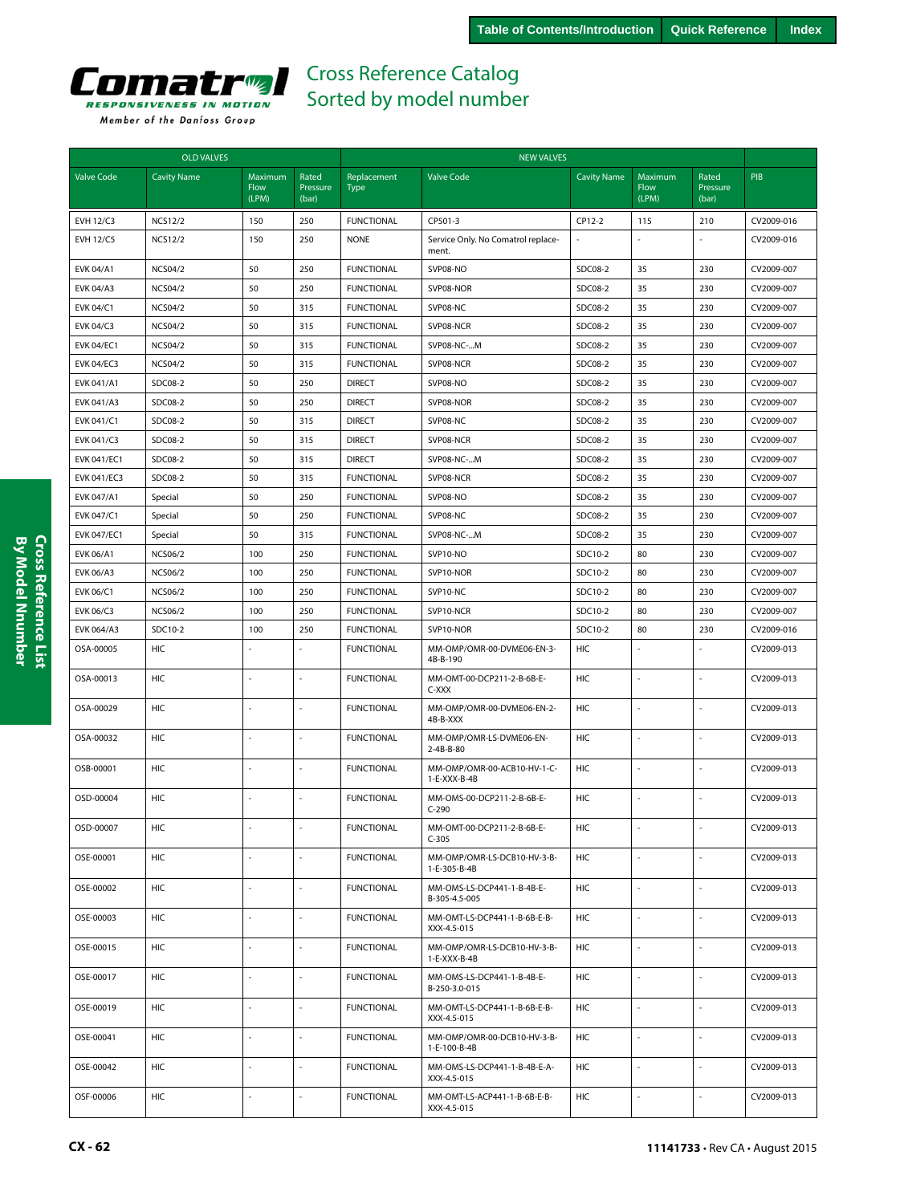# Cross Reference Catalog
## Sorted by model number

| OLD VALVES | | | | NEW VALVES | | | | | |
|---|---|---|---|---|---|---|---|---|---|
| Valve Code | Cavity Name | Maximum Flow (LPM) | Rated Pressure (bar) | Replacement Type | Valve Code | Cavity Name | Maximum Flow (LPM) | Rated Pressure (bar) | PIB |
| EVH 12/C3 | NCS12/2 | 150 | 250 | FUNCTIONAL | CP501-3 | CP12-2 | 115 | 210 | CV2009-016 |
| EVH 12/C5 | NCS12/2 | 150 | 250 | NONE | Service Only. No Comatrol replacement. | - | - | - | CV2009-016 |
| EVK 04/A1 | NCS04/2 | 50 | 250 | FUNCTIONAL | SVP08-NO | SDC08-2 | 35 | 230 | CV2009-007 |
| EVK 04/A3 | NCS04/2 | 50 | 250 | FUNCTIONAL | SVP08-NOR | SDC08-2 | 35 | 230 | CV2009-007 |
| EVK 04/C1 | NCS04/2 | 50 | 315 | FUNCTIONAL | SVP08-NC | SDC08-2 | 35 | 230 | CV2009-007 |
| EVK 04/C3 | NCS04/2 | 50 | 315 | FUNCTIONAL | SVP08-NCR | SDC08-2 | 35 | 230 | CV2009-007 |
| EVK 04/EC1 | NCS04/2 | 50 | 315 | FUNCTIONAL | SVP08-NC-...M | SDC08-2 | 35 | 230 | CV2009-007 |
| EVK 04/EC3 | NCS04/2 | 50 | 315 | FUNCTIONAL | SVP08-NCR | SDC08-2 | 35 | 230 | CV2009-007 |
| EVK 041/A1 | SDC08-2 | 50 | 250 | DIRECT | SVP08-NO | SDC08-2 | 35 | 230 | CV2009-007 |
| EVK 041/A3 | SDC08-2 | 50 | 250 | DIRECT | SVP08-NOR | SDC08-2 | 35 | 230 | CV2009-007 |
| EVK 041/C1 | SDC08-2 | 50 | 315 | DIRECT | SVP08-NC | SDC08-2 | 35 | 230 | CV2009-007 |
| EVK 041/C3 | SDC08-2 | 50 | 315 | DIRECT | SVP08-NCR | SDC08-2 | 35 | 230 | CV2009-007 |
| EVK 041/EC1 | SDC08-2 | 50 | 315 | DIRECT | SVP08-NC-...M | SDC08-2 | 35 | 230 | CV2009-007 |
| EVK 041/EC3 | SDC08-2 | 50 | 315 | FUNCTIONAL | SVP08-NCR | SDC08-2 | 35 | 230 | CV2009-007 |
| EVK 047/A1 | Special | 50 | 250 | FUNCTIONAL | SVP08-NO | SDC08-2 | 35 | 230 | CV2009-007 |
| EVK 047/C1 | Special | 50 | 250 | FUNCTIONAL | SVP08-NC | SDC08-2 | 35 | 230 | CV2009-007 |
| EVK 047/EC1 | Special | 50 | 315 | FUNCTIONAL | SVP08-NC-...M | SDC08-2 | 35 | 230 | CV2009-007 |
| EVK 06/A1 | NCS06/2 | 100 | 250 | FUNCTIONAL | SVP10-NO | SDC10-2 | 80 | 230 | CV2009-007 |
| EVK 06/A3 | NCS06/2 | 100 | 250 | FUNCTIONAL | SVP10-NOR | SDC10-2 | 80 | 230 | CV2009-007 |
| EVK 06/C1 | NCS06/2 | 100 | 250 | FUNCTIONAL | SVP10-NC | SDC10-2 | 80 | 230 | CV2009-007 |
| EVK 06/C3 | NCS06/2 | 100 | 250 | FUNCTIONAL | SVP10-NCR | SDC10-2 | 80 | 230 | CV2009-007 |
| EVK 064/A3 | SDC10-2 | 100 | 250 | FUNCTIONAL | SVP10-NOR | SDC10-2 | 80 | 230 | CV2009-016 |
| OSA-00005 | HIC | - | - | FUNCTIONAL | MM-OMP/OMR-00-DVME06-EN-3-4B-B-190 | HIC | - | - | CV2009-013 |
| OSA-00013 | HIC | - | - | FUNCTIONAL | MM-OMT-00-DCP211-2-B-6B-E-C-XXX | HIC | - | - | CV2009-013 |
| OSA-00029 | HIC | - | - | FUNCTIONAL | MM-OMP/OMR-00-DVME06-EN-2-4B-B-XXX | HIC | - | - | CV2009-013 |
| OSA-00032 | HIC | - | - | FUNCTIONAL | MM-OMP/OMR-LS-DVME06-EN-2-4B-B-80 | HIC | - | - | CV2009-013 |
| OSB-00001 | HIC | - | - | FUNCTIONAL | MM-OMP/OMR-00-ACB10-HV-1-C-1-E-XXX-B-4B | HIC | - | - | CV2009-013 |
| OSD-00004 | HIC | - | - | FUNCTIONAL | MM-OMS-00-DCP211-2-B-6B-E-C-290 | HIC | - | - | CV2009-013 |
| OSD-00007 | HIC | - | - | FUNCTIONAL | MM-OMT-00-DCP211-2-B-6B-E-C-305 | HIC | - | - | CV2009-013 |
| OSE-00001 | HIC | - | - | FUNCTIONAL | MM-OMP/OMR-LS-DCB10-HV-3-B-1-E-305-B-4B | HIC | - | - | CV2009-013 |
| OSE-00002 | HIC | - | - | FUNCTIONAL | MM-OMS-LS-DCP441-1-B-4B-E-B-305-4.5-005 | HIC | - | - | CV2009-013 |
| OSE-00003 | HIC | - | - | FUNCTIONAL | MM-OMT-LS-DCP441-1-B-6B-E-B-XXX-4.5-015 | HIC | - | - | CV2009-013 |
| OSE-00015 | HIC | - | - | FUNCTIONAL | MM-OMP/OMR-LS-DCB10-HV-3-B-1-E-XXX-B-4B | HIC | - | - | CV2009-013 |
| OSE-00017 | HIC | - | - | FUNCTIONAL | MM-OMS-LS-DCP441-1-B-4B-E-B-250-3.0-015 | HIC | - | - | CV2009-013 |
| OSE-00019 | HIC | - | - | FUNCTIONAL | MM-OMT-LS-DCP441-1-B-6B-E-B-XXX-4.5-015 | HIC | - | - | CV2009-013 |
| OSE-00041 | HIC | - | - | FUNCTIONAL | MM-OMP/OMR-00-DCB10-HV-3-B-1-E-100-B-4B | HIC | - | - | CV2009-013 |
| OSE-00042 | HIC | - | - | FUNCTIONAL | MM-OMS-LS-DCP441-1-B-4B-E-A-XXX-4.5-015 | HIC | - | - | CV2009-013 |
| OSF-00006 | HIC | - | - | FUNCTIONAL | MM-OMT-LS-ACP441-1-B-6B-E-B-XXX-4.5-015 | HIC | - | - | CV2009-013 |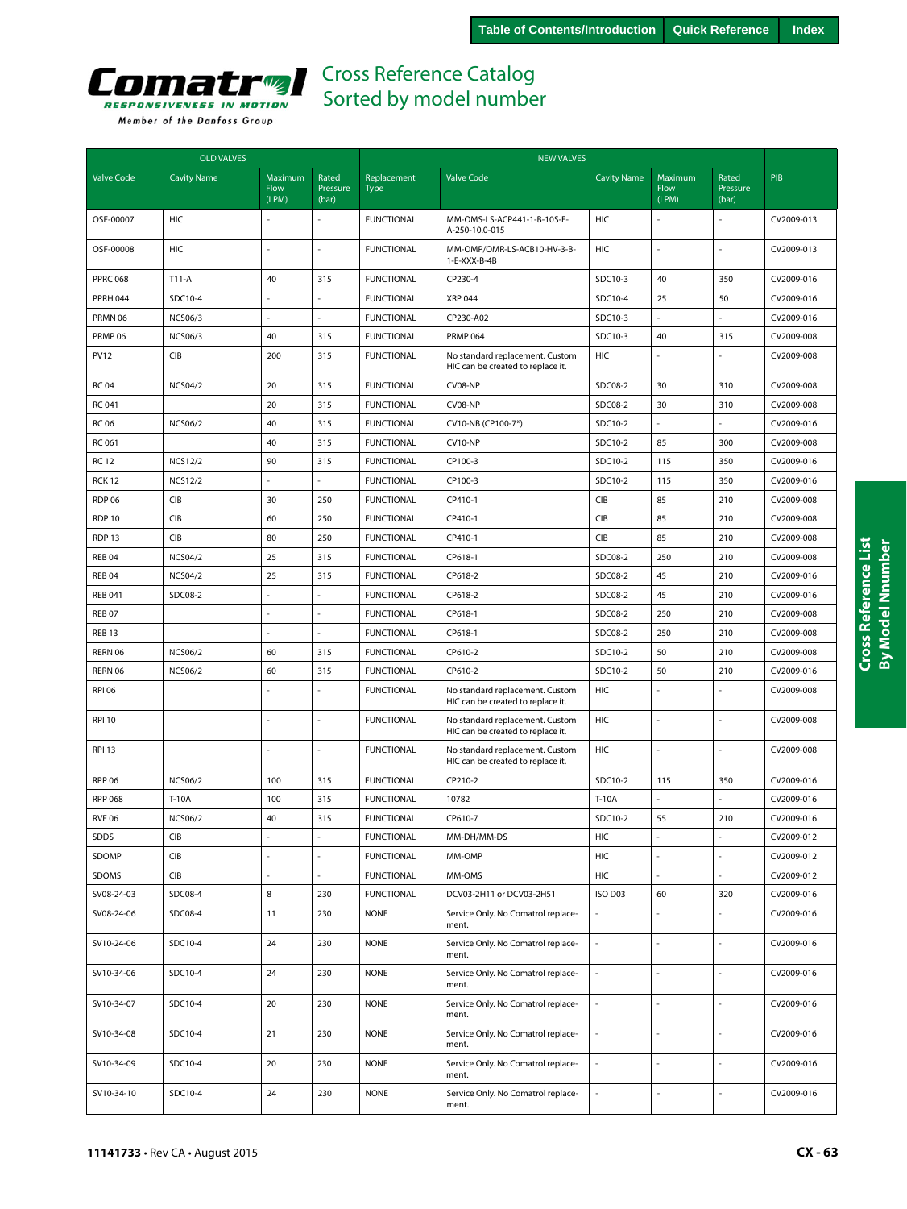# Cross Reference Catalog
## Sorted by model number

| OLD VALVES | | | | NEW VALVES | | | | | |
|---|---|---|---|---|---|---|---|---|---|
| Valve Code | Cavity Name | Maximum Flow (LPM) | Rated Pressure (bar) | Replacement Type | Valve Code | Cavity Name | Maximum Flow (LPM) | Rated Pressure (bar) | PIB |
| OSF-00007 | HIC | - | - | FUNCTIONAL | MM-OMS-LS-ACP441-1-B-10S-E-A-250-10.0-015 | HIC | - | - | CV2009-013 |
| OSF-00008 | HIC | - | - | FUNCTIONAL | MM-OMP/OMR-LS-ACB10-HV-3-B-1-E-XXX-B-4B | HIC | - | - | CV2009-013 |
| PPRC 068 | T11-A | 40 | 315 | FUNCTIONAL | CP230-4 | SDC10-3 | 40 | 350 | CV2009-016 |
| PPRH 044 | SDC10-4 | - | - | FUNCTIONAL | XRP 044 | SDC10-4 | 25 | 50 | CV2009-016 |
| PRMN 06 | NCS06/3 | - | - | FUNCTIONAL | CP230-A02 | SDC10-3 | - | - | CV2009-016 |
| PRMP 06 | NCS06/3 | 40 | 315 | FUNCTIONAL | PRMP 064 | SDC10-3 | 40 | 315 | CV2009-008 |
| PV12 | CIB | 200 | 315 | FUNCTIONAL | No standard replacement. Custom HIC can be created to replace it. | HIC | - | - | CV2009-008 |
| RC 04 | NCS04/2 | 20 | 315 | FUNCTIONAL | CV08-NP | SDC08-2 | 30 | 310 | CV2009-008 |
| RC 041 | | 20 | 315 | FUNCTIONAL | CV08-NP | SDC08-2 | 30 | 310 | CV2009-008 |
| RC 06 | NCS06/2 | 40 | 315 | FUNCTIONAL | CV10-NB (CP100-7*) | SDC10-2 | - | - | CV2009-016 |
| RC 061 | | 40 | 315 | FUNCTIONAL | CV10-NP | SDC10-2 | 85 | 300 | CV2009-008 |
| RC 12 | NCS12/2 | 90 | 315 | FUNCTIONAL | CP100-3 | SDC10-2 | 115 | 350 | CV2009-016 |
| RCK 12 | NCS12/2 | - | - | FUNCTIONAL | CP100-3 | SDC10-2 | 115 | 350 | CV2009-016 |
| RDP 06 | CIB | 30 | 250 | FUNCTIONAL | CP410-1 | CIB | 85 | 210 | CV2009-008 |
| RDP 10 | CIB | 60 | 250 | FUNCTIONAL | CP410-1 | CIB | 85 | 210 | CV2009-008 |
| RDP 13 | CIB | 80 | 250 | FUNCTIONAL | CP410-1 | CIB | 85 | 210 | CV2009-008 |
| REB 04 | NCS04/2 | 25 | 315 | FUNCTIONAL | CP618-1 | SDC08-2 | 250 | 210 | CV2009-008 |
| REB 04 | NCS04/2 | 25 | 315 | FUNCTIONAL | CP618-2 | SDC08-2 | 45 | 210 | CV2009-016 |
| REB 041 | SDC08-2 | - | - | FUNCTIONAL | CP618-2 | SDC08-2 | 45 | 210 | CV2009-016 |
| REB 07 | | - | - | FUNCTIONAL | CP618-1 | SDC08-2 | 250 | 210 | CV2009-008 |
| REB 13 | | - | - | FUNCTIONAL | CP618-1 | SDC08-2 | 250 | 210 | CV2009-008 |
| RERN 06 | NCS06/2 | 60 | 315 | FUNCTIONAL | CP610-2 | SDC10-2 | 50 | 210 | CV2009-008 |
| RERN 06 | NCS06/2 | 60 | 315 | FUNCTIONAL | CP610-2 | SDC10-2 | 50 | 210 | CV2009-016 |
| RPI 06 | | - | - | FUNCTIONAL | No standard replacement. Custom HIC can be created to replace it. | HIC | - | - | CV2009-008 |
| RPI 10 | | - | - | FUNCTIONAL | No standard replacement. Custom HIC can be created to replace it. | HIC | - | - | CV2009-008 |
| RPI 13 | | - | - | FUNCTIONAL | No standard replacement. Custom HIC can be created to replace it. | HIC | - | - | CV2009-008 |
| RPP 06 | NCS06/2 | 100 | 315 | FUNCTIONAL | CP210-2 | SDC10-2 | 115 | 350 | CV2009-016 |
| RPP 068 | T-10A | 100 | 315 | FUNCTIONAL | 10782 | T-10A | - | - | CV2009-016 |
| RVE 06 | NCS06/2 | 40 | 315 | FUNCTIONAL | CP610-7 | SDC10-2 | 55 | 210 | CV2009-016 |
| SDDS | CIB | - | - | FUNCTIONAL | MM-DH/MM-DS | HIC | - | - | CV2009-012 |
| SDOMP | CIB | - | - | FUNCTIONAL | MM-OMP | HIC | - | - | CV2009-012 |
| SDOMS | CIB | - | - | FUNCTIONAL | MM-OMS | HIC | - | - | CV2009-012 |
| SV08-24-03 | SDC08-4 | 8 | 230 | FUNCTIONAL | DCV03-2H11 or DCV03-2H51 | ISO D03 | 60 | 320 | CV2009-016 |
| SV08-24-06 | SDC08-4 | 11 | 230 | NONE | Service Only. No Comatrol replacement. | - | - | - | CV2009-016 |
| SV10-24-06 | SDC10-4 | 24 | 230 | NONE | Service Only. No Comatrol replacement. | - | - | - | CV2009-016 |
| SV10-34-06 | SDC10-4 | 24 | 230 | NONE | Service Only. No Comatrol replacement. | - | - | - | CV2009-016 |
| SV10-34-07 | SDC10-4 | 20 | 230 | NONE | Service Only. No Comatrol replacement. | - | - | - | CV2009-016 |
| SV10-34-08 | SDC10-4 | 21 | 230 | NONE | Service Only. No Comatrol replacement. | - | - | - | CV2009-016 |
| SV10-34-09 | SDC10-4 | 20 | 230 | NONE | Service Only. No Comatrol replacement. | - | - | - | CV2009-016 |
| SV10-34-10 | SDC10-4 | 24 | 230 | NONE | Service Only. No Comatrol replacement. | - | - | - | CV2009-016 |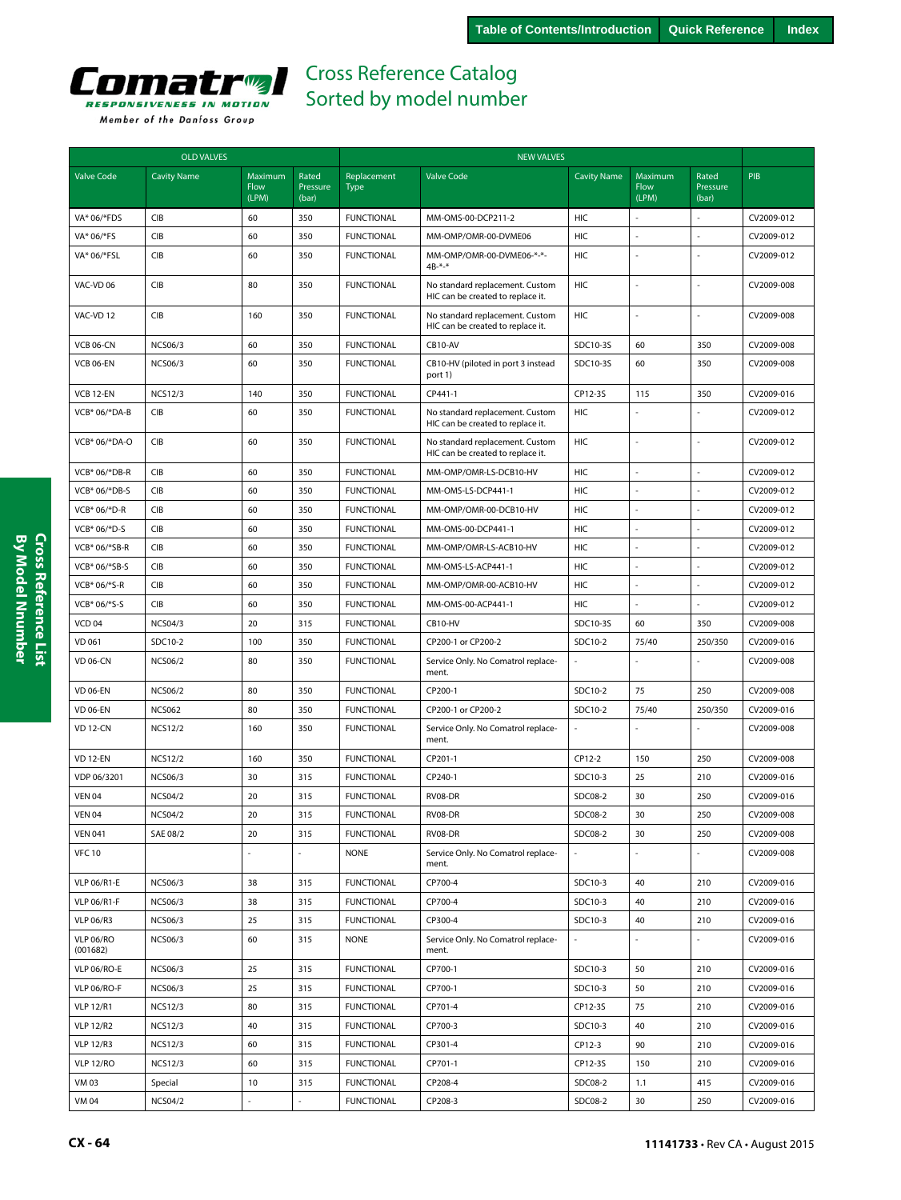# Cross Reference Catalog
## Sorted by model number

| OLD VALVES | | | | NEW VALVES | | | | | |
|---|---|---|---|---|---|---|---|---|---|
| Valve Code | Cavity Name | Maximum Flow (LPM) | Rated Pressure (bar) | Replacement Type | Valve Code | Cavity Name | Maximum Flow (LPM) | Rated Pressure (bar) | PIB |
| VA* 06/*FDS | CIB | 60 | 350 | FUNCTIONAL | MM-OMS-00-DCP211-2 | HIC | - | - | CV2009-012 |
| VA* 06/*FS | CIB | 60 | 350 | FUNCTIONAL | MM-OMP/OMR-00-DVME06 | HIC | - | - | CV2009-012 |
| VA* 06/*FSL | CIB | 60 | 350 | FUNCTIONAL | MM-OMP/OMR-00-DVME06-*-*-4B-*-* | HIC | - | - | CV2009-012 |
| VAC-VD 06 | CIB | 80 | 350 | FUNCTIONAL | No standard replacement. Custom HIC can be created to replace it. | HIC | - | - | CV2009-008 |
| VAC-VD 12 | CIB | 160 | 350 | FUNCTIONAL | No standard replacement. Custom HIC can be created to replace it. | HIC | - | - | CV2009-008 |
| VCB 06-CN | NCS06/3 | 60 | 350 | FUNCTIONAL | CB10-AV | SDC10-3S | 60 | 350 | CV2009-008 |
| VCB 06-EN | NCS06/3 | 60 | 350 | FUNCTIONAL | CB10-HV (piloted in port 3 instead port 1) | SDC10-3S | 60 | 350 | CV2009-008 |
| VCB 12-EN | NCS12/3 | 140 | 350 | FUNCTIONAL | CP441-1 | CP12-3S | 115 | 350 | CV2009-016 |
| VCB* 06/*DA-B | CIB | 60 | 350 | FUNCTIONAL | No standard replacement. Custom HIC can be created to replace it. | HIC | - | - | CV2009-012 |
| VCB* 06/*DA-O | CIB | 60 | 350 | FUNCTIONAL | No standard replacement. Custom HIC can be created to replace it. | HIC | - | - | CV2009-012 |
| VCB* 06/*DB-R | CIB | 60 | 350 | FUNCTIONAL | MM-OMP/OMR-LS-DCB10-HV | HIC | - | - | CV2009-012 |
| VCB* 06/*DB-S | CIB | 60 | 350 | FUNCTIONAL | MM-OMS-LS-DCP441-1 | HIC | - | - | CV2009-012 |
| VCB* 06/*D-R | CIB | 60 | 350 | FUNCTIONAL | MM-OMP/OMR-00-DCB10-HV | HIC | - | - | CV2009-012 |
| VCB* 06/*D-S | CIB | 60 | 350 | FUNCTIONAL | MM-OMS-00-DCP441-1 | HIC | - | - | CV2009-012 |
| VCB* 06/*SB-R | CIB | 60 | 350 | FUNCTIONAL | MM-OMP/OMR-LS-ACB10-HV | HIC | - | - | CV2009-012 |
| VCB* 06/*SB-S | CIB | 60 | 350 | FUNCTIONAL | MM-OMS-LS-ACP441-1 | HIC | - | - | CV2009-012 |
| VCB* 06/*S-R | CIB | 60 | 350 | FUNCTIONAL | MM-OMP/OMR-00-ACB10-HV | HIC | - | - | CV2009-012 |
| VCB* 06/*S-S | CIB | 60 | 350 | FUNCTIONAL | MM-OMS-00-ACP441-1 | HIC | - | - | CV2009-012 |
| VCD 04 | NCS04/3 | 20 | 315 | FUNCTIONAL | CB10-HV | SDC10-3S | 60 | 350 | CV2009-008 |
| VD 061 | SDC10-2 | 100 | 350 | FUNCTIONAL | CP200-1 or CP200-2 | SDC10-2 | 75/40 | 250/350 | CV2009-016 |
| VD 06-CN | NCS06/2 | 80 | 350 | FUNCTIONAL | Service Only. No Comatrol replacement. | - | - | - | CV2009-008 |
| VD 06-EN | NCS06/2 | 80 | 350 | FUNCTIONAL | CP200-1 | SDC10-2 | 75 | 250 | CV2009-008 |
| VD 06-EN | NCS062 | 80 | 350 | FUNCTIONAL | CP200-1 or CP200-2 | SDC10-2 | 75/40 | 250/350 | CV2009-016 |
| VD 12-CN | NCS12/2 | 160 | 350 | FUNCTIONAL | Service Only. No Comatrol replacement. | - | - | - | CV2009-008 |
| VD 12-EN | NCS12/2 | 160 | 350 | FUNCTIONAL | CP201-1 | CP12-2 | 150 | 250 | CV2009-008 |
| VDP 06/3201 | NCS06/3 | 30 | 315 | FUNCTIONAL | CP240-1 | SDC10-3 | 25 | 210 | CV2009-016 |
| VEN 04 | NCS04/2 | 20 | 315 | FUNCTIONAL | RV08-DR | SDC08-2 | 30 | 250 | CV2009-016 |
| VEN 04 | NCS04/2 | 20 | 315 | FUNCTIONAL | RV08-DR | SDC08-2 | 30 | 250 | CV2009-008 |
| VEN 041 | SAE 08/2 | 20 | 315 | FUNCTIONAL | RV08-DR | SDC08-2 | 30 | 250 | CV2009-008 |
| VFC 10 | | - | - | NONE | Service Only. No Comatrol replacement. | - | - | - | CV2009-008 |
| VLP 06/R1-E | NCS06/3 | 38 | 315 | FUNCTIONAL | CP700-4 | SDC10-3 | 40 | 210 | CV2009-016 |
| VLP 06/R1-F | NCS06/3 | 38 | 315 | FUNCTIONAL | CP700-4 | SDC10-3 | 40 | 210 | CV2009-016 |
| VLP 06/R3 | NCS06/3 | 25 | 315 | FUNCTIONAL | CP300-4 | SDC10-3 | 40 | 210 | CV2009-016 |
| VLP 06/RO (001682) | NCS06/3 | 60 | 315 | NONE | Service Only. No Comatrol replacement. | - | - | - | CV2009-016 |
| VLP 06/RO-E | NCS06/3 | 25 | 315 | FUNCTIONAL | CP700-1 | SDC10-3 | 50 | 210 | CV2009-016 |
| VLP 06/RO-F | NCS06/3 | 25 | 315 | FUNCTIONAL | CP700-1 | SDC10-3 | 50 | 210 | CV2009-016 |
| VLP 12/R1 | NCS12/3 | 80 | 315 | FUNCTIONAL | CP701-4 | CP12-3S | 75 | 210 | CV2009-016 |
| VLP 12/R2 | NCS12/3 | 40 | 315 | FUNCTIONAL | CP700-3 | SDC10-3 | 40 | 210 | CV2009-016 |
| VLP 12/R3 | NCS12/3 | 60 | 315 | FUNCTIONAL | CP301-4 | CP12-3 | 90 | 210 | CV2009-016 |
| VLP 12/RO | NCS12/3 | 60 | 315 | FUNCTIONAL | CP701-1 | CP12-3S | 150 | 210 | CV2009-016 |
| VM 03 | Special | 10 | 315 | FUNCTIONAL | CP208-4 | SDC08-2 | 1.1 | 415 | CV2009-016 |
| VM 04 | NCS04/2 | - | - | FUNCTIONAL | CP208-3 | SDC08-2 | 30 | 250 | CV2009-016 |

11141733 • Rev CA • August 2015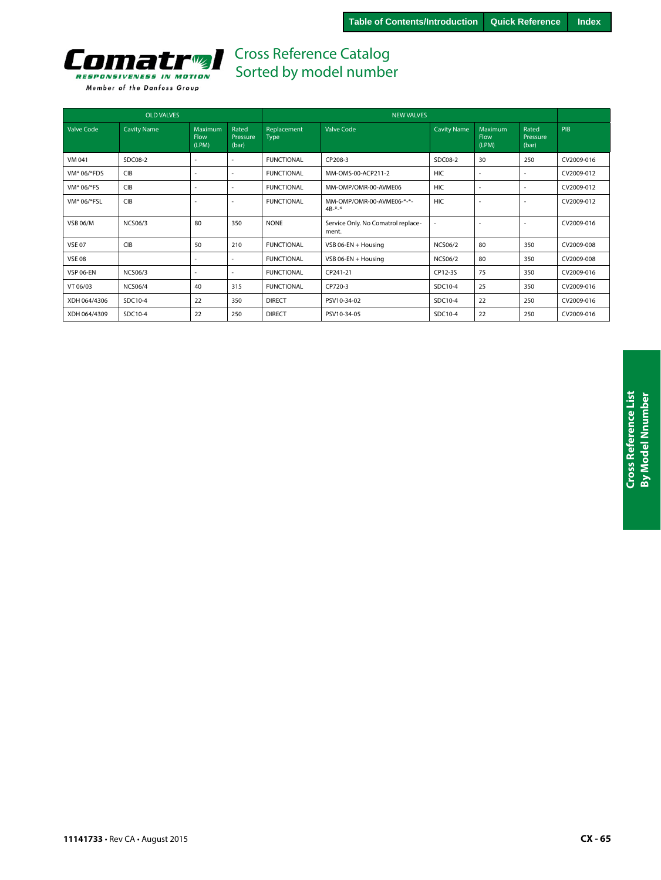# Cross Reference Catalog
## Sorted by model number

| OLD VALVES | | | | NEW VALVES | | | | | |
|---|---|---|---|---|---|---|---|---|---|
| Valve Code | Cavity Name | Maximum Flow (LPM) | Rated Pressure (bar) | Replacement Type | Valve Code | Cavity Name | Maximum Flow (LPM) | Rated Pressure (bar) | PIB |
| VM 041 | SDC08-2 | - | - | FUNCTIONAL | CP208-3 | SDC08-2 | 30 | 250 | CV2009-016 |
| VM* 06/*FDS | CIB | - | - | FUNCTIONAL | MM-OMS-00-ACP211-2 | HIC | - | - | CV2009-012 |
| VM* 06/*FS | CIB | - | - | FUNCTIONAL | MM-OMP/OMR-00-AVME06 | HIC | - | - | CV2009-012 |
| VM* 06/*FSL | CIB | - | - | FUNCTIONAL | MM-OMP/OMR-00-AVME06-*-*-4B-*-* | HIC | - | - | CV2009-012 |
| VSB 06/M | NCS06/3 | 80 | 350 | NONE | Service Only. No Comatrol replacement. | - | - | - | CV2009-016 |
| VSE 07 | CIB | 50 | 210 | FUNCTIONAL | VSB 06-EN + Housing | NCS06/2 | 80 | 350 | CV2009-008 |
| VSE 08 | | - | - | FUNCTIONAL | VSB 06-EN + Housing | NCS06/2 | 80 | 350 | CV2009-008 |
| VSP 06-EN | NCS06/3 | - | - | FUNCTIONAL | CP241-21 | CP12-3S | 75 | 350 | CV2009-016 |
| VT 06/03 | NCS06/4 | 40 | 315 | FUNCTIONAL | CP720-3 | SDC10-4 | 25 | 350 | CV2009-016 |
| XDH 064/4306 | SDC10-4 | 22 | 350 | DIRECT | PSV10-34-02 | SDC10-4 | 22 | 250 | CV2009-016 |
| XDH 064/4309 | SDC10-4 | 22 | 250 | DIRECT | PSV10-34-05 | SDC10-4 | 22 | 250 | CV2009-016 |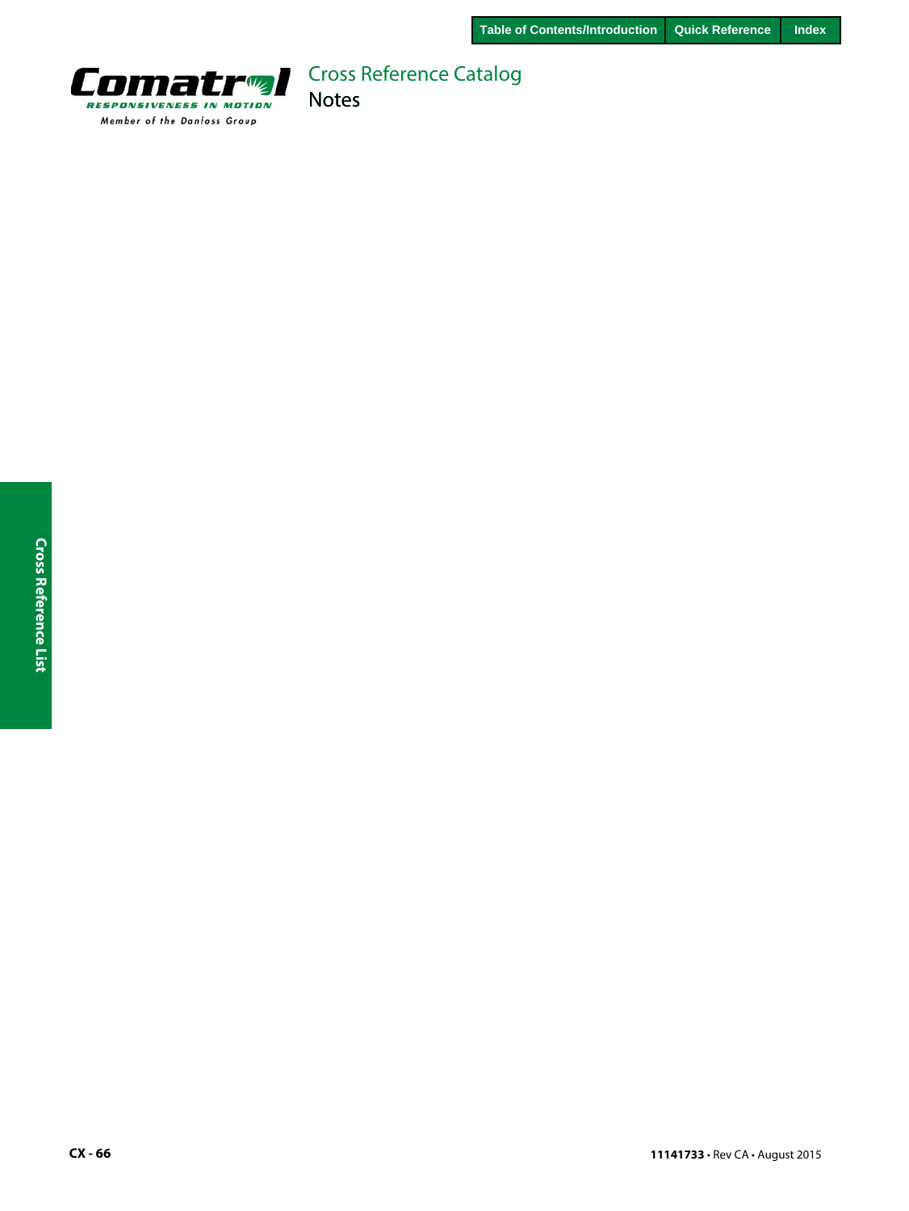# Notes